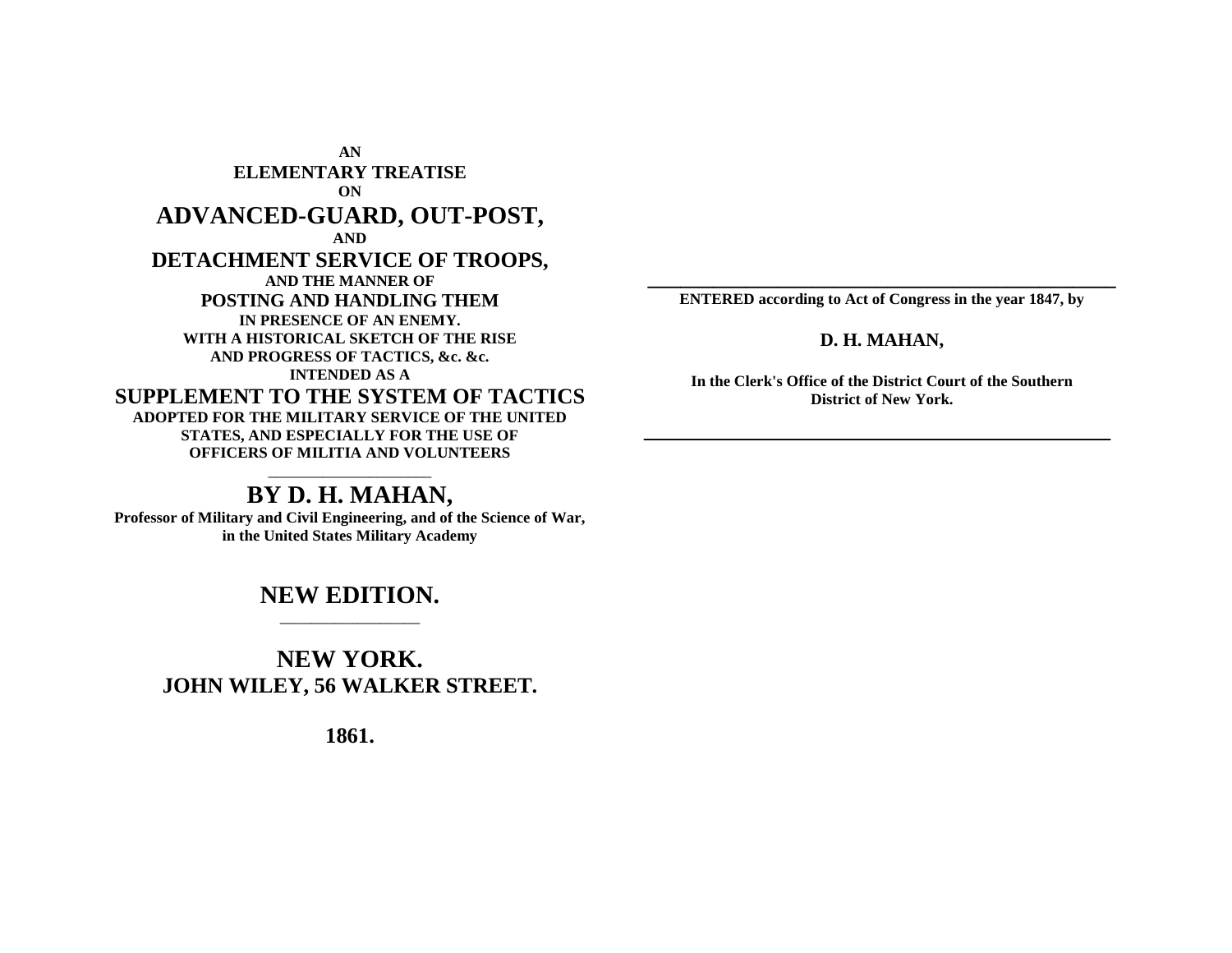**AN**

# ELEMENTARY TREATISE

**ON**

# ADVANCED-GUARD, OUT-POST,

**AND**

# DETACHMENT SERVICE OF TROOPS,

**AND THE MANNER OF**

## POSTING AND HANDLING THEM

**IN PRESENCE OF AN ENEMY.**

**WITH A HISTORICAL SKETCH OF THE RISE AND PROGRESS OF TACTICS, &c. &c.**

**INTENDED AS A**

## SUPPLEMENT TO THE SYSTEM OF TACTICS

**ADOPTED FOR THE MILITARY SERVICE OF THE UNITED STATES, AND ESPECIALLY FOR THE USE OF OFFICERS OF MILITIA AND VOLUNTEERS**

---

## BY D. H. MAHAN,

**Professor of Military and Civil Engineering, and of the Science of War, in the United States Military Academy**

## NEW EDITION.

---

## NEW YORK.

**JOHN WILEY, 56 WALKER STREET.**

**1861.**

---

**ENTERED according to Act of Congress in the year 1847, by**

**D. H. MAHAN,**

**In the Clerk's Office of the District Court of the Southern District of New York.**

---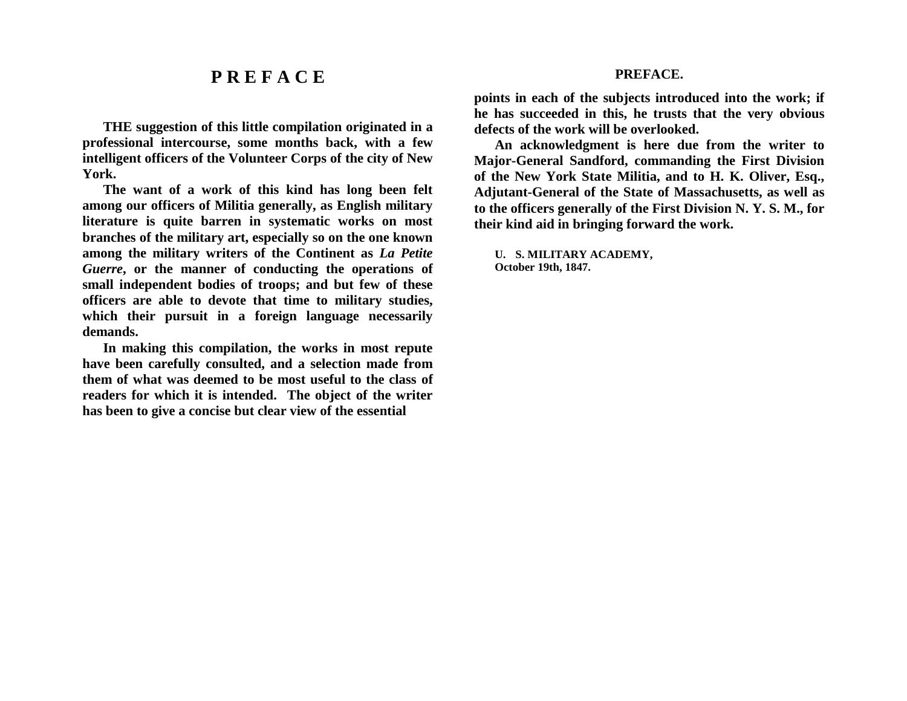# PREFACE

THE suggestion of this little compilation originated in a professional intercourse, some months back, with a few intelligent officers of the Volunteer Corps of the city of New York.

The want of a work of this kind has long been felt among our officers of Militia generally, as English military literature is quite barren in systematic works on most branches of the military art, especially so on the one known among the military writers of the Continent as *La Petite Guerre*, or the manner of conducting the operations of small independent bodies of troops; and but few of these officers are able to devote that time to military studies, which their pursuit in a foreign language necessarily demands.

In making this compilation, the works in most repute have been carefully consulted, and a selection made from them of what was deemed to be most useful to the class of readers for which it is intended. The object of the writer has been to give a concise but clear view of the essential points in each of the subjects introduced into the work; if he has succeeded in this, he trusts that the very obvious defects of the work will be overlooked.

An acknowledgment is here due from the writer to Major-General Sandford, commanding the First Division of the New York State Militia, and to H. K. Oliver, Esq., Adjutant-General of the State of Massachusetts, as well as to the officers generally of the First Division N. Y. S. M., for their kind aid in bringing forward the work.

U. S. MILITARY ACADEMY,
October 19th, 1847.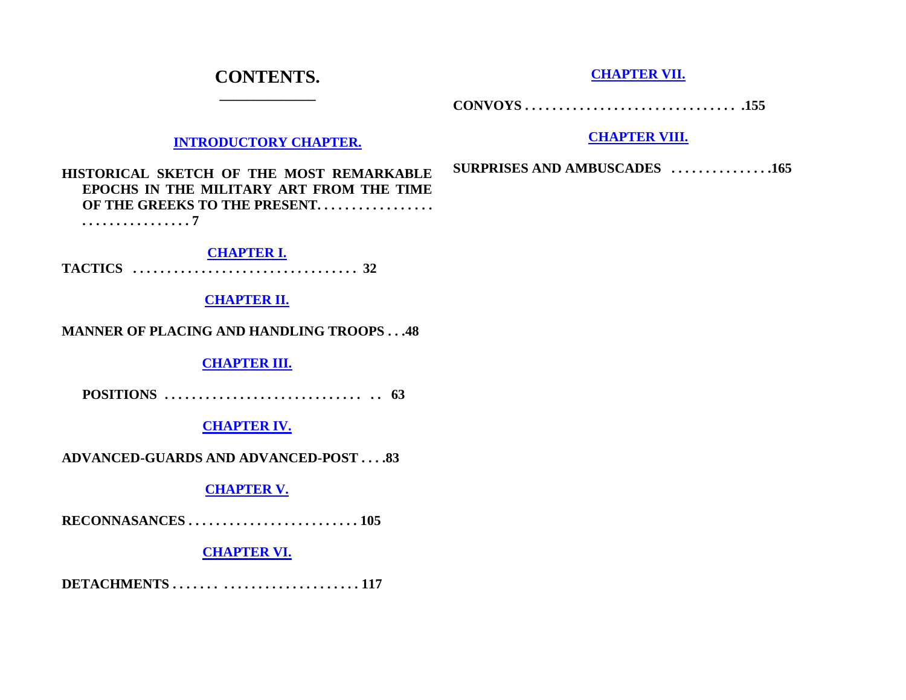# CONTENTS.

---

**INTRODUCTORY CHAPTER.**

**HISTORICAL SKETCH OF THE MOST REMARKABLE EPOCHS IN THE MILITARY ART FROM THE TIME OF THE GREEKS TO THE PRESENT. . . . . . . . . . . . . . . . . . . . . . . . . . . . . . . . . 7**

**CHAPTER I.**

**TACTICS . . . . . . . . . . . . . . . . . . . . . . . . . . . . . . . . 32**

**CHAPTER II.**

**MANNER OF PLACING AND HANDLING TROOPS . . .48**

**CHAPTER III.**

**POSITIONS . . . . . . . . . . . . . . . . . . . . . . . . . . . . . . 63**

**CHAPTER IV.**

**ADVANCED-GUARDS AND ADVANCED-POST . . . .83**

**CHAPTER V.**

**RECONNASANCES . . . . . . . . . . . . . . . . . . . . . . . . . 105**

**CHAPTER VI.**

**DETACHMENTS . . . . . . . . . . . . . . . . . . . . . . . . . . . 117**

**CHAPTER VII.**

**CONVOYS . . . . . . . . . . . . . . . . . . . . . . . . . . . . . . .155**

**CHAPTER VIII.**

**SURPRISES AND AMBUSCADES . . . . . . . . . . . . . . .165**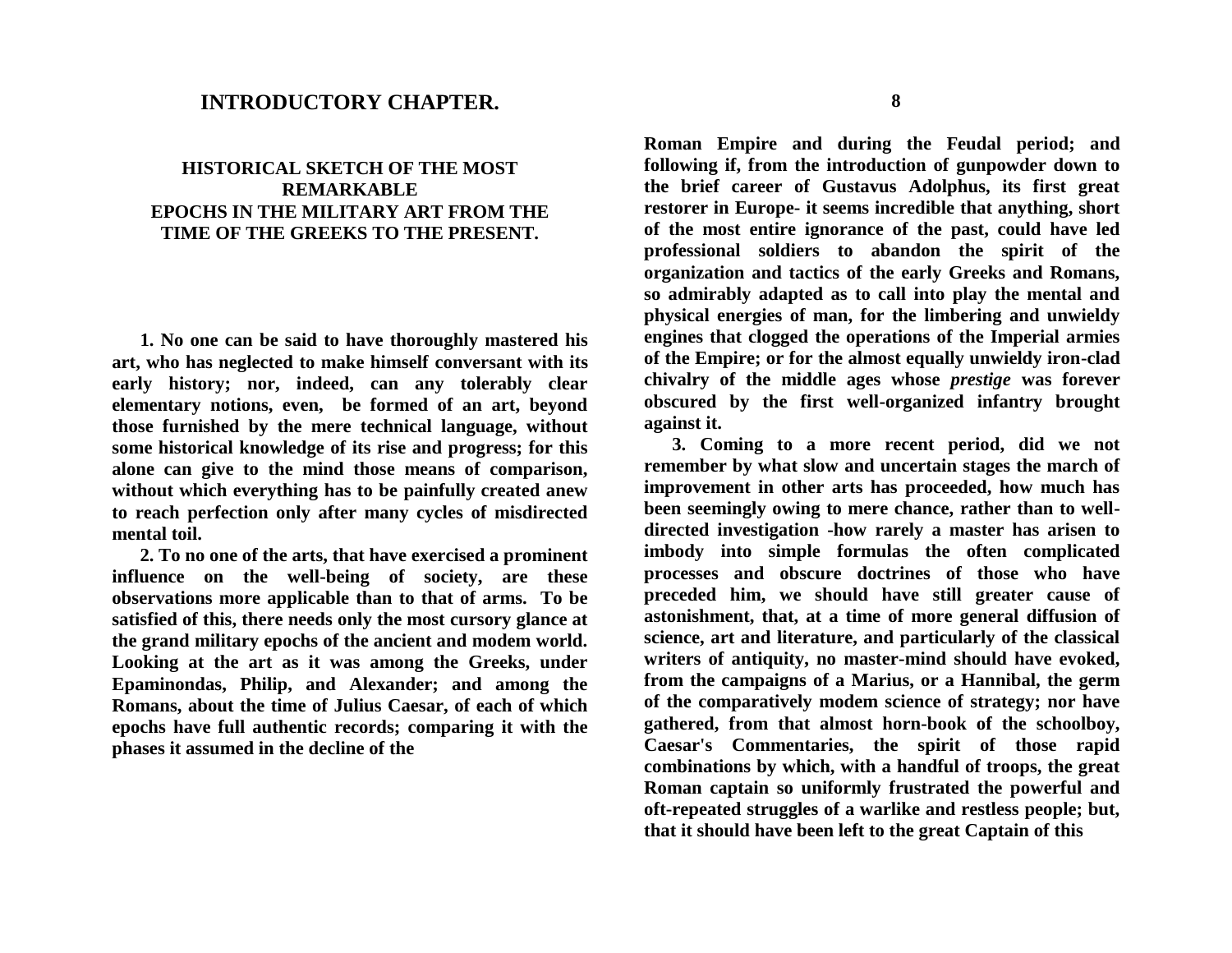# INTRODUCTORY CHAPTER.

## HISTORICAL SKETCH OF THE MOST REMARKABLE EPOCHS IN THE MILITARY ART FROM THE TIME OF THE GREEKS TO THE PRESENT.

**1. No one can be said to have thoroughly mastered his art, who has neglected to make himself conversant with its early history; nor, indeed, can any tolerably clear elementary notions, even, be formed of an art, beyond those furnished by the mere technical language, without some historical knowledge of its rise and progress; for this alone can give to the mind those means of comparison, without which everything has to be painfully created anew to reach perfection only after many cycles of misdirected mental toil.**

**2. To no one of the arts, that have exercised a prominent influence on the well-being of society, are these observations more applicable than to that of arms. To be satisfied of this, there needs only the most cursory glance at the grand military epochs of the ancient and modem world. Looking at the art as it was among the Greeks, under Epaminondas, Philip, and Alexander; and among the Romans, about the time of Julius Caesar, of each of which epochs have full authentic records; comparing it with the phases it assumed in the decline of the Roman Empire and during the Feudal period; and following if, from the introduction of gunpowder down to the brief career of Gustavus Adolphus, its first great restorer in Europe- it seems incredible that anything, short of the most entire ignorance of the past, could have led professional soldiers to abandon the spirit of the organization and tactics of the early Greeks and Romans, so admirably adapted as to call into play the mental and physical energies of man, for the limbering and unwieldy engines that clogged the operations of the Imperial armies of the Empire; or for the almost equally unwieldy iron-clad chivalry of the middle ages whose *prestige* was forever obscured by the first well-organized infantry brought against it.**

**3. Coming to a more recent period, did we not remember by what slow and uncertain stages the march of improvement in other arts has proceeded, how much has been seemingly owing to mere chance, rather than to well-directed investigation -how rarely a master has arisen to imbody into simple formulas the often complicated processes and obscure doctrines of those who have preceded him, we should have still greater cause of astonishment, that, at a time of more general diffusion of science, art and literature, and particularly of the classical writers of antiquity, no master-mind should have evoked, from the campaigns of a Marius, or a Hannibal, the germ of the comparatively modem science of strategy; nor have gathered, from that almost horn-book of the schoolboy, Caesar's Commentaries, the spirit of those rapid combinations by which, with a handful of troops, the great Roman captain so uniformly frustrated the powerful and oft-repeated struggles of a warlike and restless people; but, that it should have been left to the great Captain of this**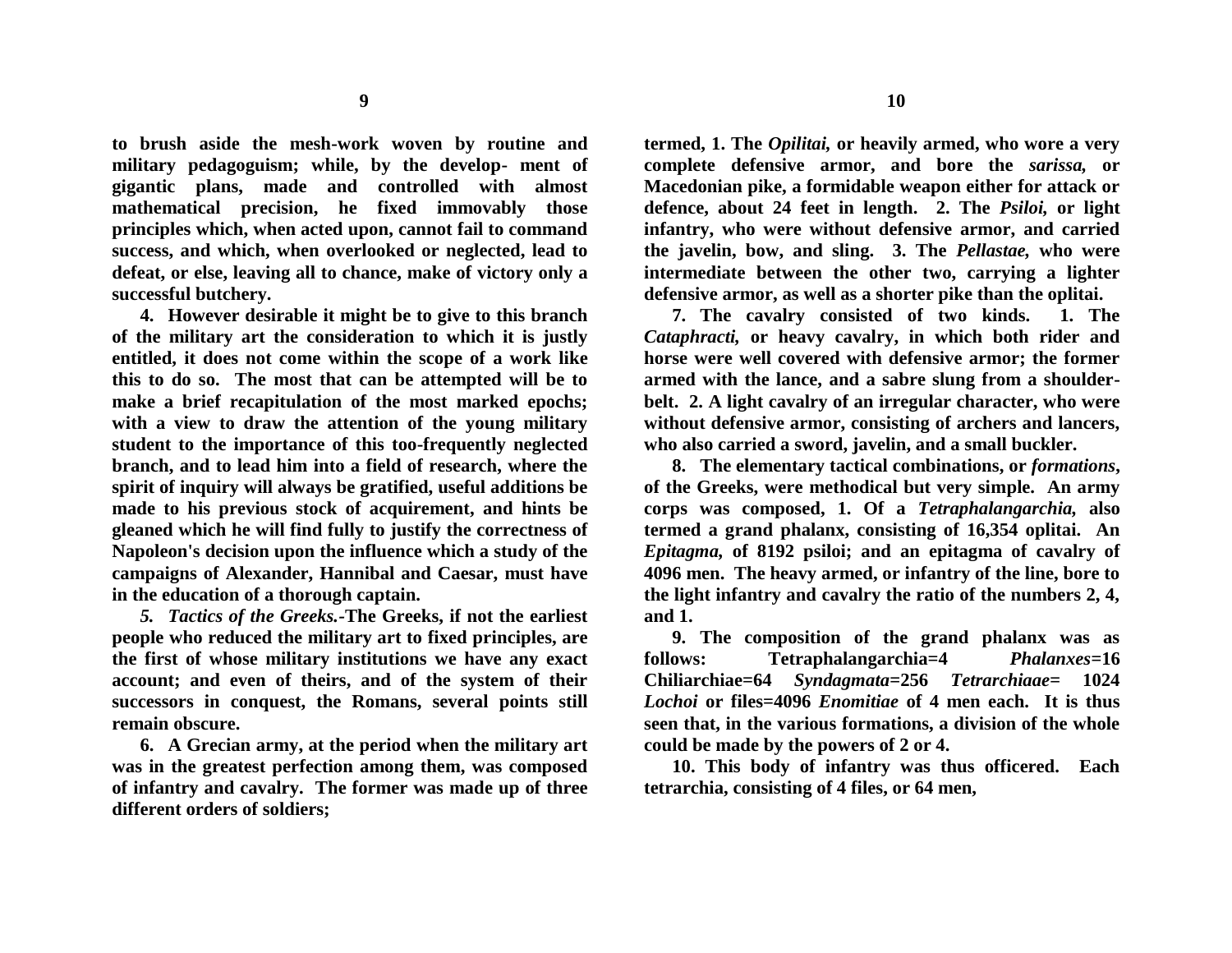to brush aside the mesh-work woven by routine and military pedagoguism; while, by the develop- ment of gigantic plans, made and controlled with almost mathematical precision, he fixed immovably those principles which, when acted upon, cannot fail to command success, and which, when overlooked or neglected, lead to defeat, or else, leaving all to chance, make of victory only a successful butchery.

4. However desirable it might be to give to this branch of the military art the consideration to which it is justly entitled, it does not come within the scope of a work like this to do so. The most that can be attempted will be to make a brief recapitulation of the most marked epochs; with a view to draw the attention of the young military student to the importance of this too-frequently neglected branch, and to lead him into a field of research, where the spirit of inquiry will always be gratified, useful additions be made to his previous stock of acquirement, and hints be gleaned which he will find fully to justify the correctness of Napoleon's decision upon the influence which a study of the campaigns of Alexander, Hannibal and Caesar, must have in the education of a thorough captain.

*5. Tactics of the Greeks.*-The Greeks, if not the earliest people who reduced the military art to fixed principles, are the first of whose military institutions we have any exact account; and even of theirs, and of the system of their successors in conquest, the Romans, several points still remain obscure.

6. A Grecian army, at the period when the military art was in the greatest perfection among them, was composed of infantry and cavalry. The former was made up of three different orders of soldiers; termed, 1. The *Opilitai*, or heavily armed, who wore a very complete defensive armor, and bore the *sarissa*, or Macedonian pike, a formidable weapon either for attack or defence, about 24 feet in length. 2. The *Psiloi*, or light infantry, who were without defensive armor, and carried the javelin, bow, and sling. 3. The *Pellastae*, who were intermediate between the other two, carrying a lighter defensive armor, as well as a shorter pike than the oplitai.

7. The cavalry consisted of two kinds. 1. The *Cataphracti*, or heavy cavalry, in which both rider and horse were well covered with defensive armor; the former armed with the lance, and a sabre slung from a shoulder-belt. 2. A light cavalry of an irregular character, who were without defensive armor, consisting of archers and lancers, who also carried a sword, javelin, and a small buckler.

8. The elementary tactical combinations, or *formations*, of the Greeks, were methodical but very simple. An army corps was composed, 1. Of a *Tetraphalangarchia*, also termed a grand phalanx, consisting of 16,354 oplitai. An *Epitagma*, of 8192 psiloi; and an epitagma of cavalry of 4096 men. The heavy armed, or infantry of the line, bore to the light infantry and cavalry the ratio of the numbers 2, 4, and 1.

9. The composition of the grand phalanx was as follows: Tetraphalangarchia=4 *Phalanxes*=16 Chiliarchiae=64 *Syndagmata*=256 *Tetrarchiaae*= 1024 *Lochoi* or files=4096 *Enomitiae* of 4 men each. It is thus seen that, in the various formations, a division of the whole could be made by the powers of 2 or 4.

10. This body of infantry was thus officered. Each tetrarchia, consisting of 4 files, or 64 men,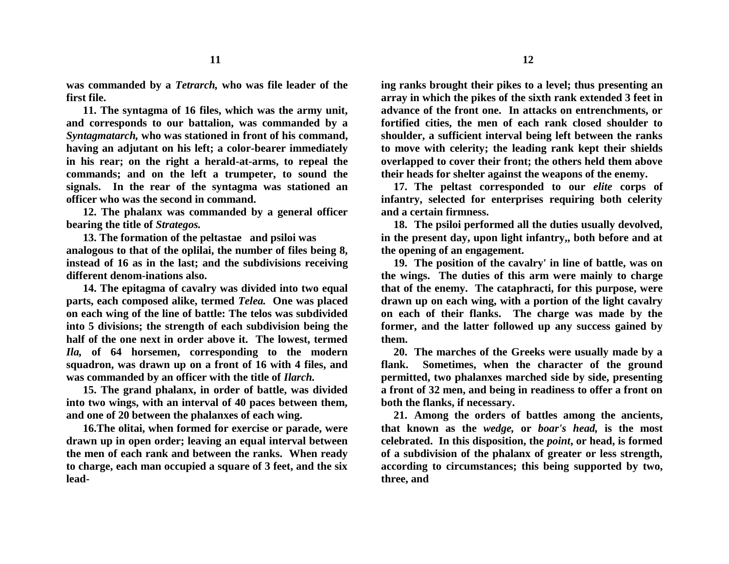**was commanded by a *Tetrarch,* who was file leader of the first file.**

**11. The syntagma of 16 files, which was the army unit, and corresponds to our battalion, was commanded by a *Syntagmatarch,* who was stationed in front of his command, having an adjutant on his left; a color-bearer immediately in his rear; on the right a herald-at-arms, to repeal the commands; and on the left a trumpeter, to sound the signals. In the rear of the syntagma was stationed an officer who was the second in command.**

**12. The phalanx was commanded by a general officer bearing the title of *Strategos.***

**13. The formation of the peltastae and psiloi was analogous to that of the oplilai, the number of files being 8, instead of 16 as in the last; and the subdivisions receiving different denom-inations also.**

**14. The epitagma of cavalry was divided into two equal parts, each composed alike, termed *Telea.* One was placed on each wing of the line of battle: The telos was subdivided into 5 divisions; the strength of each subdivision being the half of the one next in order above it. The lowest, termed *Ila,* of 64 horsemen, corresponding to the modern squadron, was drawn up on a front of 16 with 4 files, and was commanded by an officer with the title of *Ilarch.***

**15. The grand phalanx, in order of battle, was divided into two wings, with an interval of 40 paces between them, and one of 20 between the phalanxes of each wing.**

**16.The olitai, when formed for exercise or parade, were drawn up in open order; leaving an equal interval between the men of each rank and between the ranks. When ready to charge, each man occupied a square of 3 feet, and the six leading ranks brought their pikes to a level; thus presenting an array in which the pikes of the sixth rank extended 3 feet in advance of the front one. In attacks on entrenchments, or fortified cities, the men of each rank closed shoulder to shoulder, a sufficient interval being left between the ranks to move with celerity; the leading rank kept their shields overlapped to cover their front; the others held them above their heads for shelter against the weapons of the enemy.**

**17. The peltast corresponded to our *elite* corps of infantry, selected for enterprises requiring both celerity and a certain firmness.**

**18. The psiloi performed all the duties usually devolved, in the present day, upon light infantry,, both before and at the opening of an engagement.**

**19. The position of the cavalry' in line of battle, was on the wings. The duties of this arm were mainly to charge that of the enemy. The cataphracti, for this purpose, were drawn up on each wing, with a portion of the light cavalry on each of their flanks. The charge was made by the former, and the latter followed up any success gained by them.**

**20. The marches of the Greeks were usually made by a flank. Sometimes, when the character of the ground permitted, two phalanxes marched side by side, presenting a front of 32 men, and being in readiness to offer a front on both the flanks, if necessary.**

**21. Among the orders of battles among the ancients, that known as the *wedge,* or *boar's head,* is the most celebrated. In this disposition, the *point*, or head, is formed of a subdivision of the phalanx of greater or less strength, according to circumstances; this being supported by two, three, and**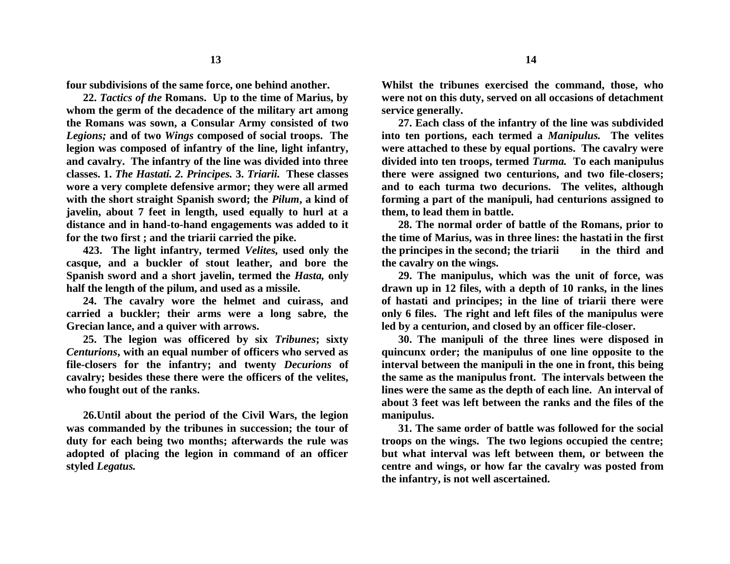**four subdivisions of the same force, one behind another.**

**22.** ***Tactics of the*** **Romans. Up to the time of Marius, by whom the germ of the decadence of the military art among the Romans was sown, a Consular Army consisted of two** ***Legions;*** **and of two** ***Wings*** **composed of social troops. The legion was composed of infantry of the line, light infantry, and cavalry. The infantry of the line was divided into three classes. 1.** ***The Hastati. 2. Principes.*** **3.** ***Triarii.*** **These classes wore a very complete defensive armor; they were all armed with the short straight Spanish sword; the** ***Pilum*****, a kind of javelin, about 7 feet in length, used equally to hurl at a distance and in hand-to-hand engagements was added to it for the two first ; and the triarii carried the pike.**

**423. The light infantry, termed** ***Velites*****, used only the casque, and a buckler of stout leather, and bore the Spanish sword and a short javelin, termed the** ***Hasta,*** **only half the length of the pilum, and used as a missile.**

**24. The cavalry wore the helmet and cuirass, and carried a buckler; their arms were a long sabre, the Grecian lance, and a quiver with arrows.**

**25. The legion was officered by six** ***Tribunes*****; sixty** ***Centurions*****, with an equal number of officers who served as file-closers for the infantry; and twenty** ***Decurions*** **of cavalry; besides these there were the officers of the velites, who fought out of the ranks.**

**26.Until about the period of the Civil Wars, the legion was commanded by the tribunes in succession; the tour of duty for each being two months; afterwards the rule was adopted of placing the legion in command of an officer styled** ***Legatus.*** **Whilst the tribunes exercised the command, those, who were not on this duty, served on all occasions of detachment service generally.**

**27. Each class of the infantry of the line was subdivided into ten portions, each termed a** ***Manipulus.*** **The velites were attached to these by equal portions. The cavalry were divided into ten troops, termed** ***Turma.*** **To each manipulus there were assigned two centurions, and two file-closers; and to each turma two decurions. The velites, although forming a part of the manipuli, had centurions assigned to them, to lead them in battle.**

**28. The normal order of battle of the Romans, prior to the time of Marius, was in three lines: the hastati in the first the principes in the second; the triarii in the third and the cavalry on the wings.**

**29. The manipulus, which was the unit of force, was drawn up in 12 files, with a depth of 10 ranks, in the lines of hastati and principes; in the line of triarii there were only 6 files. The right and left files of the manipulus were led by a centurion, and closed by an officer file-closer.**

**30. The manipuli of the three lines were disposed in quincunx order; the manipulus of one line opposite to the interval between the manipuli in the one in front, this being the same as the manipulus front. The intervals between the lines were the same as the depth of each line. An interval of about 3 feet was left between the ranks and the files of the manipulus.**

**31. The same order of battle was followed for the social troops on the wings. The two legions occupied the centre; but what interval was left between them, or between the centre and wings, or how far the cavalry was posted from the infantry, is not well ascertained.**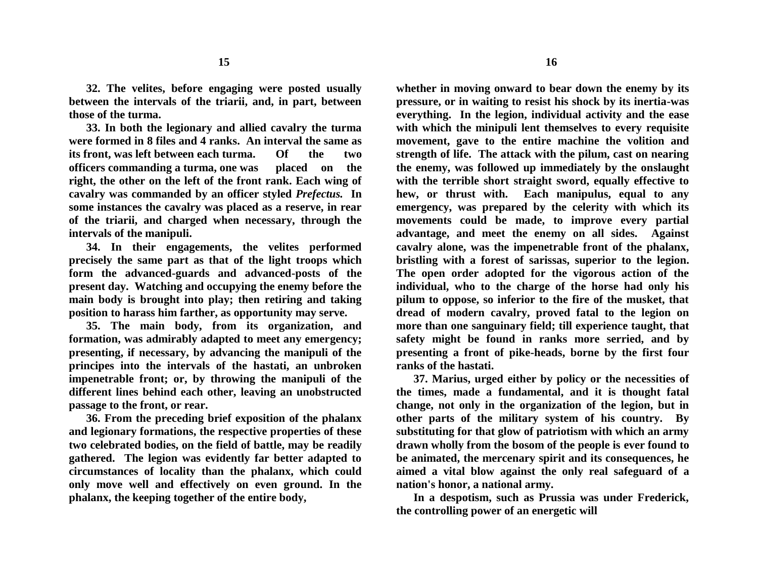32. The velites, before engaging were posted usually between the intervals of the triarii, and, in part, between those of the turma.

33. In both the legionary and allied cavalry the turma were formed in 8 files and 4 ranks. An interval the same as its front, was left between each turma. Of the two officers commanding a turma, one was placed on the right, the other on the left of the front rank. Each wing of cavalry was commanded by an officer styled *Prefectus.* In some instances the cavalry was placed as a reserve, in rear of the triarii, and charged when necessary, through the intervals of the manipuli.

34. In their engagements, the velites performed precisely the same part as that of the light troops which form the advanced-guards and advanced-posts of the present day. Watching and occupying the enemy before the main body is brought into play; then retiring and taking position to harass him farther, as opportunity may serve.

35. The main body, from its organization, and formation, was admirably adapted to meet any emergency; presenting, if necessary, by advancing the manipuli of the principes into the intervals of the hastati, an unbroken impenetrable front; or, by throwing the manipuli of the different lines behind each other, leaving an unobstructed passage to the front, or rear.

36. From the preceding brief exposition of the phalanx and legionary formations, the respective properties of these two celebrated bodies, on the field of battle, may be readily gathered. The legion was evidently far better adapted to circumstances of locality than the phalanx, which could only move well and effectively on even ground. In the phalanx, the keeping together of the entire body, whether in moving onward to bear down the enemy by its pressure, or in waiting to resist his shock by its inertia-was everything. In the legion, individual activity and the ease with which the minipuli lent themselves to every requisite movement, gave to the entire machine the volition and strength of life. The attack with the pilum, cast on nearing the enemy, was followed up immediately by the onslaught with the terrible short straight sword, equally effective to hew, or thrust with. Each manipulus, equal to any emergency, was prepared by the celerity with which its movements could be made, to improve every partial advantage, and meet the enemy on all sides. Against cavalry alone, was the impenetrable front of the phalanx, bristling with a forest of sarissas, superior to the legion. The open order adopted for the vigorous action of the individual, who to the charge of the horse had only his pilum to oppose, so inferior to the fire of the musket, that dread of modern cavalry, proved fatal to the legion on more than one sanguinary field; till experience taught, that safety might be found in ranks more serried, and by presenting a front of pike-heads, borne by the first four ranks of the hastati.

37. Marius, urged either by policy or the necessities of the times, made a fundamental, and it is thought fatal change, not only in the organization of the legion, but in other parts of the military system of his country. By substituting for that glow of patriotism with which an army drawn wholly from the bosom of the people is ever found to be animated, the mercenary spirit and its consequences, he aimed a vital blow against the only real safeguard of a nation's honor, a national army.

In a despotism, such as Prussia was under Frederick, the controlling power of an energetic will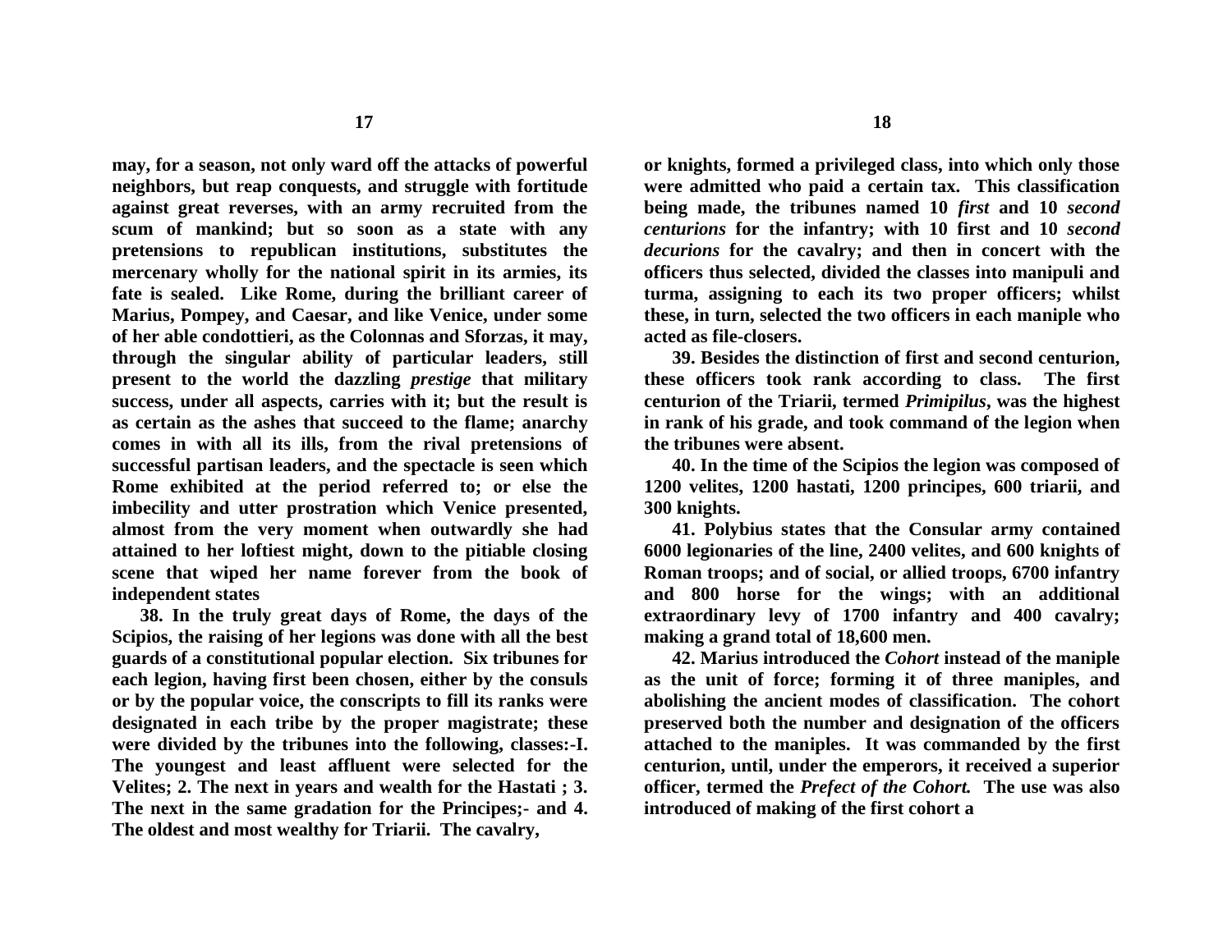**may, for a season, not only ward off the attacks of powerful neighbors, but reap conquests, and struggle with fortitude against great reverses, with an army recruited from the scum of mankind; but so soon as a state with any pretensions to republican institutions, substitutes the mercenary wholly for the national spirit in its armies, its fate is sealed. Like Rome, during the brilliant career of Marius, Pompey, and Caesar, and like Venice, under some of her able condottieri, as the Colonnas and Sforzas, it may, through the singular ability of particular leaders, still present to the world the dazzling *prestige* that military success, under all aspects, carries with it; but the result is as certain as the ashes that succeed to the flame; anarchy comes in with all its ills, from the rival pretensions of successful partisan leaders, and the spectacle is seen which Rome exhibited at the period referred to; or else the imbecility and utter prostration which Venice presented, almost from the very moment when outwardly she had attained to her loftiest might, down to the pitiable closing scene that wiped her name forever from the book of independent states**

**38. In the truly great days of Rome, the days of the Scipios, the raising of her legions was done with all the best guards of a constitutional popular election. Six tribunes for each legion, having first been chosen, either by the consuls or by the popular voice, the conscripts to fill its ranks were designated in each tribe by the proper magistrate; these were divided by the tribunes into the following, classes:-I. The youngest and least affluent were selected for the Velites; 2. The next in years and wealth for the Hastati ; 3. The next in the same gradation for the Principes;- and 4. The oldest and most wealthy for Triarii. The cavalry, or knights, formed a privileged class, into which only those were admitted who paid a certain tax. This classification being made, the tribunes named 10 *first* and 10 *second centurions* for the infantry; with 10 first and 10 *second decurions* for the cavalry; and then in concert with the officers thus selected, divided the classes into manipuli and turma, assigning to each its two proper officers; whilst these, in turn, selected the two officers in each maniple who acted as file-closers.**

**39. Besides the distinction of first and second centurion, these officers took rank according to class. The first centurion of the Triarii, termed *Primipilus*, was the highest in rank of his grade, and took command of the legion when the tribunes were absent.**

**40. In the time of the Scipios the legion was composed of 1200 velites, 1200 hastati, 1200 principes, 600 triarii, and 300 knights.**

**41. Polybius states that the Consular army contained 6000 legionaries of the line, 2400 velites, and 600 knights of Roman troops; and of social, or allied troops, 6700 infantry and 800 horse for the wings; with an additional extraordinary levy of 1700 infantry and 400 cavalry; making a grand total of 18,600 men.**

**42. Marius introduced the *Cohort* instead of the maniple as the unit of force; forming it of three maniples, and abolishing the ancient modes of classification. The cohort preserved both the number and designation of the officers attached to the maniples. It was commanded by the first centurion, until, under the emperors, it received a superior officer, termed the *Prefect of the Cohort.* The use was also introduced of making of the first cohort a**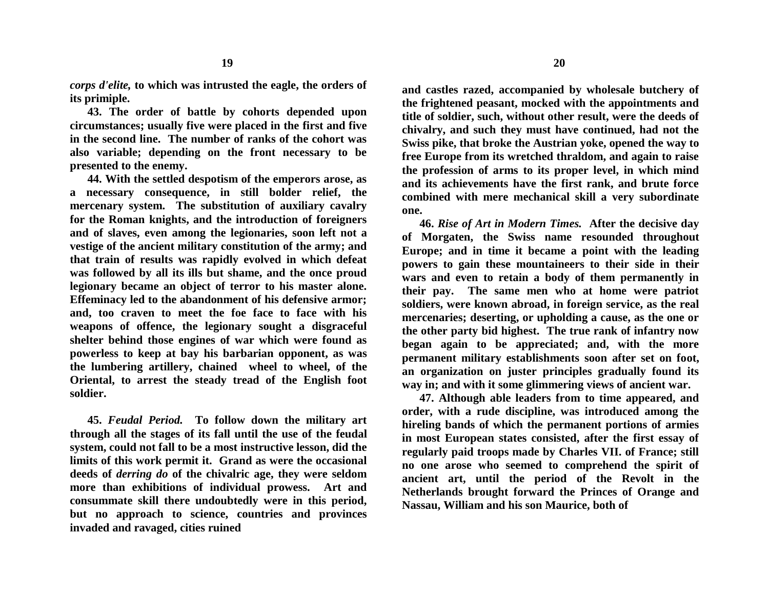**corps d'elite, to which was intrusted the eagle, the orders of its primiple.**

**43. The order of battle by cohorts depended upon circumstances; usually five were placed in the first and five in the second line. The number of ranks of the cohort was also variable; depending on the front necessary to be presented to the enemy.**

**44. With the settled despotism of the emperors arose, as a necessary consequence, in still bolder relief, the mercenary system. The substitution of auxiliary cavalry for the Roman knights, and the introduction of foreigners and of slaves, even among the legionaries, soon left not a vestige of the ancient military constitution of the army; and that train of results was rapidly evolved in which defeat was followed by all its ills but shame, and the once proud legionary became an object of terror to his master alone. Effeminacy led to the abandonment of his defensive armor; and, too craven to meet the foe face to face with his weapons of offence, the legionary sought a disgraceful shelter behind those engines of war which were found as powerless to keep at bay his barbarian opponent, as was the lumbering artillery, chained wheel to wheel, of the Oriental, to arrest the steady tread of the English foot soldier.**

**45. *Feudal Period.* To follow down the military art through all the stages of its fall until the use of the feudal system, could not fall to be a most instructive lesson, did the limits of this work permit it. Grand as were the occasional deeds of *derring do* of the chivalric age, they were seldom more than exhibitions of individual prowess. Art and consummate skill there undoubtedly were in this period, but no approach to science, countries and provinces invaded and ravaged, cities ruined and castles razed, accompanied by wholesale butchery of the frightened peasant, mocked with the appointments and title of soldier, such, without other result, were the deeds of chivalry, and such they must have continued, had not the Swiss pike, that broke the Austrian yoke, opened the way to free Europe from its wretched thraldom, and again to raise the profession of arms to its proper level, in which mind and its achievements have the first rank, and brute force combined with mere mechanical skill a very subordinate one.**

**46. *Rise of Art in Modern Times.* After the decisive day of Morgaten, the Swiss name resounded throughout Europe; and in time it became a point with the leading powers to gain these mountaineers to their side in their wars and even to retain a body of them permanently in their pay. The same men who at home were patriot soldiers, were known abroad, in foreign service, as the real mercenaries; deserting, or upholding a cause, as the one or the other party bid highest. The true rank of infantry now began again to be appreciated; and, with the more permanent military establishments soon after set on foot, an organization on juster principles gradually found its way in; and with it some glimmering views of ancient war.**

**47. Although able leaders from to time appeared, and order, with a rude discipline, was introduced among the hireling bands of which the permanent portions of armies in most European states consisted, after the first essay of regularly paid troops made by Charles VII. of France; still no one arose who seemed to comprehend the spirit of ancient art, until the period of the Revolt in the Netherlands brought forward the Princes of Orange and Nassau, William and his son Maurice, both of**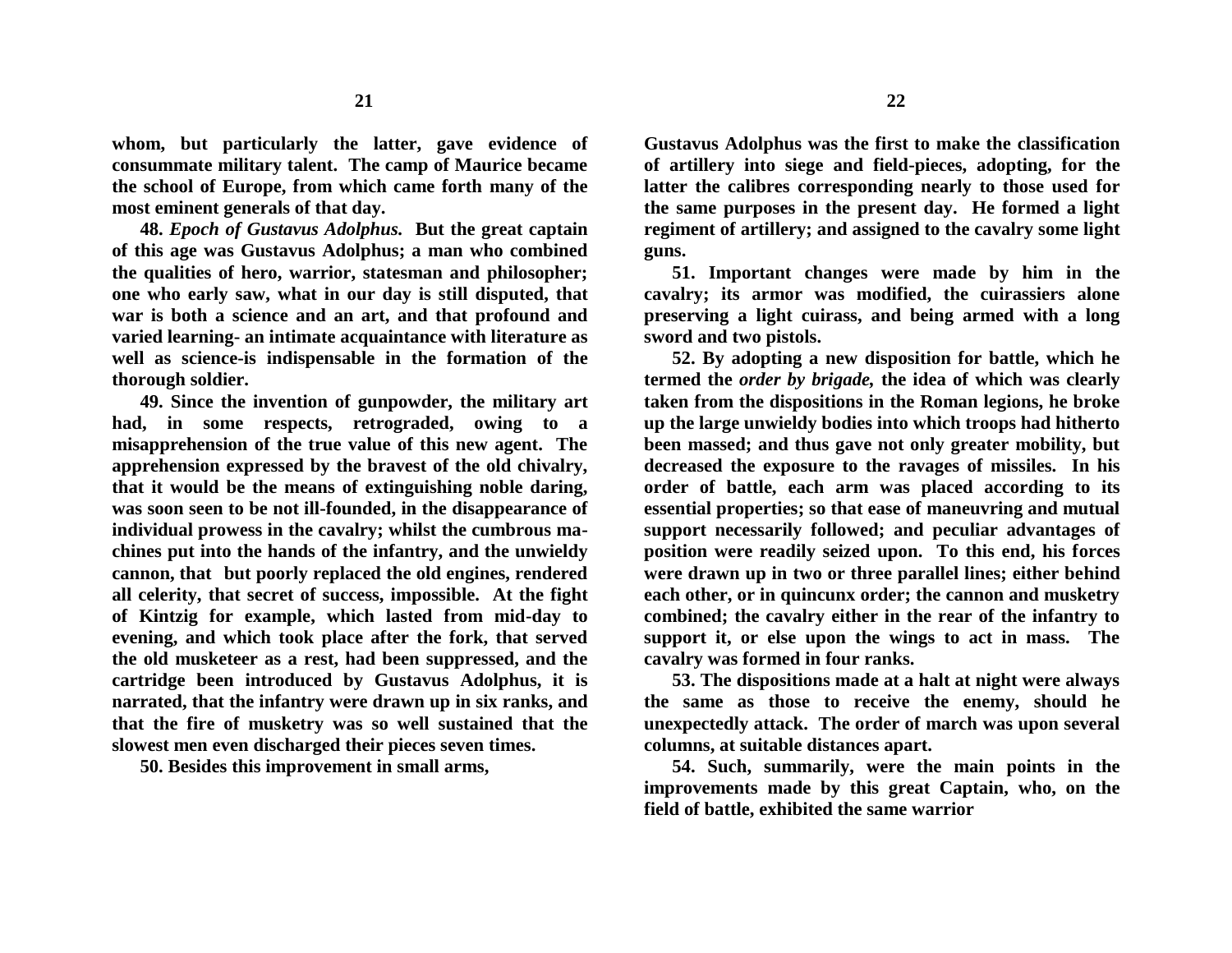**whom, but particularly the latter, gave evidence of consummate military talent. The camp of Maurice became the school of Europe, from which came forth many of the most eminent generals of that day.**

**48.** ***Epoch of Gustavus Adolphus.*** **But the great captain of this age was Gustavus Adolphus; a man who combined the qualities of hero, warrior, statesman and philosopher; one who early saw, what in our day is still disputed, that war is both a science and an art, and that profound and varied learning- an intimate acquaintance with literature as well as science-is indispensable in the formation of the thorough soldier.**

**49. Since the invention of gunpowder, the military art had, in some respects, retrograded, owing to a misapprehension of the true value of this new agent. The apprehension expressed by the bravest of the old chivalry, that it would be the means of extinguishing noble daring, was soon seen to be not ill-founded, in the disappearance of individual prowess in the cavalry; whilst the cumbrous machines put into the hands of the infantry, and the unwieldy cannon, that but poorly replaced the old engines, rendered all celerity, that secret of success, impossible. At the fight of Kintzig for example, which lasted from mid-day to evening, and which took place after the fork, that served the old musketeer as a rest, had been suppressed, and the cartridge been introduced by Gustavus Adolphus, it is narrated, that the infantry were drawn up in six ranks, and that the fire of musketry was so well sustained that the slowest men even discharged their pieces seven times.**

**50. Besides this improvement in small arms, Gustavus Adolphus was the first to make the classification of artillery into siege and field-pieces, adopting, for the latter the calibres corresponding nearly to those used for the same purposes in the present day. He formed a light regiment of artillery; and assigned to the cavalry some light guns.**

**51. Important changes were made by him in the cavalry; its armor was modified, the cuirassiers alone preserving a light cuirass, and being armed with a long sword and two pistols.**

**52. By adopting a new disposition for battle, which he termed the** ***order by brigade,*** **the idea of which was clearly taken from the dispositions in the Roman legions, he broke up the large unwieldy bodies into which troops had hitherto been massed; and thus gave not only greater mobility, but decreased the exposure to the ravages of missiles. In his order of battle, each arm was placed according to its essential properties; so that ease of maneuvring and mutual support necessarily followed; and peculiar advantages of position were readily seized upon. To this end, his forces were drawn up in two or three parallel lines; either behind each other, or in quincunx order; the cannon and musketry combined; the cavalry either in the rear of the infantry to support it, or else upon the wings to act in mass. The cavalry was formed in four ranks.**

**53. The dispositions made at a halt at night were always the same as those to receive the enemy, should he unexpectedly attack. The order of march was upon several columns, at suitable distances apart.**

**54. Such, summarily, were the main points in the improvements made by this great Captain, who, on the field of battle, exhibited the same warrior**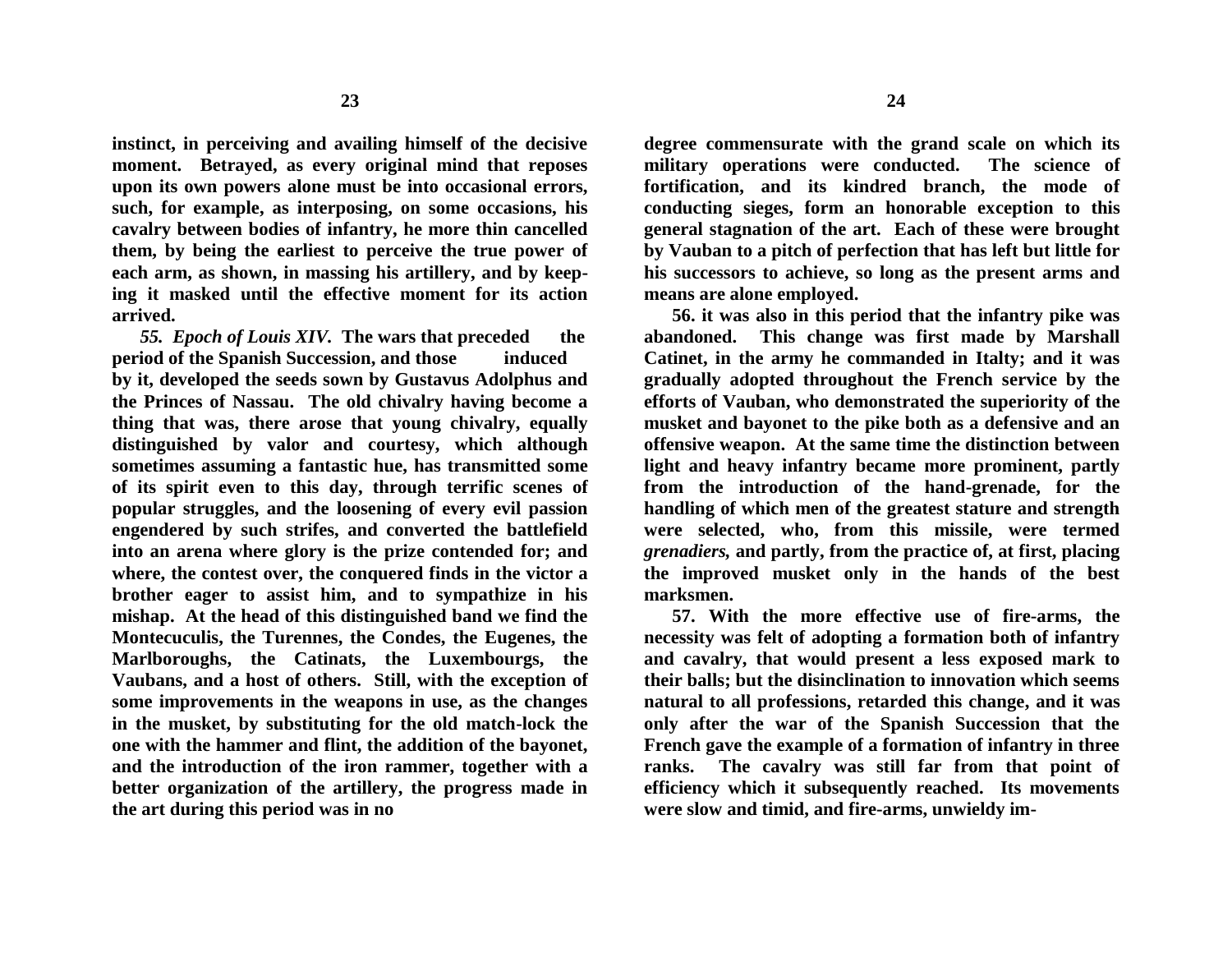**instinct, in perceiving and availing himself of the decisive moment. Betrayed, as every original mind that reposes upon its own powers alone must be into occasional errors, such, for example, as interposing, on some occasions, his cavalry between bodies of infantry, he more thin cancelled them, by being the earliest to perceive the true power of each arm, as shown, in massing his artillery, and by keeping it masked until the effective moment for its action arrived.**

***55. Epoch of Louis XIV.* The wars that preceded the period of the Spanish Succession, and those induced by it, developed the seeds sown by Gustavus Adolphus and the Princes of Nassau. The old chivalry having become a thing that was, there arose that young chivalry, equally distinguished by valor and courtesy, which although sometimes assuming a fantastic hue, has transmitted some of its spirit even to this day, through terrific scenes of popular struggles, and the loosening of every evil passion engendered by such strifes, and converted the battlefield into an arena where glory is the prize contended for; and where, the contest over, the conquered finds in the victor a brother eager to assist him, and to sympathize in his mishap. At the head of this distinguished band we find the Montecuculis, the Turennes, the Condes, the Eugenes, the Marlboroughs, the Catinats, the Luxembourgs, the Vaubans, and a host of others. Still, with the exception of some improvements in the weapons in use, as the changes in the musket, by substituting for the old match-lock the one with the hammer and flint, the addition of the bayonet, and the introduction of the iron rammer, together with a better organization of the artillery, the progress made in the art during this period was in no degree commensurate with the grand scale on which its military operations were conducted. The science of fortification, and its kindred branch, the mode of conducting sieges, form an honorable exception to this general stagnation of the art. Each of these were brought by Vauban to a pitch of perfection that has left but little for his successors to achieve, so long as the present arms and means are alone employed.**

**56. it was also in this period that the infantry pike was abandoned. This change was first made by Marshall Catinet, in the army he commanded in Italty; and it was gradually adopted throughout the French service by the efforts of Vauban, who demonstrated the superiority of the musket and bayonet to the pike both as a defensive and an offensive weapon. At the same time the distinction between light and heavy infantry became more prominent, partly from the introduction of the hand-grenade, for the handling of which men of the greatest stature and strength were selected, who, from this missile, were termed *grenadiers,* and partly, from the practice of, at first, placing the improved musket only in the hands of the best marksmen.**

**57. With the more effective use of fire-arms, the necessity was felt of adopting a formation both of infantry and cavalry, that would present a less exposed mark to their balls; but the disinclination to innovation which seems natural to all professions, retarded this change, and it was only after the war of the Spanish Succession that the French gave the example of a formation of infantry in three ranks. The cavalry was still far from that point of efficiency which it subsequently reached. Its movements were slow and timid, and fire-arms, unwieldy im-**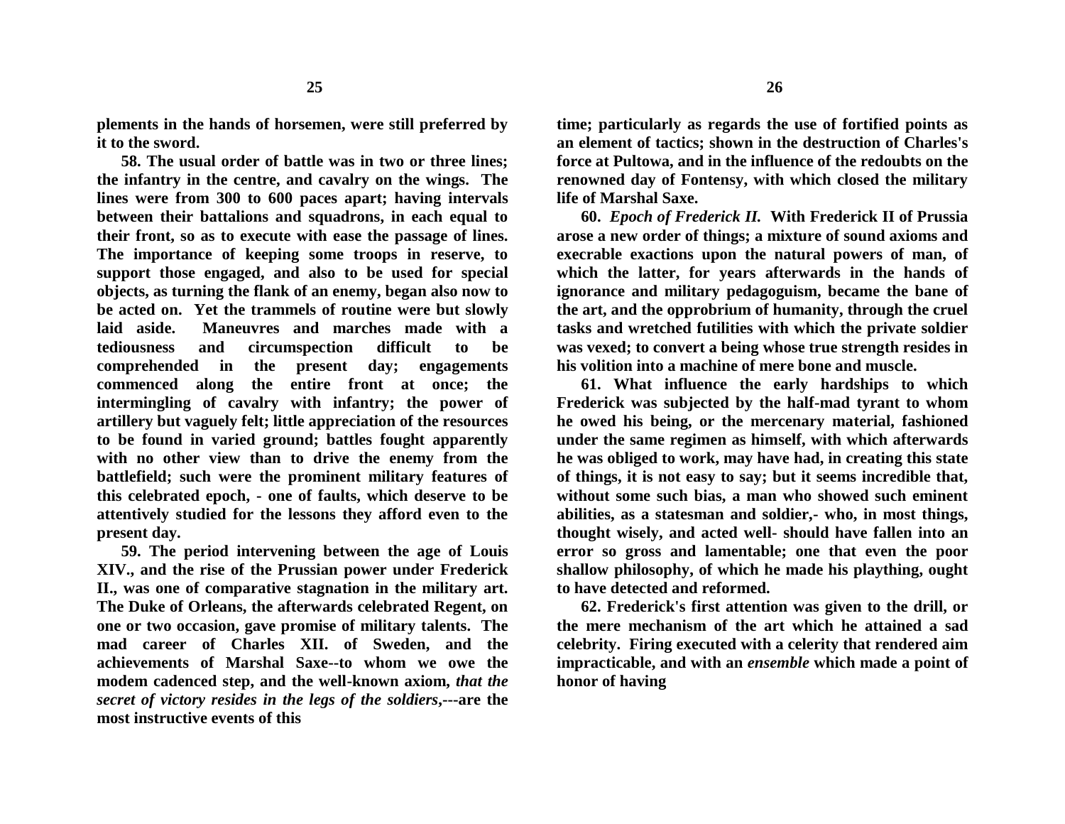**plements in the hands of horsemen, were still preferred by it to the sword.**

**58. The usual order of battle was in two or three lines; the infantry in the centre, and cavalry on the wings. The lines were from 300 to 600 paces apart; having intervals between their battalions and squadrons, in each equal to their front, so as to execute with ease the passage of lines. The importance of keeping some troops in reserve, to support those engaged, and also to be used for special objects, as turning the flank of an enemy, began also now to be acted on. Yet the trammels of routine were but slowly laid aside. Maneuvres and marches made with a tediousness and circumspection difficult to be comprehended in the present day; engagements commenced along the entire front at once; the intermingling of cavalry with infantry; the power of artillery but vaguely felt; little appreciation of the resources to be found in varied ground; battles fought apparently with no other view than to drive the enemy from the battlefield; such were the prominent military features of this celebrated epoch, - one of faults, which deserve to be attentively studied for the lessons they afford even to the present day.**

**59. The period intervening between the age of Louis XIV., and the rise of the Prussian power under Frederick II., was one of comparative stagnation in the military art. The Duke of Orleans, the afterwards celebrated Regent, on one or two occasion, gave promise of military talents. The mad career of Charles XII. of Sweden, and the achievements of Marshal Saxe--to whom we owe the modem cadenced step, and the well-known axiom, *that the secret of victory resides in the legs of the soldiers*,---are the most instructive events of this time; particularly as regards the use of fortified points as an element of tactics; shown in the destruction of Charles's force at Pultowa, and in the influence of the redoubts on the renowned day of Fontensy, with which closed the military life of Marshal Saxe.**

**60. *Epoch of Frederick II.* With Frederick II of Prussia arose a new order of things; a mixture of sound axioms and execrable exactions upon the natural powers of man, of which the latter, for years afterwards in the hands of ignorance and military pedagoguism, became the bane of the art, and the opprobrium of humanity, through the cruel tasks and wretched futilities with which the private soldier was vexed; to convert a being whose true strength resides in his volition into a machine of mere bone and muscle.**

**61. What influence the early hardships to which Frederick was subjected by the half-mad tyrant to whom he owed his being, or the mercenary material, fashioned under the same regimen as himself, with which afterwards he was obliged to work, may have had, in creating this state of things, it is not easy to say; but it seems incredible that, without some such bias, a man who showed such eminent abilities, as a statesman and soldier,- who, in most things, thought wisely, and acted well- should have fallen into an error so gross and lamentable; one that even the poor shallow philosophy, of which he made his plaything, ought to have detected and reformed.**

**62. Frederick's first attention was given to the drill, or the mere mechanism of the art which he attained a sad celebrity. Firing executed with a celerity that rendered aim impracticable, and with an *ensemble* which made a point of honor of having**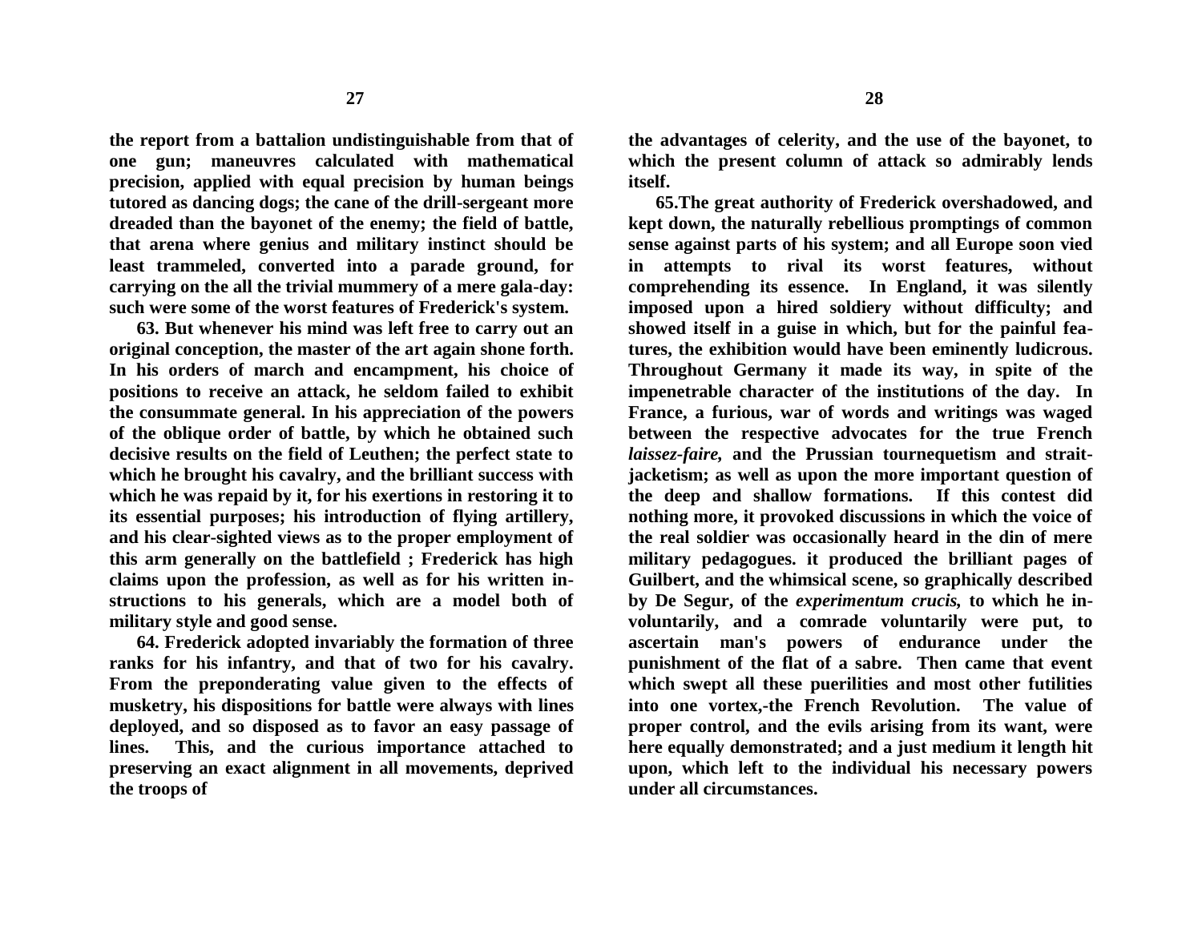the report from a battalion undistinguishable from that of one gun; maneuvres calculated with mathematical precision, applied with equal precision by human beings tutored as dancing dogs; the cane of the drill-sergeant more dreaded than the bayonet of the enemy; the field of battle, that arena where genius and military instinct should be least trammeled, converted into a parade ground, for carrying on the all the trivial mummery of a mere gala-day: such were some of the worst features of Frederick's system.

63. But whenever his mind was left free to carry out an original conception, the master of the art again shone forth. In his orders of march and encampment, his choice of positions to receive an attack, he seldom failed to exhibit the consummate general. In his appreciation of the powers of the oblique order of battle, by which he obtained such decisive results on the field of Leuthen; the perfect state to which he brought his cavalry, and the brilliant success with which he was repaid by it, for his exertions in restoring it to its essential purposes; his introduction of flying artillery, and his clear-sighted views as to the proper employment of this arm generally on the battlefield ; Frederick has high claims upon the profession, as well as for his written instructions to his generals, which are a model both of military style and good sense.

64. Frederick adopted invariably the formation of three ranks for his infantry, and that of two for his cavalry. From the preponderating value given to the effects of musketry, his dispositions for battle were always with lines deployed, and so disposed as to favor an easy passage of lines. This, and the curious importance attached to preserving an exact alignment in all movements, deprived the troops of the advantages of celerity, and the use of the bayonet, to which the present column of attack so admirably lends itself.

65.The great authority of Frederick overshadowed, and kept down, the naturally rebellious promptings of common sense against parts of his system; and all Europe soon vied in attempts to rival its worst features, without comprehending its essence. In England, it was silently imposed upon a hired soldiery without difficulty; and showed itself in a guise in which, but for the painful features, the exhibition would have been eminently ludicrous. Throughout Germany it made its way, in spite of the impenetrable character of the institutions of the day. In France, a furious, war of words and writings was waged between the respective advocates for the true French *laissez-faire*, and the Prussian tournequetism and strait-jacketism; as well as upon the more important question of the deep and shallow formations. If this contest did nothing more, it provoked discussions in which the voice of the real soldier was occasionally heard in the din of mere military pedagogues. it produced the brilliant pages of Guilbert, and the whimsical scene, so graphically described by De Segur, of the *experimentum crucis*, to which he involuntarily, and a comrade voluntarily were put, to ascertain man's powers of endurance under the punishment of the flat of a sabre. Then came that event which swept all these puerilities and most other futilities into one vortex,-the French Revolution. The value of proper control, and the evils arising from its want, were here equally demonstrated; and a just medium it length hit upon, which left to the individual his necessary powers under all circumstances.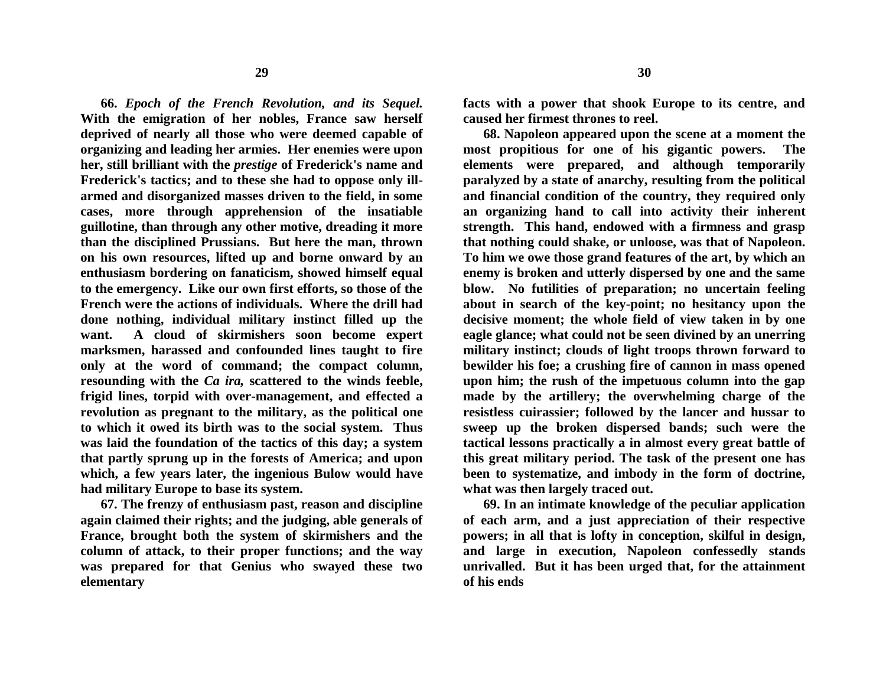**66.** ***Epoch of the French Revolution, and its Sequel.*** **With the emigration of her nobles, France saw herself deprived of nearly all those who were deemed capable of organizing and leading her armies. Her enemies were upon her, still brilliant with the *prestige* of Frederick's name and Frederick's tactics; and to these she had to oppose only ill-armed and disorganized masses driven to the field, in some cases, more through apprehension of the insatiable guillotine, than through any other motive, dreading it more than the disciplined Prussians. But here the man, thrown on his own resources, lifted up and borne onward by an enthusiasm bordering on fanaticism, showed himself equal to the emergency. Like our own first efforts, so those of the French were the actions of individuals. Where the drill had done nothing, individual military instinct filled up the want. A cloud of skirmishers soon become expert marksmen, harassed and confounded lines taught to fire only at the word of command; the compact column, resounding with the *Ca ira,* scattered to the winds feeble, frigid lines, torpid with over-management, and effected a revolution as pregnant to the military, as the political one to which it owed its birth was to the social system. Thus was laid the foundation of the tactics of this day; a system that partly sprung up in the forests of America; and upon which, a few years later, the ingenious Bulow would have had military Europe to base its system.**

**67. The frenzy of enthusiasm past, reason and discipline again claimed their rights; and the judging, able generals of France, brought both the system of skirmishers and the column of attack, to their proper functions; and the way was prepared for that Genius who swayed these two elementary facts with a power that shook Europe to its centre, and caused her firmest thrones to reel.**

**68. Napoleon appeared upon the scene at a moment the most propitious for one of his gigantic powers. The elements were prepared, and although temporarily paralyzed by a state of anarchy, resulting from the political and financial condition of the country, they required only an organizing hand to call into activity their inherent strength. This hand, endowed with a firmness and grasp that nothing could shake, or unloose, was that of Napoleon. To him we owe those grand features of the art, by which an enemy is broken and utterly dispersed by one and the same blow. No futilities of preparation; no uncertain feeling about in search of the key-point; no hesitancy upon the decisive moment; the whole field of view taken in by one eagle glance; what could not be seen divined by an unerring military instinct; clouds of light troops thrown forward to bewilder his foe; a crushing fire of cannon in mass opened upon him; the rush of the impetuous column into the gap made by the artillery; the overwhelming charge of the resistless cuirassier; followed by the lancer and hussar to sweep up the broken dispersed bands; such were the tactical lessons practically a in almost every great battle of this great military period. The task of the present one has been to systematize, and imbody in the form of doctrine, what was then largely traced out.**

**69. In an intimate knowledge of the peculiar application of each arm, and a just appreciation of their respective powers; in all that is lofty in conception, skilful in design, and large in execution, Napoleon confessedly stands unrivalled. But it has been urged that, for the attainment of his ends**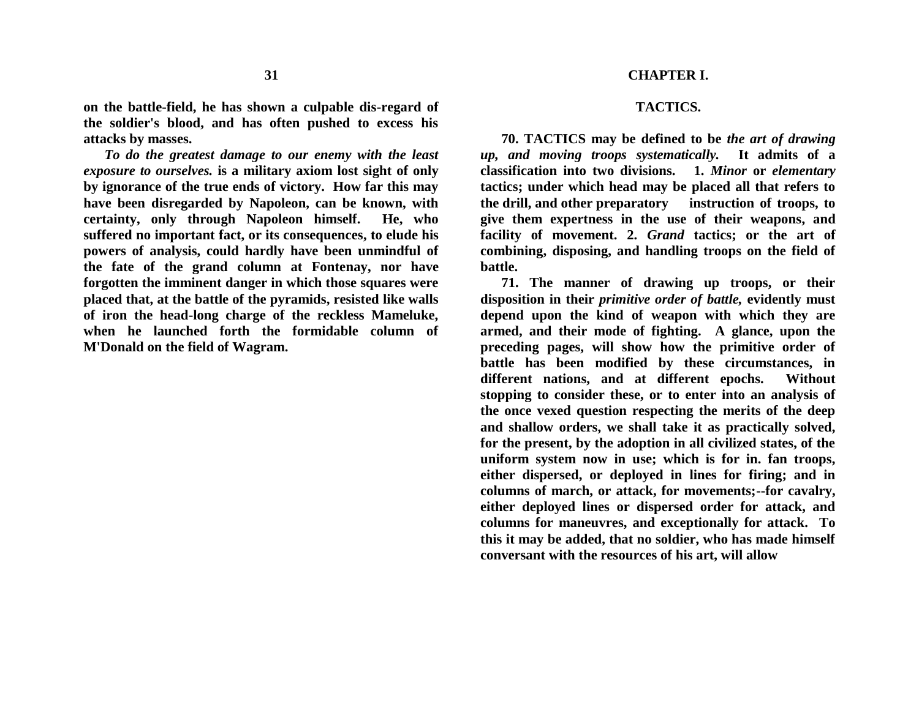on the battle-field, he has shown a culpable dis-regard of the soldier's blood, and has often pushed to excess his attacks by masses.

*To do the greatest damage to our enemy with the least exposure to ourselves.* is a military axiom lost sight of only by ignorance of the true ends of victory. How far this may have been disregarded by Napoleon, can be known, with certainty, only through Napoleon himself. He, who suffered no important fact, or its consequences, to elude his powers of analysis, could hardly have been unmindful of the fate of the grand column at Fontenay, nor have forgotten the imminent danger in which those squares were placed that, at the battle of the pyramids, resisted like walls of iron the head-long charge of the reckless Mameluke, when he launched forth the formidable column of M'Donald on the field of Wagram.

# CHAPTER I.

## TACTICS.

70. TACTICS may be defined to be *the art of drawing up, and moving troops systematically.* It admits of a classification into two divisions. 1. *Minor* or *elementary* tactics; under which head may be placed all that refers to the drill, and other preparatory instruction of troops, to give them expertness in the use of their weapons, and facility of movement. 2. *Grand* tactics; or the art of combining, disposing, and handling troops on the field of battle.

71. The manner of drawing up troops, or their disposition in their *primitive order of battle,* evidently must depend upon the kind of weapon with which they are armed, and their mode of fighting. A glance, upon the preceding pages, will show how the primitive order of battle has been modified by these circumstances, in different nations, and at different epochs. Without stopping to consider these, or to enter into an analysis of the once vexed question respecting the merits of the deep and shallow orders, we shall take it as practically solved, for the present, by the adoption in all civilized states, of the uniform system now in use; which is for in. fan troops, either dispersed, or deployed in lines for firing; and in columns of march, or attack, for movements;--for cavalry, either deployed lines or dispersed order for attack, and columns for maneuvres, and exceptionally for attack. To this it may be added, that no soldier, who has made himself conversant with the resources of his art, will allow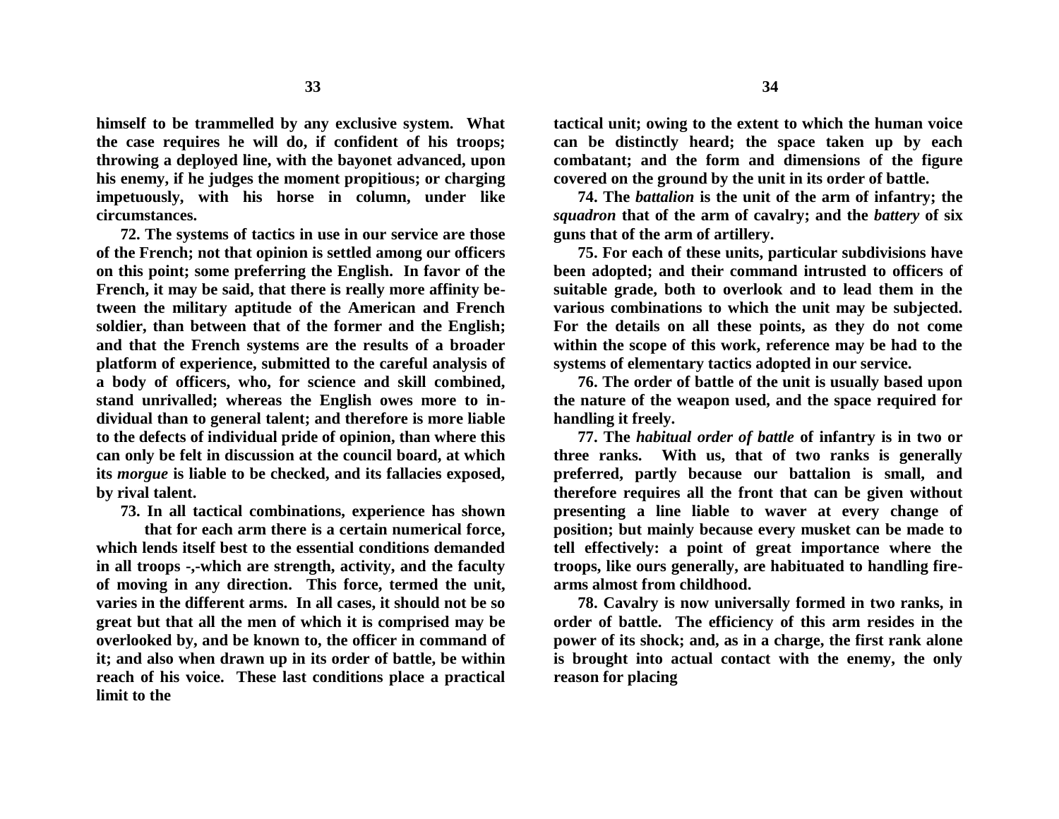**himself to be trammelled by any exclusive system. What the case requires he will do, if confident of his troops; throwing a deployed line, with the bayonet advanced, upon his enemy, if he judges the moment propitious; or charging impetuously, with his horse in column, under like circumstances.**

**72. The systems of tactics in use in our service are those of the French; not that opinion is settled among our officers on this point; some preferring the English. In favor of the French, it may be said, that there is really more affinity between the military aptitude of the American and French soldier, than between that of the former and the English; and that the French systems are the results of a broader platform of experience, submitted to the careful analysis of a body of officers, who, for science and skill combined, stand unrivalled; whereas the English owes more to individual than to general talent; and therefore is more liable to the defects of individual pride of opinion, than where this can only be felt in discussion at the council board, at which its *morgue* is liable to be checked, and its fallacies exposed, by rival talent.**

**73. In all tactical combinations, experience has shown that for each arm there is a certain numerical force, which lends itself best to the essential conditions demanded in all troops -,-which are strength, activity, and the faculty of moving in any direction. This force, termed the unit, varies in the different arms. In all cases, it should not be so great but that all the men of which it is comprised may be overlooked by, and be known to, the officer in command of it; and also when drawn up in its order of battle, be within reach of his voice. These last conditions place a practical limit to the tactical unit; owing to the extent to which the human voice can be distinctly heard; the space taken up by each combatant; and the form and dimensions of the figure covered on the ground by the unit in its order of battle.**

**74. The *battalion* is the unit of the arm of infantry; the *squadron* that of the arm of cavalry; and the *battery* of six guns that of the arm of artillery.**

**75. For each of these units, particular subdivisions have been adopted; and their command intrusted to officers of suitable grade, both to overlook and to lead them in the various combinations to which the unit may be subjected. For the details on all these points, as they do not come within the scope of this work, reference may be had to the systems of elementary tactics adopted in our service.**

**76. The order of battle of the unit is usually based upon the nature of the weapon used, and the space required for handling it freely.**

**77. The *habitual order of battle* of infantry is in two or three ranks. With us, that of two ranks is generally preferred, partly because our battalion is small, and therefore requires all the front that can be given without presenting a line liable to waver at every change of position; but mainly because every musket can be made to tell effectively: a point of great importance where the troops, like ours generally, are habituated to handling firearms almost from childhood.**

**78. Cavalry is now universally formed in two ranks, in order of battle. The efficiency of this arm resides in the power of its shock; and, as in a charge, the first rank alone is brought into actual contact with the enemy, the only reason for placing**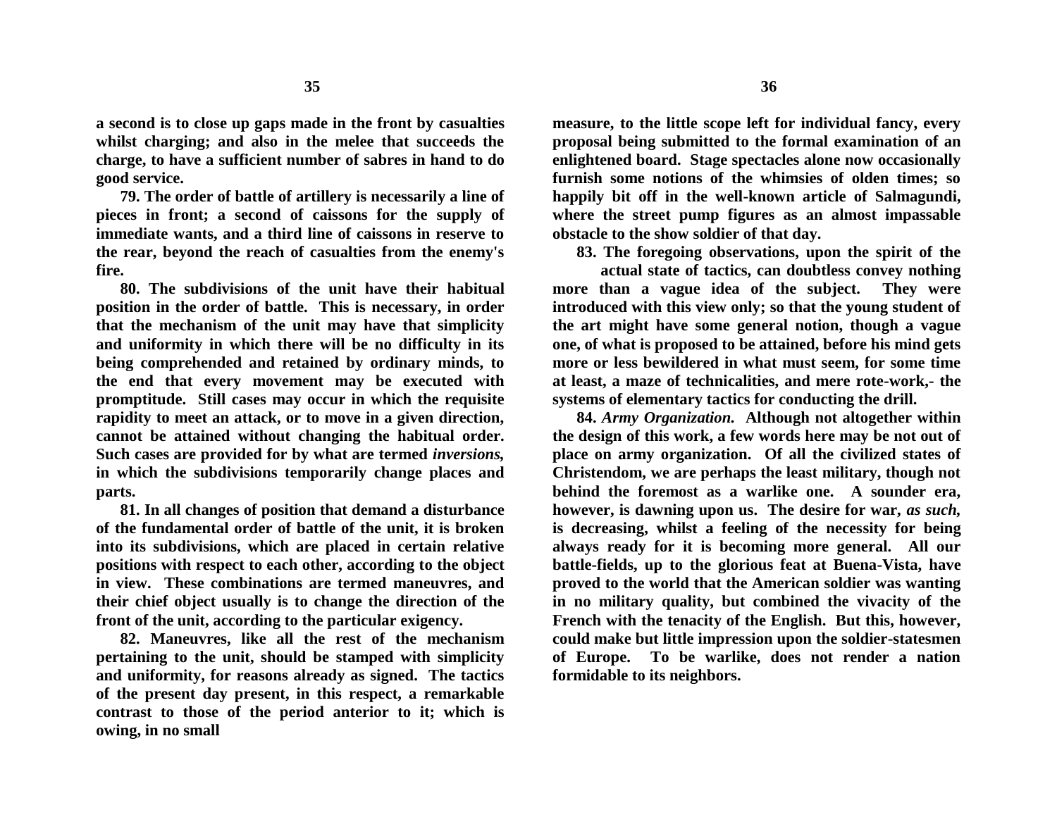a second is to close up gaps made in the front by casualties whilst charging; and also in the melee that succeeds the charge, to have a sufficient number of sabres in hand to do good service.

79. The order of battle of artillery is necessarily a line of pieces in front; a second of caissons for the supply of immediate wants, and a third line of caissons in reserve to the rear, beyond the reach of casualties from the enemy's fire.

80. The subdivisions of the unit have their habitual position in the order of battle. This is necessary, in order that the mechanism of the unit may have that simplicity and uniformity in which there will be no difficulty in its being comprehended and retained by ordinary minds, to the end that every movement may be executed with promptitude. Still cases may occur in which the requisite rapidity to meet an attack, or to move in a given direction, cannot be attained without changing the habitual order. Such cases are provided for by what are termed *inversions,* in which the subdivisions temporarily change places and parts.

81. In all changes of position that demand a disturbance of the fundamental order of battle of the unit, it is broken into its subdivisions, which are placed in certain relative positions with respect to each other, according to the object in view. These combinations are termed maneuvres, and their chief object usually is to change the direction of the front of the unit, according to the particular exigency.

82. Maneuvres, like all the rest of the mechanism pertaining to the unit, should be stamped with simplicity and uniformity, for reasons already as signed. The tactics of the present day present, in this respect, a remarkable contrast to those of the period anterior to it; which is owing, in no small measure, to the little scope left for individual fancy, every proposal being submitted to the formal examination of an enlightened board. Stage spectacles alone now occasionally furnish some notions of the whimsies of olden times; so happily bit off in the well-known article of Salmagundi, where the street pump figures as an almost impassable obstacle to the show soldier of that day.

83. The foregoing observations, upon the spirit of the actual state of tactics, can doubtless convey nothing more than a vague idea of the subject. They were introduced with this view only; so that the young student of the art might have some general notion, though a vague one, of what is proposed to be attained, before his mind gets more or less bewildered in what must seem, for some time at least, a maze of technicalities, and mere rote-work,- the systems of elementary tactics for conducting the drill.

84. *Army Organization.* Although not altogether within the design of this work, a few words here may be not out of place on army organization. Of all the civilized states of Christendom, we are perhaps the least military, though not behind the foremost as a warlike one. A sounder era, however, is dawning upon us. The desire for war, *as such,* is decreasing, whilst a feeling of the necessity for being always ready for it is becoming more general. All our battle-fields, up to the glorious feat at Buena-Vista, have proved to the world that the American soldier was wanting in no military quality, but combined the vivacity of the French with the tenacity of the English. But this, however, could make but little impression upon the soldier-statesmen of Europe. To be warlike, does not render a nation formidable to its neighbors.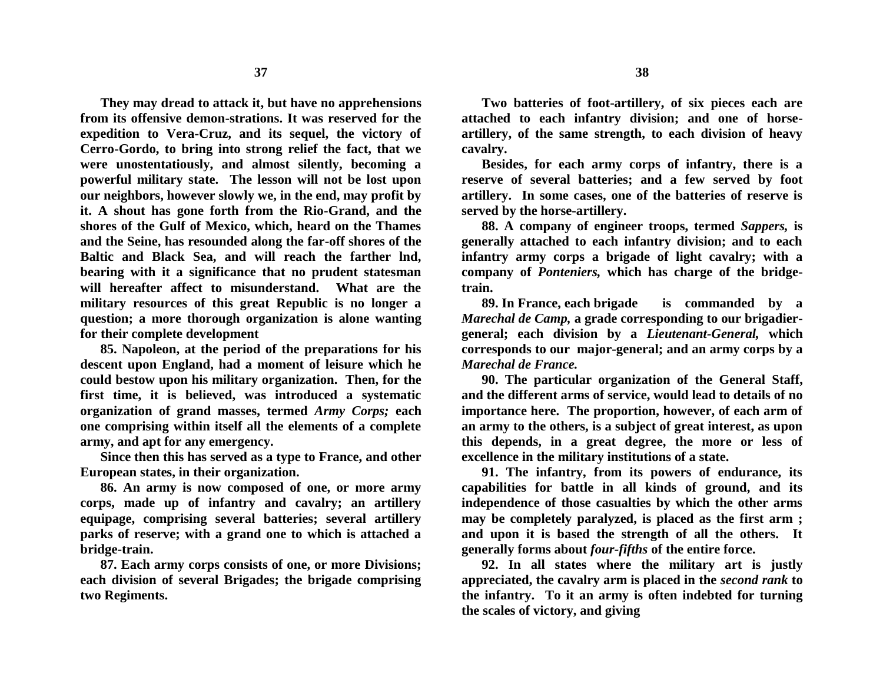They may dread to attack it, but have no apprehensions from its offensive demon-strations. It was reserved for the expedition to Vera-Cruz, and its sequel, the victory of Cerro-Gordo, to bring into strong relief the fact, that we were unostentatiously, and almost silently, becoming a powerful military state. The lesson will not be lost upon our neighbors, however slowly we, in the end, may profit by it. A shout has gone forth from the Rio-Grand, and the shores of the Gulf of Mexico, which, heard on the Thames and the Seine, has resounded along the far-off shores of the Baltic and Black Sea, and will reach the farther lnd, bearing with it a significance that no prudent statesman will hereafter affect to misunderstand. What are the military resources of this great Republic is no longer a question; a more thorough organization is alone wanting for their complete development

85. Napoleon, at the period of the preparations for his descent upon England, had a moment of leisure which he could bestow upon his military organization. Then, for the first time, it is believed, was introduced a systematic organization of grand masses, termed *Army Corps;* each one comprising within itself all the elements of a complete army, and apt for any emergency.

Since then this has served as a type to France, and other European states, in their organization.

86. An army is now composed of one, or more army corps, made up of infantry and cavalry; an artillery equipage, comprising several batteries; several artillery parks of reserve; with a grand one to which is attached a bridge-train.

87. Each army corps consists of one, or more Divisions; each division of several Brigades; the brigade comprising two Regiments.

Two batteries of foot-artillery, of six pieces each are attached to each infantry division; and one of horse-artillery, of the same strength, to each division of heavy cavalry.

Besides, for each army corps of infantry, there is a reserve of several batteries; and a few served by foot artillery. In some cases, one of the batteries of reserve is served by the horse-artillery.

88. A company of engineer troops, termed *Sappers,* is generally attached to each infantry division; and to each infantry army corps a brigade of light cavalry; with a company of *Ponteniers,* which has charge of the bridge-train.

89. In France, each brigade is commanded by a *Marechal de Camp,* a grade corresponding to our brigadier-general; each division by a *Lieutenant-General,* which corresponds to our major-general; and an army corps by a *Marechal de France.*

90. The particular organization of the General Staff, and the different arms of service, would lead to details of no importance here. The proportion, however, of each arm of an army to the others, is a subject of great interest, as upon this depends, in a great degree, the more or less of excellence in the military institutions of a state.

91. The infantry, from its powers of endurance, its capabilities for battle in all kinds of ground, and its independence of those casualties by which the other arms may be completely paralyzed, is placed as the first arm ; and upon it is based the strength of all the others. It generally forms about *four-fifths* of the entire force.

92. In all states where the military art is justly appreciated, the cavalry arm is placed in the *second rank* to the infantry. To it an army is often indebted for turning the scales of victory, and giving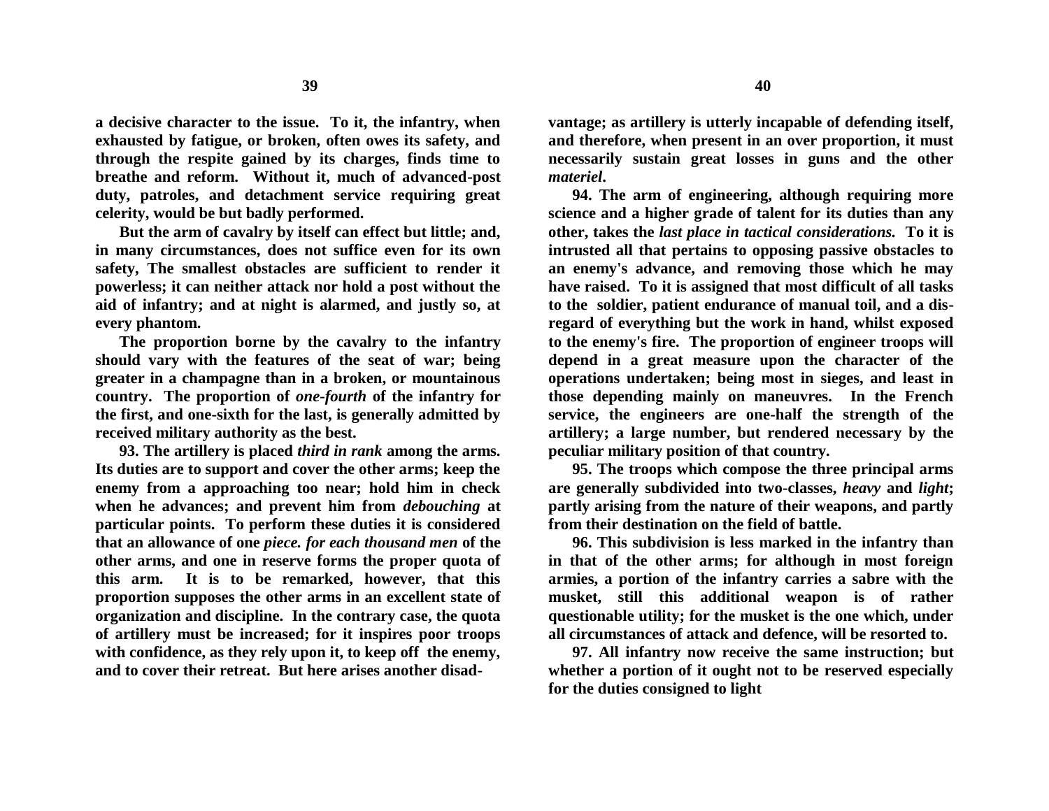**a decisive character to the issue. To it, the infantry, when exhausted by fatigue, or broken, often owes its safety, and through the respite gained by its charges, finds time to breathe and reform. Without it, much of advanced-post duty, patroles, and detachment service requiring great celerity, would be but badly performed.**

**But the arm of cavalry by itself can effect but little; and, in many circumstances, does not suffice even for its own safety, The smallest obstacles are sufficient to render it powerless; it can neither attack nor hold a post without the aid of infantry; and at night is alarmed, and justly so, at every phantom.**

**The proportion borne by the cavalry to the infantry should vary with the features of the seat of war; being greater in a champagne than in a broken, or mountainous country. The proportion of *one-fourth* of the infantry for the first, and one-sixth for the last, is generally admitted by received military authority as the best.**

**93. The artillery is placed *third in rank* among the arms. Its duties are to support and cover the other arms; keep the enemy from a approaching too near; hold him in check when he advances; and prevent him from *debouching* at particular points. To perform these duties it is considered that an allowance of one *piece. for each thousand men* of the other arms, and one in reserve forms the proper quota of this arm. It is to be remarked, however, that this proportion supposes the other arms in an excellent state of organization and discipline. In the contrary case, the quota of artillery must be increased; for it inspires poor troops with confidence, as they rely upon it, to keep off the enemy, and to cover their retreat. But here arises another disadvantage; as artillery is utterly incapable of defending itself, and therefore, when present in an over proportion, it must necessarily sustain great losses in guns and the other *materiel*.**

**94. The arm of engineering, although requiring more science and a higher grade of talent for its duties than any other, takes the *last place in tactical considerations.* To it is intrusted all that pertains to opposing passive obstacles to an enemy's advance, and removing those which he may have raised. To it is assigned that most difficult of all tasks to the soldier, patient endurance of manual toil, and a disregard of everything but the work in hand, whilst exposed to the enemy's fire. The proportion of engineer troops will depend in a great measure upon the character of the operations undertaken; being most in sieges, and least in those depending mainly on maneuvres. In the French service, the engineers are one-half the strength of the artillery; a large number, but rendered necessary by the peculiar military position of that country.**

**95. The troops which compose the three principal arms are generally subdivided into two-classes, *heavy* and *light*; partly arising from the nature of their weapons, and partly from their destination on the field of battle.**

**96. This subdivision is less marked in the infantry than in that of the other arms; for although in most foreign armies, a portion of the infantry carries a sabre with the musket, still this additional weapon is of rather questionable utility; for the musket is the one which, under all circumstances of attack and defence, will be resorted to.**

**97. All infantry now receive the same instruction; but whether a portion of it ought not to be reserved especially for the duties consigned to light**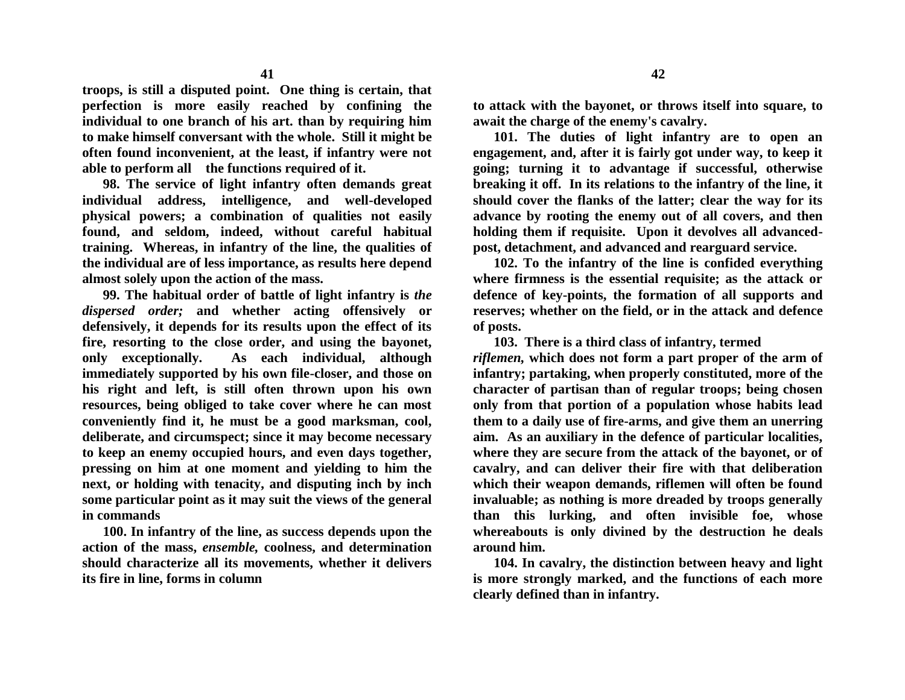**troops, is still a disputed point. One thing is certain, that perfection is more easily reached by confining the individual to one branch of his art. than by requiring him to make himself conversant with the whole. Still it might be often found inconvenient, at the least, if infantry were not able to perform all the functions required of it.**

**98. The service of light infantry often demands great individual address, intelligence, and well-developed physical powers; a combination of qualities not easily found, and seldom, indeed, without careful habitual training. Whereas, in infantry of the line, the qualities of the individual are of less importance, as results here depend almost solely upon the action of the mass.**

**99. The habitual order of battle of light infantry is *the dispersed order;* and whether acting offensively or defensively, it depends for its results upon the effect of its fire, resorting to the close order, and using the bayonet, only exceptionally. As each individual, although immediately supported by his own file-closer, and those on his right and left, is still often thrown upon his own resources, being obliged to take cover where he can most conveniently find it, he must be a good marksman, cool, deliberate, and circumspect; since it may become necessary to keep an enemy occupied hours, and even days together, pressing on him at one moment and yielding to him the next, or holding with tenacity, and disputing inch by inch some particular point as it may suit the views of the general in commands**

**100. In infantry of the line, as success depends upon the action of the mass, *ensemble,* coolness, and determination should characterize all its movements, whether it delivers its fire in line, forms in column to attack with the bayonet, or throws itself into square, to await the charge of the enemy's cavalry.**

**101. The duties of light infantry are to open an engagement, and, after it is fairly got under way, to keep it going; turning it to advantage if successful, otherwise breaking it off. In its relations to the infantry of the line, it should cover the flanks of the latter; clear the way for its advance by rooting the enemy out of all covers, and then holding them if requisite. Upon it devolves all advanced-post, detachment, and advanced and rearguard service.**

**102. To the infantry of the line is confided everything where firmness is the essential requisite; as the attack or defence of key-points, the formation of all supports and reserves; whether on the field, or in the attack and defence of posts.**

**103. There is a third class of infantry, termed *riflemen,* which does not form a part proper of the arm of infantry; partaking, when properly constituted, more of the character of partisan than of regular troops; being chosen only from that portion of a population whose habits lead them to a daily use of fire-arms, and give them an unerring aim. As an auxiliary in the defence of particular localities, where they are secure from the attack of the bayonet, or of cavalry, and can deliver their fire with that deliberation which their weapon demands, riflemen will often be found invaluable; as nothing is more dreaded by troops generally than this lurking, and often invisible foe, whose whereabouts is only divined by the destruction he deals around him.**

**104. In cavalry, the distinction between heavy and light is more strongly marked, and the functions of each more clearly defined than in infantry.**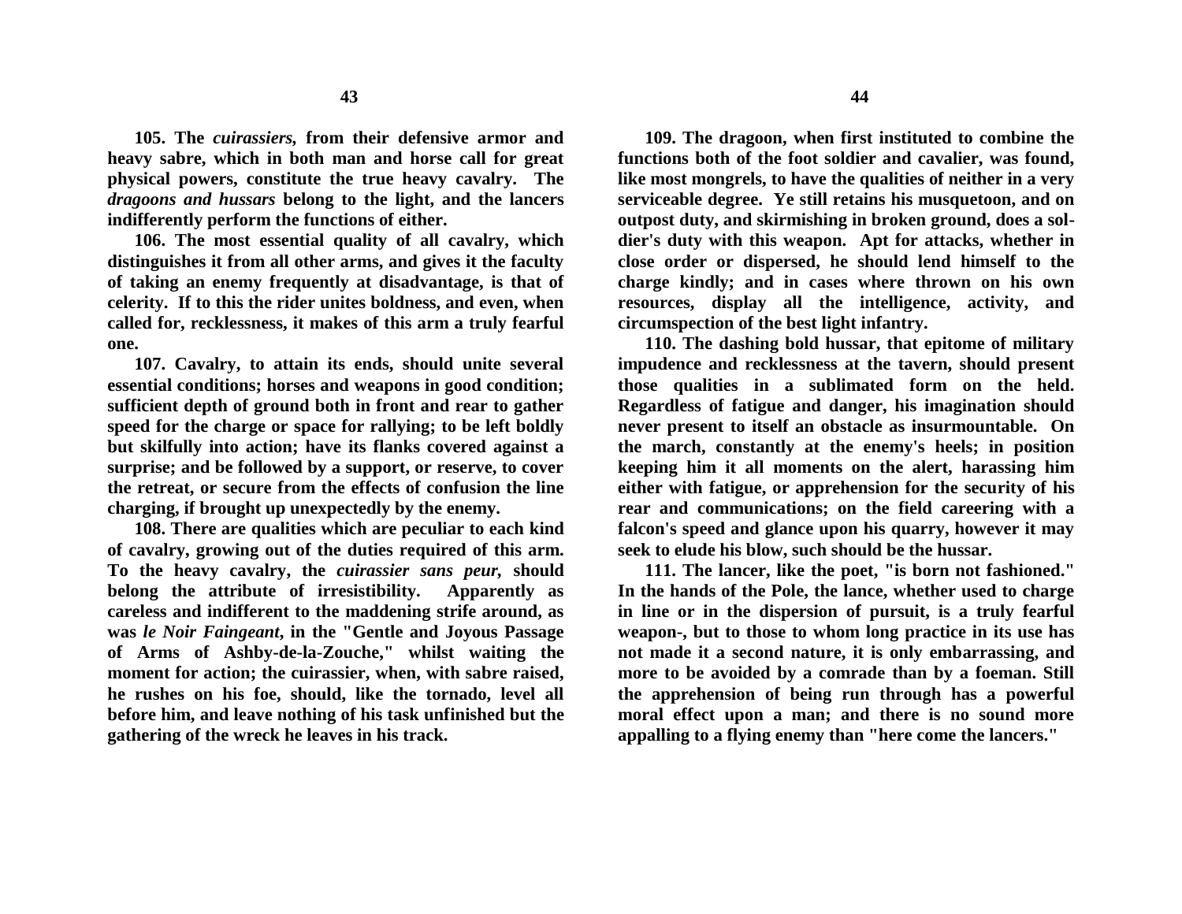**105. The *cuirassiers*, from their defensive armor and heavy sabre, which in both man and horse call for great physical powers, constitute the true heavy cavalry. The *dragoons and hussars* belong to the light, and the lancers indifferently perform the functions of either.**

**106. The most essential quality of all cavalry, which distinguishes it from all other arms, and gives it the faculty of taking an enemy frequently at disadvantage, is that of celerity. If to this the rider unites boldness, and even, when called for, recklessness, it makes of this arm a truly fearful one.**

**107. Cavalry, to attain its ends, should unite several essential conditions; horses and weapons in good condition; sufficient depth of ground both in front and rear to gather speed for the charge or space for rallying; to be left boldly but skilfully into action; have its flanks covered against a surprise; and be followed by a support, or reserve, to cover the retreat, or secure from the effects of confusion the line charging, if brought up unexpectedly by the enemy.**

**108. There are qualities which are peculiar to each kind of cavalry, growing out of the duties required of this arm. To the heavy cavalry, the *cuirassier sans peur*, should belong the attribute of irresistibility. Apparently as careless and indifferent to the maddening strife around, as was *le Noir Faingeant*, in the "Gentle and Joyous Passage of Arms of Ashby-de-la-Zouche," whilst waiting the moment for action; the cuirassier, when, with sabre raised, he rushes on his foe, should, like the tornado, level all before him, and leave nothing of his task unfinished but the gathering of the wreck he leaves in his track.**

**109. The dragoon, when first instituted to combine the functions both of the foot soldier and cavalier, was found, like most mongrels, to have the qualities of neither in a very serviceable degree. Ye still retains his musquetoon, and on outpost duty, and skirmishing in broken ground, does a soldier's duty with this weapon. Apt for attacks, whether in close order or dispersed, he should lend himself to the charge kindly; and in cases where thrown on his own resources, display all the intelligence, activity, and circumspection of the best light infantry.**

**110. The dashing bold hussar, that epitome of military impudence and recklessness at the tavern, should present those qualities in a sublimated form on the held. Regardless of fatigue and danger, his imagination should never present to itself an obstacle as insurmountable. On the march, constantly at the enemy's heels; in position keeping him it all moments on the alert, harassing him either with fatigue, or apprehension for the security of his rear and communications; on the field careering with a falcon's speed and glance upon his quarry, however it may seek to elude his blow, such should be the hussar.**

**111. The lancer, like the poet, "is born not fashioned." In the hands of the Pole, the lance, whether used to charge in line or in the dispersion of pursuit, is a truly fearful weapon-, but to those to whom long practice in its use has not made it a second nature, it is only embarrassing, and more to be avoided by a comrade than by a foeman. Still the apprehension of being run through has a powerful moral effect upon a man; and there is no sound more appalling to a flying enemy than "here come the lancers."**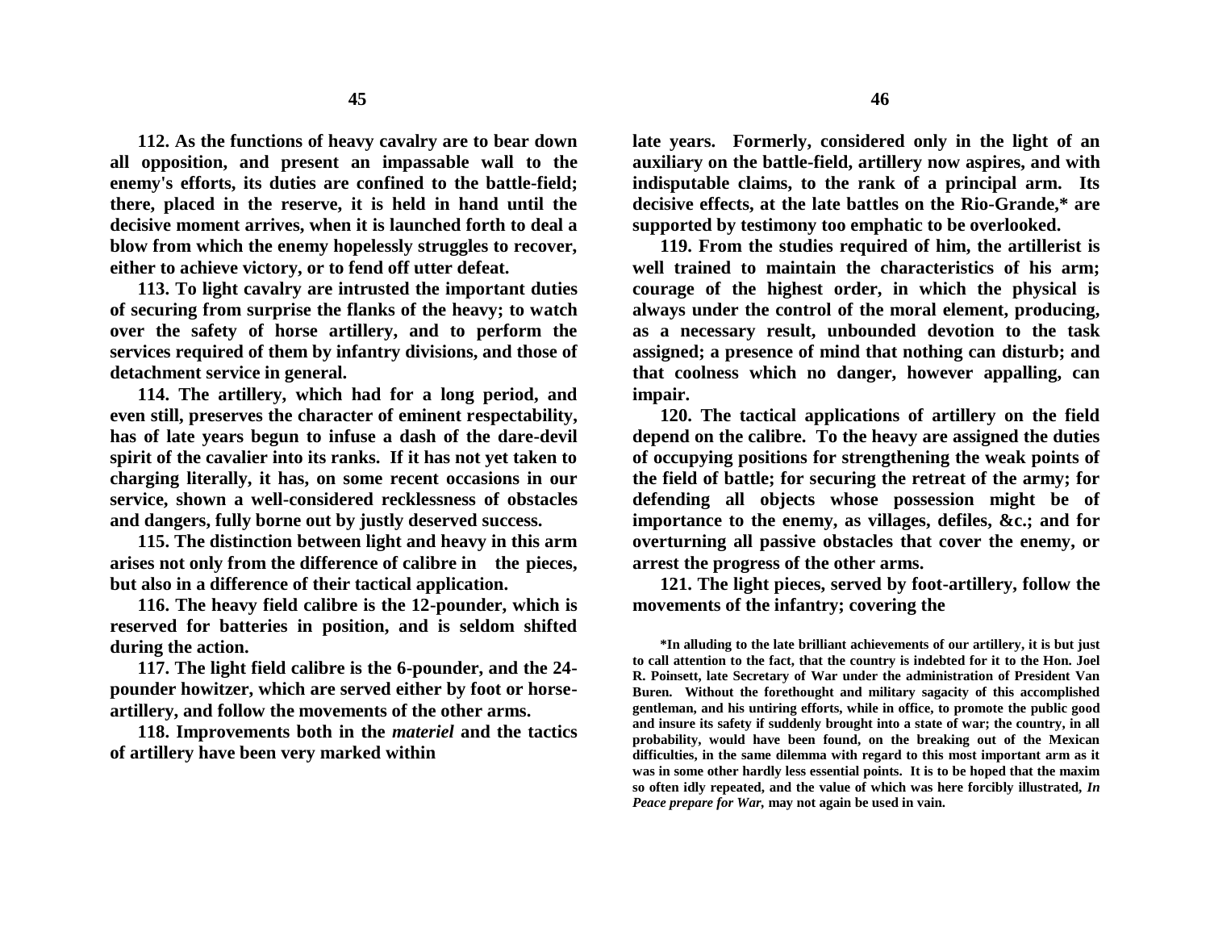**112. As the functions of heavy cavalry are to bear down all opposition, and present an impassable wall to the enemy's efforts, its duties are confined to the battle-field; there, placed in the reserve, it is held in hand until the decisive moment arrives, when it is launched forth to deal a blow from which the enemy hopelessly struggles to recover, either to achieve victory, or to fend off utter defeat.**

**113. To light cavalry are intrusted the important duties of securing from surprise the flanks of the heavy; to watch over the safety of horse artillery, and to perform the services required of them by infantry divisions, and those of detachment service in general.**

**114. The artillery, which had for a long period, and even still, preserves the character of eminent respectability, has of late years begun to infuse a dash of the dare-devil spirit of the cavalier into its ranks. If it has not yet taken to charging literally, it has, on some recent occasions in our service, shown a well-considered recklessness of obstacles and dangers, fully borne out by justly deserved success.**

**115. The distinction between light and heavy in this arm arises not only from the difference of calibre in the pieces, but also in a difference of their tactical application.**

**116. The heavy field calibre is the 12-pounder, which is reserved for batteries in position, and is seldom shifted during the action.**

**117. The light field calibre is the 6-pounder, and the 24-pounder howitzer, which are served either by foot or horse-artillery, and follow the movements of the other arms.**

**118. Improvements both in the *materiel* and the tactics of artillery have been very marked within late years. Formerly, considered only in the light of an auxiliary on the battle-field, artillery now aspires, and with indisputable claims, to the rank of a principal arm. Its decisive effects, at the late battles on the Rio-Grande,* are supported by testimony too emphatic to be overlooked.**

**119. From the studies required of him, the artillerist is well trained to maintain the characteristics of his arm; courage of the highest order, in which the physical is always under the control of the moral element, producing, as a necessary result, unbounded devotion to the task assigned; a presence of mind that nothing can disturb; and that coolness which no danger, however appalling, can impair.**

**120. The tactical applications of artillery on the field depend on the calibre. To the heavy are assigned the duties of occupying positions for strengthening the weak points of the field of battle; for securing the retreat of the army; for defending all objects whose possession might be of importance to the enemy, as villages, defiles, &c.; and for overturning all passive obstacles that cover the enemy, or arrest the progress of the other arms.**

**121. The light pieces, served by foot-artillery, follow the movements of the infantry; covering the**

**\*In alluding to the late brilliant achievements of our artillery, it is but just to call attention to the fact, that the country is indebted for it to the Hon. Joel R. Poinsett, late Secretary of War under the administration of President Van Buren. Without the forethought and military sagacity of this accomplished gentleman, and his untiring efforts, while in office, to promote the public good and insure its safety if suddenly brought into a state of war; the country, in all probability, would have been found, on the breaking out of the Mexican difficulties, in the same dilemma with regard to this most important arm as it was in some other hardly less essential points. It is to be hoped that the maxim so often idly repeated, and the value of which was here forcibly illustrated, *In Peace prepare for War,* may not again be used in vain.**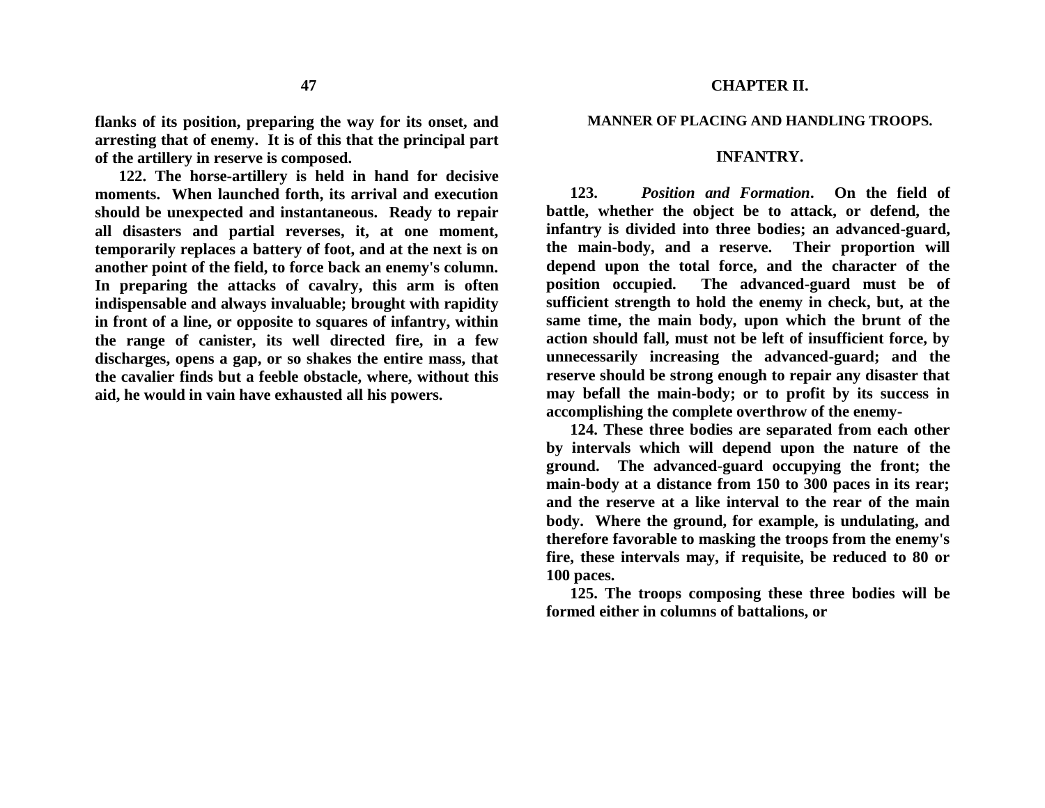**flanks of its position, preparing the way for its onset, and arresting that of enemy. It is of this that the principal part of the artillery in reserve is composed.**

**122. The horse-artillery is held in hand for decisive moments. When launched forth, its arrival and execution should be unexpected and instantaneous. Ready to repair all disasters and partial reverses, it, at one moment, temporarily replaces a battery of foot, and at the next is on another point of the field, to force back an enemy's column. In preparing the attacks of cavalry, this arm is often indispensable and always invaluable; brought with rapidity in front of a line, or opposite to squares of infantry, within the range of canister, its well directed fire, in a few discharges, opens a gap, or so shakes the entire mass, that the cavalier finds but a feeble obstacle, where, without this aid, he would in vain have exhausted all his powers.**

## CHAPTER II.

### MANNER OF PLACING AND HANDLING TROOPS.

### INFANTRY.

**123. *Position and Formation*. On the field of battle, whether the object be to attack, or defend, the infantry is divided into three bodies; an advanced-guard, the main-body, and a reserve. Their proportion will depend upon the total force, and the character of the position occupied. The advanced-guard must be of sufficient strength to hold the enemy in check, but, at the same time, the main body, upon which the brunt of the action should fall, must not be left of insufficient force, by unnecessarily increasing the advanced-guard; and the reserve should be strong enough to repair any disaster that may befall the main-body; or to profit by its success in accomplishing the complete overthrow of the enemy-**

**124. These three bodies are separated from each other by intervals which will depend upon the nature of the ground. The advanced-guard occupying the front; the main-body at a distance from 150 to 300 paces in its rear; and the reserve at a like interval to the rear of the main body. Where the ground, for example, is undulating, and therefore favorable to masking the troops from the enemy's fire, these intervals may, if requisite, be reduced to 80 or 100 paces.**

**125. The troops composing these three bodies will be formed either in columns of battalions, or**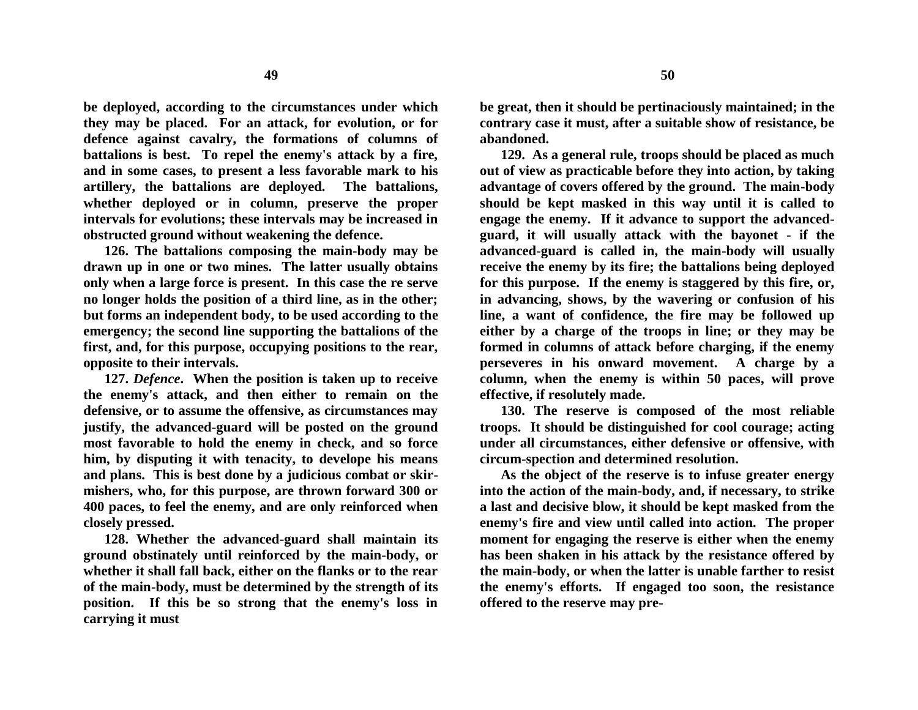**be deployed, according to the circumstances under which they may be placed. For an attack, for evolution, or for defence against cavalry, the formations of columns of battalions is best. To repel the enemy's attack by a fire, and in some cases, to present a less favorable mark to his artillery, the battalions are deployed. The battalions, whether deployed or in column, preserve the proper intervals for evolutions; these intervals may be increased in obstructed ground without weakening the defence.**

**126. The battalions composing the main-body may be drawn up in one or two mines. The latter usually obtains only when a large force is present. In this case the re serve no longer holds the position of a third line, as in the other; but forms an independent body, to be used according to the emergency; the second line supporting the battalions of the first, and, for this purpose, occupying positions to the rear, opposite to their intervals.**

**127. *Defence*. When the position is taken up to receive the enemy's attack, and then either to remain on the defensive, or to assume the offensive, as circumstances may justify, the advanced-guard will be posted on the ground most favorable to hold the enemy in check, and so force him, by disputing it with tenacity, to develope his means and plans. This is best done by a judicious combat or skir-mishers, who, for this purpose, are thrown forward 300 or 400 paces, to feel the enemy, and are only reinforced when closely pressed.**

**128. Whether the advanced-guard shall maintain its ground obstinately until reinforced by the main-body, or whether it shall fall back, either on the flanks or to the rear of the main-body, must be determined by the strength of its position. If this be so strong that the enemy's loss in carrying it must be great, then it should be pertinaciously maintained; in the contrary case it must, after a suitable show of resistance, be abandoned.**

**129. As a general rule, troops should be placed as much out of view as practicable before they into action, by taking advantage of covers offered by the ground. The main-body should be kept masked in this way until it is called to engage the enemy. If it advance to support the advanced-guard, it will usually attack with the bayonet - if the advanced-guard is called in, the main-body will usually receive the enemy by its fire; the battalions being deployed for this purpose. If the enemy is staggered by this fire, or, in advancing, shows, by the wavering or confusion of his line, a want of confidence, the fire may be followed up either by a charge of the troops in line; or they may be formed in columns of attack before charging, if the enemy perseveres in his onward movement. A charge by a column, when the enemy is within 50 paces, will prove effective, if resolutely made.**

**130. The reserve is composed of the most reliable troops. It should be distinguished for cool courage; acting under all circumstances, either defensive or offensive, with circum-spection and determined resolution.**

**As the object of the reserve is to infuse greater energy into the action of the main-body, and, if necessary, to strike a last and decisive blow, it should be kept masked from the enemy's fire and view until called into action. The proper moment for engaging the reserve is either when the enemy has been shaken in his attack by the resistance offered by the main-body, or when the latter is unable farther to resist the enemy's efforts. If engaged too soon, the resistance offered to the reserve may pre-**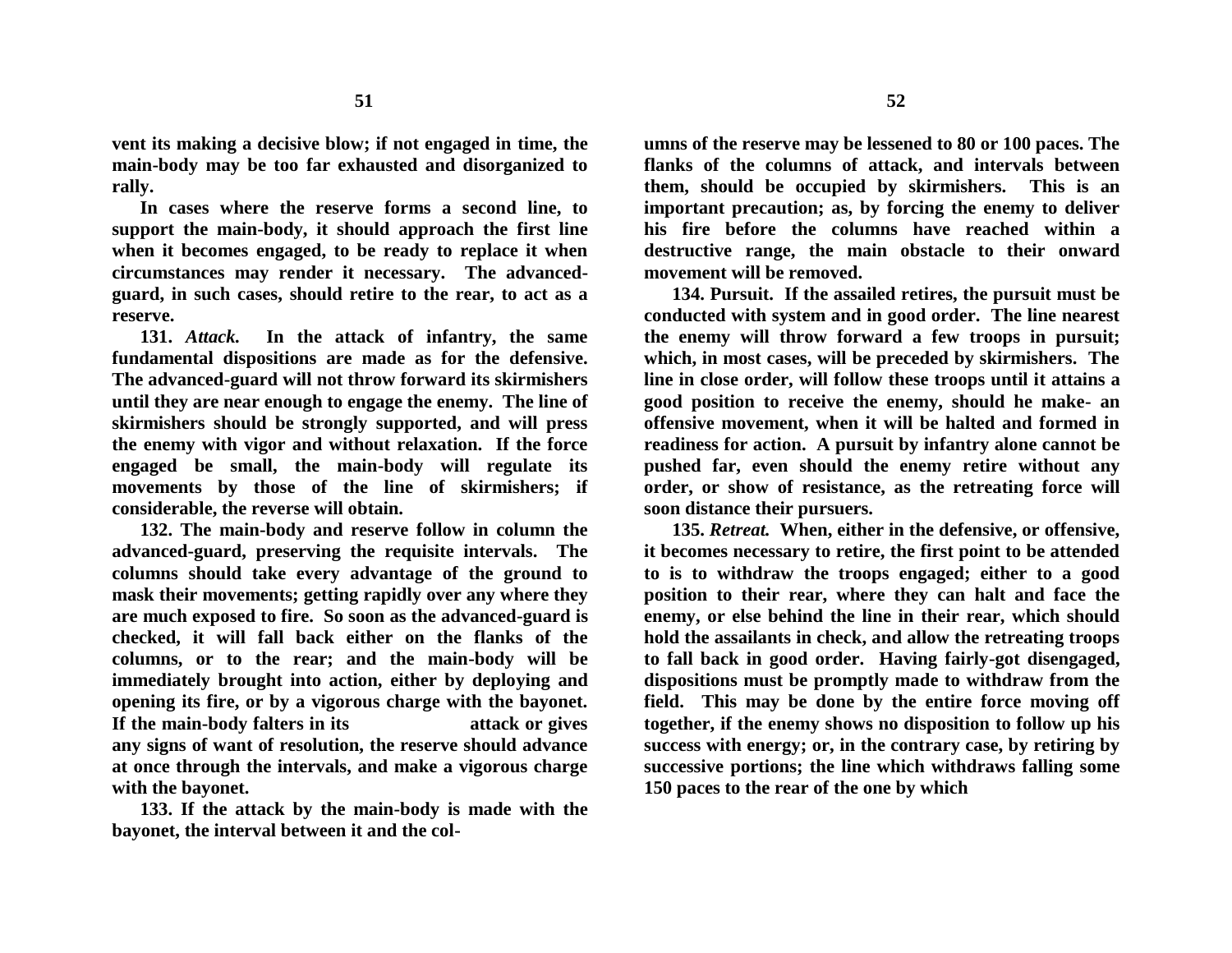**vent its making a decisive blow; if not engaged in time, the main-body may be too far exhausted and disorganized to rally.**

**In cases where the reserve forms a second line, to support the main-body, it should approach the first line when it becomes engaged, to be ready to replace it when circumstances may render it necessary. The advanced-guard, in such cases, should retire to the rear, to act as a reserve.**

**131. *Attack.* In the attack of infantry, the same fundamental dispositions are made as for the defensive. The advanced-guard will not throw forward its skirmishers until they are near enough to engage the enemy. The line of skirmishers should be strongly supported, and will press the enemy with vigor and without relaxation. If the force engaged be small, the main-body will regulate its movements by those of the line of skirmishers; if considerable, the reverse will obtain.**

**132. The main-body and reserve follow in column the advanced-guard, preserving the requisite intervals. The columns should take every advantage of the ground to mask their movements; getting rapidly over any where they are much exposed to fire. So soon as the advanced-guard is checked, it will fall back either on the flanks of the columns, or to the rear; and the main-body will be immediately brought into action, either by deploying and opening its fire, or by a vigorous charge with the bayonet. If the main-body falters in its attack or gives any signs of want of resolution, the reserve should advance at once through the intervals, and make a vigorous charge with the bayonet.**

**133. If the attack by the main-body is made with the bayonet, the interval between it and the columns of the reserve may be lessened to 80 or 100 paces. The flanks of the columns of attack, and intervals between them, should be occupied by skirmishers. This is an important precaution; as, by forcing the enemy to deliver his fire before the columns have reached within a destructive range, the main obstacle to their onward movement will be removed.**

**134. Pursuit. If the assailed retires, the pursuit must be conducted with system and in good order. The line nearest the enemy will throw forward a few troops in pursuit; which, in most cases, will be preceded by skirmishers. The line in close order, will follow these troops until it attains a good position to receive the enemy, should he make- an offensive movement, when it will be halted and formed in readiness for action. A pursuit by infantry alone cannot be pushed far, even should the enemy retire without any order, or show of resistance, as the retreating force will soon distance their pursuers.**

**135. *Retreat.* When, either in the defensive, or offensive, it becomes necessary to retire, the first point to be attended to is to withdraw the troops engaged; either to a good position to their rear, where they can halt and face the enemy, or else behind the line in their rear, which should hold the assailants in check, and allow the retreating troops to fall back in good order. Having fairly-got disengaged, dispositions must be promptly made to withdraw from the field. This may be done by the entire force moving off together, if the enemy shows no disposition to follow up his success with energy; or, in the contrary case, by retiring by successive portions; the line which withdraws falling some 150 paces to the rear of the one by which**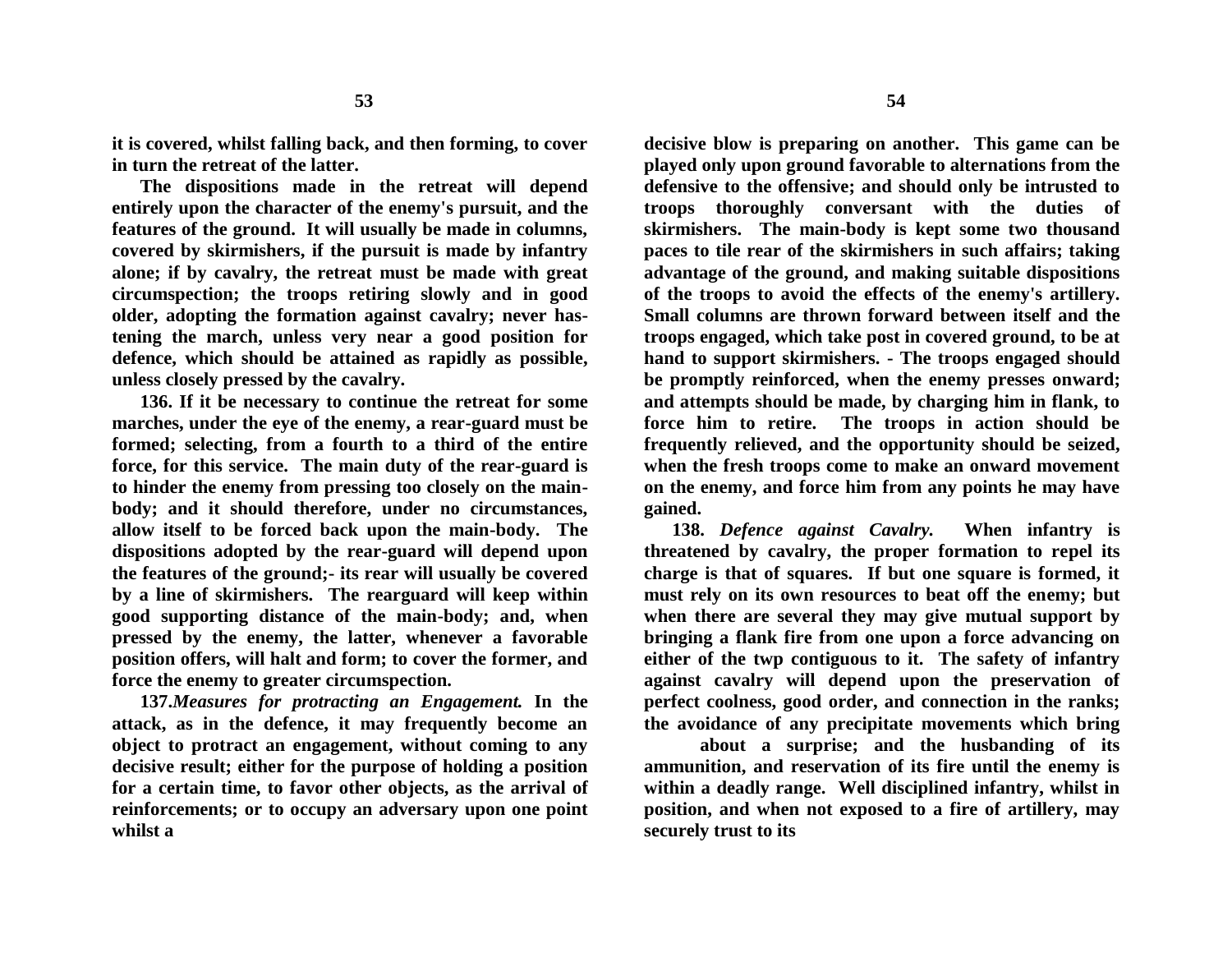**it is covered, whilst falling back, and then forming, to cover in turn the retreat of the latter.**

**The dispositions made in the retreat will depend entirely upon the character of the enemy's pursuit, and the features of the ground. It will usually be made in columns, covered by skirmishers, if the pursuit is made by infantry alone; if by cavalry, the retreat must be made with great circumspection; the troops retiring slowly and in good older, adopting the formation against cavalry; never hastening the march, unless very near a good position for defence, which should be attained as rapidly as possible, unless closely pressed by the cavalry.**

**136. If it be necessary to continue the retreat for some marches, under the eye of the enemy, a rear-guard must be formed; selecting, from a fourth to a third of the entire force, for this service. The main duty of the rear-guard is to hinder the enemy from pressing too closely on the main-body; and it should therefore, under no circumstances, allow itself to be forced back upon the main-body. The dispositions adopted by the rear-guard will depend upon the features of the ground;- its rear will usually be covered by a line of skirmishers. The rearguard will keep within good supporting distance of the main-body; and, when pressed by the enemy, the latter, whenever a favorable position offers, will halt and form; to cover the former, and force the enemy to greater circumspection.**

**137.*Measures for protracting an Engagement.* In the attack, as in the defence, it may frequently become an object to protract an engagement, without coming to any decisive result; either for the purpose of holding a position for a certain time, to favor other objects, as the arrival of reinforcements; or to occupy an adversary upon one point whilst a decisive blow is preparing on another. This game can be played only upon ground favorable to alternations from the defensive to the offensive; and should only be intrusted to troops thoroughly conversant with the duties of skirmishers. The main-body is kept some two thousand paces to tile rear of the skirmishers in such affairs; taking advantage of the ground, and making suitable dispositions of the troops to avoid the effects of the enemy's artillery. Small columns are thrown forward between itself and the troops engaged, which take post in covered ground, to be at hand to support skirmishers. - The troops engaged should be promptly reinforced, when the enemy presses onward; and attempts should be made, by charging him in flank, to force him to retire. The troops in action should be frequently relieved, and the opportunity should be seized, when the fresh troops come to make an onward movement on the enemy, and force him from any points he may have gained.**

**138. *Defence against Cavalry.* When infantry is threatened by cavalry, the proper formation to repel its charge is that of squares. If but one square is formed, it must rely on its own resources to beat off the enemy; but when there are several they may give mutual support by bringing a flank fire from one upon a force advancing on either of the twp contiguous to it. The safety of infantry against cavalry will depend upon the preservation of perfect coolness, good order, and connection in the ranks; the avoidance of any precipitate movements which bring about a surprise; and the husbanding of its ammunition, and reservation of its fire until the enemy is within a deadly range. Well disciplined infantry, whilst in position, and when not exposed to a fire of artillery, may securely trust to its**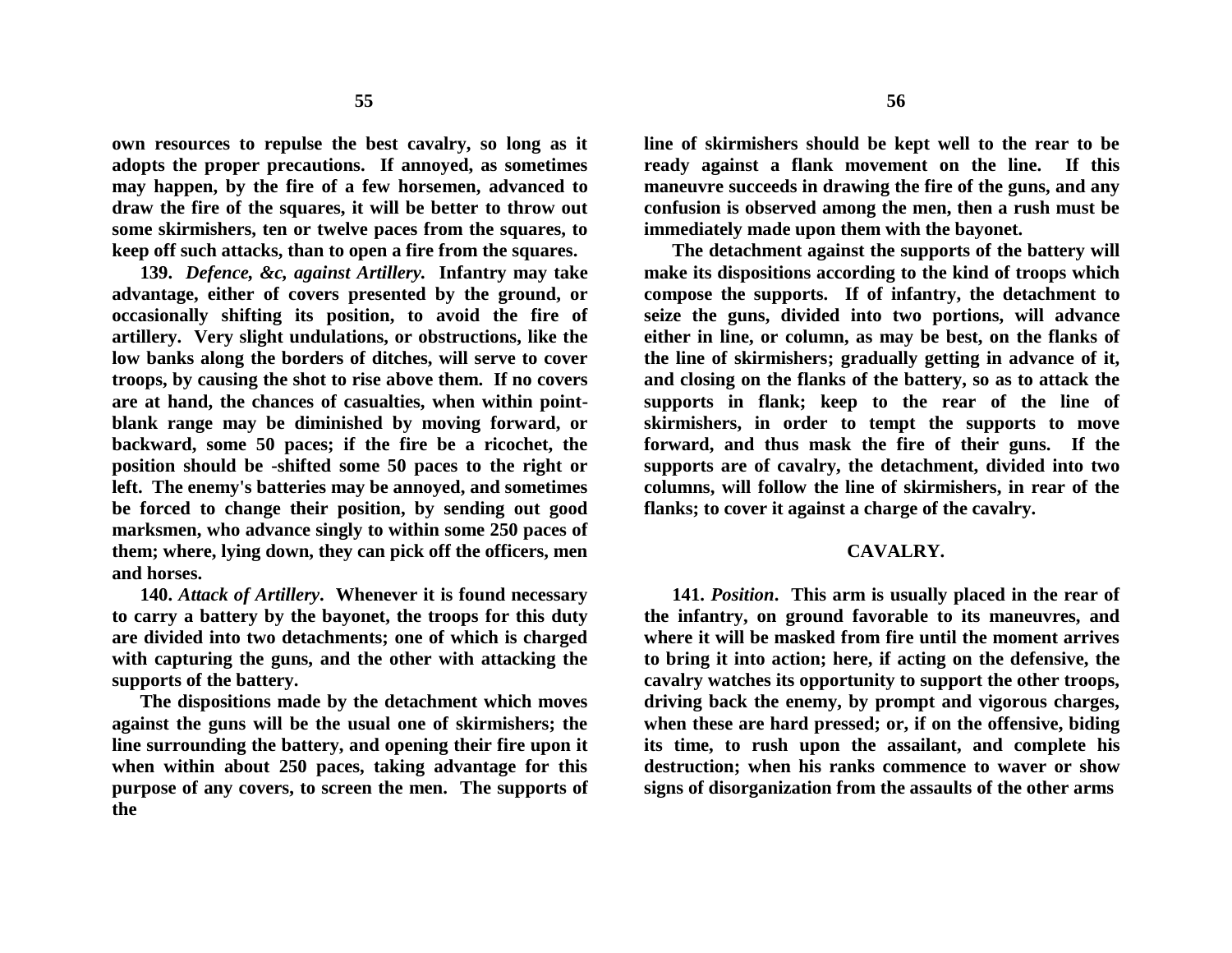**own resources to repulse the best cavalry, so long as it adopts the proper precautions. If annoyed, as sometimes may happen, by the fire of a few horsemen, advanced to draw the fire of the squares, it will be better to throw out some skirmishers, ten or twelve paces from the squares, to keep off such attacks, than to open a fire from the squares.**

**139. *Defence, &c, against Artillery.* Infantry may take advantage, either of covers presented by the ground, or occasionally shifting its position, to avoid the fire of artillery. Very slight undulations, or obstructions, like the low banks along the borders of ditches, will serve to cover troops, by causing the shot to rise above them. If no covers are at hand, the chances of casualties, when within point-blank range may be diminished by moving forward, or backward, some 50 paces; if the fire be a ricochet, the position should be -shifted some 50 paces to the right or left. The enemy's batteries may be annoyed, and sometimes be forced to change their position, by sending out good marksmen, who advance singly to within some 250 paces of them; where, lying down, they can pick off the officers, men and horses.**

**140. *Attack of Artillery*. Whenever it is found necessary to carry a battery by the bayonet, the troops for this duty are divided into two detachments; one of which is charged with capturing the guns, and the other with attacking the supports of the battery.**

**The dispositions made by the detachment which moves against the guns will be the usual one of skirmishers; the line surrounding the battery, and opening their fire upon it when within about 250 paces, taking advantage for this purpose of any covers, to screen the men. The supports of the line of skirmishers should be kept well to the rear to be ready against a flank movement on the line. If this maneuvre succeeds in drawing the fire of the guns, and any confusion is observed among the men, then a rush must be immediately made upon them with the bayonet.**

**The detachment against the supports of the battery will make its dispositions according to the kind of troops which compose the supports. If of infantry, the detachment to seize the guns, divided into two portions, will advance either in line, or column, as may be best, on the flanks of the line of skirmishers; gradually getting in advance of it, and closing on the flanks of the battery, so as to attack the supports in flank; keep to the rear of the line of skirmishers, in order to tempt the supports to move forward, and thus mask the fire of their guns. If the supports are of cavalry, the detachment, divided into two columns, will follow the line of skirmishers, in rear of the flanks; to cover it against a charge of the cavalry.**

## CAVALRY.

**141. *Position*. This arm is usually placed in the rear of the infantry, on ground favorable to its maneuvres, and where it will be masked from fire until the moment arrives to bring it into action; here, if acting on the defensive, the cavalry watches its opportunity to support the other troops, driving back the enemy, by prompt and vigorous charges, when these are hard pressed; or, if on the offensive, biding its time, to rush upon the assailant, and complete his destruction; when his ranks commence to waver or show signs of disorganization from the assaults of the other arms**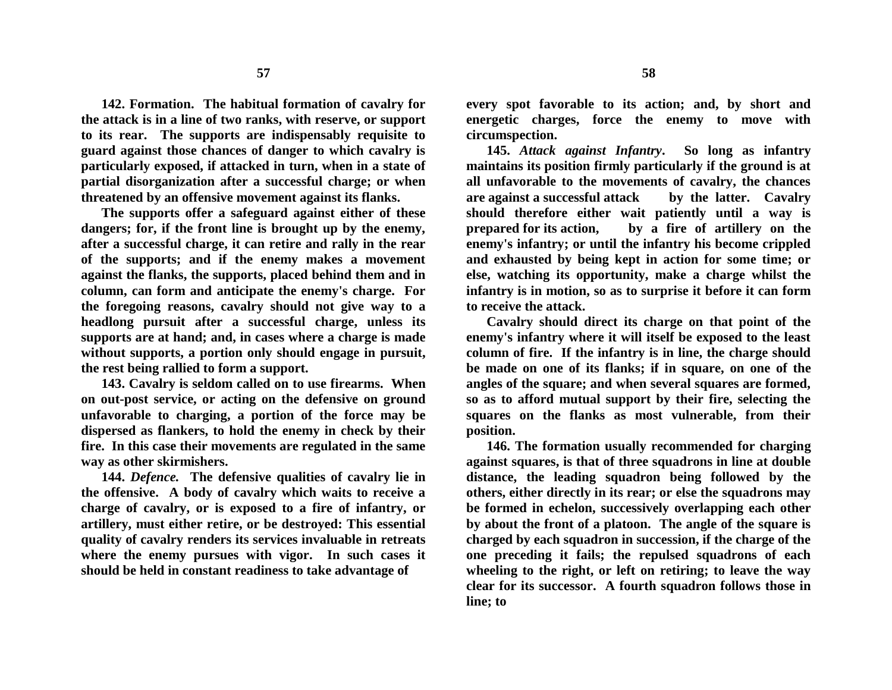**142. Formation. The habitual formation of cavalry for the attack is in a line of two ranks, with reserve, or support to its rear. The supports are indispensably requisite to guard against those chances of danger to which cavalry is particularly exposed, if attacked in turn, when in a state of partial disorganization after a successful charge; or when threatened by an offensive movement against its flanks.**

**The supports offer a safeguard against either of these dangers; for, if the front line is brought up by the enemy, after a successful charge, it can retire and rally in the rear of the supports; and if the enemy makes a movement against the flanks, the supports, placed behind them and in column, can form and anticipate the enemy's charge. For the foregoing reasons, cavalry should not give way to a headlong pursuit after a successful charge, unless its supports are at hand; and, in cases where a charge is made without supports, a portion only should engage in pursuit, the rest being rallied to form a support.**

**143. Cavalry is seldom called on to use firearms. When on out-post service, or acting on the defensive on ground unfavorable to charging, a portion of the force may be dispersed as flankers, to hold the enemy in check by their fire. In this case their movements are regulated in the same way as other skirmishers.**

**144. *Defence.* The defensive qualities of cavalry lie in the offensive. A body of cavalry which waits to receive a charge of cavalry, or is exposed to a fire of infantry, or artillery, must either retire, or be destroyed: This essential quality of cavalry renders its services invaluable in retreats where the enemy pursues with vigor. In such cases it should be held in constant readiness to take advantage of every spot favorable to its action; and, by short and energetic charges, force the enemy to move with circumspection.**

**145. *Attack against Infantry*. So long as infantry maintains its position firmly particularly if the ground is at all unfavorable to the movements of cavalry, the chances are against a successful attack by the latter. Cavalry should therefore either wait patiently until a way is prepared for its action, by a fire of artillery on the enemy's infantry; or until the infantry his become crippled and exhausted by being kept in action for some time; or else, watching its opportunity, make a charge whilst the infantry is in motion, so as to surprise it before it can form to receive the attack.**

**Cavalry should direct its charge on that point of the enemy's infantry where it will itself be exposed to the least column of fire. If the infantry is in line, the charge should be made on one of its flanks; if in square, on one of the angles of the square; and when several squares are formed, so as to afford mutual support by their fire, selecting the squares on the flanks as most vulnerable, from their position.**

**146. The formation usually recommended for charging against squares, is that of three squadrons in line at double distance, the leading squadron being followed by the others, either directly in its rear; or else the squadrons may be formed in echelon, successively overlapping each other by about the front of a platoon. The angle of the square is charged by each squadron in succession, if the charge of the one preceding it fails; the repulsed squadrons of each wheeling to the right, or left on retiring; to leave the way clear for its successor. A fourth squadron follows those in line; to**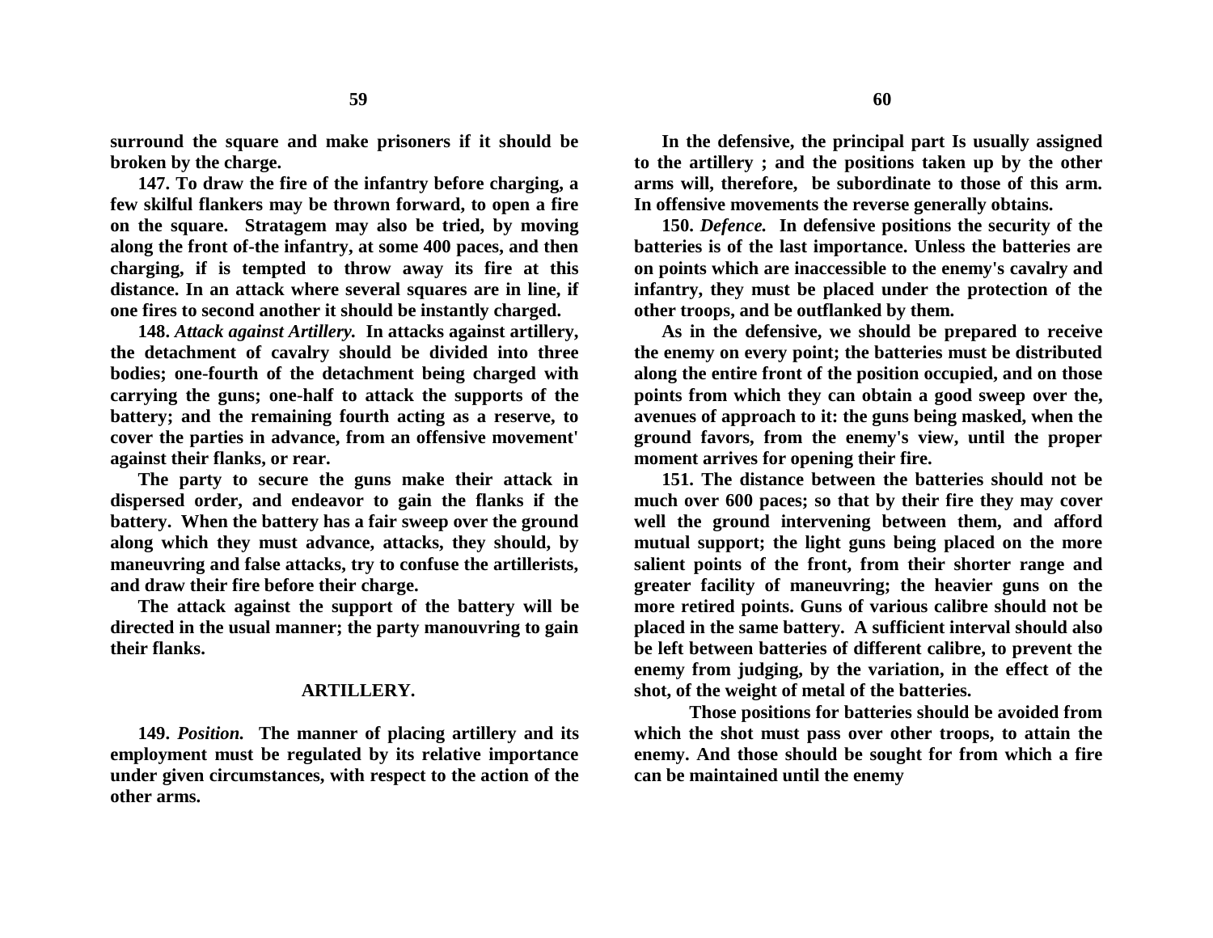**surround the square and make prisoners if it should be broken by the charge.**

**147. To draw the fire of the infantry before charging, a few skilful flankers may be thrown forward, to open a fire on the square. Stratagem may also be tried, by moving along the front of-the infantry, at some 400 paces, and then charging, if is tempted to throw away its fire at this distance. In an attack where several squares are in line, if one fires to second another it should be instantly charged.**

**148. *Attack against Artillery.* In attacks against artillery, the detachment of cavalry should be divided into three bodies; one-fourth of the detachment being charged with carrying the guns; one-half to attack the supports of the battery; and the remaining fourth acting as a reserve, to cover the parties in advance, from an offensive movement' against their flanks, or rear.**

**The party to secure the guns make their attack in dispersed order, and endeavor to gain the flanks if the battery. When the battery has a fair sweep over the ground along which they must advance, attacks, they should, by maneuvring and false attacks, try to confuse the artillerists, and draw their fire before their charge.**

**The attack against the support of the battery will be directed in the usual manner; the party manouvring to gain their flanks.**

## ARTILLERY.

**149. *Position.* The manner of placing artillery and its employment must be regulated by its relative importance under given circumstances, with respect to the action of the other arms.**

**In the defensive, the principal part Is usually assigned to the artillery ; and the positions taken up by the other arms will, therefore, be subordinate to those of this arm. In offensive movements the reverse generally obtains.**

**150. *Defence.* In defensive positions the security of the batteries is of the last importance. Unless the batteries are on points which are inaccessible to the enemy's cavalry and infantry, they must be placed under the protection of the other troops, and be outflanked by them.**

**As in the defensive, we should be prepared to receive the enemy on every point; the batteries must be distributed along the entire front of the position occupied, and on those points from which they can obtain a good sweep over the, avenues of approach to it: the guns being masked, when the ground favors, from the enemy's view, until the proper moment arrives for opening their fire.**

**151. The distance between the batteries should not be much over 600 paces; so that by their fire they may cover well the ground intervening between them, and afford mutual support; the light guns being placed on the more salient points of the front, from their shorter range and greater facility of maneuvring; the heavier guns on the more retired points. Guns of various calibre should not be placed in the same battery. A sufficient interval should also be left between batteries of different calibre, to prevent the enemy from judging, by the variation, in the effect of the shot, of the weight of metal of the batteries.**

**Those positions for batteries should be avoided from which the shot must pass over other troops, to attain the enemy. And those should be sought for from which a fire can be maintained until the enemy**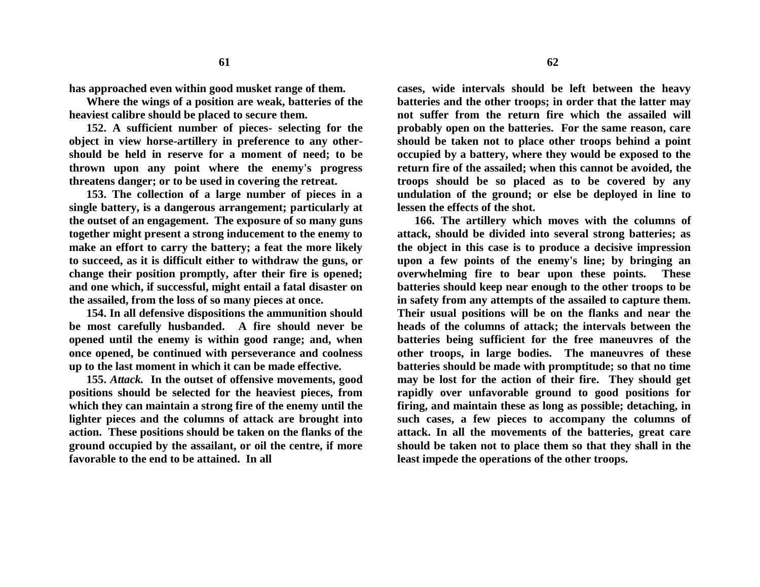has approached even within good musket range of them.

Where the wings of a position are weak, batteries of the heaviest calibre should be placed to secure them.

152. A sufficient number of pieces- selecting for the object in view horse-artillery in preference to any other- should be held in reserve for a moment of need; to be thrown upon any point where the enemy's progress threatens danger; or to be used in covering the retreat.

153. The collection of a large number of pieces in a single battery, is a dangerous arrangement; particularly at the outset of an engagement. The exposure of so many guns together might present a strong inducement to the enemy to make an effort to carry the battery; a feat the more likely to succeed, as it is difficult either to withdraw the guns, or change their position promptly, after their fire is opened; and one which, if successful, might entail a fatal disaster on the assailed, from the loss of so many pieces at once.

154. In all defensive dispositions the ammunition should be most carefully husbanded. A fire should never be opened until the enemy is within good range; and, when once opened, be continued with perseverance and coolness up to the last moment in which it can be made effective.

155. *Attack.* In the outset of offensive movements, good positions should be selected for the heaviest pieces, from which they can maintain a strong fire of the enemy until the lighter pieces and the columns of attack are brought into action. These positions should be taken on the flanks of the ground occupied by the assailant, or oil the centre, if more favorable to the end to be attained. In all cases, wide intervals should be left between the heavy batteries and the other troops; in order that the latter may not suffer from the return fire which the assailed will probably open on the batteries. For the same reason, care should be taken not to place other troops behind a point occupied by a battery, where they would be exposed to the return fire of the assailed; when this cannot be avoided, the troops should be so placed as to be covered by any undulation of the ground; or else be deployed in line to lessen the effects of the shot.

166. The artillery which moves with the columns of attack, should be divided into several strong batteries; as the object in this case is to produce a decisive impression upon a few points of the enemy's line; by bringing an overwhelming fire to bear upon these points. These batteries should keep near enough to the other troops to be in safety from any attempts of the assailed to capture them. Their usual positions will be on the flanks and near the heads of the columns of attack; the intervals between the batteries being sufficient for the free maneuvres of the other troops, in large bodies. The maneuvres of these batteries should be made with promptitude; so that no time may be lost for the action of their fire. They should get rapidly over unfavorable ground to good positions for firing, and maintain these as long as possible; detaching, in such cases, a few pieces to accompany the columns of attack. In all the movements of the batteries, great care should be taken not to place them so that they shall in the least impede the operations of the other troops.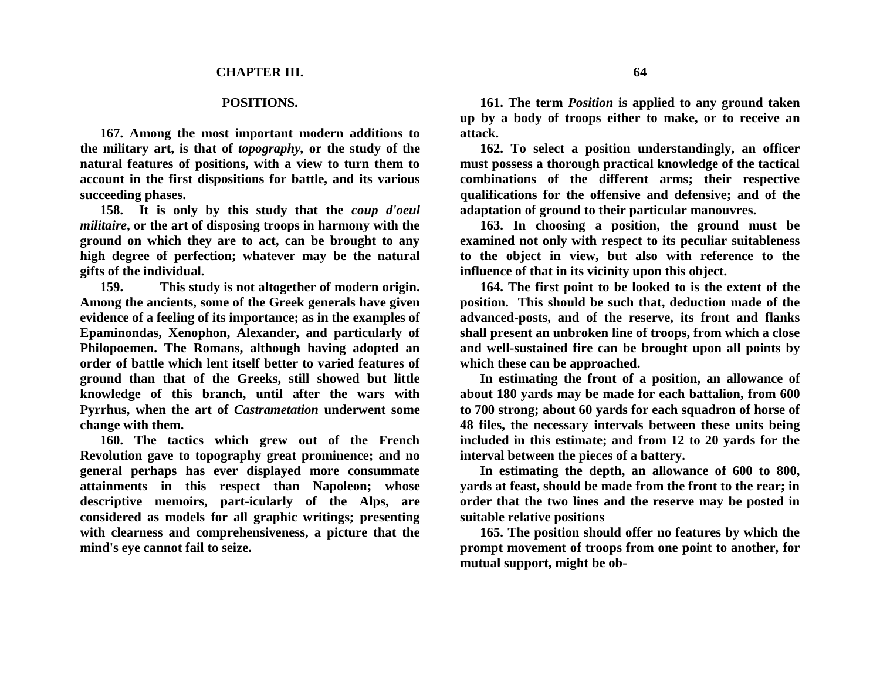## CHAPTER III.

### POSITIONS.

**167. Among the most important modern additions to the military art, is that of *topography*, or the study of the natural features of positions, with a view to turn them to account in the first dispositions for battle, and its various succeeding phases.**

**158. It is only by this study that the *coup d'oeul militaire*, or the art of disposing troops in harmony with the ground on which they are to act, can be brought to any high degree of perfection; whatever may be the natural gifts of the individual.**

**159. This study is not altogether of modern origin. Among the ancients, some of the Greek generals have given evidence of a feeling of its importance; as in the examples of Epaminondas, Xenophon, Alexander, and particularly of Philopoemen. The Romans, although having adopted an order of battle which lent itself better to varied features of ground than that of the Greeks, still showed but little knowledge of this branch, until after the wars with Pyrrhus, when the art of *Castrametation* underwent some change with them.**

**160. The tactics which grew out of the French Revolution gave to topography great prominence; and no general perhaps has ever displayed more consummate attainments in this respect than Napoleon; whose descriptive memoirs, part-icularly of the Alps, are considered as models for all graphic writings; presenting with clearness and comprehensiveness, a picture that the mind's eye cannot fail to seize.**

**161. The term *Position* is applied to any ground taken up by a body of troops either to make, or to receive an attack.**

**162. To select a position understandingly, an officer must possess a thorough practical knowledge of the tactical combinations of the different arms; their respective qualifications for the offensive and defensive; and of the adaptation of ground to their particular manouvres.**

**163. In choosing a position, the ground must be examined not only with respect to its peculiar suitableness to the object in view, but also with reference to the influence of that in its vicinity upon this object.**

**164. The first point to be looked to is the extent of the position. This should be such that, deduction made of the advanced-posts, and of the reserve, its front and flanks shall present an unbroken line of troops, from which a close and well-sustained fire can be brought upon all points by which these can be approached.**

**In estimating the front of a position, an allowance of about 180 yards may be made for each battalion, from 600 to 700 strong; about 60 yards for each squadron of horse of 48 files, the necessary intervals between these units being included in this estimate; and from 12 to 20 yards for the interval between the pieces of a battery.**

**In estimating the depth, an allowance of 600 to 800, yards at feast, should be made from the front to the rear; in order that the two lines and the reserve may be posted in suitable relative positions**

**165. The position should offer no features by which the prompt movement of troops from one point to another, for mutual support, might be ob-**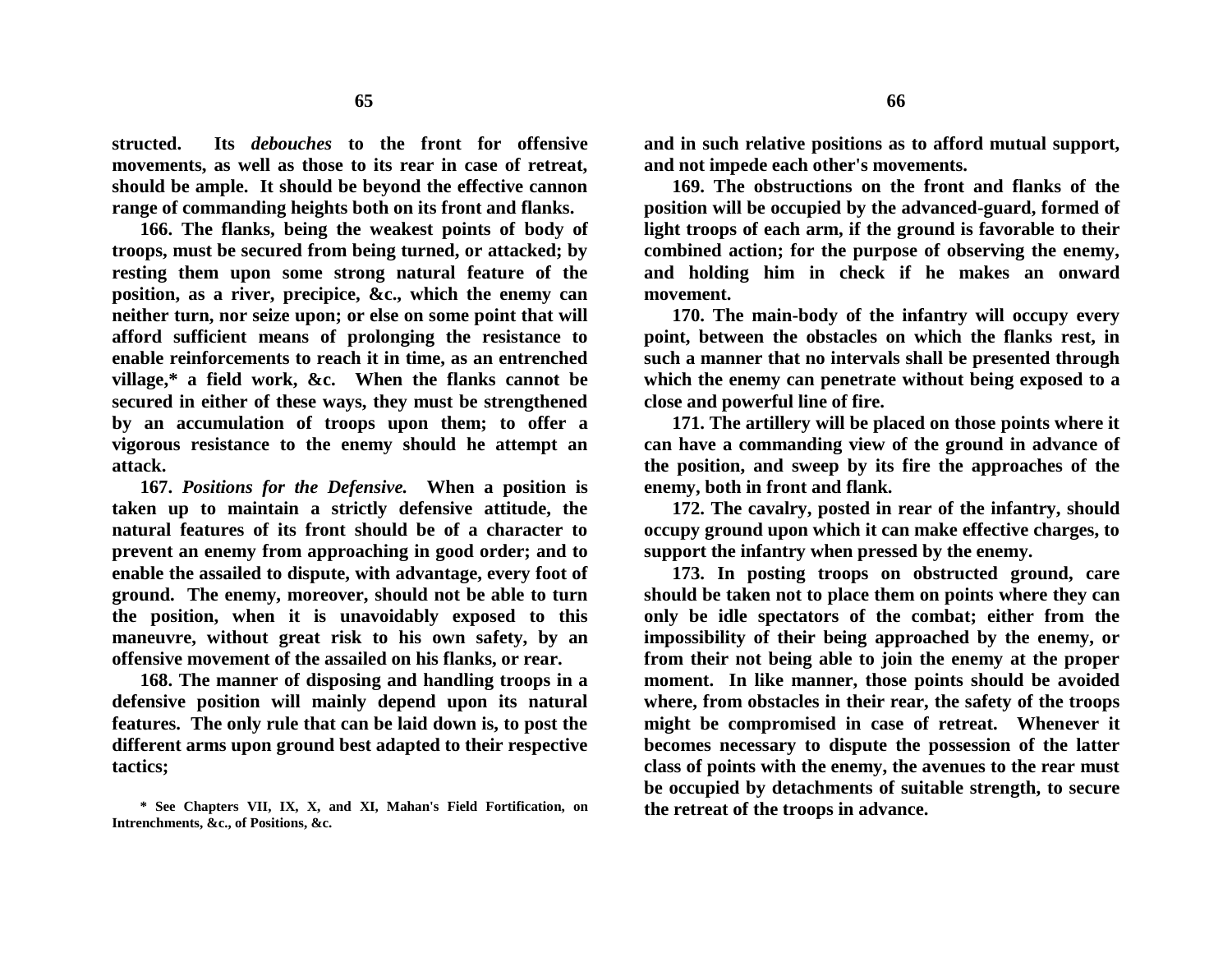**structed. Its *debouches* to the front for offensive movements, as well as those to its rear in case of retreat, should be ample. It should be beyond the effective cannon range of commanding heights both on its front and flanks.**

**166. The flanks, being the weakest points of body of troops, must be secured from being turned, or attacked; by resting them upon some strong natural feature of the position, as a river, precipice, &c., which the enemy can neither turn, nor seize upon; or else on some point that will afford sufficient means of prolonging the resistance to enable reinforcements to reach it in time, as an entrenched village,* a field work, &c. When the flanks cannot be secured in either of these ways, they must be strengthened by an accumulation of troops upon them; to offer a vigorous resistance to the enemy should he attempt an attack.**

**167. *Positions for the Defensive.* When a position is taken up to maintain a strictly defensive attitude, the natural features of its front should be of a character to prevent an enemy from approaching in good order; and to enable the assailed to dispute, with advantage, every foot of ground. The enemy, moreover, should not be able to turn the position, when it is unavoidably exposed to this maneuvre, without great risk to his own safety, by an offensive movement of the assailed on his flanks, or rear.**

**168. The manner of disposing and handling troops in a defensive position will mainly depend upon its natural features. The only rule that can be laid down is, to post the different arms upon ground best adapted to their respective tactics; and in such relative positions as to afford mutual support, and not impede each other's movements.**

**169. The obstructions on the front and flanks of the position will be occupied by the advanced-guard, formed of light troops of each arm, if the ground is favorable to their combined action; for the purpose of observing the enemy, and holding him in check if he makes an onward movement.**

**170. The main-body of the infantry will occupy every point, between the obstacles on which the flanks rest, in such a manner that no intervals shall be presented through which the enemy can penetrate without being exposed to a close and powerful line of fire.**

**171. The artillery will be placed on those points where it can have a commanding view of the ground in advance of the position, and sweep by its fire the approaches of the enemy, both in front and flank.**

**172. The cavalry, posted in rear of the infantry, should occupy ground upon which it can make effective charges, to support the infantry when pressed by the enemy.**

**173. In posting troops on obstructed ground, care should be taken not to place them on points where they can only be idle spectators of the combat; either from the impossibility of their being approached by the enemy, or from their not being able to join the enemy at the proper moment. In like manner, those points should be avoided where, from obstacles in their rear, the safety of the troops might be compromised in case of retreat. Whenever it becomes necessary to dispute the possession of the latter class of points with the enemy, the avenues to the rear must be occupied by detachments of suitable strength, to secure the retreat of the troops in advance.**

**\* See Chapters VII, IX, X, and XI, Mahan's Field Fortification, on Intrenchments, &c., of Positions, &c.**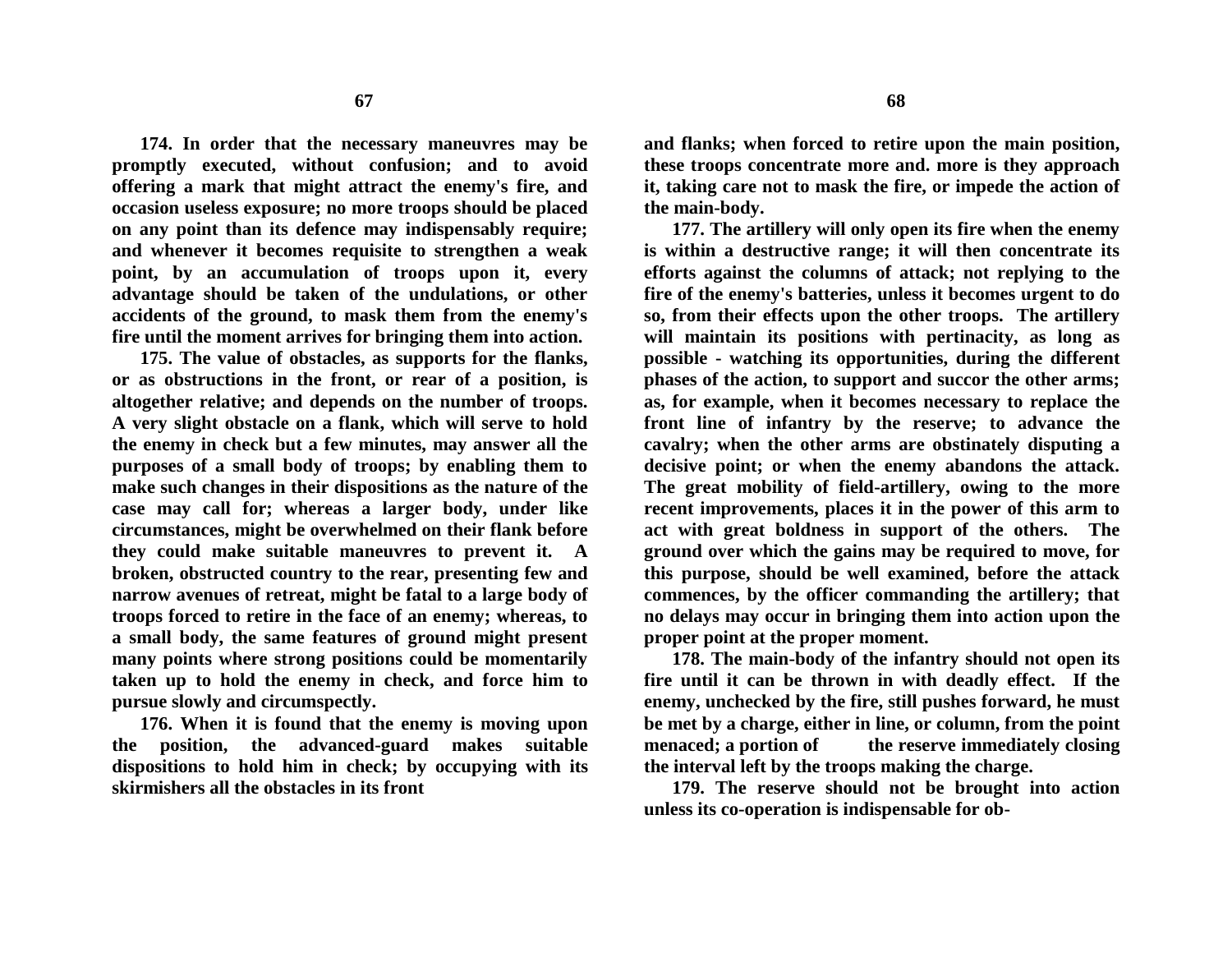**174. In order that the necessary maneuvres may be promptly executed, without confusion; and to avoid offering a mark that might attract the enemy's fire, and occasion useless exposure; no more troops should be placed on any point than its defence may indispensably require; and whenever it becomes requisite to strengthen a weak point, by an accumulation of troops upon it, every advantage should be taken of the undulations, or other accidents of the ground, to mask them from the enemy's fire until the moment arrives for bringing them into action.**

**175. The value of obstacles, as supports for the flanks, or as obstructions in the front, or rear of a position, is altogether relative; and depends on the number of troops. A very slight obstacle on a flank, which will serve to hold the enemy in check but a few minutes, may answer all the purposes of a small body of troops; by enabling them to make such changes in their dispositions as the nature of the case may call for; whereas a larger body, under like circumstances, might be overwhelmed on their flank before they could make suitable maneuvres to prevent it. A broken, obstructed country to the rear, presenting few and narrow avenues of retreat, might be fatal to a large body of troops forced to retire in the face of an enemy; whereas, to a small body, the same features of ground might present many points where strong positions could be momentarily taken up to hold the enemy in check, and force him to pursue slowly and circumspectly.**

**176. When it is found that the enemy is moving upon the position, the advanced-guard makes suitable dispositions to hold him in check; by occupying with its skirmishers all the obstacles in its front and flanks; when forced to retire upon the main position, these troops concentrate more and. more is they approach it, taking care not to mask the fire, or impede the action of the main-body.**

**177. The artillery will only open its fire when the enemy is within a destructive range; it will then concentrate its efforts against the columns of attack; not replying to the fire of the enemy's batteries, unless it becomes urgent to do so, from their effects upon the other troops. The artillery will maintain its positions with pertinacity, as long as possible - watching its opportunities, during the different phases of the action, to support and succor the other arms; as, for example, when it becomes necessary to replace the front line of infantry by the reserve; to advance the cavalry; when the other arms are obstinately disputing a decisive point; or when the enemy abandons the attack. The great mobility of field-artillery, owing to the more recent improvements, places it in the power of this arm to act with great boldness in support of the others. The ground over which the gains may be required to move, for this purpose, should be well examined, before the attack commences, by the officer commanding the artillery; that no delays may occur in bringing them into action upon the proper point at the proper moment.**

**178. The main-body of the infantry should not open its fire until it can be thrown in with deadly effect. If the enemy, unchecked by the fire, still pushes forward, he must be met by a charge, either in line, or column, from the point menaced; a portion of the reserve immediately closing the interval left by the troops making the charge.**

**179. The reserve should not be brought into action unless its co-operation is indispensable for ob-**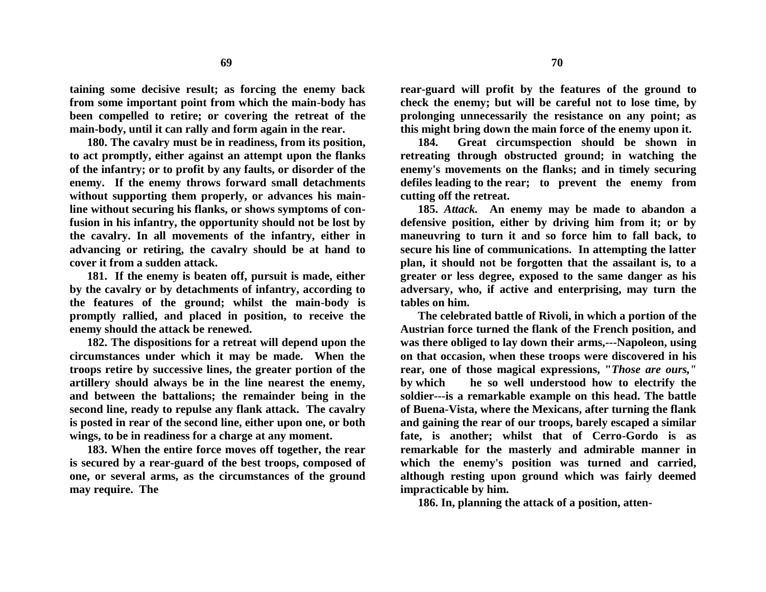**taining some decisive result; as forcing the enemy back from some important point from which the main-body has been compelled to retire; or covering the retreat of the main-body, until it can rally and form again in the rear.**

**180. The cavalry must be in readiness, from its position, to act promptly, either against an attempt upon the flanks of the infantry; or to profit by any faults, or disorder of the enemy. If the enemy throws forward small detachments without supporting them properly, or advances his main-line without securing his flanks, or shows symptoms of confusion in his infantry, the opportunity should not be lost by the cavalry. In all movements of the infantry, either in advancing or retiring, the cavalry should be at hand to cover it from a sudden attack.**

**181. If the enemy is beaten off, pursuit is made, either by the cavalry or by detachments of infantry, according to the features of the ground; whilst the main-body is promptly rallied, and placed in position, to receive the enemy should the attack be renewed.**

**182. The dispositions for a retreat will depend upon the circumstances under which it may be made. When the troops retire by successive lines, the greater portion of the artillery should always be in the line nearest the enemy, and between the battalions; the remainder being in the second line, ready to repulse any flank attack. The cavalry is posted in rear of the second line, either upon one, or both wings, to be in readiness for a charge at any moment.**

**183. When the entire force moves off together, the rear is secured by a rear-guard of the best troops, composed of one, or several arms, as the circumstances of the ground may require. The rear-guard will profit by the features of the ground to check the enemy; but will be careful not to lose time, by prolonging unnecessarily the resistance on any point; as this might bring down the main force of the enemy upon it.**

**184. Great circumspection should be shown in retreating through obstructed ground; in watching the enemy's movements on the flanks; and in timely securing defiles leading to the rear; to prevent the enemy from cutting off the retreat.**

**185. *Attack.* An enemy may be made to abandon a defensive position, either by driving him from it; or by maneuvring to turn it and so force him to fall back, to secure his line of communications. In attempting the latter plan, it should not be forgotten that the assailant is, to a greater or less degree, exposed to the same danger as his adversary, who, if active and enterprising, may turn the tables on him.**

**The celebrated battle of Rivoli, in which a portion of the Austrian force turned the flank of the French position, and was there obliged to lay down their arms,---Napoleon, using on that occasion, when these troops were discovered in his rear, one of those magical expressions, "*Those are ours,*" by which he so well understood how to electrify the soldier---is a remarkable example on this head. The battle of Buena-Vista, where the Mexicans, after turning the flank and gaining the rear of our troops, barely escaped a similar fate, is another; whilst that of Cerro-Gordo is as remarkable for the masterly and admirable manner in which the enemy's position was turned and carried, although resting upon ground which was fairly deemed impracticable by him.**

**186. In, planning the attack of a position, atten-**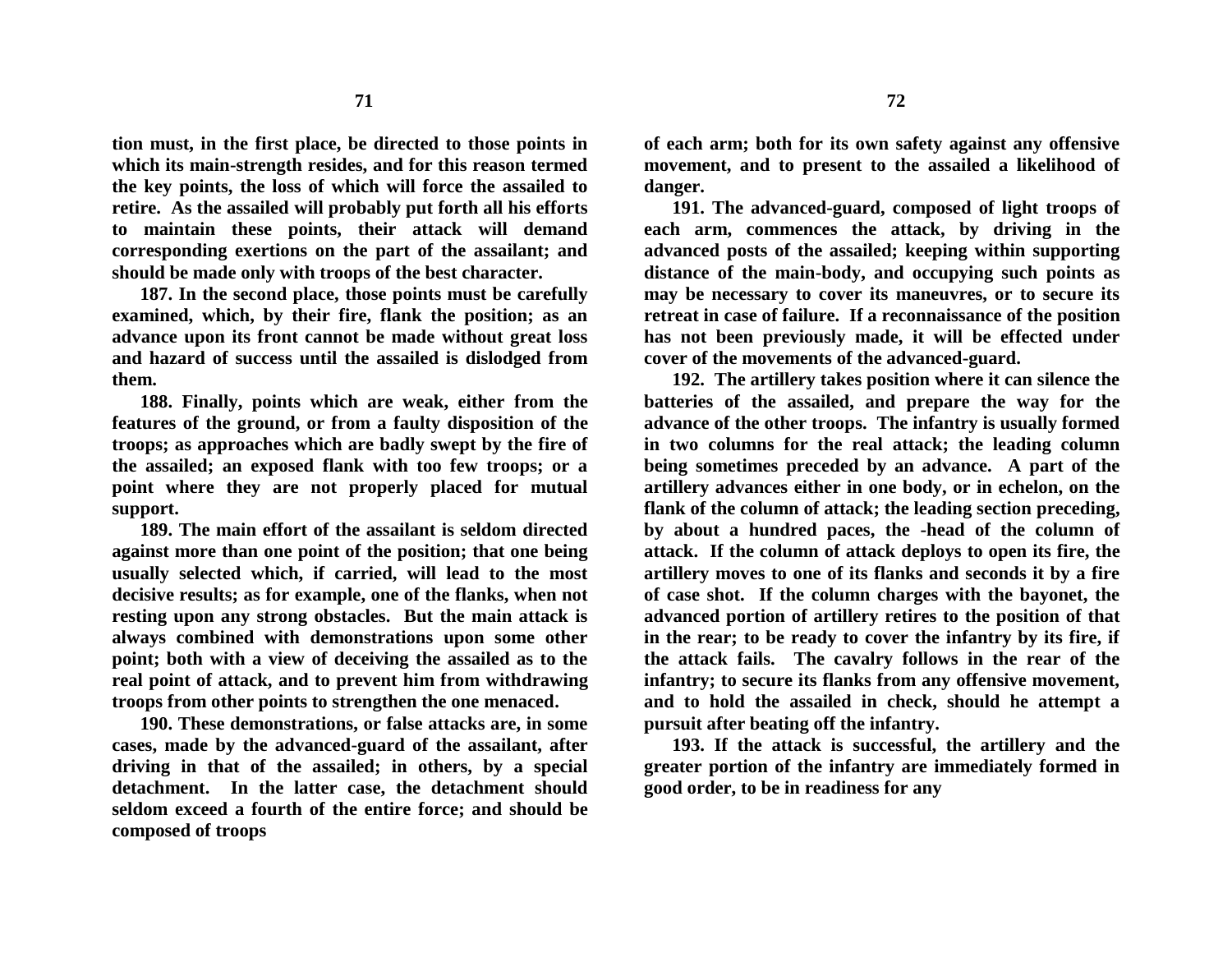**tion must, in the first place, be directed to those points in which its main-strength resides, and for this reason termed the key points, the loss of which will force the assailed to retire. As the assailed will probably put forth all his efforts to maintain these points, their attack will demand corresponding exertions on the part of the assailant; and should be made only with troops of the best character.**

**187. In the second place, those points must be carefully examined, which, by their fire, flank the position; as an advance upon its front cannot be made without great loss and hazard of success until the assailed is dislodged from them.**

**188. Finally, points which are weak, either from the features of the ground, or from a faulty disposition of the troops; as approaches which are badly swept by the fire of the assailed; an exposed flank with too few troops; or a point where they are not properly placed for mutual support.**

**189. The main effort of the assailant is seldom directed against more than one point of the position; that one being usually selected which, if carried, will lead to the most decisive results; as for example, one of the flanks, when not resting upon any strong obstacles. But the main attack is always combined with demonstrations upon some other point; both with a view of deceiving the assailed as to the real point of attack, and to prevent him from withdrawing troops from other points to strengthen the one menaced.**

**190. These demonstrations, or false attacks are, in some cases, made by the advanced-guard of the assailant, after driving in that of the assailed; in others, by a special detachment. In the latter case, the detachment should seldom exceed a fourth of the entire force; and should be composed of troops of each arm; both for its own safety against any offensive movement, and to present to the assailed a likelihood of danger.**

**191. The advanced-guard, composed of light troops of each arm, commences the attack, by driving in the advanced posts of the assailed; keeping within supporting distance of the main-body, and occupying such points as may be necessary to cover its maneuvres, or to secure its retreat in case of failure. If a reconnaissance of the position has not been previously made, it will be effected under cover of the movements of the advanced-guard.**

**192. The artillery takes position where it can silence the batteries of the assailed, and prepare the way for the advance of the other troops. The infantry is usually formed in two columns for the real attack; the leading column being sometimes preceded by an advance. A part of the artillery advances either in one body, or in echelon, on the flank of the column of attack; the leading section preceding, by about a hundred paces, the -head of the column of attack. If the column of attack deploys to open its fire, the artillery moves to one of its flanks and seconds it by a fire of case shot. If the column charges with the bayonet, the advanced portion of artillery retires to the position of that in the rear; to be ready to cover the infantry by its fire, if the attack fails. The cavalry follows in the rear of the infantry; to secure its flanks from any offensive movement, and to hold the assailed in check, should he attempt a pursuit after beating off the infantry.**

**193. If the attack is successful, the artillery and the greater portion of the infantry are immediately formed in good order, to be in readiness for any**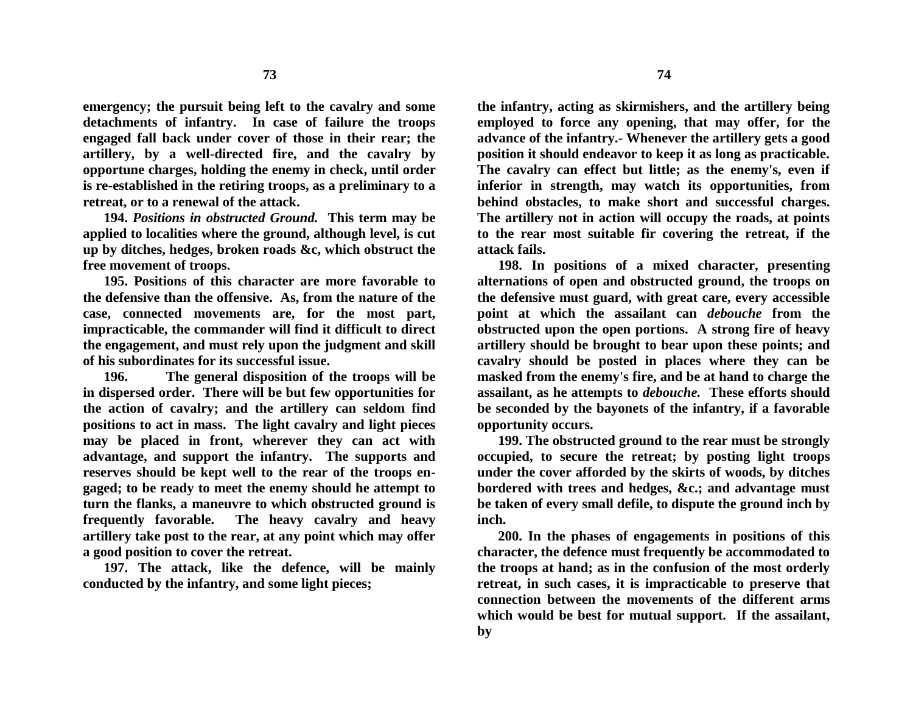**emergency; the pursuit being left to the cavalry and some detachments of infantry. In case of failure the troops engaged fall back under cover of those in their rear; the artillery, by a well-directed fire, and the cavalry by opportune charges, holding the enemy in check, until order is re-established in the retiring troops, as a preliminary to a retreat, or to a renewal of the attack.**

**194.** ***Positions in obstructed Ground.*** **This term may be applied to localities where the ground, although level, is cut up by ditches, hedges, broken roads &c, which obstruct the free movement of troops.**

**195. Positions of this character are more favorable to the defensive than the offensive. As, from the nature of the case, connected movements are, for the most part, impracticable, the commander will find it difficult to direct the engagement, and must rely upon the judgment and skill of his subordinates for its successful issue.**

**196. The general disposition of the troops will be in dispersed order. There will be but few opportunities for the action of cavalry; and the artillery can seldom find positions to act in mass. The light cavalry and light pieces may be placed in front, wherever they can act with advantage, and support the infantry. The supports and reserves should be kept well to the rear of the troops engaged; to be ready to meet the enemy should he attempt to turn the flanks, a maneuvre to which obstructed ground is frequently favorable. The heavy cavalry and heavy artillery take post to the rear, at any point which may offer a good position to cover the retreat.**

**197. The attack, like the defence, will be mainly conducted by the infantry, and some light pieces; the infantry, acting as skirmishers, and the artillery being employed to force any opening, that may offer, for the advance of the infantry.- Whenever the artillery gets a good position it should endeavor to keep it as long as practicable. The cavalry can effect but little; as the enemy's, even if inferior in strength, may watch its opportunities, from behind obstacles, to make short and successful charges. The artillery not in action will occupy the roads, at points to the rear most suitable fir covering the retreat, if the attack fails.**

**198. In positions of a mixed character, presenting alternations of open and obstructed ground, the troops on the defensive must guard, with great care, every accessible point at which the assailant can** ***debouche*** **from the obstructed upon the open portions. A strong fire of heavy artillery should be brought to bear upon these points; and cavalry should be posted in places where they can be masked from the enemy's fire, and be at hand to charge the assailant, as he attempts to** ***debouche.*** **These efforts should be seconded by the bayonets of the infantry, if a favorable opportunity occurs.**

**199. The obstructed ground to the rear must be strongly occupied, to secure the retreat; by posting light troops under the cover afforded by the skirts of woods, by ditches bordered with trees and hedges, &c.; and advantage must be taken of every small defile, to dispute the ground inch by inch.**

**200. In the phases of engagements in positions of this character, the defence must frequently be accommodated to the troops at hand; as in the confusion of the most orderly retreat, in such cases, it is impracticable to preserve that connection between the movements of the different arms which would be best for mutual support. If the assailant, by**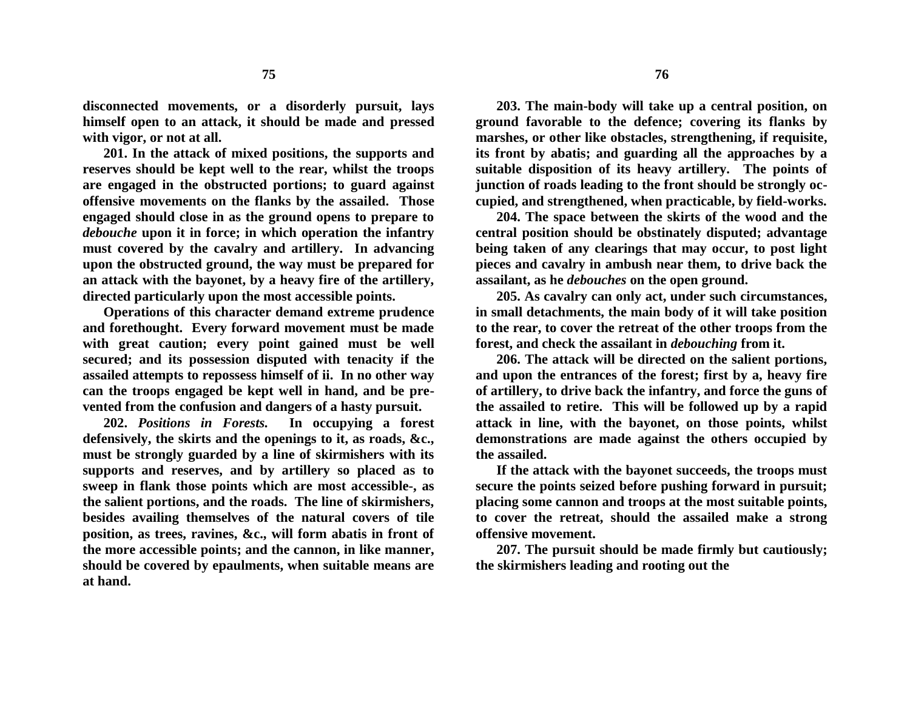disconnected movements, or a disorderly pursuit, lays himself open to an attack, it should be made and pressed with vigor, or not at all.

201. In the attack of mixed positions, the supports and reserves should be kept well to the rear, whilst the troops are engaged in the obstructed portions; to guard against offensive movements on the flanks by the assailed. Those engaged should close in as the ground opens to prepare to *debouche* upon it in force; in which operation the infantry must covered by the cavalry and artillery. In advancing upon the obstructed ground, the way must be prepared for an attack with the bayonet, by a heavy fire of the artillery, directed particularly upon the most accessible points.

Operations of this character demand extreme prudence and forethought. Every forward movement must be made with great caution; every point gained must be well secured; and its possession disputed with tenacity if the assailed attempts to repossess himself of ii. In no other way can the troops engaged be kept well in hand, and be prevented from the confusion and dangers of a hasty pursuit.

202. *Positions in Forests.* In occupying a forest defensively, the skirts and the openings to it, as roads, &c., must be strongly guarded by a line of skirmishers with its supports and reserves, and by artillery so placed as to sweep in flank those points which are most accessible-, as the salient portions, and the roads. The line of skirmishers, besides availing themselves of the natural covers of tile position, as trees, ravines, &c., will form abatis in front of the more accessible points; and the cannon, in like manner, should be covered by epaulments, when suitable means are at hand.

203. The main-body will take up a central position, on ground favorable to the defence; covering its flanks by marshes, or other like obstacles, strengthening, if requisite, its front by abatis; and guarding all the approaches by a suitable disposition of its heavy artillery. The points of junction of roads leading to the front should be strongly occupied, and strengthened, when practicable, by field-works.

204. The space between the skirts of the wood and the central position should be obstinately disputed; advantage being taken of any clearings that may occur, to post light pieces and cavalry in ambush near them, to drive back the assailant, as he *debouches* on the open ground.

205. As cavalry can only act, under such circumstances, in small detachments, the main body of it will take position to the rear, to cover the retreat of the other troops from the forest, and check the assailant in *debouching* from it.

206. The attack will be directed on the salient portions, and upon the entrances of the forest; first by a, heavy fire of artillery, to drive back the infantry, and force the guns of the assailed to retire. This will be followed up by a rapid attack in line, with the bayonet, on those points, whilst demonstrations are made against the others occupied by the assailed.

If the attack with the bayonet succeeds, the troops must secure the points seized before pushing forward in pursuit; placing some cannon and troops at the most suitable points, to cover the retreat, should the assailed make a strong offensive movement.

207. The pursuit should be made firmly but cautiously; the skirmishers leading and rooting out the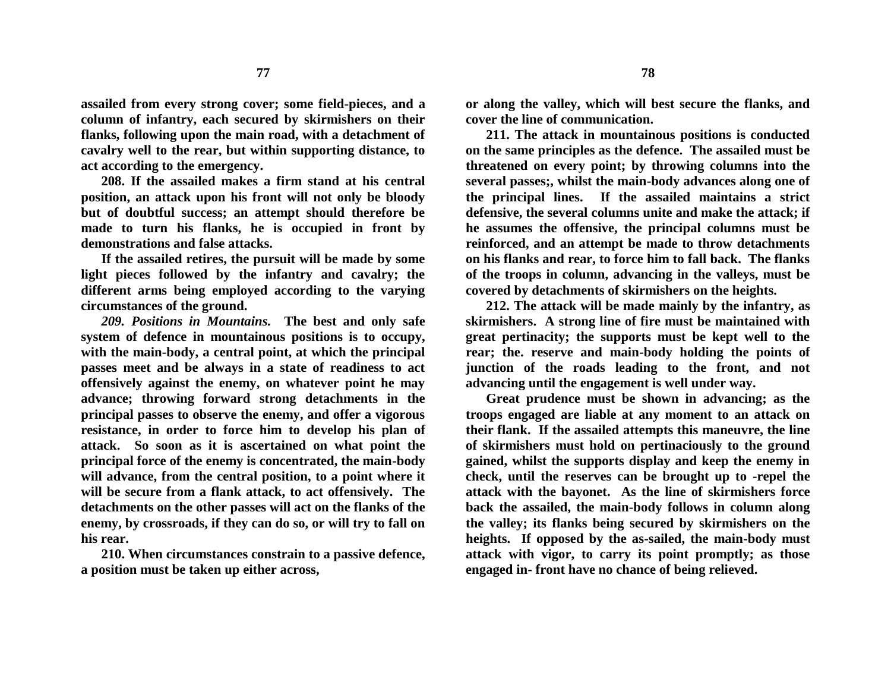**assailed from every strong cover; some field-pieces, and a column of infantry, each secured by skirmishers on their flanks, following upon the main road, with a detachment of cavalry well to the rear, but within supporting distance, to act according to the emergency.**

**208. If the assailed makes a firm stand at his central position, an attack upon his front will not only be bloody but of doubtful success; an attempt should therefore be made to turn his flanks, he is occupied in front by demonstrations and false attacks.**

**If the assailed retires, the pursuit will be made by some light pieces followed by the infantry and cavalry; the different arms being employed according to the varying circumstances of the ground.**

***209. Positions in Mountains.*** **The best and only safe system of defence in mountainous positions is to occupy, with the main-body, a central point, at which the principal passes meet and be always in a state of readiness to act offensively against the enemy, on whatever point he may advance; throwing forward strong detachments in the principal passes to observe the enemy, and offer a vigorous resistance, in order to force him to develop his plan of attack. So soon as it is ascertained on what point the principal force of the enemy is concentrated, the main-body will advance, from the central position, to a point where it will be secure from a flank attack, to act offensively. The detachments on the other passes will act on the flanks of the enemy, by crossroads, if they can do so, or will try to fall on his rear.**

**210. When circumstances constrain to a passive defence, a position must be taken up either across, or along the valley, which will best secure the flanks, and cover the line of communication.**

**211. The attack in mountainous positions is conducted on the same principles as the defence. The assailed must be threatened on every point; by throwing columns into the several passes;, whilst the main-body advances along one of the principal lines. If the assailed maintains a strict defensive, the several columns unite and make the attack; if he assumes the offensive, the principal columns must be reinforced, and an attempt be made to throw detachments on his flanks and rear, to force him to fall back. The flanks of the troops in column, advancing in the valleys, must be covered by detachments of skirmishers on the heights.**

**212. The attack will be made mainly by the infantry, as skirmishers. A strong line of fire must be maintained with great pertinacity; the supports must be kept well to the rear; the. reserve and main-body holding the points of junction of the roads leading to the front, and not advancing until the engagement is well under way.**

**Great prudence must be shown in advancing; as the troops engaged are liable at any moment to an attack on their flank. If the assailed attempts this maneuvre, the line of skirmishers must hold on pertinaciously to the ground gained, whilst the supports display and keep the enemy in check, until the reserves can be brought up to -repel the attack with the bayonet. As the line of skirmishers force back the assailed, the main-body follows in column along the valley; its flanks being secured by skirmishers on the heights. If opposed by the as-sailed, the main-body must attack with vigor, to carry its point promptly; as those engaged in- front have no chance of being relieved.**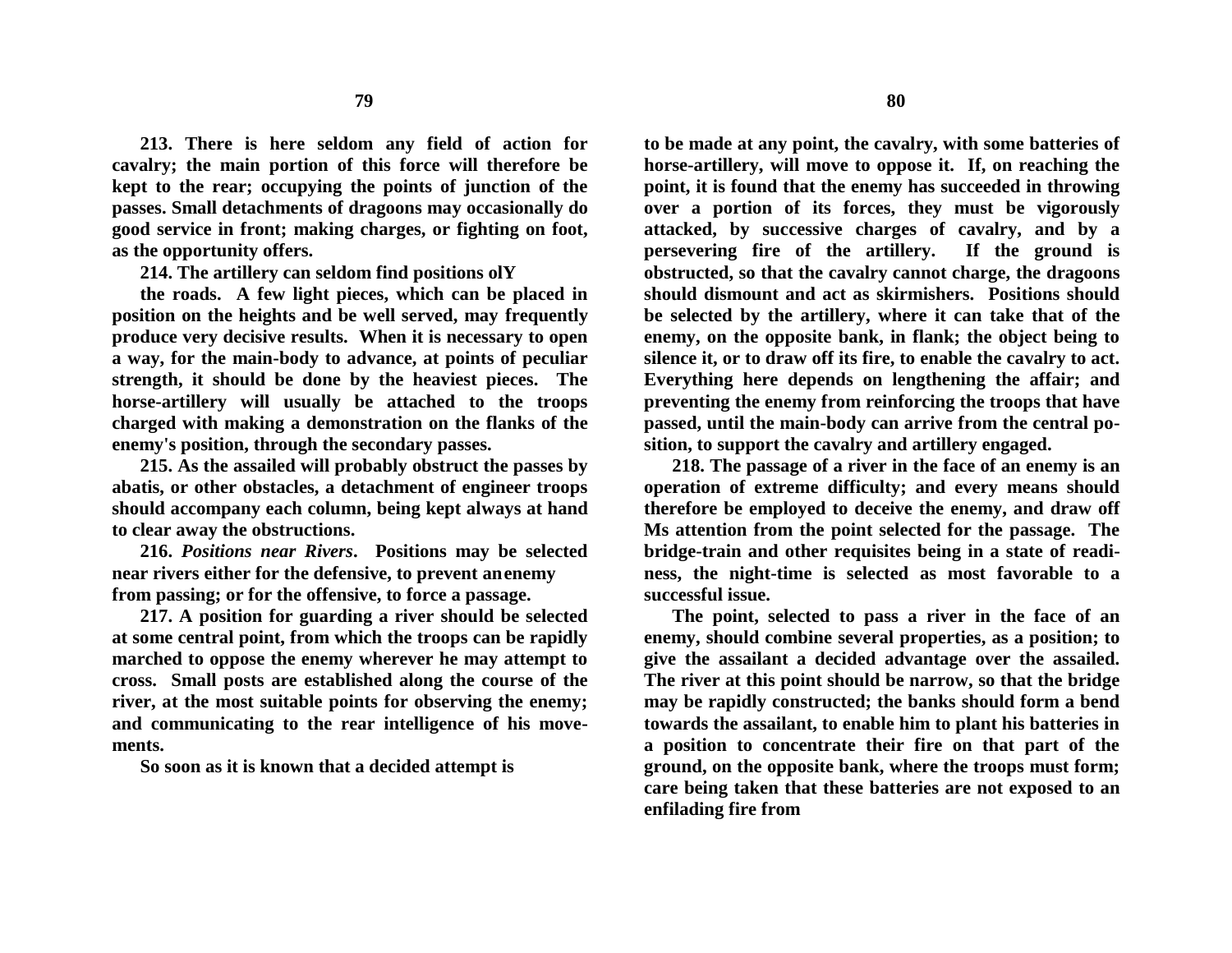**213. There is here seldom any field of action for cavalry; the main portion of this force will therefore be kept to the rear; occupying the points of junction of the passes. Small detachments of dragoons may occasionally do good service in front; making charges, or fighting on foot, as the opportunity offers.**

**214. The artillery can seldom find positions olY**

**the roads. A few light pieces, which can be placed in position on the heights and be well served, may frequently produce very decisive results. When it is necessary to open a way, for the main-body to advance, at points of peculiar strength, it should be done by the heaviest pieces. The horse-artillery will usually be attached to the troops charged with making a demonstration on the flanks of the enemy's position, through the secondary passes.**

**215. As the assailed will probably obstruct the passes by abatis, or other obstacles, a detachment of engineer troops should accompany each column, being kept always at hand to clear away the obstructions.**

**216.** ***Positions near Rivers*****. Positions may be selected near rivers either for the defensive, to prevent an enemy from passing; or for the offensive, to force a passage.**

**217. A position for guarding a river should be selected at some central point, from which the troops can be rapidly marched to oppose the enemy wherever he may attempt to cross. Small posts are established along the course of the river, at the most suitable points for observing the enemy; and communicating to the rear intelligence of his movements.**

**So soon as it is known that a decided attempt is to be made at any point, the cavalry, with some batteries of horse-artillery, will move to oppose it. If, on reaching the point, it is found that the enemy has succeeded in throwing over a portion of its forces, they must be vigorously attacked, by successive charges of cavalry, and by a persevering fire of the artillery. If the ground is obstructed, so that the cavalry cannot charge, the dragoons should dismount and act as skirmishers. Positions should be selected by the artillery, where it can take that of the enemy, on the opposite bank, in flank; the object being to silence it, or to draw off its fire, to enable the cavalry to act. Everything here depends on lengthening the affair; and preventing the enemy from reinforcing the troops that have passed, until the main-body can arrive from the central position, to support the cavalry and artillery engaged.**

**218. The passage of a river in the face of an enemy is an operation of extreme difficulty; and every means should therefore be employed to deceive the enemy, and draw off Ms attention from the point selected for the passage. The bridge-train and other requisites being in a state of readiness, the night-time is selected as most favorable to a successful issue.**

**The point, selected to pass a river in the face of an enemy, should combine several properties, as a position; to give the assailant a decided advantage over the assailed. The river at this point should be narrow, so that the bridge may be rapidly constructed; the banks should form a bend towards the assailant, to enable him to plant his batteries in a position to concentrate their fire on that part of the ground, on the opposite bank, where the troops must form; care being taken that these batteries are not exposed to an enfilading fire from**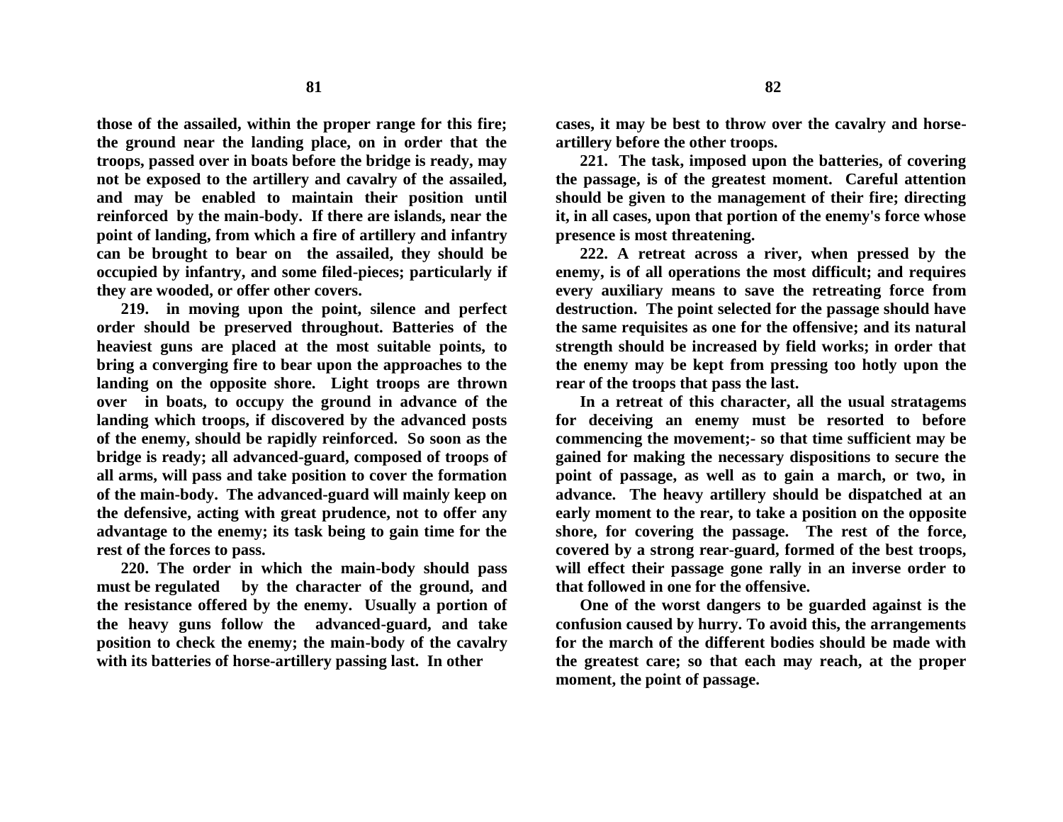**those of the assailed, within the proper range for this fire; the ground near the landing place, on in order that the troops, passed over in boats before the bridge is ready, may not be exposed to the artillery and cavalry of the assailed, and may be enabled to maintain their position until reinforced by the main-body. If there are islands, near the point of landing, from which a fire of artillery and infantry can be brought to bear on the assailed, they should be occupied by infantry, and some filed-pieces; particularly if they are wooded, or offer other covers.**

**219. in moving upon the point, silence and perfect order should be preserved throughout. Batteries of the heaviest guns are placed at the most suitable points, to bring a converging fire to bear upon the approaches to the landing on the opposite shore. Light troops are thrown over in boats, to occupy the ground in advance of the landing which troops, if discovered by the advanced posts of the enemy, should be rapidly reinforced. So soon as the bridge is ready; all advanced-guard, composed of troops of all arms, will pass and take position to cover the formation of the main-body. The advanced-guard will mainly keep on the defensive, acting with great prudence, not to offer any advantage to the enemy; its task being to gain time for the rest of the forces to pass.**

**220. The order in which the main-body should pass must be regulated by the character of the ground, and the resistance offered by the enemy. Usually a portion of the heavy guns follow the advanced-guard, and take position to check the enemy; the main-body of the cavalry with its batteries of horse-artillery passing last. In other cases, it may be best to throw over the cavalry and horse-artillery before the other troops.**

**221. The task, imposed upon the batteries, of covering the passage, is of the greatest moment. Careful attention should be given to the management of their fire; directing it, in all cases, upon that portion of the enemy's force whose presence is most threatening.**

**222. A retreat across a river, when pressed by the enemy, is of all operations the most difficult; and requires every auxiliary means to save the retreating force from destruction. The point selected for the passage should have the same requisites as one for the offensive; and its natural strength should be increased by field works; in order that the enemy may be kept from pressing too hotly upon the rear of the troops that pass the last.**

**In a retreat of this character, all the usual stratagems for deceiving an enemy must be resorted to before commencing the movement;- so that time sufficient may be gained for making the necessary dispositions to secure the point of passage, as well as to gain a march, or two, in advance. The heavy artillery should be dispatched at an early moment to the rear, to take a position on the opposite shore, for covering the passage. The rest of the force, covered by a strong rear-guard, formed of the best troops, will effect their passage gone rally in an inverse order to that followed in one for the offensive.**

**One of the worst dangers to be guarded against is the confusion caused by hurry. To avoid this, the arrangements for the march of the different bodies should be made with the greatest care; so that each may reach, at the proper moment, the point of passage.**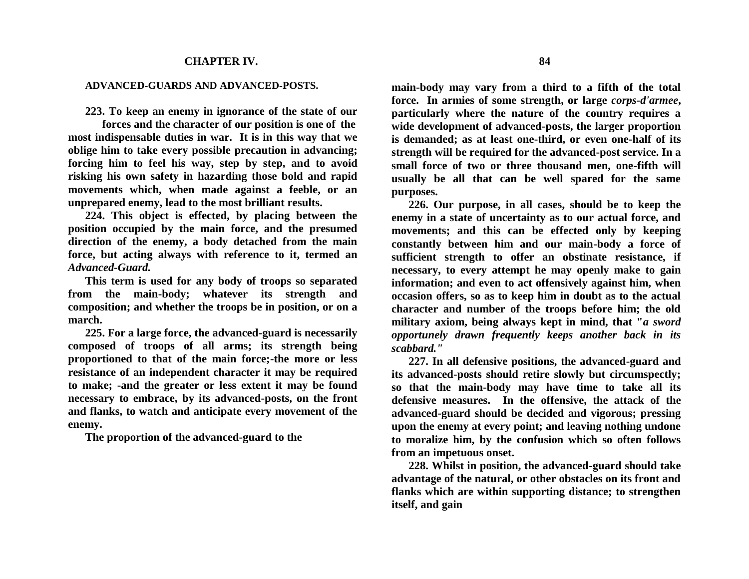## CHAPTER IV.

### ADVANCED-GUARDS AND ADVANCED-POSTS.

**223. To keep an enemy in ignorance of the state of our forces and the character of our position is one of the most indispensable duties in war. It is in this way that we oblige him to take every possible precaution in advancing; forcing him to feel his way, step by step, and to avoid risking his own safety in hazarding those bold and rapid movements which, when made against a feeble, or an unprepared enemy, lead to the most brilliant results.**

**224. This object is effected, by placing between the position occupied by the main force, and the presumed direction of the enemy, a body detached from the main force, but acting always with reference to it, termed an *Advanced-Guard.***

**This term is used for any body of troops so separated from the main-body; whatever its strength and composition; and whether the troops be in position, or on a march.**

**225. For a large force, the advanced-guard is necessarily composed of troops of all arms; its strength being proportioned to that of the main force;-the more or less resistance of an independent character it may be required to make; -and the greater or less extent it may be found necessary to embrace, by its advanced-posts, on the front and flanks, to watch and anticipate every movement of the enemy.**

**The proportion of the advanced-guard to the main-body may vary from a third to a fifth of the total force. In armies of some strength, or large *corps-d'armee*, particularly where the nature of the country requires a wide development of advanced-posts, the larger proportion is demanded; as at least one-third, or even one-half of its strength will be required for the advanced-post service. In a small force of two or three thousand men, one-fifth will usually be all that can be well spared for the same purposes.**

**226. Our purpose, in all cases, should be to keep the enemy in a state of uncertainty as to our actual force, and movements; and this can be effected only by keeping constantly between him and our main-body a force of sufficient strength to offer an obstinate resistance, if necessary, to every attempt he may openly make to gain information; and even to act offensively against him, when occasion offers, so as to keep him in doubt as to the actual character and number of the troops before him; the old military axiom, being always kept in mind, that "*a sword opportunely drawn frequently keeps another back in its scabbard."***

**227. In all defensive positions, the advanced-guard and its advanced-posts should retire slowly but circumspectly; so that the main-body may have time to take all its defensive measures. In the offensive, the attack of the advanced-guard should be decided and vigorous; pressing upon the enemy at every point; and leaving nothing undone to moralize him, by the confusion which so often follows from an impetuous onset.**

**228. Whilst in position, the advanced-guard should take advantage of the natural, or other obstacles on its front and flanks which are within supporting distance; to strengthen itself, and gain**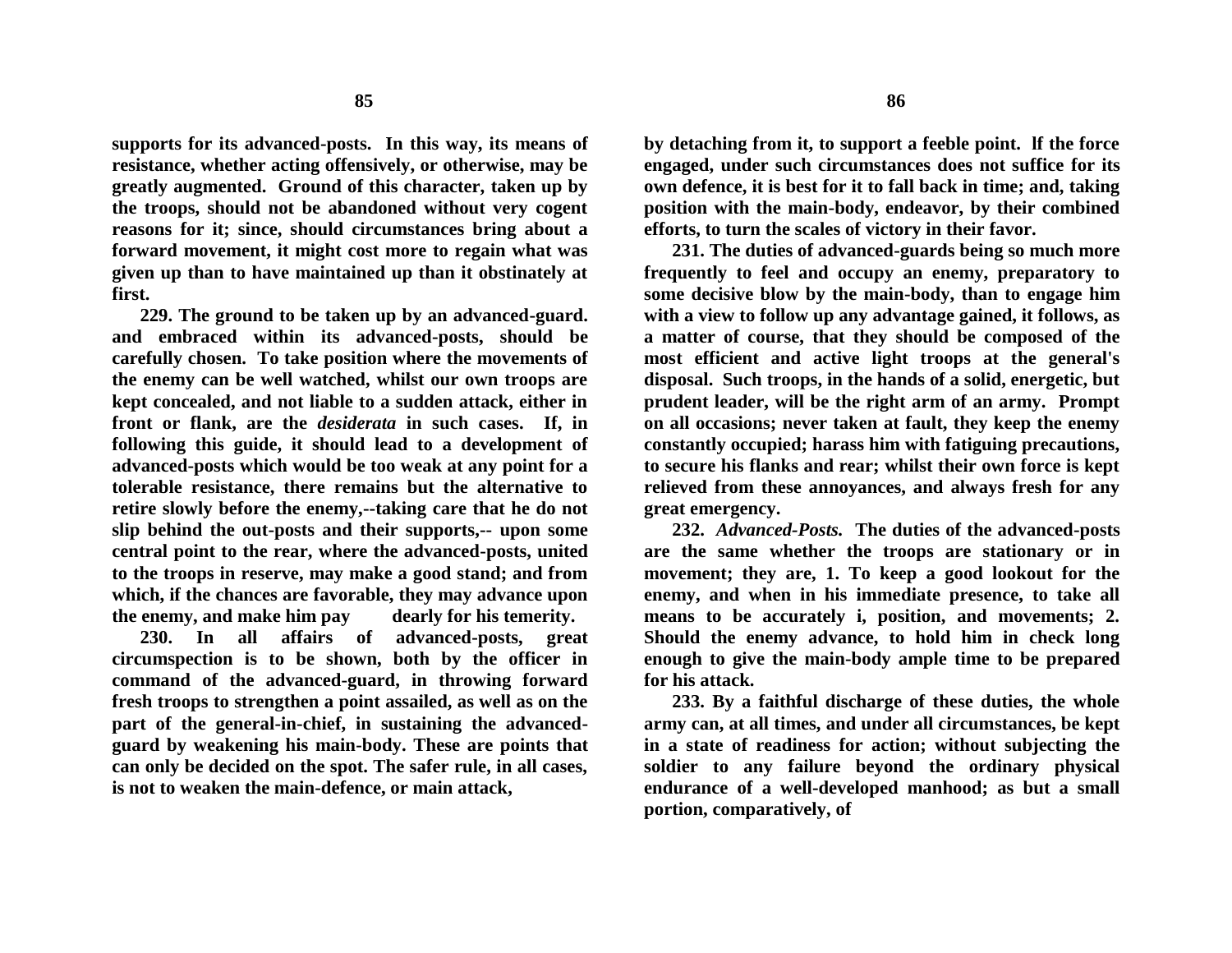**supports for its advanced-posts. In this way, its means of resistance, whether acting offensively, or otherwise, may be greatly augmented. Ground of this character, taken up by the troops, should not be abandoned without very cogent reasons for it; since, should circumstances bring about a forward movement, it might cost more to regain what was given up than to have maintained up than it obstinately at first.**

**229. The ground to be taken up by an advanced-guard. and embraced within its advanced-posts, should be carefully chosen. To take position where the movements of the enemy can be well watched, whilst our own troops are kept concealed, and not liable to a sudden attack, either in front or flank, are the *desiderata* in such cases. If, in following this guide, it should lead to a development of advanced-posts which would be too weak at any point for a tolerable resistance, there remains but the alternative to retire slowly before the enemy,--taking care that he do not slip behind the out-posts and their supports,-- upon some central point to the rear, where the advanced-posts, united to the troops in reserve, may make a good stand; and from which, if the chances are favorable, they may advance upon the enemy, and make him pay dearly for his temerity.**

**230. In all affairs of advanced-posts, great circumspection is to be shown, both by the officer in command of the advanced-guard, in throwing forward fresh troops to strengthen a point assailed, as well as on the part of the general-in-chief, in sustaining the advanced-guard by weakening his main-body. These are points that can only be decided on the spot. The safer rule, in all cases, is not to weaken the main-defence, or main attack, by detaching from it, to support a feeble point. If the force engaged, under such circumstances does not suffice for its own defence, it is best for it to fall back in time; and, taking position with the main-body, endeavor, by their combined efforts, to turn the scales of victory in their favor.**

**231. The duties of advanced-guards being so much more frequently to feel and occupy an enemy, preparatory to some decisive blow by the main-body, than to engage him with a view to follow up any advantage gained, it follows, as a matter of course, that they should be composed of the most efficient and active light troops at the general's disposal. Such troops, in the hands of a solid, energetic, but prudent leader, will be the right arm of an army. Prompt on all occasions; never taken at fault, they keep the enemy constantly occupied; harass him with fatiguing precautions, to secure his flanks and rear; whilst their own force is kept relieved from these annoyances, and always fresh for any great emergency.**

**232. *Advanced-Posts.* The duties of the advanced-posts are the same whether the troops are stationary or in movement; they are, 1. To keep a good lookout for the enemy, and when in his immediate presence, to take all means to be accurately i, position, and movements; 2. Should the enemy advance, to hold him in check long enough to give the main-body ample time to be prepared for his attack.**

**233. By a faithful discharge of these duties, the whole army can, at all times, and under all circumstances, be kept in a state of readiness for action; without subjecting the soldier to any failure beyond the ordinary physical endurance of a well-developed manhood; as but a small portion, comparatively, of**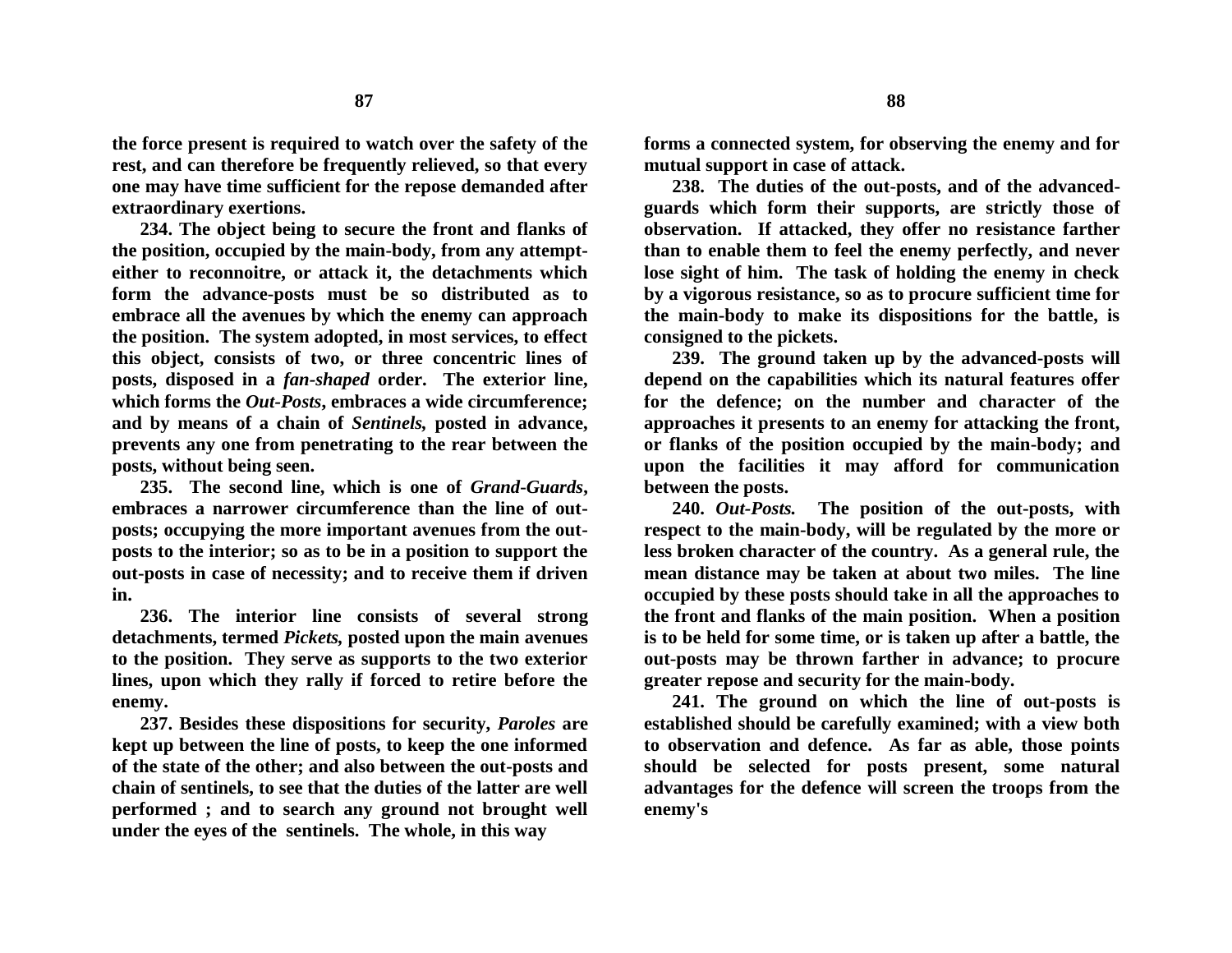**the force present is required to watch over the safety of the rest, and can therefore be frequently relieved, so that every one may have time sufficient for the repose demanded after extraordinary exertions.**

**234. The object being to secure the front and flanks of the position, occupied by the main-body, from any attempt-either to reconnoitre, or attack it, the detachments which form the advance-posts must be so distributed as to embrace all the avenues by which the enemy can approach the position. The system adopted, in most services, to effect this object, consists of two, or three concentric lines of posts, disposed in a *fan-shaped* order. The exterior line, which forms the *Out-Posts*, embraces a wide circumference; and by means of a chain of *Sentinels,* posted in advance, prevents any one from penetrating to the rear between the posts, without being seen.**

**235. The second line, which is one of *Grand-Guards*, embraces a narrower circumference than the line of out-posts; occupying the more important avenues from the out-posts to the interior; so as to be in a position to support the out-posts in case of necessity; and to receive them if driven in.**

**236. The interior line consists of several strong detachments, termed *Pickets,* posted upon the main avenues to the position. They serve as supports to the two exterior lines, upon which they rally if forced to retire before the enemy.**

**237. Besides these dispositions for security, *Paroles* are kept up between the line of posts, to keep the one informed of the state of the other; and also between the out-posts and chain of sentinels, to see that the duties of the latter are well performed ; and to search any ground not brought well under the eyes of the sentinels. The whole, in this way forms a connected system, for observing the enemy and for mutual support in case of attack.**

**238. The duties of the out-posts, and of the advanced-guards which form their supports, are strictly those of observation. If attacked, they offer no resistance farther than to enable them to feel the enemy perfectly, and never lose sight of him. The task of holding the enemy in check by a vigorous resistance, so as to procure sufficient time for the main-body to make its dispositions for the battle, is consigned to the pickets.**

**239. The ground taken up by the advanced-posts will depend on the capabilities which its natural features offer for the defence; on the number and character of the approaches it presents to an enemy for attacking the front, or flanks of the position occupied by the main-body; and upon the facilities it may afford for communication between the posts.**

**240. *Out-Posts.* The position of the out-posts, with respect to the main-body, will be regulated by the more or less broken character of the country. As a general rule, the mean distance may be taken at about two miles. The line occupied by these posts should take in all the approaches to the front and flanks of the main position. When a position is to be held for some time, or is taken up after a battle, the out-posts may be thrown farther in advance; to procure greater repose and security for the main-body.**

**241. The ground on which the line of out-posts is established should be carefully examined; with a view both to observation and defence. As far as able, those points should be selected for posts present, some natural advantages for the defence will screen the troops from the enemy's**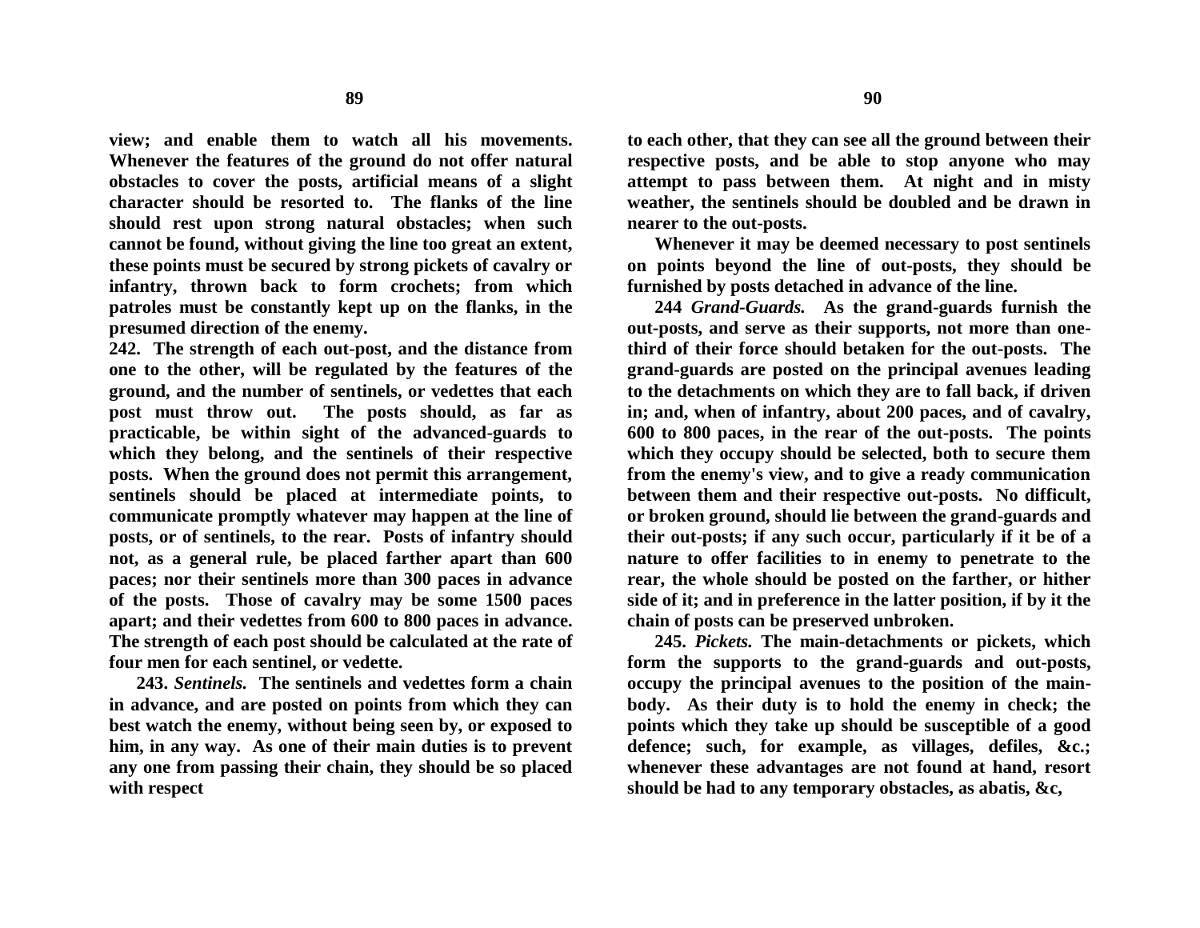**view; and enable them to watch all his movements. Whenever the features of the ground do not offer natural obstacles to cover the posts, artificial means of a slight character should be resorted to. The flanks of the line should rest upon strong natural obstacles; when such cannot be found, without giving the line too great an extent, these points must be secured by strong pickets of cavalry or infantry, thrown back to form crochets; from which patroles must be constantly kept up on the flanks, in the presumed direction of the enemy.**

**242. The strength of each out-post, and the distance from one to the other, will be regulated by the features of the ground, and the number of sentinels, or vedettes that each post must throw out. The posts should, as far as practicable, be within sight of the advanced-guards to which they belong, and the sentinels of their respective posts. When the ground does not permit this arrangement, sentinels should be placed at intermediate points, to communicate promptly whatever may happen at the line of posts, or of sentinels, to the rear. Posts of infantry should not, as a general rule, be placed farther apart than 600 paces; nor their sentinels more than 300 paces in advance of the posts. Those of cavalry may be some 1500 paces apart; and their vedettes from 600 to 800 paces in advance. The strength of each post should be calculated at the rate of four men for each sentinel, or vedette.**

**243. *Sentinels.* The sentinels and vedettes form a chain in advance, and are posted on points from which they can best watch the enemy, without being seen by, or exposed to him, in any way. As one of their main duties is to prevent any one from passing their chain, they should be so placed with respect to each other, that they can see all the ground between their respective posts, and be able to stop anyone who may attempt to pass between them. At night and in misty weather, the sentinels should be doubled and be drawn in nearer to the out-posts.**

**Whenever it may be deemed necessary to post sentinels on points beyond the line of out-posts, they should be furnished by posts detached in advance of the line.**

**244 *Grand-Guards.* As the grand-guards furnish the out-posts, and serve as their supports, not more than one-third of their force should betaken for the out-posts. The grand-guards are posted on the principal avenues leading to the detachments on which they are to fall back, if driven in; and, when of infantry, about 200 paces, and of cavalry, 600 to 800 paces, in the rear of the out-posts. The points which they occupy should be selected, both to secure them from the enemy's view, and to give a ready communication between them and their respective out-posts. No difficult, or broken ground, should lie between the grand-guards and their out-posts; if any such occur, particularly if it be of a nature to offer facilities to in enemy to penetrate to the rear, the whole should be posted on the farther, or hither side of it; and in preference in the latter position, if by it the chain of posts can be preserved unbroken.**

**245. *Pickets.* The main-detachments or pickets, which form the supports to the grand-guards and out-posts, occupy the principal avenues to the position of the main-body. As their duty is to hold the enemy in check; the points which they take up should be susceptible of a good defence; such, for example, as villages, defiles, &c.; whenever these advantages are not found at hand, resort should be had to any temporary obstacles, as abatis, &c,**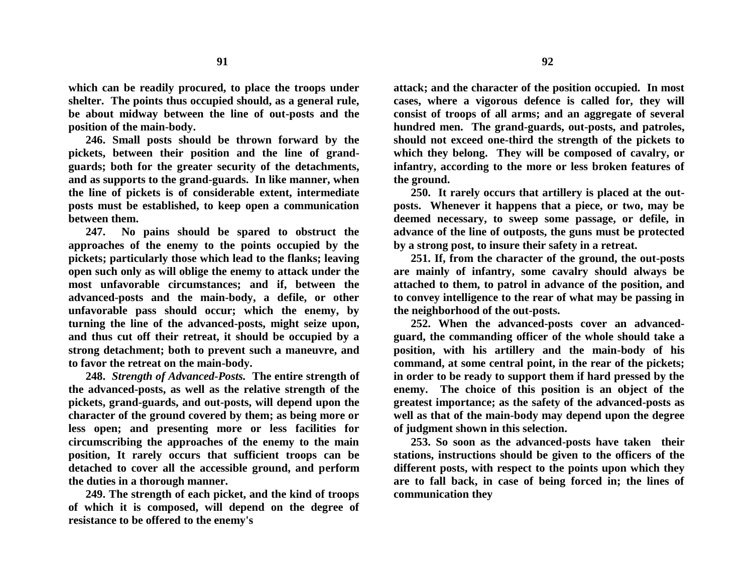**which can be readily procured, to place the troops under shelter. The points thus occupied should, as a general rule, be about midway between the line of out-posts and the position of the main-body.**

**246. Small posts should be thrown forward by the pickets, between their position and the line of grand-guards; both for the greater security of the detachments, and as supports to the grand-guards. In like manner, when the line of pickets is of considerable extent, intermediate posts must be established, to keep open a communication between them.**

**247. No pains should be spared to obstruct the approaches of the enemy to the points occupied by the pickets; particularly those which lead to the flanks; leaving open such only as will oblige the enemy to attack under the most unfavorable circumstances; and if, between the advanced-posts and the main-body, a defile, or other unfavorable pass should occur; which the enemy, by turning the line of the advanced-posts, might seize upon, and thus cut off their retreat, it should be occupied by a strong detachment; both to prevent such a maneuvre, and to favor the retreat on the main-body.**

**248.** ***Strength of Advanced-Posts.*** **The entire strength of the advanced-posts, as well as the relative strength of the pickets, grand-guards, and out-posts, will depend upon the character of the ground covered by them; as being more or less open; and presenting more or less facilities for circumscribing the approaches of the enemy to the main position, It rarely occurs that sufficient troops can be detached to cover all the accessible ground, and perform the duties in a thorough manner.**

**249. The strength of each picket, and the kind of troops of which it is composed, will depend on the degree of resistance to be offered to the enemy's attack; and the character of the position occupied. In most cases, where a vigorous defence is called for, they will consist of troops of all arms; and an aggregate of several hundred men. The grand-guards, out-posts, and patroles, should not exceed one-third the strength of the pickets to which they belong. They will be composed of cavalry, or infantry, according to the more or less broken features of the ground.**

**250. It rarely occurs that artillery is placed at the out-posts. Whenever it happens that a piece, or two, may be deemed necessary, to sweep some passage, or defile, in advance of the line of outposts, the guns must be protected by a strong post, to insure their safety in a retreat.**

**251. If, from the character of the ground, the out-posts are mainly of infantry, some cavalry should always be attached to them, to patrol in advance of the position, and to convey intelligence to the rear of what may be passing in the neighborhood of the out-posts.**

**252. When the advanced-posts cover an advanced-guard, the commanding officer of the whole should take a position, with his artillery and the main-body of his command, at some central point, in the rear of the pickets; in order to be ready to support them if hard pressed by the enemy. The choice of this position is an object of the greatest importance; as the safety of the advanced-posts as well as that of the main-body may depend upon the degree of judgment shown in this selection.**

**253. So soon as the advanced-posts have taken their stations, instructions should be given to the officers of the different posts, with respect to the points upon which they are to fall back, in case of being forced in; the lines of communication they**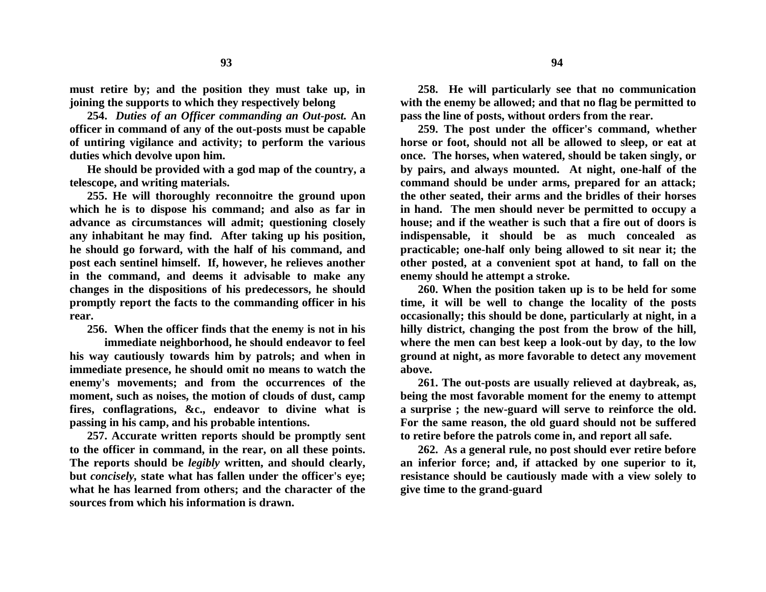**must retire by; and the position they must take up, in joining the supports to which they respectively belong**

**254.** ***Duties of an Officer commanding an Out-post.*** **An officer in command of any of the out-posts must be capable of untiring vigilance and activity; to perform the various duties which devolve upon him.**

**He should be provided with a god map of the country, a telescope, and writing materials.**

**255. He will thoroughly reconnoitre the ground upon which he is to dispose his command; and also as far in advance as circumstances will admit; questioning closely any inhabitant he may find. After taking up his position, he should go forward, with the half of his command, and post each sentinel himself. If, however, he relieves another in the command, and deems it advisable to make any changes in the dispositions of his predecessors, he should promptly report the facts to the commanding officer in his rear.**

**256. When the officer finds that the enemy is not in his immediate neighborhood, he should endeavor to feel his way cautiously towards him by patrols; and when in immediate presence, he should omit no means to watch the enemy's movements; and from the occurrences of the moment, such as noises, the motion of clouds of dust, camp fires, conflagrations, &c., endeavor to divine what is passing in his camp, and his probable intentions.**

**257. Accurate written reports should be promptly sent to the officer in command, in the rear, on all these points. The reports should be *legibly* written, and should clearly, but *concisely*, state what has fallen under the officer's eye; what he has learned from others; and the character of the sources from which his information is drawn.**

**258. He will particularly see that no communication with the enemy be allowed; and that no flag be permitted to pass the line of posts, without orders from the rear.**

**259. The post under the officer's command, whether horse or foot, should not all be allowed to sleep, or eat at once. The horses, when watered, should be taken singly, or by pairs, and always mounted. At night, one-half of the command should be under arms, prepared for an attack; the other seated, their arms and the bridles of their horses in hand. The men should never be permitted to occupy a house; and if the weather is such that a fire out of doors is indispensable, it should be as much concealed as practicable; one-half only being allowed to sit near it; the other posted, at a convenient spot at hand, to fall on the enemy should he attempt a stroke.**

**260. When the position taken up is to be held for some time, it will be well to change the locality of the posts occasionally; this should be done, particularly at night, in a hilly district, changing the post from the brow of the hill, where the men can best keep a look-out by day, to the low ground at night, as more favorable to detect any movement above.**

**261. The out-posts are usually relieved at daybreak, as, being the most favorable moment for the enemy to attempt a surprise ; the new-guard will serve to reinforce the old. For the same reason, the old guard should not be suffered to retire before the patrols come in, and report all safe.**

**262. As a general rule, no post should ever retire before an inferior force; and, if attacked by one superior to it, resistance should be cautiously made with a view solely to give time to the grand-guard**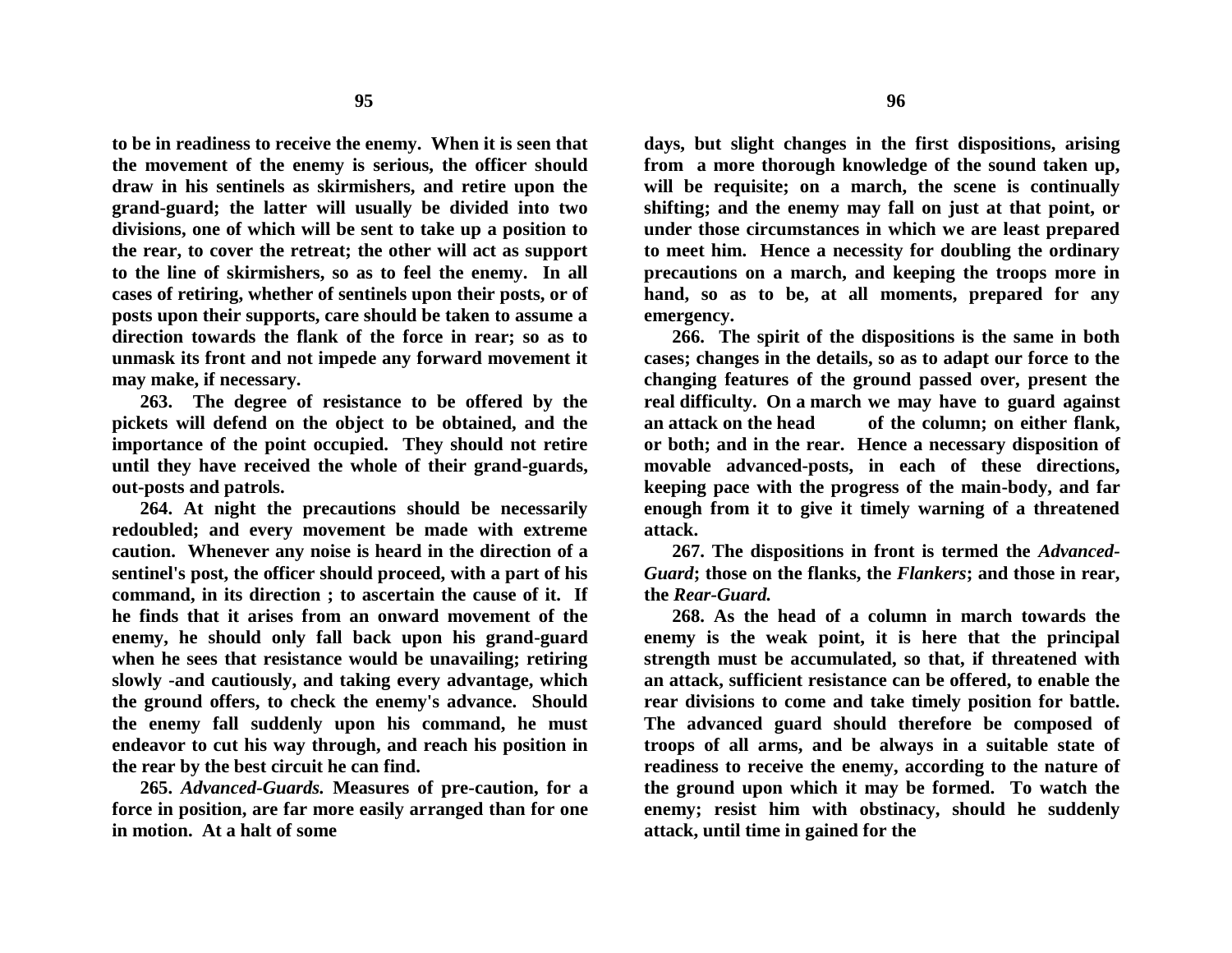**to be in readiness to receive the enemy. When it is seen that the movement of the enemy is serious, the officer should draw in his sentinels as skirmishers, and retire upon the grand-guard; the latter will usually be divided into two divisions, one of which will be sent to take up a position to the rear, to cover the retreat; the other will act as support to the line of skirmishers, so as to feel the enemy. In all cases of retiring, whether of sentinels upon their posts, or of posts upon their supports, care should be taken to assume a direction towards the flank of the force in rear; so as to unmask its front and not impede any forward movement it may make, if necessary.**

**263. The degree of resistance to be offered by the pickets will defend on the object to be obtained, and the importance of the point occupied. They should not retire until they have received the whole of their grand-guards, out-posts and patrols.**

**264. At night the precautions should be necessarily redoubled; and every movement be made with extreme caution. Whenever any noise is heard in the direction of a sentinel's post, the officer should proceed, with a part of his command, in its direction ; to ascertain the cause of it. If he finds that it arises from an onward movement of the enemy, he should only fall back upon his grand-guard when he sees that resistance would be unavailing; retiring slowly -and cautiously, and taking every advantage, which the ground offers, to check the enemy's advance. Should the enemy fall suddenly upon his command, he must endeavor to cut his way through, and reach his position in the rear by the best circuit he can find.**

**265.** ***Advanced-Guards.*** **Measures of pre-caution, for a force in position, are far more easily arranged than for one in motion. At a halt of some days, but slight changes in the first dispositions, arising from a more thorough knowledge of the sound taken up, will be requisite; on a march, the scene is continually shifting; and the enemy may fall on just at that point, or under those circumstances in which we are least prepared to meet him. Hence a necessity for doubling the ordinary precautions on a march, and keeping the troops more in hand, so as to be, at all moments, prepared for any emergency.**

**266. The spirit of the dispositions is the same in both cases; changes in the details, so as to adapt our force to the changing features of the ground passed over, present the real difficulty. On a march we may have to guard against an attack on the head of the column; on either flank, or both; and in the rear. Hence a necessary disposition of movable advanced-posts, in each of these directions, keeping pace with the progress of the main-body, and far enough from it to give it timely warning of a threatened attack.**

**267. The dispositions in front is termed the** ***Advanced-Guard*****; those on the flanks, the** ***Flankers*****; and those in rear, the** ***Rear-Guard.***

**268. As the head of a column in march towards the enemy is the weak point, it is here that the principal strength must be accumulated, so that, if threatened with an attack, sufficient resistance can be offered, to enable the rear divisions to come and take timely position for battle. The advanced guard should therefore be composed of troops of all arms, and be always in a suitable state of readiness to receive the enemy, according to the nature of the ground upon which it may be formed. To watch the enemy; resist him with obstinacy, should he suddenly attack, until time in gained for the**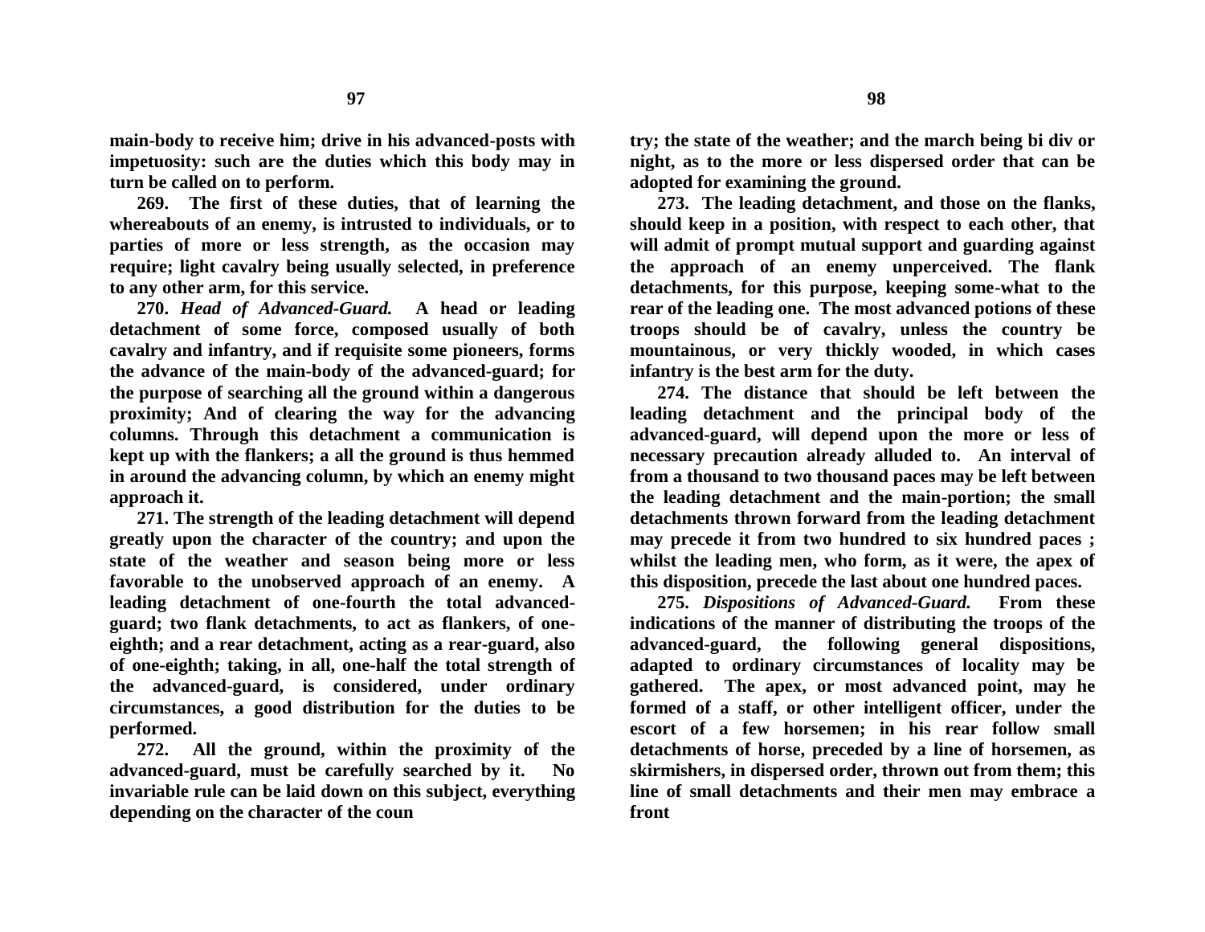**main-body to receive him; drive in his advanced-posts with impetuosity: such are the duties which this body may in turn be called on to perform.**

**269. The first of these duties, that of learning the whereabouts of an enemy, is intrusted to individuals, or to parties of more or less strength, as the occasion may require; light cavalry being usually selected, in preference to any other arm, for this service.**

**270.** ***Head of Advanced-Guard.*** **A head or leading detachment of some force, composed usually of both cavalry and infantry, and if requisite some pioneers, forms the advance of the main-body of the advanced-guard; for the purpose of searching all the ground within a dangerous proximity; And of clearing the way for the advancing columns. Through this detachment a communication is kept up with the flankers; a all the ground is thus hemmed in around the advancing column, by which an enemy might approach it.**

**271. The strength of the leading detachment will depend greatly upon the character of the country; and upon the state of the weather and season being more or less favorable to the unobserved approach of an enemy. A leading detachment of one-fourth the total advanced-guard; two flank detachments, to act as flankers, of one-eighth; and a rear detachment, acting as a rear-guard, also of one-eighth; taking, in all, one-half the total strength of the advanced-guard, is considered, under ordinary circumstances, a good distribution for the duties to be performed.**

**272. All the ground, within the proximity of the advanced-guard, must be carefully searched by it. No invariable rule can be laid down on this subject, everything depending on the character of the country; the state of the weather; and the march being bi div or night, as to the more or less dispersed order that can be adopted for examining the ground.**

**273. The leading detachment, and those on the flanks, should keep in a position, with respect to each other, that will admit of prompt mutual support and guarding against the approach of an enemy unperceived. The flank detachments, for this purpose, keeping some-what to the rear of the leading one. The most advanced potions of these troops should be of cavalry, unless the country be mountainous, or very thickly wooded, in which cases infantry is the best arm for the duty.**

**274. The distance that should be left between the leading detachment and the principal body of the advanced-guard, will depend upon the more or less of necessary precaution already alluded to. An interval of from a thousand to two thousand paces may be left between the leading detachment and the main-portion; the small detachments thrown forward from the leading detachment may precede it from two hundred to six hundred paces ; whilst the leading men, who form, as it were, the apex of this disposition, precede the last about one hundred paces.**

**275.** ***Dispositions of Advanced-Guard.*** **From these indications of the manner of distributing the troops of the advanced-guard, the following general dispositions, adapted to ordinary circumstances of locality may be gathered. The apex, or most advanced point, may he formed of a staff, or other intelligent officer, under the escort of a few horsemen; in his rear follow small detachments of horse, preceded by a line of horsemen, as skirmishers, in dispersed order, thrown out from them; this line of small detachments and their men may embrace a front**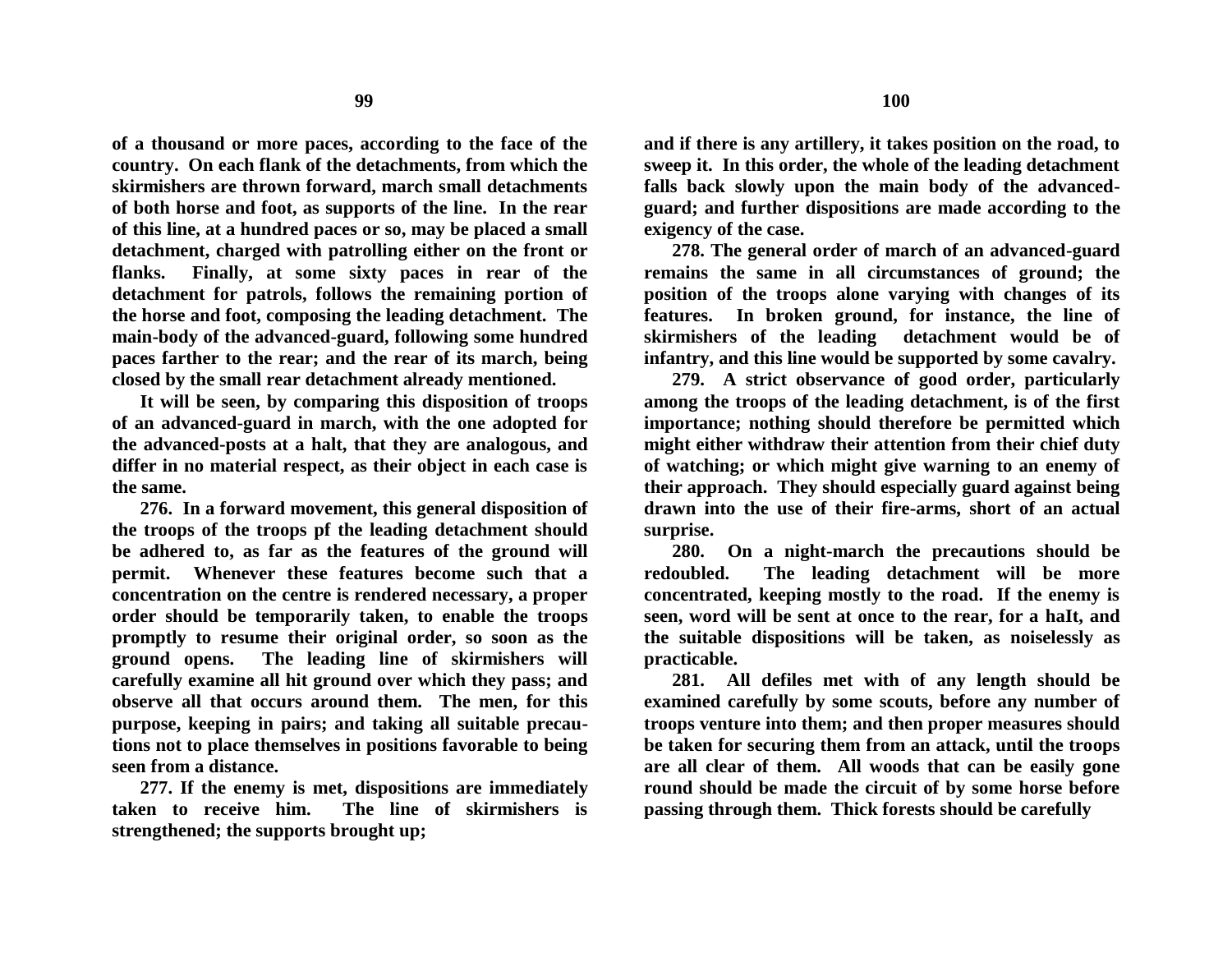**of a thousand or more paces, according to the face of the country. On each flank of the detachments, from which the skirmishers are thrown forward, march small detachments of both horse and foot, as supports of the line. In the rear of this line, at a hundred paces or so, may be placed a small detachment, charged with patrolling either on the front or flanks. Finally, at some sixty paces in rear of the detachment for patrols, follows the remaining portion of the horse and foot, composing the leading detachment. The main-body of the advanced-guard, following some hundred paces farther to the rear; and the rear of its march, being closed by the small rear detachment already mentioned.**

**It will be seen, by comparing this disposition of troops of an advanced-guard in march, with the one adopted for the advanced-posts at a halt, that they are analogous, and differ in no material respect, as their object in each case is the same.**

**276. In a forward movement, this general disposition of the troops of the troops pf the leading detachment should be adhered to, as far as the features of the ground will permit. Whenever these features become such that a concentration on the centre is rendered necessary, a proper order should be temporarily taken, to enable the troops promptly to resume their original order, so soon as the ground opens. The leading line of skirmishers will carefully examine all hit ground over which they pass; and observe all that occurs around them. The men, for this purpose, keeping in pairs; and taking all suitable precautions not to place themselves in positions favorable to being seen from a distance.**

**277. If the enemy is met, dispositions are immediately taken to receive him. The line of skirmishers is strengthened; the supports brought up; and if there is any artillery, it takes position on the road, to sweep it. In this order, the whole of the leading detachment falls back slowly upon the main body of the advanced-guard; and further dispositions are made according to the exigency of the case.**

**278. The general order of march of an advanced-guard remains the same in all circumstances of ground; the position of the troops alone varying with changes of its features. In broken ground, for instance, the line of skirmishers of the leading detachment would be of infantry, and this line would be supported by some cavalry.**

**279. A strict observance of good order, particularly among the troops of the leading detachment, is of the first importance; nothing should therefore be permitted which might either withdraw their attention from their chief duty of watching; or which might give warning to an enemy of their approach. They should especially guard against being drawn into the use of their fire-arms, short of an actual surprise.**

**280. On a night-march the precautions should be redoubled. The leading detachment will be more concentrated, keeping mostly to the road. If the enemy is seen, word will be sent at once to the rear, for a halt, and the suitable dispositions will be taken, as noiselessly as practicable.**

**281. All defiles met with of any length should be examined carefully by some scouts, before any number of troops venture into them; and then proper measures should be taken for securing them from an attack, until the troops are all clear of them. All woods that can be easily gone round should be made the circuit of by some horse before passing through them. Thick forests should be carefully**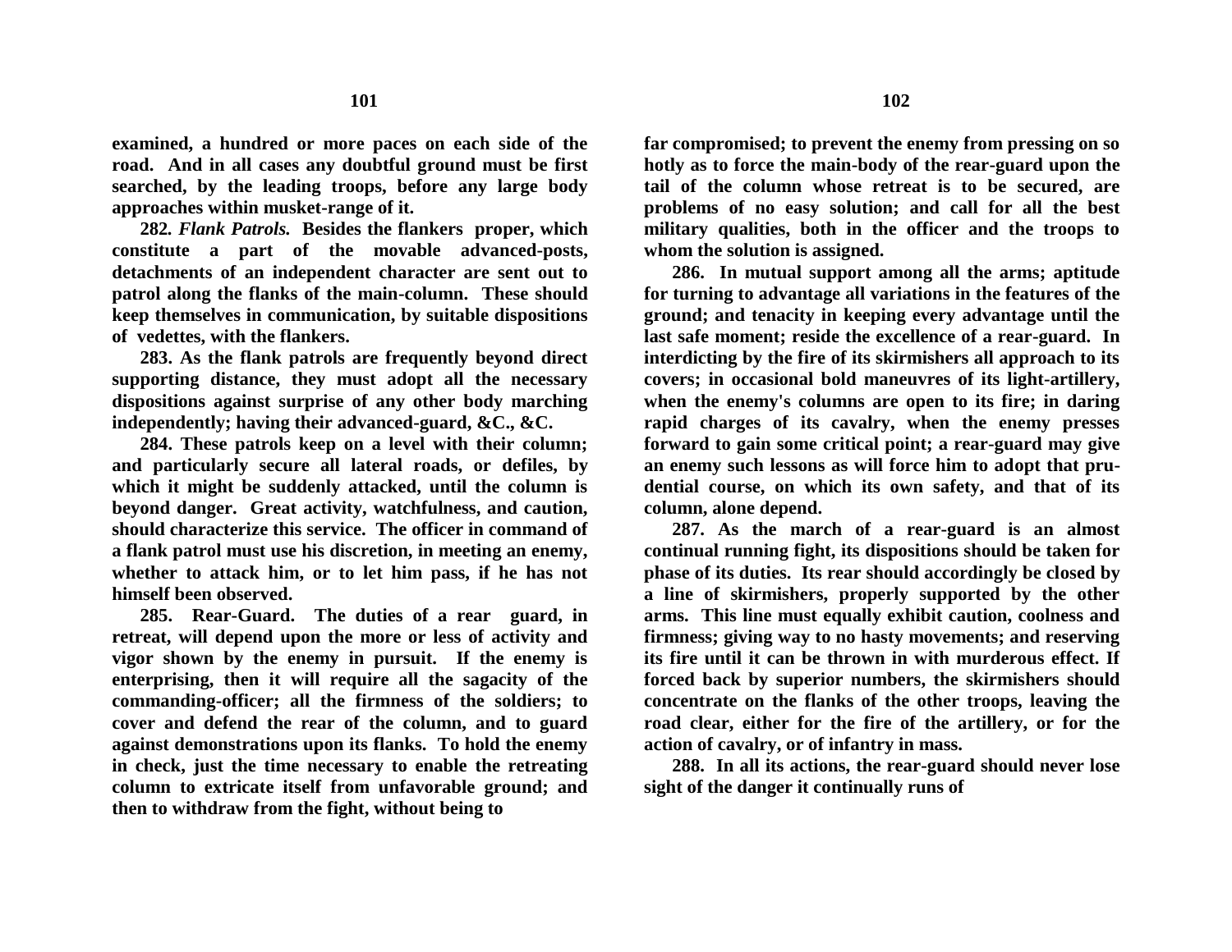**examined, a hundred or more paces on each side of the road. And in all cases any doubtful ground must be first searched, by the leading troops, before any large body approaches within musket-range of it.**

**282. *Flank Patrols.* Besides the flankers proper, which constitute a part of the movable advanced-posts, detachments of an independent character are sent out to patrol along the flanks of the main-column. These should keep themselves in communication, by suitable dispositions of vedettes, with the flankers.**

**283. As the flank patrols are frequently beyond direct supporting distance, they must adopt all the necessary dispositions against surprise of any other body marching independently; having their advanced-guard, &C., &C.**

**284. These patrols keep on a level with their column; and particularly secure all lateral roads, or defiles, by which it might be suddenly attacked, until the column is beyond danger. Great activity, watchfulness, and caution, should characterize this service. The officer in command of a flank patrol must use his discretion, in meeting an enemy, whether to attack him, or to let him pass, if he has not himself been observed.**

**285. Rear-Guard. The duties of a rear guard, in retreat, will depend upon the more or less of activity and vigor shown by the enemy in pursuit. If the enemy is enterprising, then it will require all the sagacity of the commanding-officer; all the firmness of the soldiers; to cover and defend the rear of the column, and to guard against demonstrations upon its flanks. To hold the enemy in check, just the time necessary to enable the retreating column to extricate itself from unfavorable ground; and then to withdraw from the fight, without being to far compromised; to prevent the enemy from pressing on so hotly as to force the main-body of the rear-guard upon the tail of the column whose retreat is to be secured, are problems of no easy solution; and call for all the best military qualities, both in the officer and the troops to whom the solution is assigned.**

**286. In mutual support among all the arms; aptitude for turning to advantage all variations in the features of the ground; and tenacity in keeping every advantage until the last safe moment; reside the excellence of a rear-guard. In interdicting by the fire of its skirmishers all approach to its covers; in occasional bold maneuvres of its light-artillery, when the enemy's columns are open to its fire; in daring rapid charges of its cavalry, when the enemy presses forward to gain some critical point; a rear-guard may give an enemy such lessons as will force him to adopt that prudential course, on which its own safety, and that of its column, alone depend.**

**287. As the march of a rear-guard is an almost continual running fight, its dispositions should be taken for phase of its duties. Its rear should accordingly be closed by a line of skirmishers, properly supported by the other arms. This line must equally exhibit caution, coolness and firmness; giving way to no hasty movements; and reserving its fire until it can be thrown in with murderous effect. If forced back by superior numbers, the skirmishers should concentrate on the flanks of the other troops, leaving the road clear, either for the fire of the artillery, or for the action of cavalry, or of infantry in mass.**

**288. In all its actions, the rear-guard should never lose sight of the danger it continually runs of**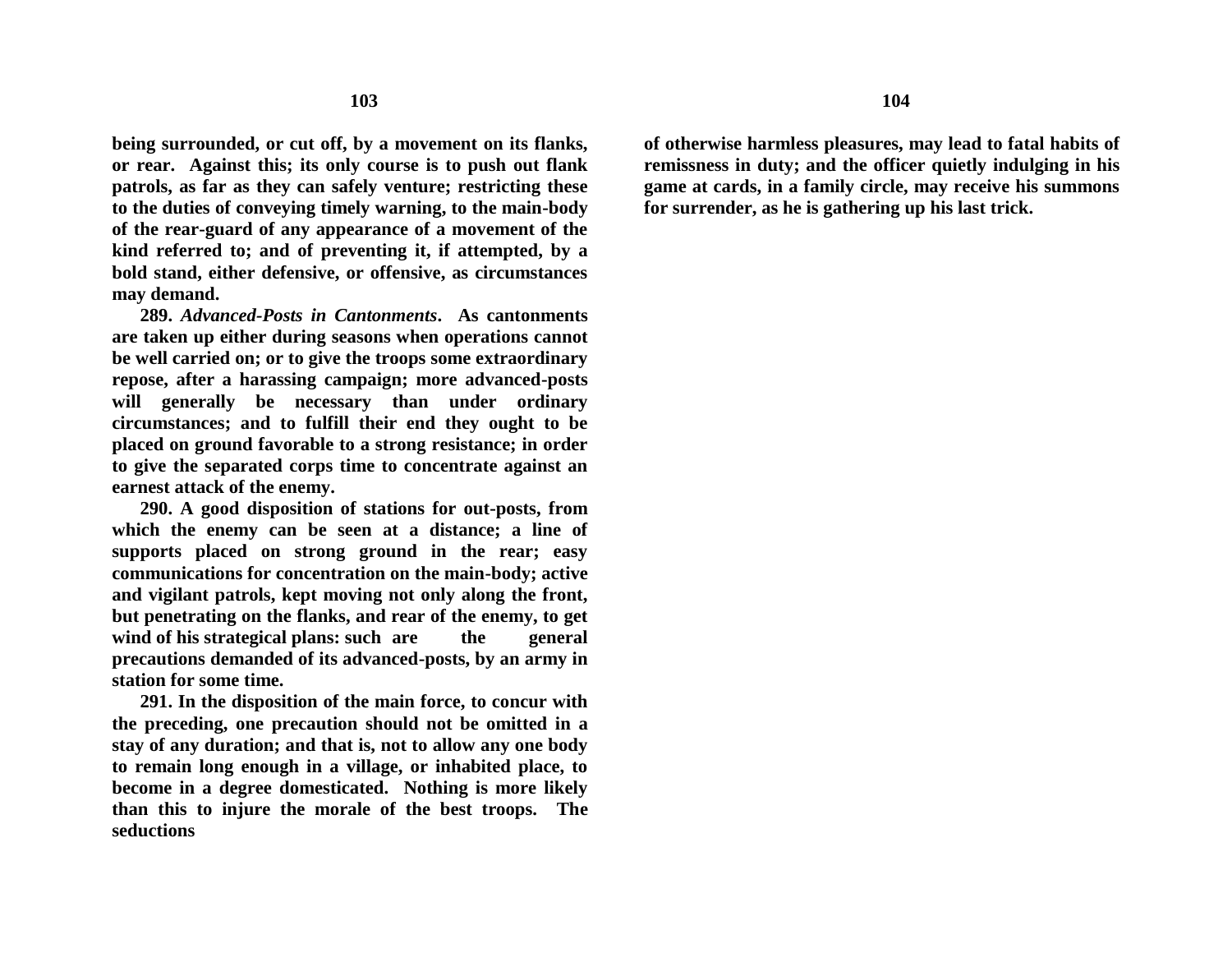**being surrounded, or cut off, by a movement on its flanks, or rear. Against this; its only course is to push out flank patrols, as far as they can safely venture; restricting these to the duties of conveying timely warning, to the main-body of the rear-guard of any appearance of a movement of the kind referred to; and of preventing it, if attempted, by a bold stand, either defensive, or offensive, as circumstances may demand.**

**289.** ***Advanced-Posts in Cantonments*****. As cantonments are taken up either during seasons when operations cannot be well carried on; or to give the troops some extraordinary repose, after a harassing campaign; more advanced-posts will generally be necessary than under ordinary circumstances; and to fulfill their end they ought to be placed on ground favorable to a strong resistance; in order to give the separated corps time to concentrate against an earnest attack of the enemy.**

**290. A good disposition of stations for out-posts, from which the enemy can be seen at a distance; a line of supports placed on strong ground in the rear; easy communications for concentration on the main-body; active and vigilant patrols, kept moving not only along the front, but penetrating on the flanks, and rear of the enemy, to get wind of his strategical plans: such are the general precautions demanded of its advanced-posts, by an army in station for some time.**

**291. In the disposition of the main force, to concur with the preceding, one precaution should not be omitted in a stay of any duration; and that is, not to allow any one body to remain long enough in a village, or inhabited place, to become in a degree domesticated. Nothing is more likely than this to injure the morale of the best troops. The seductions of otherwise harmless pleasures, may lead to fatal habits of remissness in duty; and the officer quietly indulging in his game at cards, in a family circle, may receive his summons for surrender, as he is gathering up his last trick.**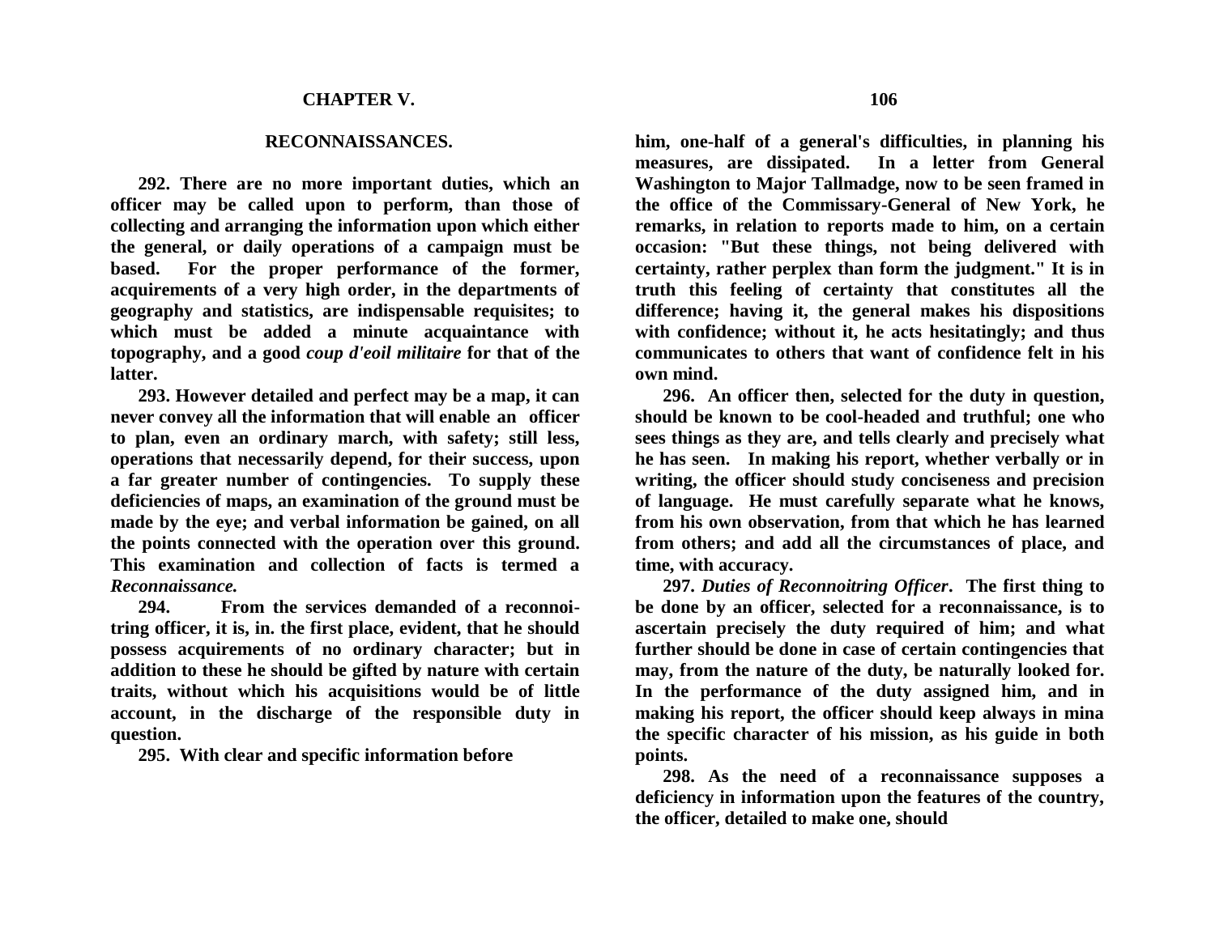## CHAPTER V.

## RECONNAISSANCES.

**292. There are no more important duties, which an officer may be called upon to perform, than those of collecting and arranging the information upon which either the general, or daily operations of a campaign must be based. For the proper performance of the former, acquirements of a very high order, in the departments of geography and statistics, are indispensable requisites; to which must be added a minute acquaintance with topography, and a good *coup d'eoil militaire* for that of the latter.**

**293. However detailed and perfect may be a map, it can never convey all the information that will enable an officer to plan, even an ordinary march, with safety; still less, operations that necessarily depend, for their success, upon a far greater number of contingencies. To supply these deficiencies of maps, an examination of the ground must be made by the eye; and verbal information be gained, on all the points connected with the operation over this ground. This examination and collection of facts is termed a *Reconnaissance.***

**294. From the services demanded of a reconnoitring officer, it is, in. the first place, evident, that he should possess acquirements of no ordinary character; but in addition to these he should be gifted by nature with certain traits, without which his acquisitions would be of little account, in the discharge of the responsible duty in question.**

**295. With clear and specific information before him, one-half of a general's difficulties, in planning his measures, are dissipated. In a letter from General Washington to Major Tallmadge, now to be seen framed in the office of the Commissary-General of New York, he remarks, in relation to reports made to him, on a certain occasion: "But these things, not being delivered with certainty, rather perplex than form the judgment." It is in truth this feeling of certainty that constitutes all the difference; having it, the general makes his dispositions with confidence; without it, he acts hesitatingly; and thus communicates to others that want of confidence felt in his own mind.**

**296. An officer then, selected for the duty in question, should be known to be cool-headed and truthful; one who sees things as they are, and tells clearly and precisely what he has seen. In making his report, whether verbally or in writing, the officer should study conciseness and precision of language. He must carefully separate what he knows, from his own observation, from that which he has learned from others; and add all the circumstances of place, and time, with accuracy.**

**297. *Duties of Reconnoitring Officer*. The first thing to be done by an officer, selected for a reconnaissance, is to ascertain precisely the duty required of him; and what further should be done in case of certain contingencies that may, from the nature of the duty, be naturally looked for. In the performance of the duty assigned him, and in making his report, the officer should keep always in mina the specific character of his mission, as his guide in both points.**

**298. As the need of a reconnaissance supposes a deficiency in information upon the features of the country, the officer, detailed to make one, should**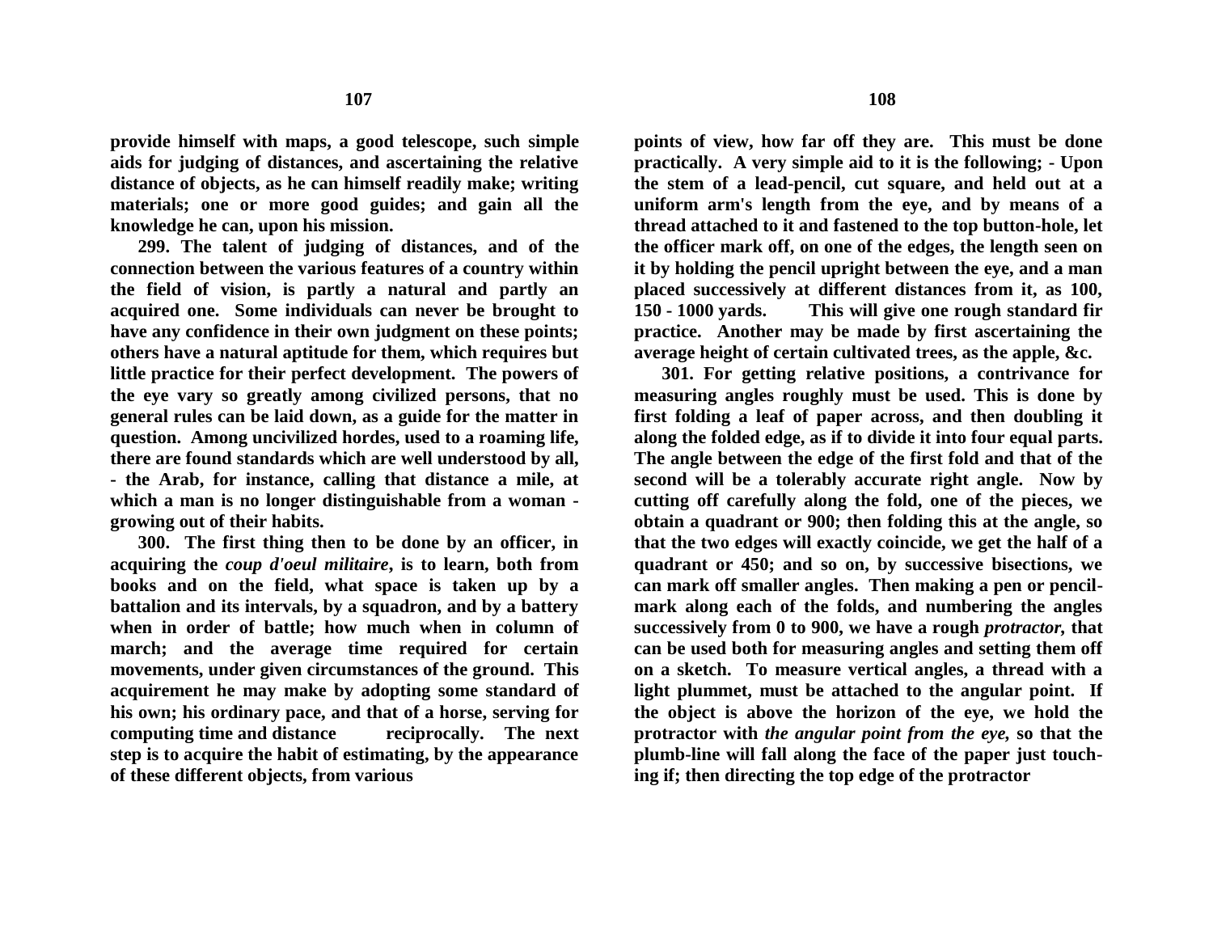**provide himself with maps, a good telescope, such simple aids for judging of distances, and ascertaining the relative distance of objects, as he can himself readily make; writing materials; one or more good guides; and gain all the knowledge he can, upon his mission.**

**299. The talent of judging of distances, and of the connection between the various features of a country within the field of vision, is partly a natural and partly an acquired one. Some individuals can never be brought to have any confidence in their own judgment on these points; others have a natural aptitude for them, which requires but little practice for their perfect development. The powers of the eye vary so greatly among civilized persons, that no general rules can be laid down, as a guide for the matter in question. Among uncivilized hordes, used to a roaming life, there are found standards which are well understood by all, - the Arab, for instance, calling that distance a mile, at which a man is no longer distinguishable from a woman - growing out of their habits.**

**300. The first thing then to be done by an officer, in acquiring the *coup d'oeul militaire*, is to learn, both from books and on the field, what space is taken up by a battalion and its intervals, by a squadron, and by a battery when in order of battle; how much when in column of march; and the average time required for certain movements, under given circumstances of the ground. This acquirement he may make by adopting some standard of his own; his ordinary pace, and that of a horse, serving for computing time and distance reciprocally. The next step is to acquire the habit of estimating, by the appearance of these different objects, from various points of view, how far off they are. This must be done practically. A very simple aid to it is the following; - Upon the stem of a lead-pencil, cut square, and held out at a uniform arm's length from the eye, and by means of a thread attached to it and fastened to the top button-hole, let the officer mark off, on one of the edges, the length seen on it by holding the pencil upright between the eye, and a man placed successively at different distances from it, as 100, 150 - 1000 yards. This will give one rough standard fir practice. Another may be made by first ascertaining the average height of certain cultivated trees, as the apple, &c.**

**301. For getting relative positions, a contrivance for measuring angles roughly must be used. This is done by first folding a leaf of paper across, and then doubling it along the folded edge, as if to divide it into four equal parts. The angle between the edge of the first fold and that of the second will be a tolerably accurate right angle. Now by cutting off carefully along the fold, one of the pieces, we obtain a quadrant or 900; then folding this at the angle, so that the two edges will exactly coincide, we get the half of a quadrant or 450; and so on, by successive bisections, we can mark off smaller angles. Then making a pen or pencil-mark along each of the folds, and numbering the angles successively from 0 to 900, we have a rough *protractor*, that can be used both for measuring angles and setting them off on a sketch. To measure vertical angles, a thread with a light plummet, must be attached to the angular point. If the object is above the horizon of the eye, we hold the protractor with *the angular point from the eye*, so that the plumb-line will fall along the face of the paper just touch-ing if; then directing the top edge of the protractor**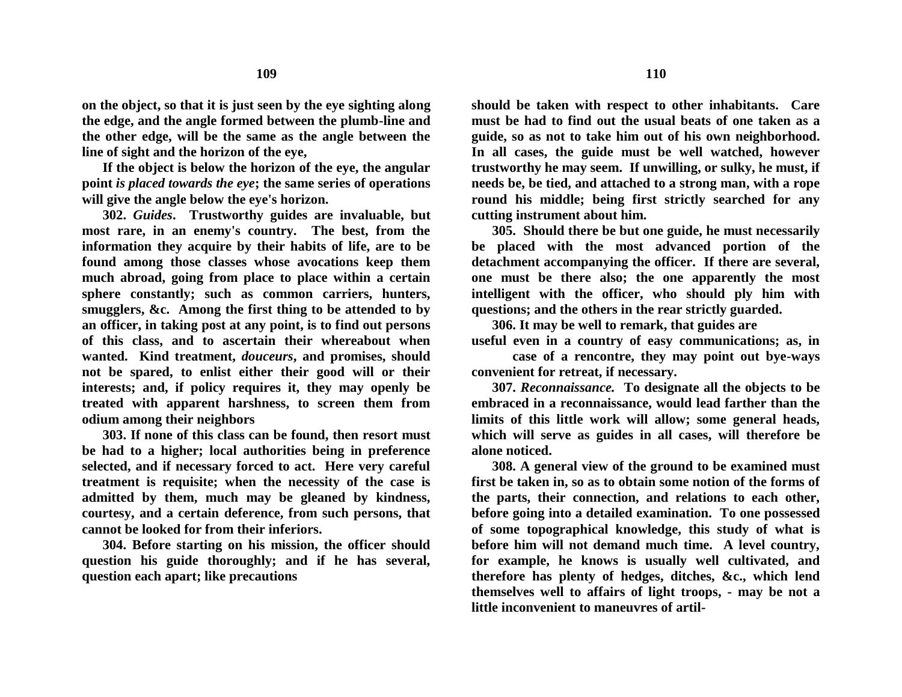**on the object, so that it is just seen by the eye sighting along the edge, and the angle formed between the plumb-line and the other edge, will be the same as the angle between the line of sight and the horizon of the eye,**

**If the object is below the horizon of the eye, the angular point *is placed towards the eye*; the same series of operations will give the angle below the eye's horizon.**

**302. *Guides*. Trustworthy guides are invaluable, but most rare, in an enemy's country. The best, from the information they acquire by their habits of life, are to be found among those classes whose avocations keep them much abroad, going from place to place within a certain sphere constantly; such as common carriers, hunters, smugglers, &c. Among the first thing to be attended to by an officer, in taking post at any point, is to find out persons of this class, and to ascertain their whereabout when wanted. Kind treatment, *douceurs*, and promises, should not be spared, to enlist either their good will or their interests; and, if policy requires it, they may openly be treated with apparent harshness, to screen them from odium among their neighbors**

**303. If none of this class can be found, then resort must be had to a higher; local authorities being in preference selected, and if necessary forced to act. Here very careful treatment is requisite; when the necessity of the case is admitted by them, much may be gleaned by kindness, courtesy, and a certain deference, from such persons, that cannot be looked for from their inferiors.**

**304. Before starting on his mission, the officer should question his guide thoroughly; and if he has several, question each apart; like precautions should be taken with respect to other inhabitants. Care must be had to find out the usual beats of one taken as a guide, so as not to take him out of his own neighborhood. In all cases, the guide must be well watched, however trustworthy he may seem. If unwilling, or sulky, he must, if needs be, be tied, and attached to a strong man, with a rope round his middle; being first strictly searched for any cutting instrument about him.**

**305. Should there be but one guide, he must necessarily be placed with the most advanced portion of the detachment accompanying the officer. If there are several, one must be there also; the one apparently the most intelligent with the officer, who should ply him with questions; and the others in the rear strictly guarded.**

**306. It may be well to remark, that guides are useful even in a country of easy communications; as, in case of a rencontre, they may point out bye-ways convenient for retreat, if necessary.**

**307. *Reconnaissance.* To designate all the objects to be embraced in a reconnaissance, would lead farther than the limits of this little work will allow; some general heads, which will serve as guides in all cases, will therefore be alone noticed.**

**308. A general view of the ground to be examined must first be taken in, so as to obtain some notion of the forms of the parts, their connection, and relations to each other, before going into a detailed examination. To one possessed of some topographical knowledge, this study of what is before him will not demand much time. A level country, for example, he knows is usually well cultivated, and therefore has plenty of hedges, ditches, &c., which lend themselves well to affairs of light troops, - may be not a little inconvenient to maneuvres of artil-**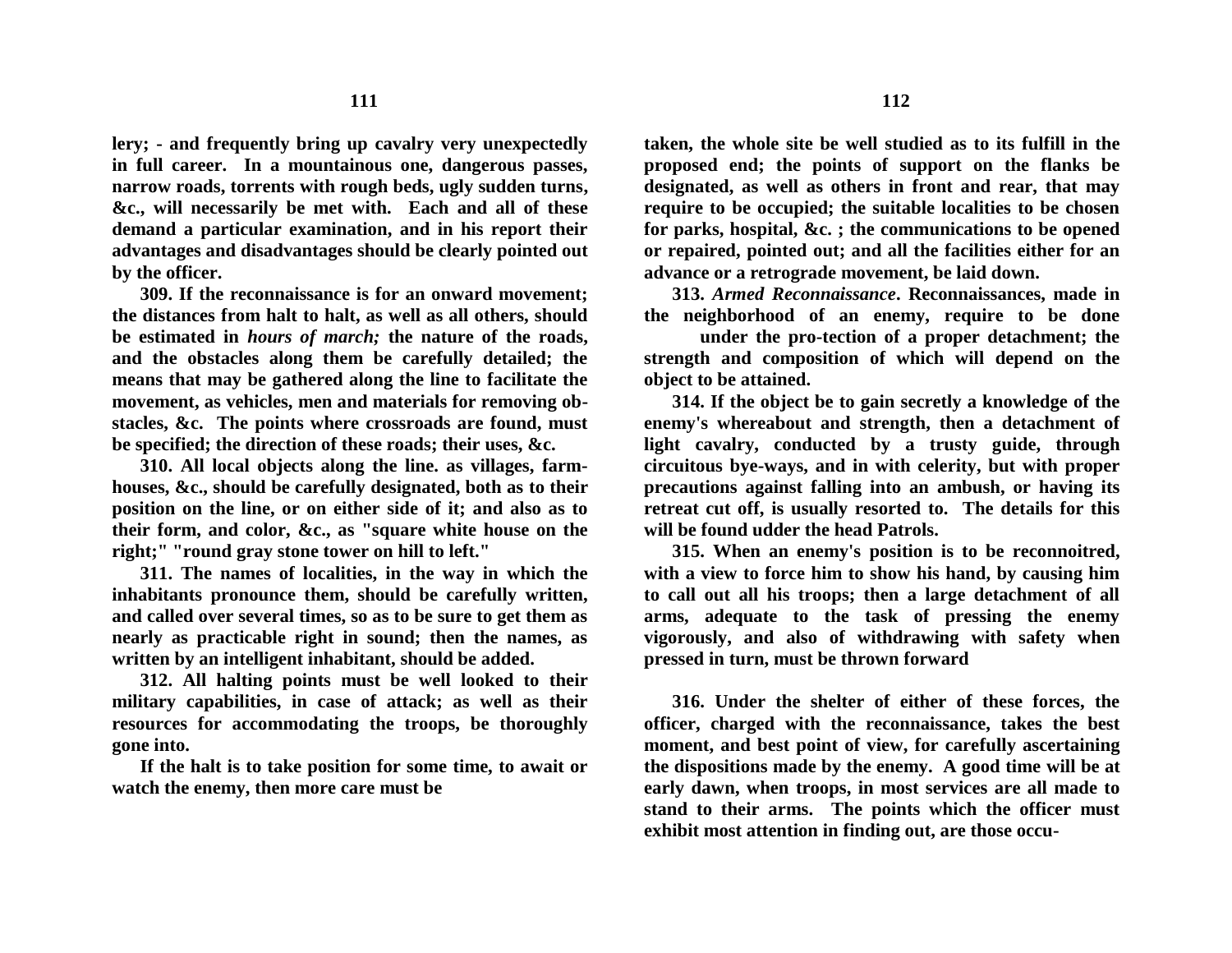**lery; - and frequently bring up cavalry very unexpectedly in full career. In a mountainous one, dangerous passes, narrow roads, torrents with rough beds, ugly sudden turns, &c., will necessarily be met with. Each and all of these demand a particular examination, and in his report their advantages and disadvantages should be clearly pointed out by the officer.**

**309. If the reconnaissance is for an onward movement; the distances from halt to halt, as well as all others, should be estimated in *hours of march;* the nature of the roads, and the obstacles along them be carefully detailed; the means that may be gathered along the line to facilitate the movement, as vehicles, men and materials for removing obstacles, &c. The points where crossroads are found, must be specified; the direction of these roads; their uses, &c.**

**310. All local objects along the line. as villages, farm-houses, &c., should be carefully designated, both as to their position on the line, or on either side of it; and also as to their form, and color, &c., as "square white house on the right;" "round gray stone tower on hill to left."**

**311. The names of localities, in the way in which the inhabitants pronounce them, should be carefully written, and called over several times, so as to be sure to get them as nearly as practicable right in sound; then the names, as written by an intelligent inhabitant, should be added.**

**312. All halting points must be well looked to their military capabilities, in case of attack; as well as their resources for accommodating the troops, be thoroughly gone into.**

**If the halt is to take position for some time, to await or watch the enemy, then more care must be taken, the whole site be well studied as to its fulfill in the proposed end; the points of support on the flanks be designated, as well as others in front and rear, that may require to be occupied; the suitable localities to be chosen for parks, hospital, &c. ; the communications to be opened or repaired, pointed out; and all the facilities either for an advance or a retrograde movement, be laid down.**

**313. *Armed Reconnaissance*. Reconnaissances, made in the neighborhood of an enemy, require to be done under the pro-tection of a proper detachment; the strength and composition of which will depend on the object to be attained.**

**314. If the object be to gain secretly a knowledge of the enemy's whereabout and strength, then a detachment of light cavalry, conducted by a trusty guide, through circuitous bye-ways, and in with celerity, but with proper precautions against falling into an ambush, or having its retreat cut off, is usually resorted to. The details for this will be found udder the head Patrols.**

**315. When an enemy's position is to be reconnoitred, with a view to force him to show his hand, by causing him to call out all his troops; then a large detachment of all arms, adequate to the task of pressing the enemy vigorously, and also of withdrawing with safety when pressed in turn, must be thrown forward**

**316. Under the shelter of either of these forces, the officer, charged with the reconnaissance, takes the best moment, and best point of view, for carefully ascertaining the dispositions made by the enemy. A good time will be at early dawn, when troops, in most services are all made to stand to their arms. The points which the officer must exhibit most attention in finding out, are those occu-**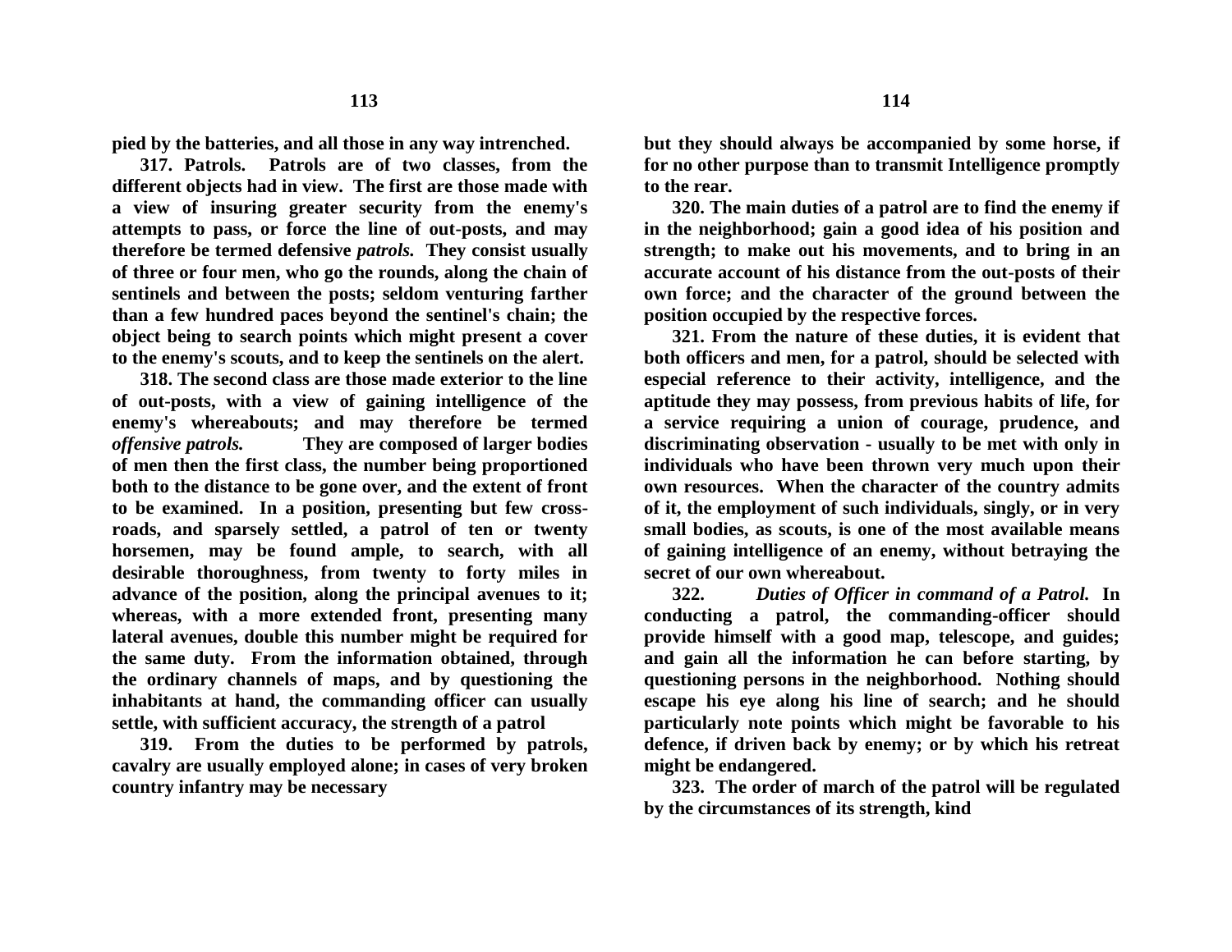pied by the batteries, and all those in any way intrenched.

**317. Patrols.** Patrols are of two classes, from the different objects had in view. The first are those made with a view of insuring greater security from the enemy's attempts to pass, or force the line of out-posts, and may therefore be termed defensive *patrols.* They consist usually of three or four men, who go the rounds, along the chain of sentinels and between the posts; seldom venturing farther than a few hundred paces beyond the sentinel's chain; the object being to search points which might present a cover to the enemy's scouts, and to keep the sentinels on the alert.

318. The second class are those made exterior to the line of out-posts, with a view of gaining intelligence of the enemy's whereabouts; and may therefore be termed *offensive patrols.* They are composed of larger bodies of men then the first class, the number being proportioned both to the distance to be gone over, and the extent of front to be examined. In a position, presenting but few cross-roads, and sparsely settled, a patrol of ten or twenty horsemen, may be found ample, to search, with all desirable thoroughness, from twenty to forty miles in advance of the position, along the principal avenues to it; whereas, with a more extended front, presenting many lateral avenues, double this number might be required for the same duty. From the information obtained, through the ordinary channels of maps, and by questioning the inhabitants at hand, the commanding officer can usually settle, with sufficient accuracy, the strength of a patrol

319. From the duties to be performed by patrols, cavalry are usually employed alone; in cases of very broken country infantry may be necessary but they should always be accompanied by some horse, if for no other purpose than to transmit Intelligence promptly to the rear.

320. The main duties of a patrol are to find the enemy if in the neighborhood; gain a good idea of his position and strength; to make out his movements, and to bring in an accurate account of his distance from the out-posts of their own force; and the character of the ground between the position occupied by the respective forces.

321. From the nature of these duties, it is evident that both officers and men, for a patrol, should be selected with especial reference to their activity, intelligence, and the aptitude they may possess, from previous habits of life, for a service requiring a union of courage, prudence, and discriminating observation - usually to be met with only in individuals who have been thrown very much upon their own resources. When the character of the country admits of it, the employment of such individuals, singly, or in very small bodies, as scouts, is one of the most available means of gaining intelligence of an enemy, without betraying the secret of our own whereabout.

322. *Duties of Officer in command of a Patrol.* In conducting a patrol, the commanding-officer should provide himself with a good map, telescope, and guides; and gain all the information he can before starting, by questioning persons in the neighborhood. Nothing should escape his eye along his line of search; and he should particularly note points which might be favorable to his defence, if driven back by enemy; or by which his retreat might be endangered.

323. The order of march of the patrol will be regulated by the circumstances of its strength, kind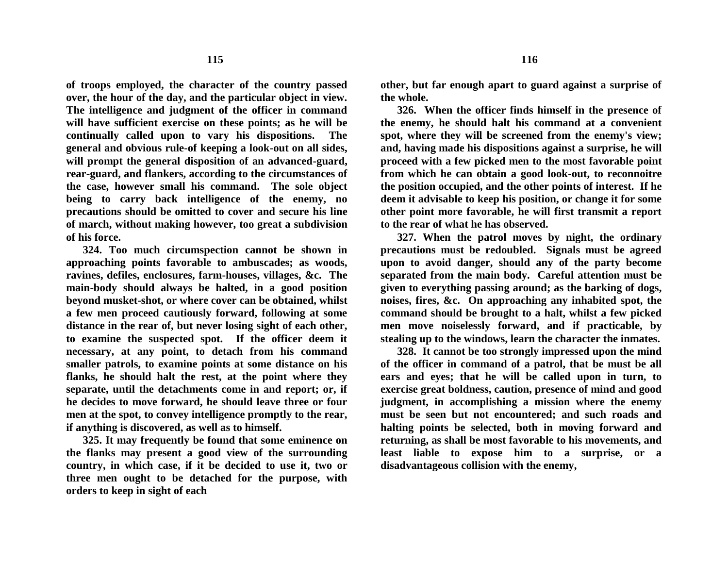**of troops employed, the character of the country passed over, the hour of the day, and the particular object in view. The intelligence and judgment of the officer in command will have sufficient exercise on these points; as he will be continually called upon to vary his dispositions. The general and obvious rule-of keeping a look-out on all sides, will prompt the general disposition of an advanced-guard, rear-guard, and flankers, according to the circumstances of the case, however small his command. The sole object being to carry back intelligence of the enemy, no precautions should be omitted to cover and secure his line of march, without making however, too great a subdivision of his force.**

**324. Too much circumspection cannot be shown in approaching points favorable to ambuscades; as woods, ravines, defiles, enclosures, farm-houses, villages, &c. The main-body should always be halted, in a good position beyond musket-shot, or where cover can be obtained, whilst a few men proceed cautiously forward, following at some distance in the rear of, but never losing sight of each other, to examine the suspected spot. If the officer deem it necessary, at any point, to detach from his command smaller patrols, to examine points at some distance on his flanks, he should halt the rest, at the point where they separate, until the detachments come in and report; or, if he decides to move forward, he should leave three or four men at the spot, to convey intelligence promptly to the rear, if anything is discovered, as well as to himself.**

**325. It may frequently be found that some eminence on the flanks may present a good view of the surrounding country, in which case, if it be decided to use it, two or three men ought to be detached for the purpose, with orders to keep in sight of each other, but far enough apart to guard against a surprise of the whole.**

**326. When the officer finds himself in the presence of the enemy, he should halt his command at a convenient spot, where they will be screened from the enemy's view; and, having made his dispositions against a surprise, he will proceed with a few picked men to the most favorable point from which he can obtain a good look-out, to reconnoitre the position occupied, and the other points of interest. If he deem it advisable to keep his position, or change it for some other point more favorable, he will first transmit a report to the rear of what he has observed.**

**327. When the patrol moves by night, the ordinary precautions must be redoubled. Signals must be agreed upon to avoid danger, should any of the party become separated from the main body. Careful attention must be given to everything passing around; as the barking of dogs, noises, fires, &c. On approaching any inhabited spot, the command should be brought to a halt, whilst a few picked men move noiselessly forward, and if practicable, by stealing up to the windows, learn the character the inmates.**

**328. It cannot be too strongly impressed upon the mind of the officer in command of a patrol, that be must be all ears and eyes; that he will be called upon in turn, to exercise great boldness, caution, presence of mind and good judgment, in accomplishing a mission where the enemy must be seen but not encountered; and such roads and halting points be selected, both in moving forward and returning, as shall be most favorable to his movements, and least liable to expose him to a surprise, or a disadvantageous collision with the enemy,**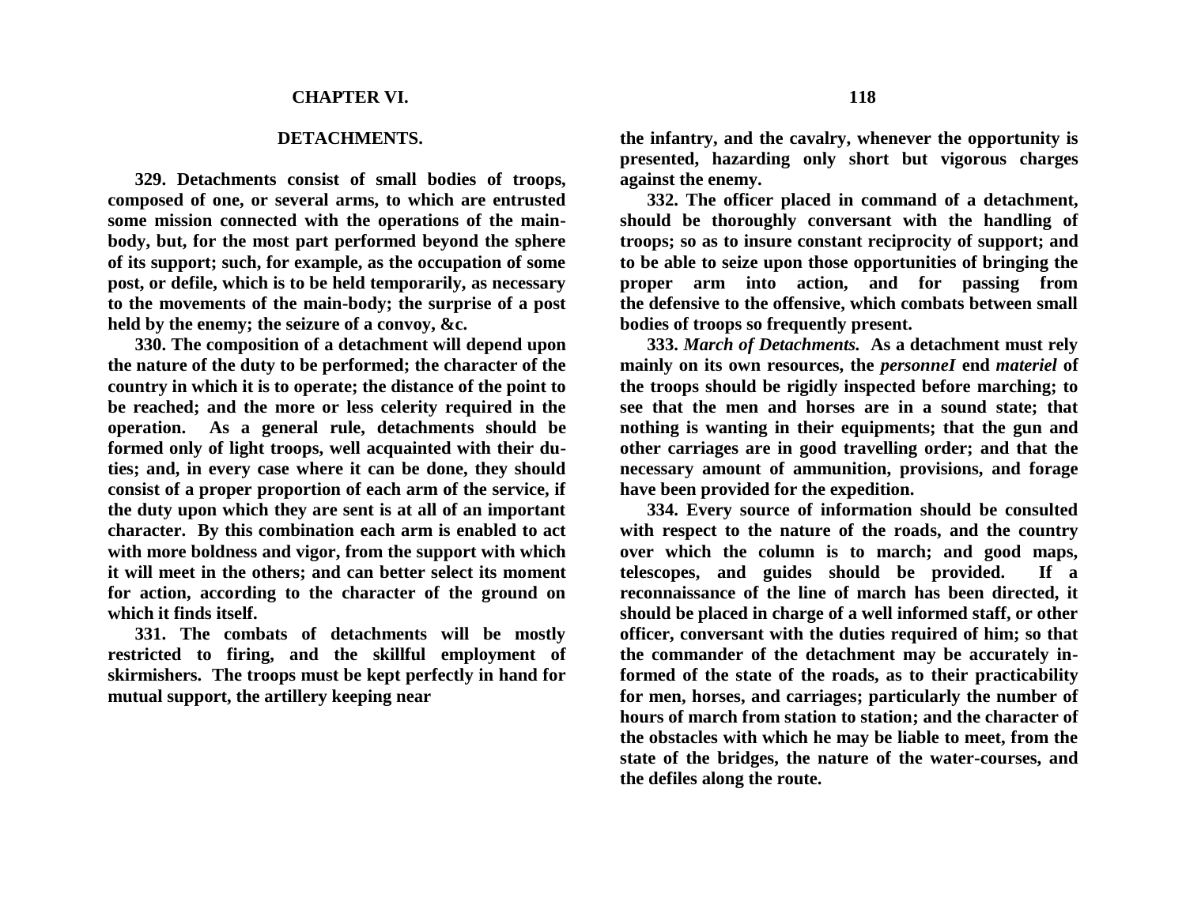## CHAPTER VI.

### DETACHMENTS.

**329. Detachments consist of small bodies of troops, composed of one, or several arms, to which are entrusted some mission connected with the operations of the main-body, but, for the most part performed beyond the sphere of its support; such, for example, as the occupation of some post, or defile, which is to be held temporarily, as necessary to the movements of the main-body; the surprise of a post held by the enemy; the seizure of a convoy, &c.**

**330. The composition of a detachment will depend upon the nature of the duty to be performed; the character of the country in which it is to operate; the distance of the point to be reached; and the more or less celerity required in the operation. As a general rule, detachments should be formed only of light troops, well acquainted with their duties; and, in every case where it can be done, they should consist of a proper proportion of each arm of the service, if the duty upon which they are sent is at all of an important character. By this combination each arm is enabled to act with more boldness and vigor, from the support with which it will meet in the others; and can better select its moment for action, according to the character of the ground on which it finds itself.**

**331. The combats of detachments will be mostly restricted to firing, and the skillful employment of skirmishers. The troops must be kept perfectly in hand for mutual support, the artillery keeping near the infantry, and the cavalry, whenever the opportunity is presented, hazarding only short but vigorous charges against the enemy.**

**332. The officer placed in command of a detachment, should be thoroughly conversant with the handling of troops; so as to insure constant reciprocity of support; and to be able to seize upon those opportunities of bringing the proper arm into action, and for passing from the defensive to the offensive, which combats between small bodies of troops so frequently present.**

**333. *March of Detachments.* As a detachment must rely mainly on its own resources, the *personneI* end *materiel* of the troops should be rigidly inspected before marching; to see that the men and horses are in a sound state; that nothing is wanting in their equipments; that the gun and other carriages are in good travelling order; and that the necessary amount of ammunition, provisions, and forage have been provided for the expedition.**

**334. Every source of information should be consulted with respect to the nature of the roads, and the country over which the column is to march; and good maps, telescopes, and guides should be provided. If a reconnaissance of the line of march has been directed, it should be placed in charge of a well informed staff, or other officer, conversant with the duties required of him; so that the commander of the detachment may be accurately informed of the state of the roads, as to their practicability for men, horses, and carriages; particularly the number of hours of march from station to station; and the character of the obstacles with which he may be liable to meet, from the state of the bridges, the nature of the water-courses, and the defiles along the route.**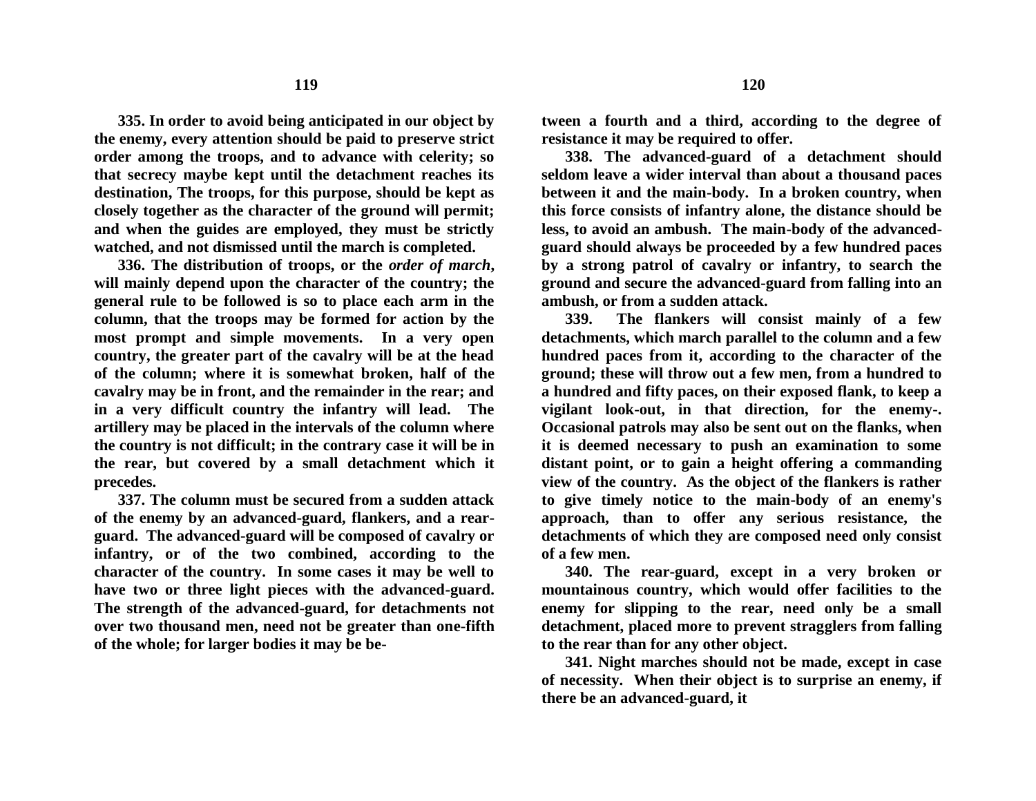**335. In order to avoid being anticipated in our object by the enemy, every attention should be paid to preserve strict order among the troops, and to advance with celerity; so that secrecy maybe kept until the detachment reaches its destination, The troops, for this purpose, should be kept as closely together as the character of the ground will permit; and when the guides are employed, they must be strictly watched, and not dismissed until the march is completed.**

**336. The distribution of troops, or the *order of march*, will mainly depend upon the character of the country; the general rule to be followed is so to place each arm in the column, that the troops may be formed for action by the most prompt and simple movements. In a very open country, the greater part of the cavalry will be at the head of the column; where it is somewhat broken, half of the cavalry may be in front, and the remainder in the rear; and in a very difficult country the infantry will lead. The artillery may be placed in the intervals of the column where the country is not difficult; in the contrary case it will be in the rear, but covered by a small detachment which it precedes.**

**337. The column must be secured from a sudden attack of the enemy by an advanced-guard, flankers, and a rear-guard. The advanced-guard will be composed of cavalry or infantry, or of the two combined, according to the character of the country. In some cases it may be well to have two or three light pieces with the advanced-guard. The strength of the advanced-guard, for detachments not over two thousand men, need not be greater than one-fifth of the whole; for larger bodies it may be between a fourth and a third, according to the degree of resistance it may be required to offer.**

**338. The advanced-guard of a detachment should seldom leave a wider interval than about a thousand paces between it and the main-body. In a broken country, when this force consists of infantry alone, the distance should be less, to avoid an ambush. The main-body of the advanced-guard should always be proceeded by a few hundred paces by a strong patrol of cavalry or infantry, to search the ground and secure the advanced-guard from falling into an ambush, or from a sudden attack.**

**339. The flankers will consist mainly of a few detachments, which march parallel to the column and a few hundred paces from it, according to the character of the ground; these will throw out a few men, from a hundred to a hundred and fifty paces, on their exposed flank, to keep a vigilant look-out, in that direction, for the enemy-. Occasional patrols may also be sent out on the flanks, when it is deemed necessary to push an examination to some distant point, or to gain a height offering a commanding view of the country. As the object of the flankers is rather to give timely notice to the main-body of an enemy's approach, than to offer any serious resistance, the detachments of which they are composed need only consist of a few men.**

**340. The rear-guard, except in a very broken or mountainous country, which would offer facilities to the enemy for slipping to the rear, need only be a small detachment, placed more to prevent stragglers from falling to the rear than for any other object.**

**341. Night marches should not be made, except in case of necessity. When their object is to surprise an enemy, if there be an advanced-guard, it**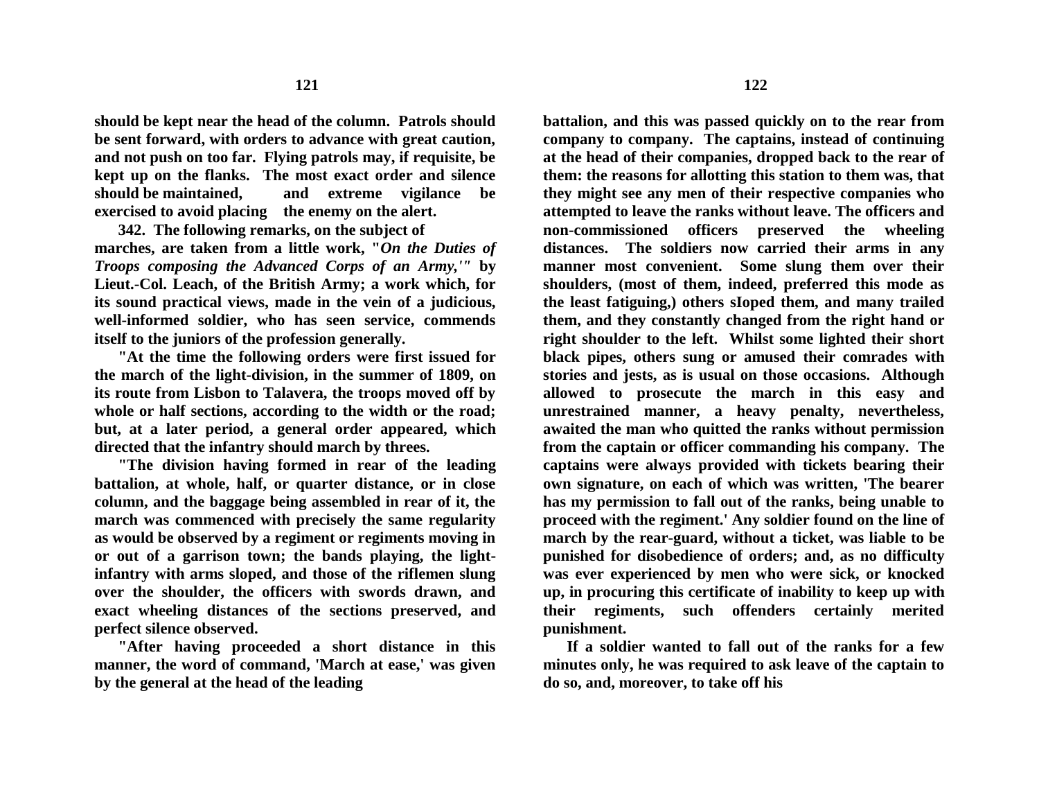**should be kept near the head of the column. Patrols should be sent forward, with orders to advance with great caution, and not push on too far. Flying patrols may, if requisite, be kept up on the flanks. The most exact order and silence should be maintained, and extreme vigilance be exercised to avoid placing the enemy on the alert.**

**342. The following remarks, on the subject of marches, are taken from a little work, "*On the Duties of Troops composing the Advanced Corps of an Army,'"* by Lieut.-Col. Leach, of the British Army; a work which, for its sound practical views, made in the vein of a judicious, well-informed soldier, who has seen service, commends itself to the juniors of the profession generally.**

**"At the time the following orders were first issued for the march of the light-division, in the summer of 1809, on its route from Lisbon to Talavera, the troops moved off by whole or half sections, according to the width or the road; but, at a later period, a general order appeared, which directed that the infantry should march by threes.**

**"The division having formed in rear of the leading battalion, at whole, half, or quarter distance, or in close column, and the baggage being assembled in rear of it, the march was commenced with precisely the same regularity as would be observed by a regiment or regiments moving in or out of a garrison town; the bands playing, the light-infantry with arms sloped, and those of the riflemen slung over the shoulder, the officers with swords drawn, and exact wheeling distances of the sections preserved, and perfect silence observed.**

**"After having proceeded a short distance in this manner, the word of command, 'March at ease,' was given by the general at the head of the leading battalion, and this was passed quickly on to the rear from company to company. The captains, instead of continuing at the head of their companies, dropped back to the rear of them: the reasons for allotting this station to them was, that they might see any men of their respective companies who attempted to leave the ranks without leave. The officers and non-commissioned officers preserved the wheeling distances. The soldiers now carried their arms in any manner most convenient. Some slung them over their shoulders, (most of them, indeed, preferred this mode as the least fatiguing,) others sIoped them, and many trailed them, and they constantly changed from the right hand or right shoulder to the left. Whilst some lighted their short black pipes, others sung or amused their comrades with stories and jests, as is usual on those occasions. Although allowed to prosecute the march in this easy and unrestrained manner, a heavy penalty, nevertheless, awaited the man who quitted the ranks without permission from the captain or officer commanding his company. The captains were always provided with tickets bearing their own signature, on each of which was written, 'The bearer has my permission to fall out of the ranks, being unable to proceed with the regiment.' Any soldier found on the line of march by the rear-guard, without a ticket, was liable to be punished for disobedience of orders; and, as no difficulty was ever experienced by men who were sick, or knocked up, in procuring this certificate of inability to keep up with their regiments, such offenders certainly merited punishment.**

**If a soldier wanted to fall out of the ranks for a few minutes only, he was required to ask leave of the captain to do so, and, moreover, to take off his**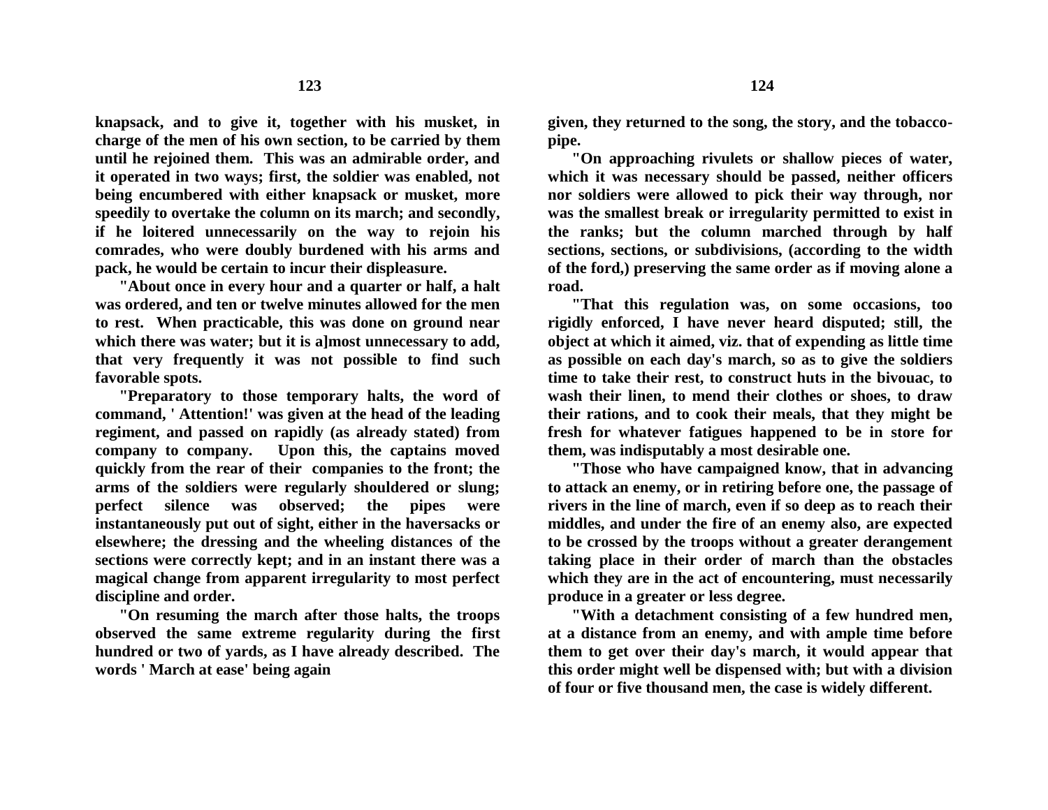knapsack, and to give it, together with his musket, in charge of the men of his own section, to be carried by them until he rejoined them. This was an admirable order, and it operated in two ways; first, the soldier was enabled, not being encumbered with either knapsack or musket, more speedily to overtake the column on its march; and secondly, if he loitered unnecessarily on the way to rejoin his comrades, who were doubly burdened with his arms and pack, he would be certain to incur their displeasure.

"About once in every hour and a quarter or half, a halt was ordered, and ten or twelve minutes allowed for the men to rest. When practicable, this was done on ground near which there was water; but it is a]most unnecessary to add, that very frequently it was not possible to find such favorable spots.

"Preparatory to those temporary halts, the word of command, ' Attention!' was given at the head of the leading regiment, and passed on rapidly (as already stated) from company to company. Upon this, the captains moved quickly from the rear of their companies to the front; the arms of the soldiers were regularly shouldered or slung; perfect silence was observed; the pipes were instantaneously put out of sight, either in the haversacks or elsewhere; the dressing and the wheeling distances of the sections were correctly kept; and in an instant there was a magical change from apparent irregularity to most perfect discipline and order.

"On resuming the march after those halts, the troops observed the same extreme regularity during the first hundred or two of yards, as I have already described. The words ' March at ease' being again given, they returned to the song, the story, and the tobacco-pipe.

"On approaching rivulets or shallow pieces of water, which it was necessary should be passed, neither officers nor soldiers were allowed to pick their way through, nor was the smallest break or irregularity permitted to exist in the ranks; but the column marched through by half sections, sections, or subdivisions, (according to the width of the ford,) preserving the same order as if moving alone a road.

"That this regulation was, on some occasions, too rigidly enforced, I have never heard disputed; still, the object at which it aimed, viz. that of expending as little time as possible on each day's march, so as to give the soldiers time to take their rest, to construct huts in the bivouac, to wash their linen, to mend their clothes or shoes, to draw their rations, and to cook their meals, that they might be fresh for whatever fatigues happened to be in store for them, was indisputably a most desirable one.

"Those who have campaigned know, that in advancing to attack an enemy, or in retiring before one, the passage of rivers in the line of march, even if so deep as to reach their middles, and under the fire of an enemy also, are expected to be crossed by the troops without a greater derangement taking place in their order of march than the obstacles which they are in the act of encountering, must necessarily produce in a greater or less degree.

"With a detachment consisting of a few hundred men, at a distance from an enemy, and with ample time before them to get over their day's march, it would appear that this order might well be dispensed with; but with a division of four or five thousand men, the case is widely different.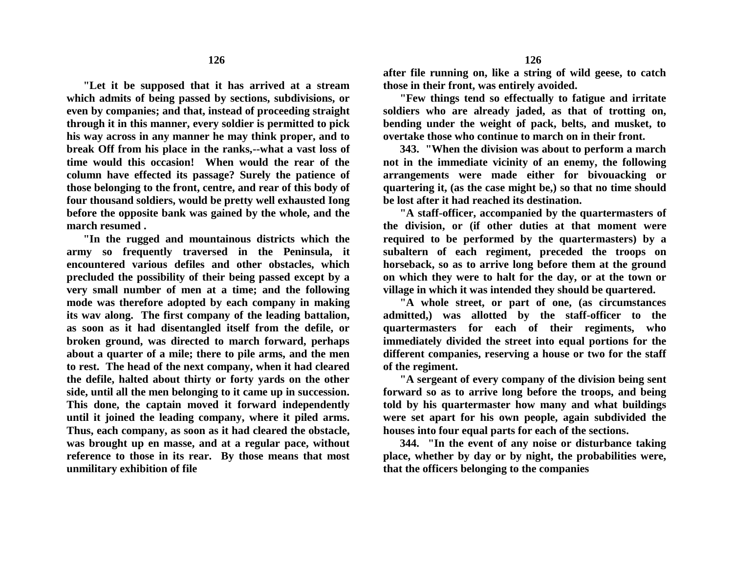**"Let it be supposed that it has arrived at a stream which admits of being passed by sections, subdivisions, or even by companies; and that, instead of proceeding straight through it in this manner, every soldier is permitted to pick his way across in any manner he may think proper, and to break Off from his place in the ranks,--what a vast loss of time would this occasion! When would the rear of the column have effected its passage? Surely the patience of those belonging to the front, centre, and rear of this body of four thousand soldiers, would be pretty well exhausted Iong before the opposite bank was gained by the whole, and the march resumed .**

**"In the rugged and mountainous districts which the army so frequently traversed in the Peninsula, it encountered various defiles and other obstacles, which precluded the possibility of their being passed except by a very small number of men at a time; and the following mode was therefore adopted by each company in making its wav along. The first company of the leading battalion, as soon as it had disentangled itself from the defile, or broken ground, was directed to march forward, perhaps about a quarter of a mile; there to pile arms, and the men to rest. The head of the next company, when it had cleared the defile, halted about thirty or forty yards on the other side, until all the men belonging to it came up in succession. This done, the captain moved it forward independently until it joined the leading company, where it piled arms. Thus, each company, as soon as it had cleared the obstacle, was brought up en masse, and at a regular pace, without reference to those in its rear. By those means that most unmilitary exhibition of file after file running on, like a string of wild geese, to catch those in their front, was entirely avoided.**

**"Few things tend so effectually to fatigue and irritate soldiers who are already jaded, as that of trotting on, bending under the weight of pack, belts, and musket, to overtake those who continue to march on in their front.**

**343. "When the division was about to perform a march not in the immediate vicinity of an enemy, the following arrangements were made either for bivouacking or quartering it, (as the case might be,) so that no time should be lost after it had reached its destination.**

**"A staff-officer, accompanied by the quartermasters of the division, or (if other duties at that moment were required to be performed by the quartermasters) by a subaltern of each regiment, preceded the troops on horseback, so as to arrive long before them at the ground on which they were to halt for the day, or at the town or village in which it was intended they should be quartered.**

**"A whole street, or part of one, (as circumstances admitted,) was allotted by the staff-officer to the quartermasters for each of their regiments, who immediately divided the street into equal portions for the different companies, reserving a house or two for the staff of the regiment.**

**"A sergeant of every company of the division being sent forward so as to arrive long before the troops, and being told by his quartermaster how many and what buildings were set apart for his own people, again subdivided the houses into four equal parts for each of the sections.**

**344. "In the event of any noise or disturbance taking place, whether by day or by night, the probabilities were, that the officers belonging to the companies**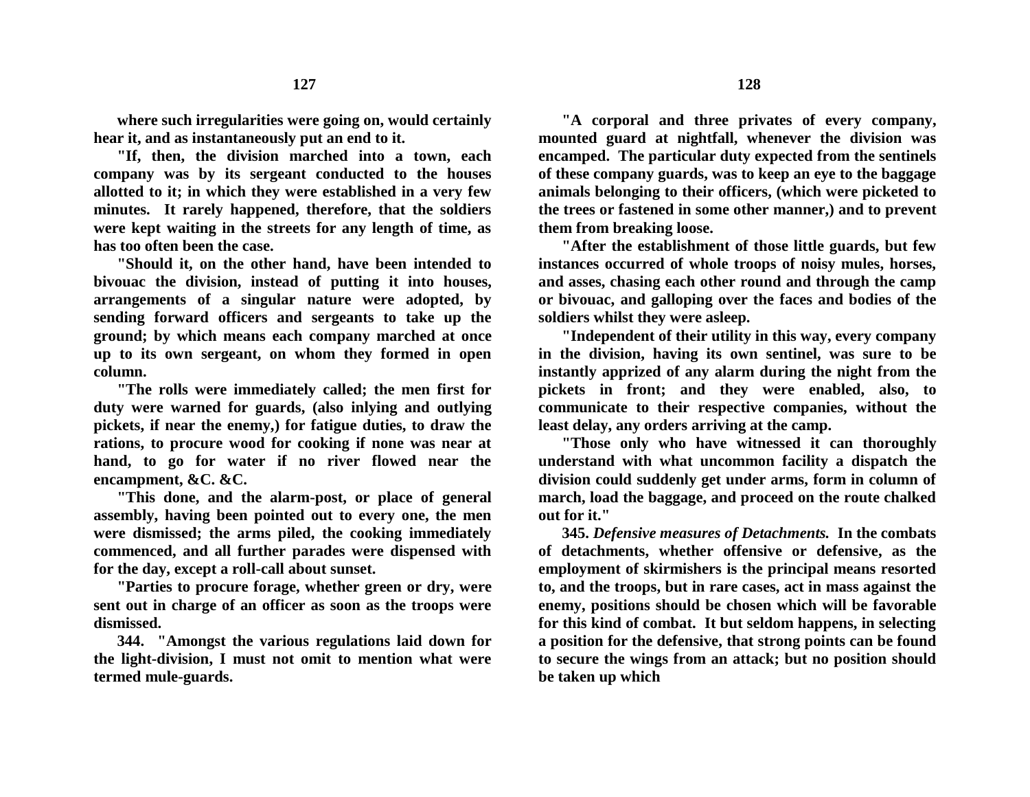where such irregularities were going on, would certainly hear it, and as instantaneously put an end to it.

"If, then, the division marched into a town, each company was by its sergeant conducted to the houses allotted to it; in which they were established in a very few minutes. It rarely happened, therefore, that the soldiers were kept waiting in the streets for any length of time, as has too often been the case.

"Should it, on the other hand, have been intended to bivouac the division, instead of putting it into houses, arrangements of a singular nature were adopted, by sending forward officers and sergeants to take up the ground; by which means each company marched at once up to its own sergeant, on whom they formed in open column.

"The rolls were immediately called; the men first for duty were warned for guards, (also inlying and outlying pickets, if near the enemy,) for fatigue duties, to draw the rations, to procure wood for cooking if none was near at hand, to go for water if no river flowed near the encampment, &C. &C.

"This done, and the alarm-post, or place of general assembly, having been pointed out to every one, the men were dismissed; the arms piled, the cooking immediately commenced, and all further parades were dispensed with for the day, except a roll-call about sunset.

"Parties to procure forage, whether green or dry, were sent out in charge of an officer as soon as the troops were dismissed.

344. "Amongst the various regulations laid down for the light-division, I must not omit to mention what were termed mule-guards.

"A corporal and three privates of every company, mounted guard at nightfall, whenever the division was encamped. The particular duty expected from the sentinels of these company guards, was to keep an eye to the baggage animals belonging to their officers, (which were picketed to the trees or fastened in some other manner,) and to prevent them from breaking loose.

"After the establishment of those little guards, but few instances occurred of whole troops of noisy mules, horses, and asses, chasing each other round and through the camp or bivouac, and galloping over the faces and bodies of the soldiers whilst they were asleep.

"Independent of their utility in this way, every company in the division, having its own sentinel, was sure to be instantly apprized of any alarm during the night from the pickets in front; and they were enabled, also, to communicate to their respective companies, without the least delay, any orders arriving at the camp.

"Those only who have witnessed it can thoroughly understand with what uncommon facility a dispatch the division could suddenly get under arms, form in column of march, load the baggage, and proceed on the route chalked out for it."

345. *Defensive measures of Detachments.* In the combats of detachments, whether offensive or defensive, as the employment of skirmishers is the principal means resorted to, and the troops, but in rare cases, act in mass against the enemy, positions should be chosen which will be favorable for this kind of combat. It but seldom happens, in selecting a position for the defensive, that strong points can be found to secure the wings from an attack; but no position should be taken up which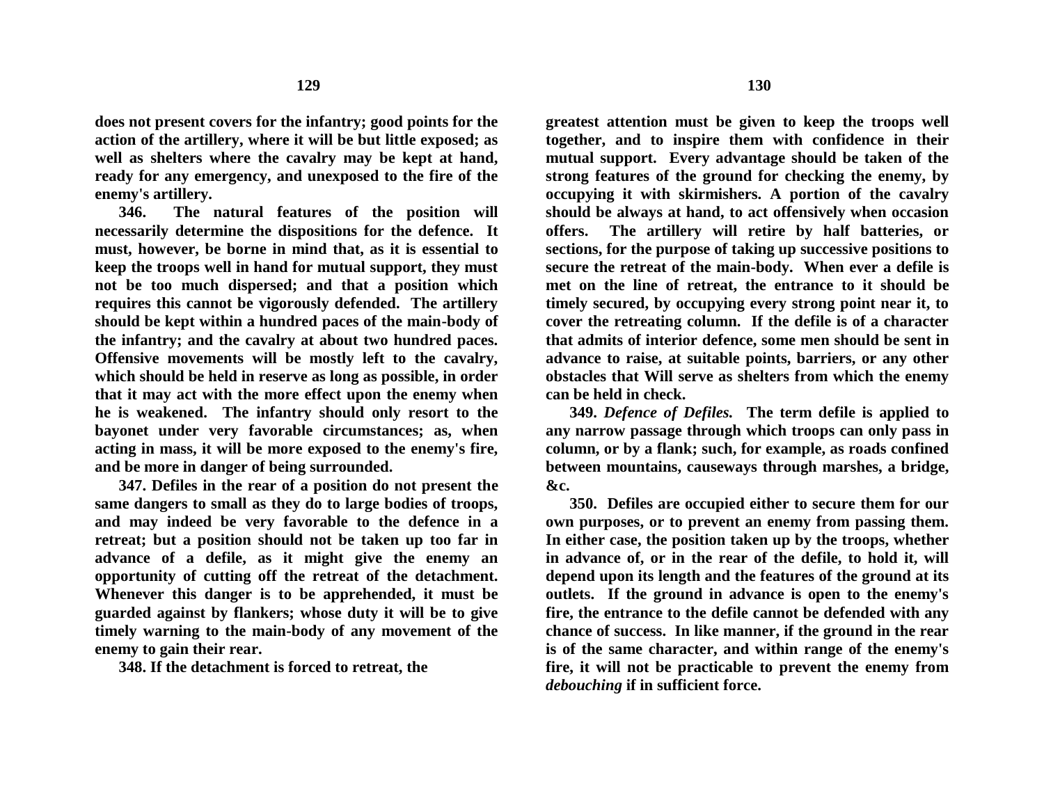**does not present covers for the infantry; good points for the action of the artillery, where it will be but little exposed; as well as shelters where the cavalry may be kept at hand, ready for any emergency, and unexposed to the fire of the enemy's artillery.**

**346. The natural features of the position will necessarily determine the dispositions for the defence. It must, however, be borne in mind that, as it is essential to keep the troops well in hand for mutual support, they must not be too much dispersed; and that a position which requires this cannot be vigorously defended. The artillery should be kept within a hundred paces of the main-body of the infantry; and the cavalry at about two hundred paces. Offensive movements will be mostly left to the cavalry, which should be held in reserve as long as possible, in order that it may act with the more effect upon the enemy when he is weakened. The infantry should only resort to the bayonet under very favorable circumstances; as, when acting in mass, it will be more exposed to the enemy's fire, and be more in danger of being surrounded.**

**347. Defiles in the rear of a position do not present the same dangers to small as they do to large bodies of troops, and may indeed be very favorable to the defence in a retreat; but a position should not be taken up too far in advance of a defile, as it might give the enemy an opportunity of cutting off the retreat of the detachment. Whenever this danger is to be apprehended, it must be guarded against by flankers; whose duty it will be to give timely warning to the main-body of any movement of the enemy to gain their rear.**

**348. If the detachment is forced to retreat, the greatest attention must be given to keep the troops well together, and to inspire them with confidence in their mutual support. Every advantage should be taken of the strong features of the ground for checking the enemy, by occupying it with skirmishers. A portion of the cavalry should be always at hand, to act offensively when occasion offers. The artillery will retire by half batteries, or sections, for the purpose of taking up successive positions to secure the retreat of the main-body. When ever a defile is met on the line of retreat, the entrance to it should be timely secured, by occupying every strong point near it, to cover the retreating column. If the defile is of a character that admits of interior defence, some men should be sent in advance to raise, at suitable points, barriers, or any other obstacles that Will serve as shelters from which the enemy can be held in check.**

**349.** ***Defence of Defiles.*** **The term defile is applied to any narrow passage through which troops can only pass in column, or by a flank; such, for example, as roads confined between mountains, causeways through marshes, a bridge, &c.**

**350. Defiles are occupied either to secure them for our own purposes, or to prevent an enemy from passing them. In either case, the position taken up by the troops, whether in advance of, or in the rear of the defile, to hold it, will depend upon its length and the features of the ground at its outlets. If the ground in advance is open to the enemy's fire, the entrance to the defile cannot be defended with any chance of success. In like manner, if the ground in the rear is of the same character, and within range of the enemy's fire, it will not be practicable to prevent the enemy from** ***debouching*** **if in sufficient force.**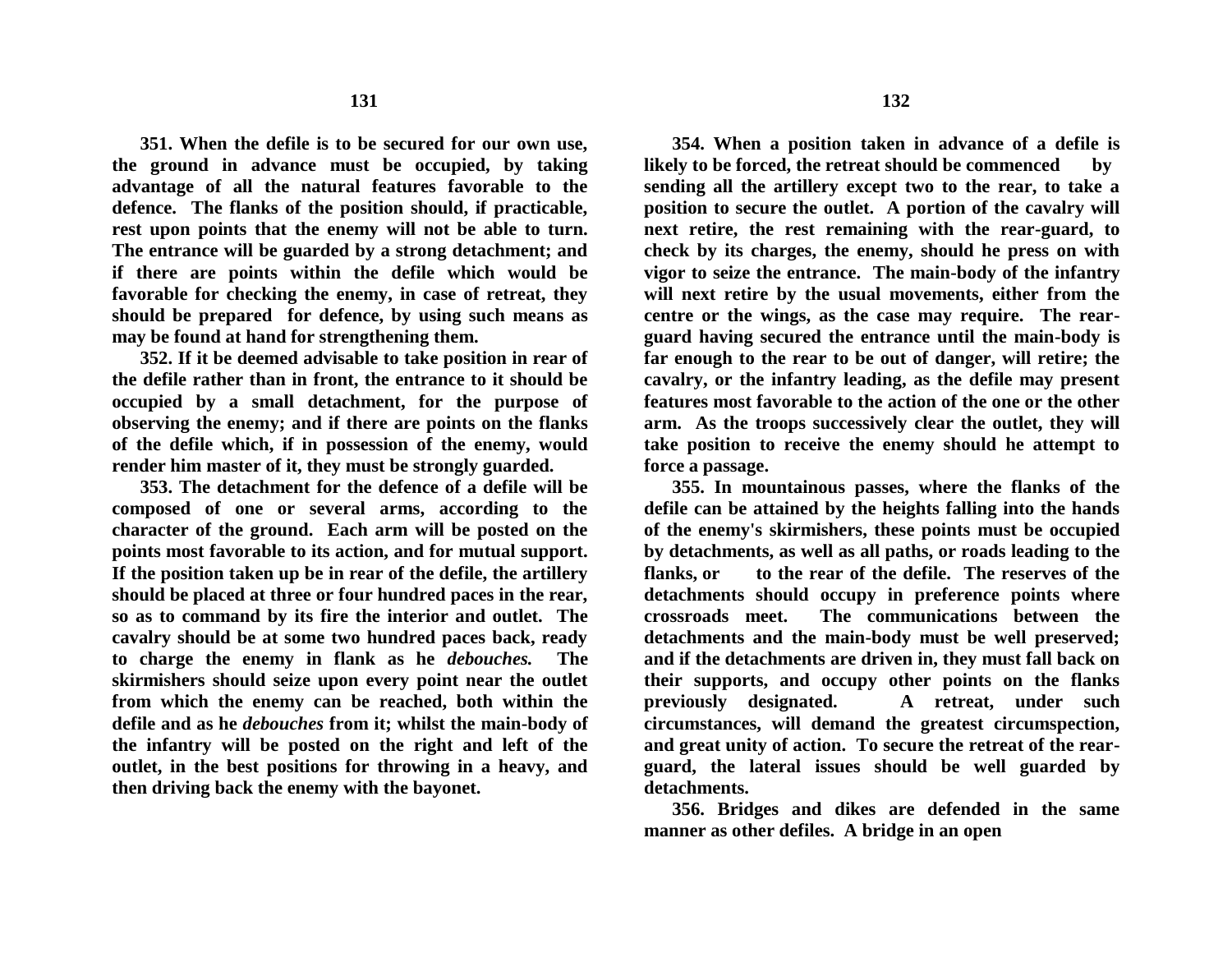**351. When the defile is to be secured for our own use, the ground in advance must be occupied, by taking advantage of all the natural features favorable to the defence. The flanks of the position should, if practicable, rest upon points that the enemy will not be able to turn. The entrance will be guarded by a strong detachment; and if there are points within the defile which would be favorable for checking the enemy, in case of retreat, they should be prepared for defence, by using such means as may be found at hand for strengthening them.**

**352. If it be deemed advisable to take position in rear of the defile rather than in front, the entrance to it should be occupied by a small detachment, for the purpose of observing the enemy; and if there are points on the flanks of the defile which, if in possession of the enemy, would render him master of it, they must be strongly guarded.**

**353. The detachment for the defence of a defile will be composed of one or several arms, according to the character of the ground. Each arm will be posted on the points most favorable to its action, and for mutual support. If the position taken up be in rear of the defile, the artillery should be placed at three or four hundred paces in the rear, so as to command by its fire the interior and outlet. The cavalry should be at some two hundred paces back, ready to charge the enemy in flank as he *debouches.* The skirmishers should seize upon every point near the outlet from which the enemy can be reached, both within the defile and as he *debouches* from it; whilst the main-body of the infantry will be posted on the right and left of the outlet, in the best positions for throwing in a heavy, and then driving back the enemy with the bayonet.**

**354. When a position taken in advance of a defile is likely to be forced, the retreat should be commenced by sending all the artillery except two to the rear, to take a position to secure the outlet. A portion of the cavalry will next retire, the rest remaining with the rear-guard, to check by its charges, the enemy, should he press on with vigor to seize the entrance. The main-body of the infantry will next retire by the usual movements, either from the centre or the wings, as the case may require. The rear-guard having secured the entrance until the main-body is far enough to the rear to be out of danger, will retire; the cavalry, or the infantry leading, as the defile may present features most favorable to the action of the one or the other arm. As the troops successively clear the outlet, they will take position to receive the enemy should he attempt to force a passage.**

**355. In mountainous passes, where the flanks of the defile can be attained by the heights falling into the hands of the enemy's skirmishers, these points must be occupied by detachments, as well as all paths, or roads leading to the flanks, or to the rear of the defile. The reserves of the detachments should occupy in preference points where crossroads meet. The communications between the detachments and the main-body must be well preserved; and if the detachments are driven in, they must fall back on their supports, and occupy other points on the flanks previously designated. A retreat, under such circumstances, will demand the greatest circumspection, and great unity of action. To secure the retreat of the rear-guard, the lateral issues should be well guarded by detachments.**

**356. Bridges and dikes are defended in the same manner as other defiles. A bridge in an open**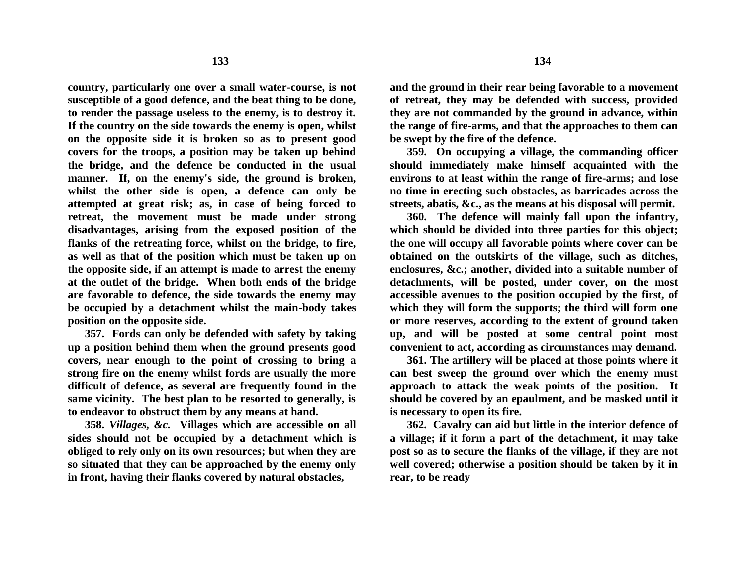**country, particularly one over a small water-course, is not susceptible of a good defence, and the beat thing to be done, to render the passage useless to the enemy, is to destroy it. If the country on the side towards the enemy is open, whilst on the opposite side it is broken so as to present good covers for the troops, a position may be taken up behind the bridge, and the defence be conducted in the usual manner. If, on the enemy's side, the ground is broken, whilst the other side is open, a defence can only be attempted at great risk; as, in case of being forced to retreat, the movement must be made under strong disadvantages, arising from the exposed position of the flanks of the retreating force, whilst on the bridge, to fire, as well as that of the position which must be taken up on the opposite side, if an attempt is made to arrest the enemy at the outlet of the bridge. When both ends of the bridge are favorable to defence, the side towards the enemy may be occupied by a detachment whilst the main-body takes position on the opposite side.**

**357. Fords can only be defended with safety by taking up a position behind them when the ground presents good covers, near enough to the point of crossing to bring a strong fire on the enemy whilst fords are usually the more difficult of defence, as several are frequently found in the same vicinity. The best plan to be resorted to generally, is to endeavor to obstruct them by any means at hand.**

**358. *Villages, &c.* Villages which are accessible on all sides should not be occupied by a detachment which is obliged to rely only on its own resources; but when they are so situated that they can be approached by the enemy only in front, having their flanks covered by natural obstacles, and the ground in their rear being favorable to a movement of retreat, they may be defended with success, provided they are not commanded by the ground in advance, within the range of fire-arms, and that the approaches to them can be swept by the fire of the defence.**

**359. On occupying a village, the commanding officer should immediately make himself acquainted with the environs to at least within the range of fire-arms; and lose no time in erecting such obstacles, as barricades across the streets, abatis, &c., as the means at his disposal will permit.**

**360. The defence will mainly fall upon the infantry, which should be divided into three parties for this object; the one will occupy all favorable points where cover can be obtained on the outskirts of the village, such as ditches, enclosures, &c.; another, divided into a suitable number of detachments, will be posted, under cover, on the most accessible avenues to the position occupied by the first, of which they will form the supports; the third will form one or more reserves, according to the extent of ground taken up, and will be posted at some central point most convenient to act, according as circumstances may demand.**

**361. The artillery will be placed at those points where it can best sweep the ground over which the enemy must approach to attack the weak points of the position. It should be covered by an epaulment, and be masked until it is necessary to open its fire.**

**362. Cavalry can aid but little in the interior defence of a village; if it form a part of the detachment, it may take post so as to secure the flanks of the village, if they are not well covered; otherwise a position should be taken by it in rear, to be ready**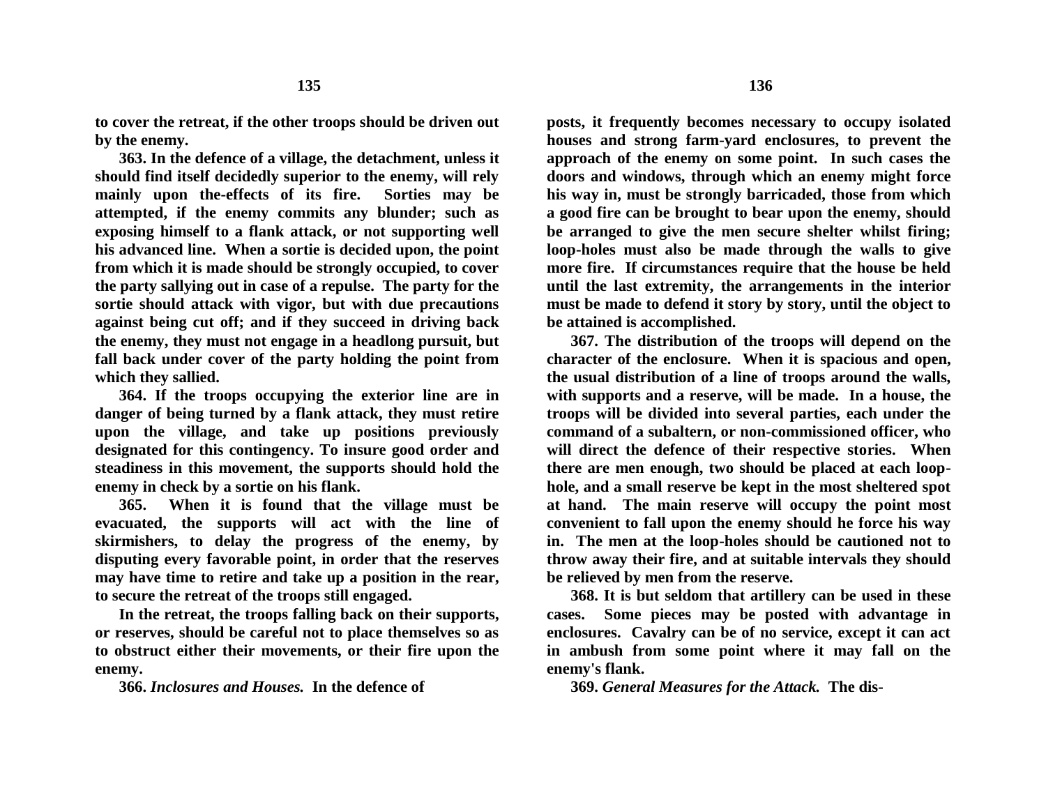to cover the retreat, if the other troops should be driven out by the enemy.

363. In the defence of a village, the detachment, unless it should find itself decidedly superior to the enemy, will rely mainly upon the-effects of its fire. Sorties may be attempted, if the enemy commits any blunder; such as exposing himself to a flank attack, or not supporting well his advanced line. When a sortie is decided upon, the point from which it is made should be strongly occupied, to cover the party sallying out in case of a repulse. The party for the sortie should attack with vigor, but with due precautions against being cut off; and if they succeed in driving back the enemy, they must not engage in a headlong pursuit, but fall back under cover of the party holding the point from which they sallied.

364. If the troops occupying the exterior line are in danger of being turned by a flank attack, they must retire upon the village, and take up positions previously designated for this contingency. To insure good order and steadiness in this movement, the supports should hold the enemy in check by a sortie on his flank.

365. When it is found that the village must be evacuated, the supports will act with the line of skirmishers, to delay the progress of the enemy, by disputing every favorable point, in order that the reserves may have time to retire and take up a position in the rear, to secure the retreat of the troops still engaged.

In the retreat, the troops falling back on their supports, or reserves, should be careful not to place themselves so as to obstruct either their movements, or their fire upon the enemy.

366. *Inclosures and Houses.* In the defence of posts, it frequently becomes necessary to occupy isolated houses and strong farm-yard enclosures, to prevent the approach of the enemy on some point. In such cases the doors and windows, through which an enemy might force his way in, must be strongly barricaded, those from which a good fire can be brought to bear upon the enemy, should be arranged to give the men secure shelter whilst firing; loop-holes must also be made through the walls to give more fire. If circumstances require that the house be held until the last extremity, the arrangements in the interior must be made to defend it story by story, until the object to be attained is accomplished.

367. The distribution of the troops will depend on the character of the enclosure. When it is spacious and open, the usual distribution of a line of troops around the walls, with supports and a reserve, will be made. In a house, the troops will be divided into several parties, each under the command of a subaltern, or non-commissioned officer, who will direct the defence of their respective stories. When there are men enough, two should be placed at each loop-hole, and a small reserve be kept in the most sheltered spot at hand. The main reserve will occupy the point most convenient to fall upon the enemy should he force his way in. The men at the loop-holes should be cautioned not to throw away their fire, and at suitable intervals they should be relieved by men from the reserve.

368. It is but seldom that artillery can be used in these cases. Some pieces may be posted with advantage in enclosures. Cavalry can be of no service, except it can act in ambush from some point where it may fall on the enemy's flank.

369. *General Measures for the Attack.* The dis-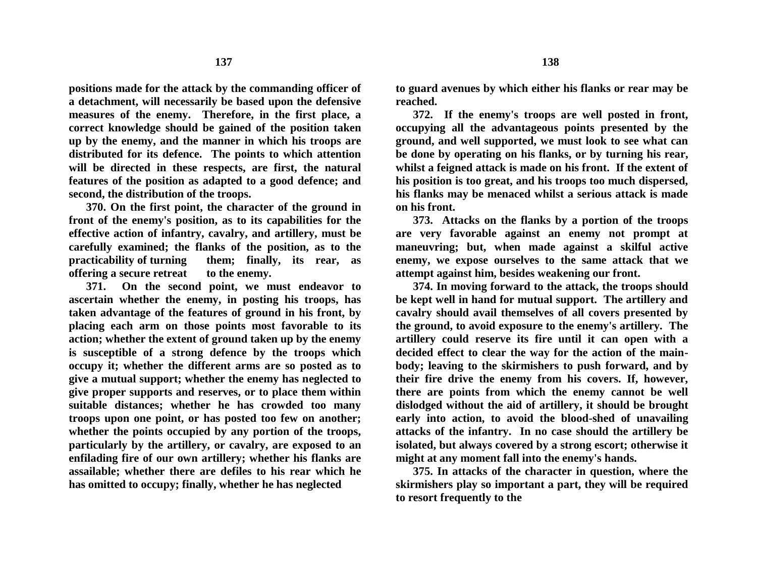**positions made for the attack by the commanding officer of a detachment, will necessarily be based upon the defensive measures of the enemy. Therefore, in the first place, a correct knowledge should be gained of the position taken up by the enemy, and the manner in which his troops are distributed for its defence. The points to which attention will be directed in these respects, are first, the natural features of the position as adapted to a good defence; and second, the distribution of the troops.**

**370. On the first point, the character of the ground in front of the enemy's position, as to its capabilities for the effective action of infantry, cavalry, and artillery, must be carefully examined; the flanks of the position, as to the practicability of turning them; finally, its rear, as offering a secure retreat to the enemy.**

**371. On the second point, we must endeavor to ascertain whether the enemy, in posting his troops, has taken advantage of the features of ground in his front, by placing each arm on those points most favorable to its action; whether the extent of ground taken up by the enemy is susceptible of a strong defence by the troops which occupy it; whether the different arms are so posted as to give a mutual support; whether the enemy has neglected to give proper supports and reserves, or to place them within suitable distances; whether he has crowded too many troops upon one point, or has posted too few on another; whether the points occupied by any portion of the troops, particularly by the artillery, or cavalry, are exposed to an enfilading fire of our own artillery; whether his flanks are assailable; whether there are defiles to his rear which he has omitted to occupy; finally, whether he has neglected to guard avenues by which either his flanks or rear may be reached.**

**372. If the enemy's troops are well posted in front, occupying all the advantageous points presented by the ground, and well supported, we must look to see what can be done by operating on his flanks, or by turning his rear, whilst a feigned attack is made on his front. If the extent of his position is too great, and his troops too much dispersed, his flanks may be menaced whilst a serious attack is made on his front.**

**373. Attacks on the flanks by a portion of the troops are very favorable against an enemy not prompt at maneuvring; but, when made against a skilful active enemy, we expose ourselves to the same attack that we attempt against him, besides weakening our front.**

**374. In moving forward to the attack, the troops should be kept well in hand for mutual support. The artillery and cavalry should avail themselves of all covers presented by the ground, to avoid exposure to the enemy's artillery. The artillery could reserve its fire until it can open with a decided effect to clear the way for the action of the main-body; leaving to the skirmishers to push forward, and by their fire drive the enemy from his covers. If, however, there are points from which the enemy cannot be well dislodged without the aid of artillery, it should be brought early into action, to avoid the blood-shed of unavailing attacks of the infantry. In no case should the artillery be isolated, but always covered by a strong escort; otherwise it might at any moment fall into the enemy's hands.**

**375. In attacks of the character in question, where the skirmishers play so important a part, they will be required to resort frequently to the**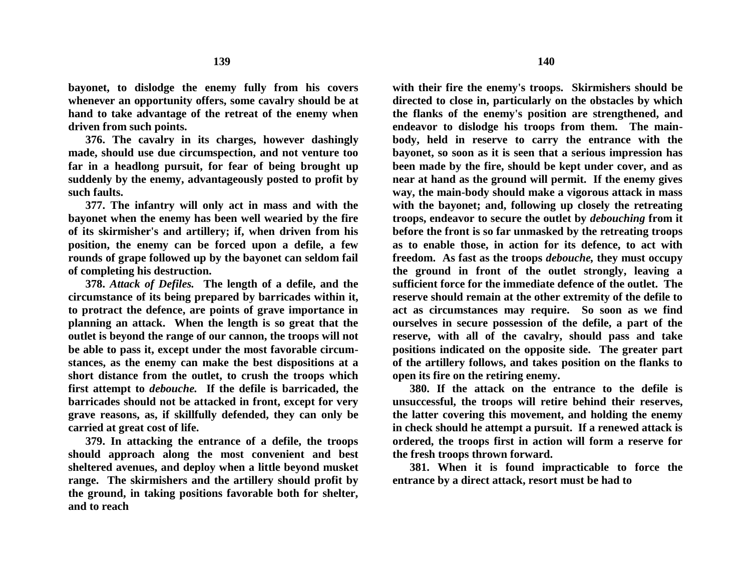bayonet, to dislodge the enemy fully from his covers whenever an opportunity offers, some cavalry should be at hand to take advantage of the retreat of the enemy when driven from such points.

**376.** The cavalry in its charges, however dashingly made, should use due circumspection, and not venture too far in a headlong pursuit, for fear of being brought up suddenly by the enemy, advantageously posted to profit by such faults.

**377.** The infantry will only act in mass and with the bayonet when the enemy has been well wearied by the fire of its skirmisher's and artillery; if, when driven from his position, the enemy can be forced upon a defile, a few rounds of grape followed up by the bayonet can seldom fail of completing his destruction.

**378.** *Attack of Defiles.* The length of a defile, and the circumstance of its being prepared by barricades within it, to protract the defence, are points of grave importance in planning an attack. When the length is so great that the outlet is beyond the range of our cannon, the troops will not be able to pass it, except under the most favorable circumstances, as the enemy can make the best dispositions at a short distance from the outlet, to crush the troops which first attempt to *debouche.* If the defile is barricaded, the barricades should not be attacked in front, except for very grave reasons, as, if skillfully defended, they can only be carried at great cost of life.

**379.** In attacking the entrance of a defile, the troops should approach along the most convenient and best sheltered avenues, and deploy when a little beyond musket range. The skirmishers and the artillery should profit by the ground, in taking positions favorable both for shelter, and to reach with their fire the enemy's troops. Skirmishers should be directed to close in, particularly on the obstacles by which the flanks of the enemy's position are strengthened, and endeavor to dislodge his troops from them. The main-body, held in reserve to carry the entrance with the bayonet, so soon as it is seen that a serious impression has been made by the fire, should be kept under cover, and as near at hand as the ground will permit. If the enemy gives way, the main-body should make a vigorous attack in mass with the bayonet; and, following up closely the retreating troops, endeavor to secure the outlet by *debouching* from it before the front is so far unmasked by the retreating troops as to enable those, in action for its defence, to act with freedom. As fast as the troops *debouche,* they must occupy the ground in front of the outlet strongly, leaving a sufficient force for the immediate defence of the outlet. The reserve should remain at the other extremity of the defile to act as circumstances may require. So soon as we find ourselves in secure possession of the defile, a part of the reserve, with all of the cavalry, should pass and take positions indicated on the opposite side. The greater part of the artillery follows, and takes position on the flanks to open its fire on the retiring enemy.

**380.** If the attack on the entrance to the defile is unsuccessful, the troops will retire behind their reserves, the latter covering this movement, and holding the enemy in check should he attempt a pursuit. If a renewed attack is ordered, the troops first in action will form a reserve for the fresh troops thrown forward.

**381.** When it is found impracticable to force the entrance by a direct attack, resort must be had to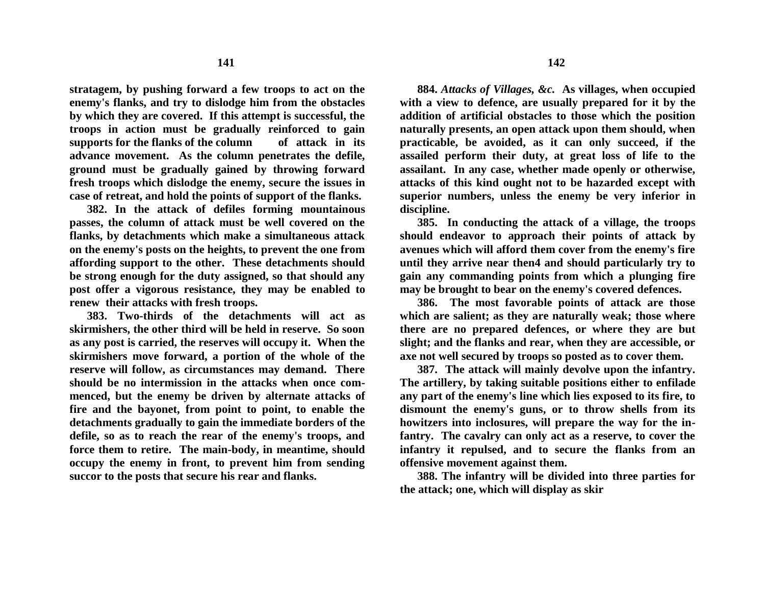**stratagem, by pushing forward a few troops to act on the enemy's flanks, and try to dislodge him from the obstacles by which they are covered. If this attempt is successful, the troops in action must be gradually reinforced to gain supports for the flanks of the column of attack in its advance movement. As the column penetrates the defile, ground must be gradually gained by throwing forward fresh troops which dislodge the enemy, secure the issues in case of retreat, and hold the points of support of the flanks.**

**382. In the attack of defiles forming mountainous passes, the column of attack must be well covered on the flanks, by detachments which make a simultaneous attack on the enemy's posts on the heights, to prevent the one from affording support to the other. These detachments should be strong enough for the duty assigned, so that should any post offer a vigorous resistance, they may be enabled to renew their attacks with fresh troops.**

**383. Two-thirds of the detachments will act as skirmishers, the other third will be held in reserve. So soon as any post is carried, the reserves will occupy it. When the skirmishers move forward, a portion of the whole of the reserve will follow, as circumstances may demand. There should be no intermission in the attacks when once commenced, but the enemy be driven by alternate attacks of fire and the bayonet, from point to point, to enable the detachments gradually to gain the immediate borders of the defile, so as to reach the rear of the enemy's troops, and force them to retire. The main-body, in meantime, should occupy the enemy in front, to prevent him from sending succor to the posts that secure his rear and flanks.**

**884.** ***Attacks of Villages, &c.*** **As villages, when occupied with a view to defence, are usually prepared for it by the addition of artificial obstacles to those which the position naturally presents, an open attack upon them should, when practicable, be avoided, as it can only succeed, if the assailed perform their duty, at great loss of life to the assailant. In any case, whether made openly or otherwise, attacks of this kind ought not to be hazarded except with superior numbers, unless the enemy be very inferior in discipline.**

**385. In conducting the attack of a village, the troops should endeavor to approach their points of attack by avenues which will afford them cover from the enemy's fire until they arrive near then4 and should particularly try to gain any commanding points from which a plunging fire may be brought to bear on the enemy's covered defences.**

**386. The most favorable points of attack are those which are salient; as they are naturally weak; those where there are no prepared defences, or where they are but slight; and the flanks and rear, when they are accessible, or axe not well secured by troops so posted as to cover them.**

**387. The attack will mainly devolve upon the infantry. The artillery, by taking suitable positions either to enfilade any part of the enemy's line which lies exposed to its fire, to dismount the enemy's guns, or to throw shells from its howitzers into inclosures, will prepare the way for the infantry. The cavalry can only act as a reserve, to cover the infantry it repulsed, and to secure the flanks from an offensive movement against them.**

**388. The infantry will be divided into three parties for the attack; one, which will display as skir**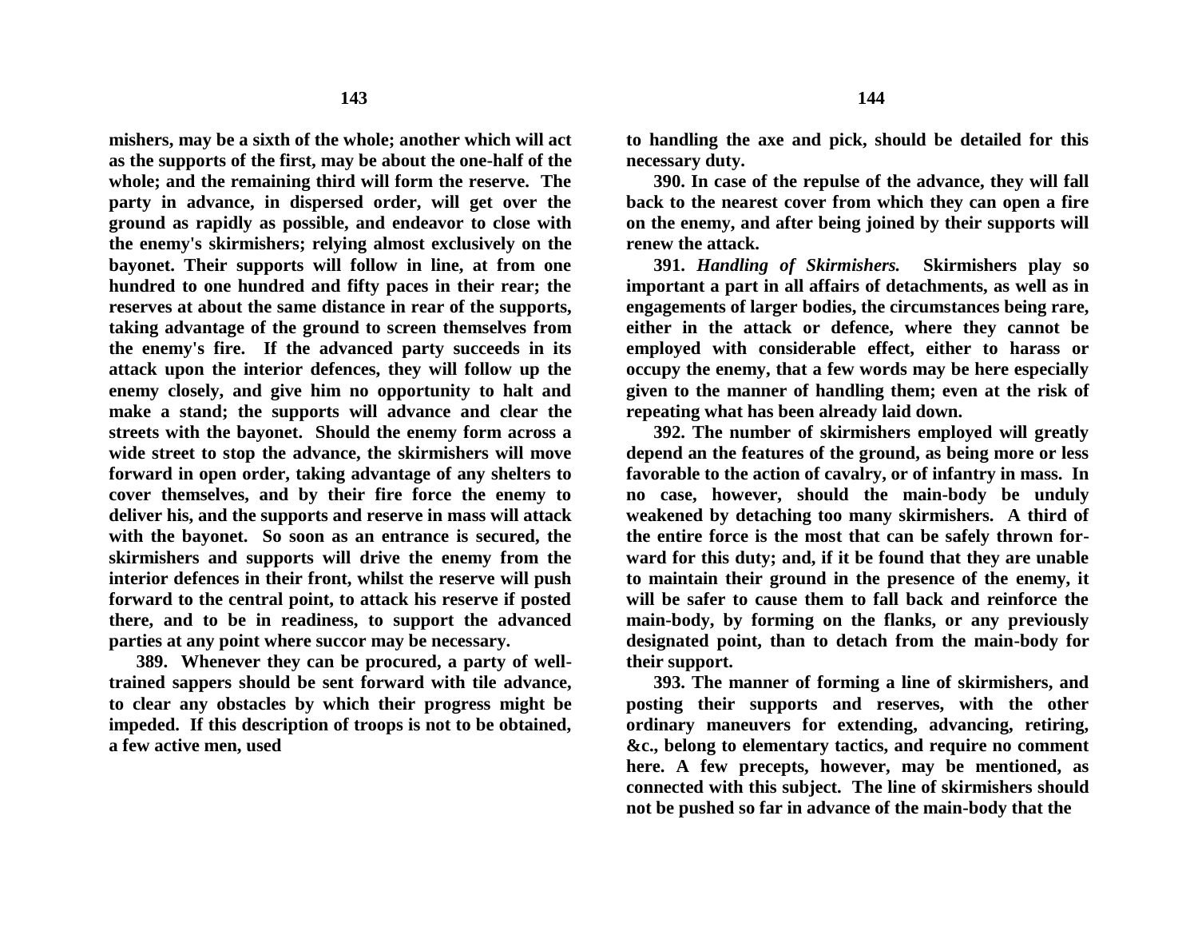mishers, may be a sixth of the whole; another which will act as the supports of the first, may be about the one-half of the whole; and the remaining third will form the reserve. The party in advance, in dispersed order, will get over the ground as rapidly as possible, and endeavor to close with the enemy's skirmishers; relying almost exclusively on the bayonet. Their supports will follow in line, at from one hundred to one hundred and fifty paces in their rear; the reserves at about the same distance in rear of the supports, taking advantage of the ground to screen themselves from the enemy's fire. If the advanced party succeeds in its attack upon the interior defences, they will follow up the enemy closely, and give him no opportunity to halt and make a stand; the supports will advance and clear the streets with the bayonet. Should the enemy form across a wide street to stop the advance, the skirmishers will move forward in open order, taking advantage of any shelters to cover themselves, and by their fire force the enemy to deliver his, and the supports and reserve in mass will attack with the bayonet. So soon as an entrance is secured, the skirmishers and supports will drive the enemy from the interior defences in their front, whilst the reserve will push forward to the central point, to attack his reserve if posted there, and to be in readiness, to support the advanced parties at any point where succor may be necessary.

389. Whenever they can be procured, a party of well-trained sappers should be sent forward with tile advance, to clear any obstacles by which their progress might be impeded. If this description of troops is not to be obtained, a few active men, used to handling the axe and pick, should be detailed for this necessary duty.

390. In case of the repulse of the advance, they will fall back to the nearest cover from which they can open a fire on the enemy, and after being joined by their supports will renew the attack.

391. *Handling of Skirmishers.* Skirmishers play so important a part in all affairs of detachments, as well as in engagements of larger bodies, the circumstances being rare, either in the attack or defence, where they cannot be employed with considerable effect, either to harass or occupy the enemy, that a few words may be here especially given to the manner of handling them; even at the risk of repeating what has been already laid down.

392. The number of skirmishers employed will greatly depend an the features of the ground, as being more or less favorable to the action of cavalry, or of infantry in mass. In no case, however, should the main-body be unduly weakened by detaching too many skirmishers. A third of the entire force is the most that can be safely thrown forward for this duty; and, if it be found that they are unable to maintain their ground in the presence of the enemy, it will be safer to cause them to fall back and reinforce the main-body, by forming on the flanks, or any previously designated point, than to detach from the main-body for their support.

393. The manner of forming a line of skirmishers, and posting their supports and reserves, with the other ordinary maneuvers for extending, advancing, retiring, &c., belong to elementary tactics, and require no comment here. A few precepts, however, may be mentioned, as connected with this subject. The line of skirmishers should not be pushed so far in advance of the main-body that the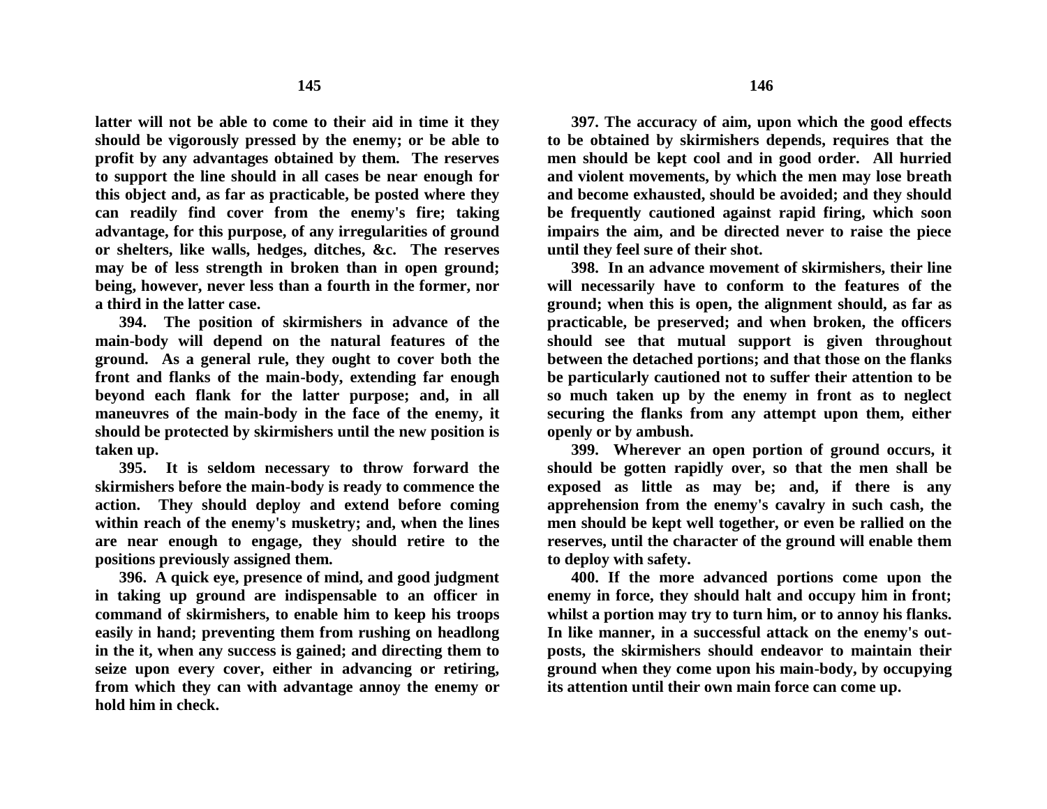**latter will not be able to come to their aid in time it they should be vigorously pressed by the enemy; or be able to profit by any advantages obtained by them. The reserves to support the line should in all cases be near enough for this object and, as far as practicable, be posted where they can readily find cover from the enemy's fire; taking advantage, for this purpose, of any irregularities of ground or shelters, like walls, hedges, ditches, &c. The reserves may be of less strength in broken than in open ground; being, however, never less than a fourth in the former, nor a third in the latter case.**

**394. The position of skirmishers in advance of the main-body will depend on the natural features of the ground. As a general rule, they ought to cover both the front and flanks of the main-body, extending far enough beyond each flank for the latter purpose; and, in all maneuvres of the main-body in the face of the enemy, it should be protected by skirmishers until the new position is taken up.**

**395. It is seldom necessary to throw forward the skirmishers before the main-body is ready to commence the action. They should deploy and extend before coming within reach of the enemy's musketry; and, when the lines are near enough to engage, they should retire to the positions previously assigned them.**

**396. A quick eye, presence of mind, and good judgment in taking up ground are indispensable to an officer in command of skirmishers, to enable him to keep his troops easily in hand; preventing them from rushing on headlong in the it, when any success is gained; and directing them to seize upon every cover, either in advancing or retiring, from which they can with advantage annoy the enemy or hold him in check.**

**397. The accuracy of aim, upon which the good effects to be obtained by skirmishers depends, requires that the men should be kept cool and in good order. All hurried and violent movements, by which the men may lose breath and become exhausted, should be avoided; and they should be frequently cautioned against rapid firing, which soon impairs the aim, and be directed never to raise the piece until they feel sure of their shot.**

**398. In an advance movement of skirmishers, their line will necessarily have to conform to the features of the ground; when this is open, the alignment should, as far as practicable, be preserved; and when broken, the officers should see that mutual support is given throughout between the detached portions; and that those on the flanks be particularly cautioned not to suffer their attention to be so much taken up by the enemy in front as to neglect securing the flanks from any attempt upon them, either openly or by ambush.**

**399. Wherever an open portion of ground occurs, it should be gotten rapidly over, so that the men shall be exposed as little as may be; and, if there is any apprehension from the enemy's cavalry in such cash, the men should be kept well together, or even be rallied on the reserves, until the character of the ground will enable them to deploy with safety.**

**400. If the more advanced portions come upon the enemy in force, they should halt and occupy him in front; whilst a portion may try to turn him, or to annoy his flanks. In like manner, in a successful attack on the enemy's out-posts, the skirmishers should endeavor to maintain their ground when they come upon his main-body, by occupying its attention until their own main force can come up.**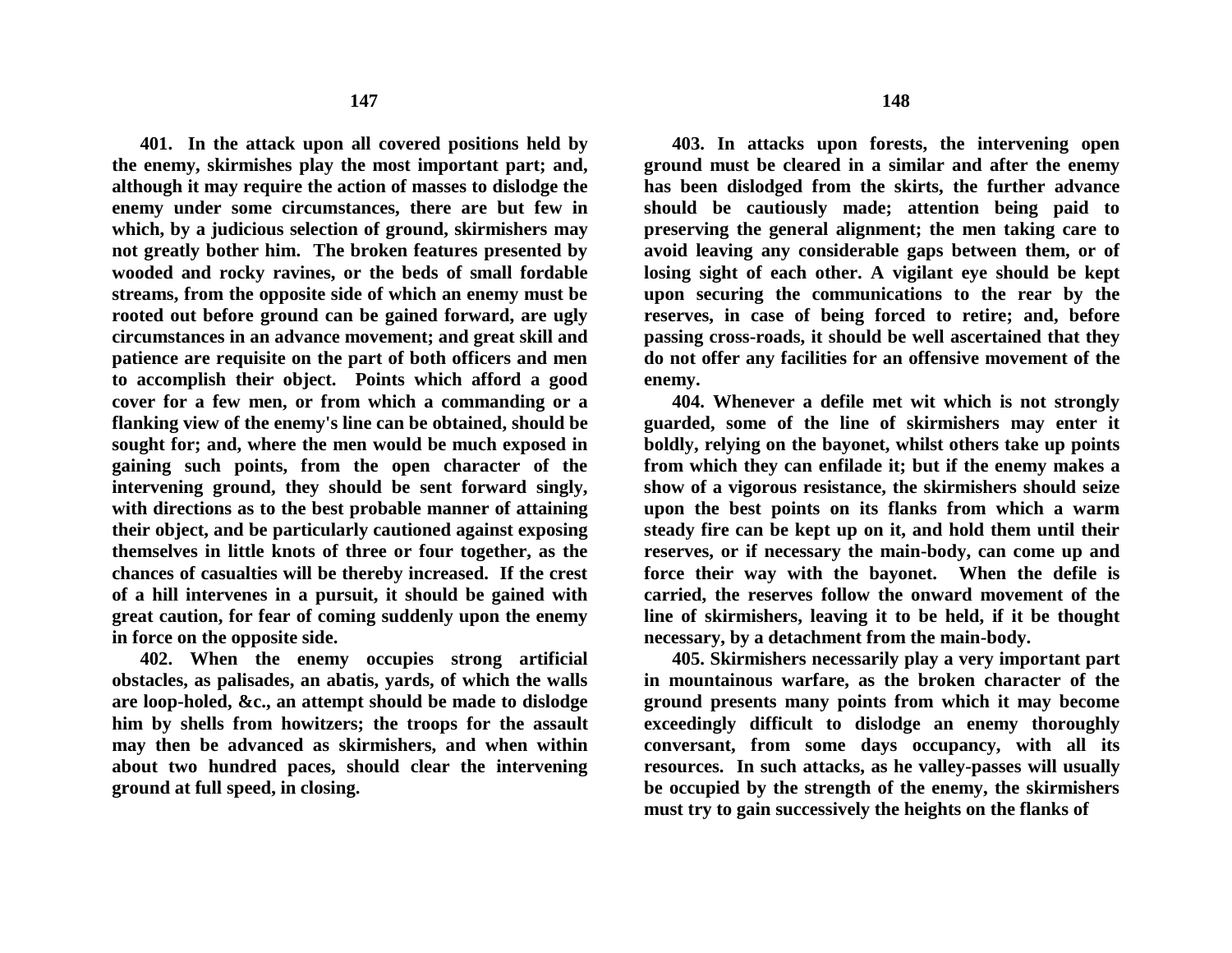**401. In the attack upon all covered positions held by the enemy, skirmishes play the most important part; and, although it may require the action of masses to dislodge the enemy under some circumstances, there are but few in which, by a judicious selection of ground, skirmishers may not greatly bother him. The broken features presented by wooded and rocky ravines, or the beds of small fordable streams, from the opposite side of which an enemy must be rooted out before ground can be gained forward, are ugly circumstances in an advance movement; and great skill and patience are requisite on the part of both officers and men to accomplish their object. Points which afford a good cover for a few men, or from which a commanding or a flanking view of the enemy's line can be obtained, should be sought for; and, where the men would be much exposed in gaining such points, from the open character of the intervening ground, they should be sent forward singly, with directions as to the best probable manner of attaining their object, and be particularly cautioned against exposing themselves in little knots of three or four together, as the chances of casualties will be thereby increased. If the crest of a hill intervenes in a pursuit, it should be gained with great caution, for fear of coming suddenly upon the enemy in force on the opposite side.**

**402. When the enemy occupies strong artificial obstacles, as palisades, an abatis, yards, of which the walls are loop-holed, &c., an attempt should be made to dislodge him by shells from howitzers; the troops for the assault may then be advanced as skirmishers, and when within about two hundred paces, should clear the intervening ground at full speed, in closing.**

**403. In attacks upon forests, the intervening open ground must be cleared in a similar and after the enemy has been dislodged from the skirts, the further advance should be cautiously made; attention being paid to preserving the general alignment; the men taking care to avoid leaving any considerable gaps between them, or of losing sight of each other. A vigilant eye should be kept upon securing the communications to the rear by the reserves, in case of being forced to retire; and, before passing cross-roads, it should be well ascertained that they do not offer any facilities for an offensive movement of the enemy.**

**404. Whenever a defile met wit which is not strongly guarded, some of the line of skirmishers may enter it boldly, relying on the bayonet, whilst others take up points from which they can enfilade it; but if the enemy makes a show of a vigorous resistance, the skirmishers should seize upon the best points on its flanks from which a warm steady fire can be kept up on it, and hold them until their reserves, or if necessary the main-body, can come up and force their way with the bayonet. When the defile is carried, the reserves follow the onward movement of the line of skirmishers, leaving it to be held, if it be thought necessary, by a detachment from the main-body.**

**405. Skirmishers necessarily play a very important part in mountainous warfare, as the broken character of the ground presents many points from which it may become exceedingly difficult to dislodge an enemy thoroughly conversant, from some days occupancy, with all its resources. In such attacks, as he valley-passes will usually be occupied by the strength of the enemy, the skirmishers must try to gain successively the heights on the flanks of**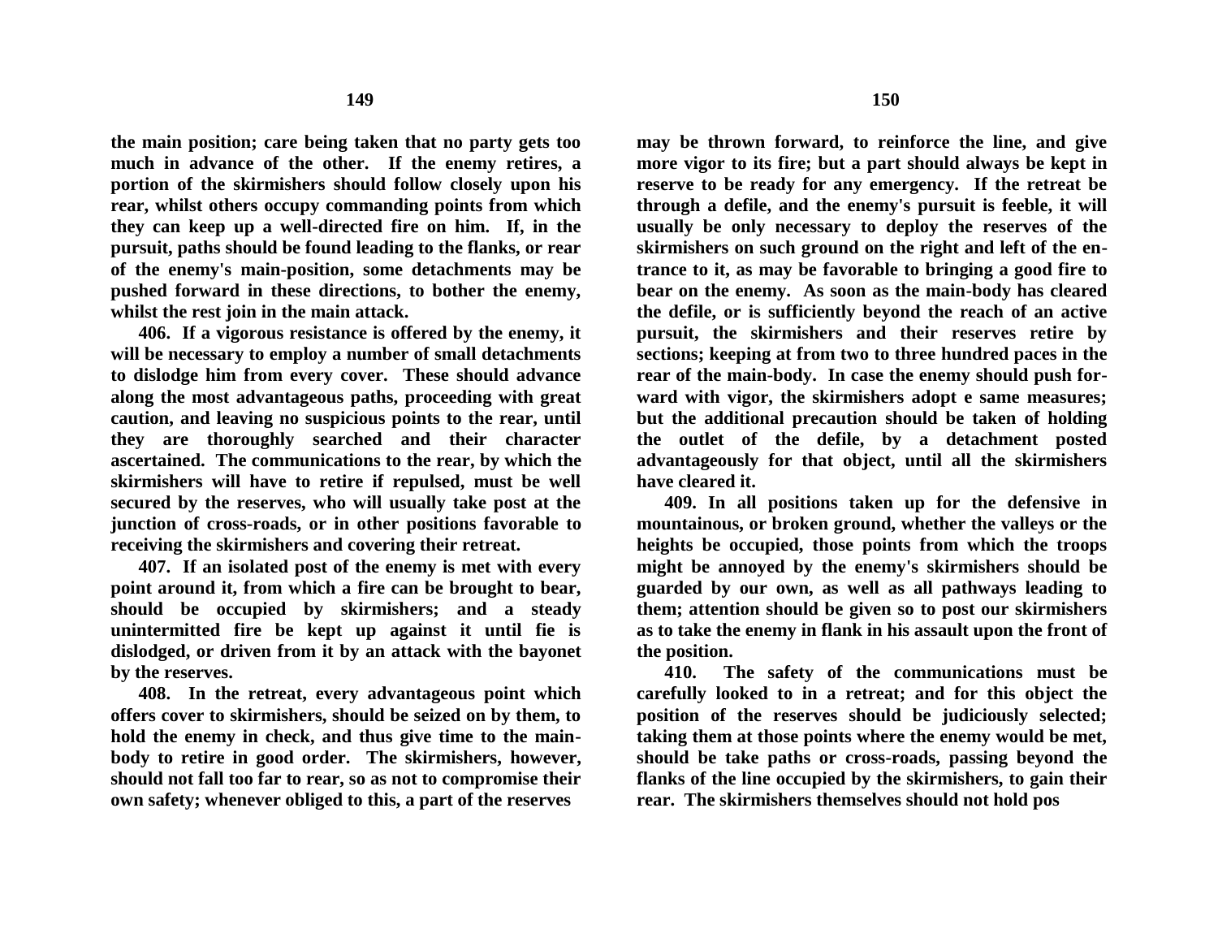**the main position; care being taken that no party gets too much in advance of the other. If the enemy retires, a portion of the skirmishers should follow closely upon his rear, whilst others occupy commanding points from which they can keep up a well-directed fire on him. If, in the pursuit, paths should be found leading to the flanks, or rear of the enemy's main-position, some detachments may be pushed forward in these directions, to bother the enemy, whilst the rest join in the main attack.**

**406. If a vigorous resistance is offered by the enemy, it will be necessary to employ a number of small detachments to dislodge him from every cover. These should advance along the most advantageous paths, proceeding with great caution, and leaving no suspicious points to the rear, until they are thoroughly searched and their character ascertained. The communications to the rear, by which the skirmishers will have to retire if repulsed, must be well secured by the reserves, who will usually take post at the junction of cross-roads, or in other positions favorable to receiving the skirmishers and covering their retreat.**

**407. If an isolated post of the enemy is met with every point around it, from which a fire can be brought to bear, should be occupied by skirmishers; and a steady unintermitted fire be kept up against it until fie is dislodged, or driven from it by an attack with the bayonet by the reserves.**

**408. In the retreat, every advantageous point which offers cover to skirmishers, should be seized on by them, to hold the enemy in check, and thus give time to the main-body to retire in good order. The skirmishers, however, should not fall too far to rear, so as not to compromise their own safety; whenever obliged to this, a part of the reserves may be thrown forward, to reinforce the line, and give more vigor to its fire; but a part should always be kept in reserve to be ready for any emergency. If the retreat be through a defile, and the enemy's pursuit is feeble, it will usually be only necessary to deploy the reserves of the skirmishers on such ground on the right and left of the entrance to it, as may be favorable to bringing a good fire to bear on the enemy. As soon as the main-body has cleared the defile, or is sufficiently beyond the reach of an active pursuit, the skirmishers and their reserves retire by sections; keeping at from two to three hundred paces in the rear of the main-body. In case the enemy should push forward with vigor, the skirmishers adopt e same measures; but the additional precaution should be taken of holding the outlet of the defile, by a detachment posted advantageously for that object, until all the skirmishers have cleared it.**

**409. In all positions taken up for the defensive in mountainous, or broken ground, whether the valleys or the heights be occupied, those points from which the troops might be annoyed by the enemy's skirmishers should be guarded by our own, as well as all pathways leading to them; attention should be given so to post our skirmishers as to take the enemy in flank in his assault upon the front of the position.**

**410. The safety of the communications must be carefully looked to in a retreat; and for this object the position of the reserves should be judiciously selected; taking them at those points where the enemy would be met, should be take paths or cross-roads, passing beyond the flanks of the line occupied by the skirmishers, to gain their rear. The skirmishers themselves should not hold pos**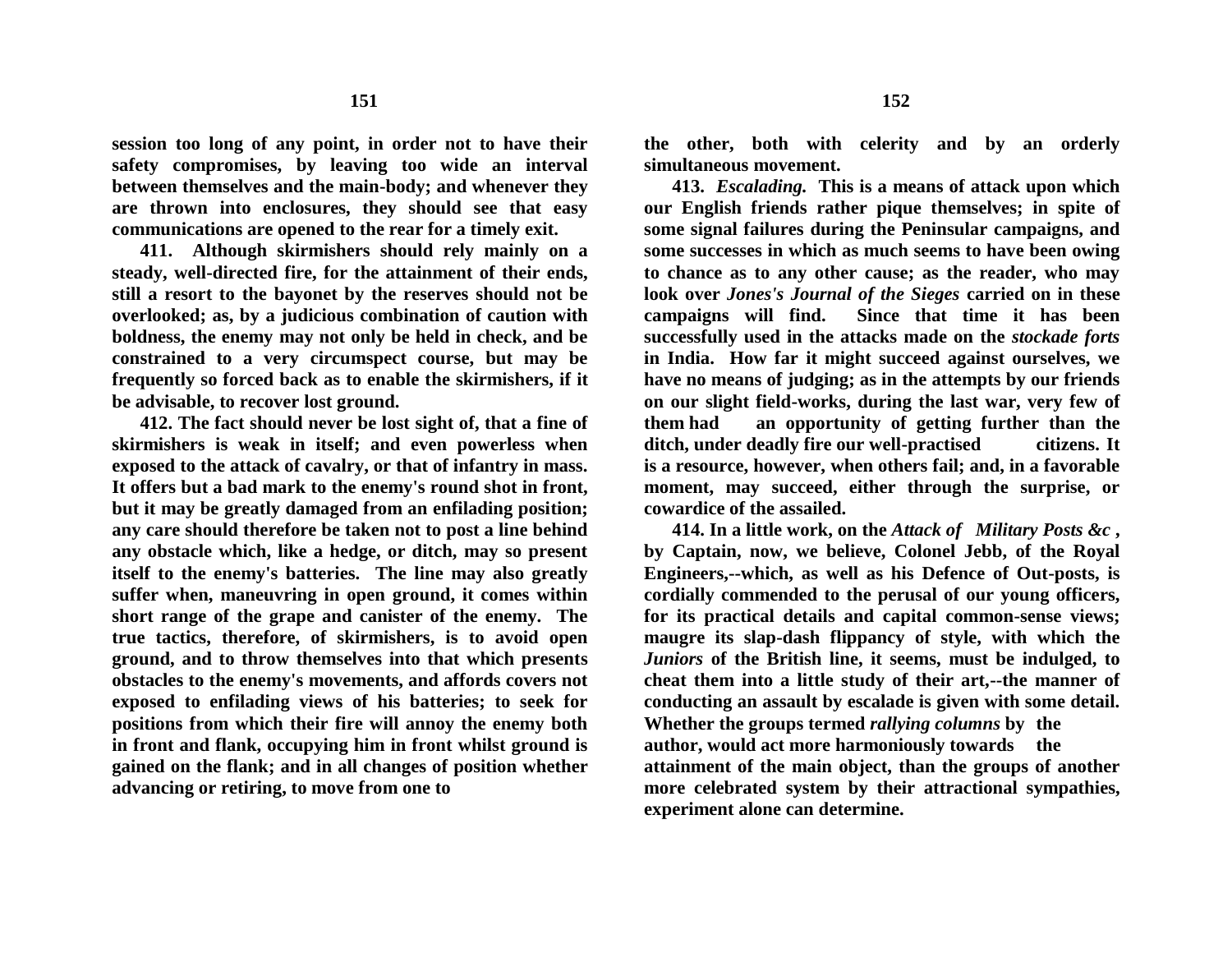**session too long of any point, in order not to have their safety compromises, by leaving too wide an interval between themselves and the main-body; and whenever they are thrown into enclosures, they should see that easy communications are opened to the rear for a timely exit.**

**411. Although skirmishers should rely mainly on a steady, well-directed fire, for the attainment of their ends, still a resort to the bayonet by the reserves should not be overlooked; as, by a judicious combination of caution with boldness, the enemy may not only be held in check, and be constrained to a very circumspect course, but may be frequently so forced back as to enable the skirmishers, if it be advisable, to recover lost ground.**

**412. The fact should never be lost sight of, that a fine of skirmishers is weak in itself; and even powerless when exposed to the attack of cavalry, or that of infantry in mass. It offers but a bad mark to the enemy's round shot in front, but it may be greatly damaged from an enfilading position; any care should therefore be taken not to post a line behind any obstacle which, like a hedge, or ditch, may so present itself to the enemy's batteries. The line may also greatly suffer when, maneuvring in open ground, it comes within short range of the grape and canister of the enemy. The true tactics, therefore, of skirmishers, is to avoid open ground, and to throw themselves into that which presents obstacles to the enemy's movements, and affords covers not exposed to enfilading views of his batteries; to seek for positions from which their fire will annoy the enemy both in front and flank, occupying him in front whilst ground is gained on the flank; and in all changes of position whether advancing or retiring, to move from one to the other, both with celerity and by an orderly simultaneous movement.**

**413. *Escalading.* This is a means of attack upon which our English friends rather pique themselves; in spite of some signal failures during the Peninsular campaigns, and some successes in which as much seems to have been owing to chance as to any other cause; as the reader, who may look over *Jones's Journal of the Sieges* carried on in these campaigns will find. Since that time it has been successfully used in the attacks made on the *stockade forts* in India. How far it might succeed against ourselves, we have no means of judging; as in the attempts by our friends on our slight field-works, during the last war, very few of them had an opportunity of getting further than the ditch, under deadly fire our well-practised citizens. It is a resource, however, when others fail; and, in a favorable moment, may succeed, either through the surprise, or cowardice of the assailed.**

**414. In a little work, on the *Attack of Military Posts &c* , by Captain, now, we believe, Colonel Jebb, of the Royal Engineers,--which, as well as his Defence of Out-posts, is cordially commended to the perusal of our young officers, for its practical details and capital common-sense views; maugre its slap-dash flippancy of style, with which the *Juniors* of the British line, it seems, must be indulged, to cheat them into a little study of their art,--the manner of conducting an assault by escalade is given with some detail. Whether the groups termed *rallying columns* by the author, would act more harmoniously towards the attainment of the main object, than the groups of another more celebrated system by their attractional sympathies, experiment alone can determine.**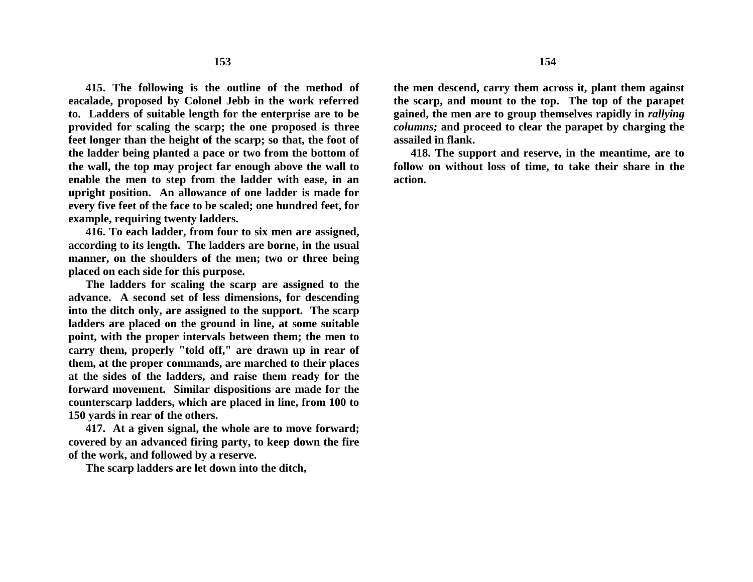**415. The following is the outline of the method of eacalade, proposed by Colonel Jebb in the work referred to. Ladders of suitable length for the enterprise are to be provided for scaling the scarp; the one proposed is three feet longer than the height of the scarp; so that, the foot of the ladder being planted a pace or two from the bottom of the wall, the top may project far enough above the wall to enable the men to step from the ladder with ease, in an upright position. An allowance of one ladder is made for every five feet of the face to be scaled; one hundred feet, for example, requiring twenty ladders.**

**416. To each ladder, from four to six men are assigned, according to its length. The ladders are borne, in the usual manner, on the shoulders of the men; two or three being placed on each side for this purpose.**

**The ladders for scaling the scarp are assigned to the advance. A second set of less dimensions, for descending into the ditch only, are assigned to the support. The scarp ladders are placed on the ground in line, at some suitable point, with the proper intervals between them; the men to carry them, properly "told off," are drawn up in rear of them, at the proper commands, are marched to their places at the sides of the ladders, and raise them ready for the forward movement. Similar dispositions are made for the counterscarp ladders, which are placed in line, from 100 to 150 yards in rear of the others.**

**417. At a given signal, the whole are to move forward; covered by an advanced firing party, to keep down the fire of the work, and followed by a reserve.**

**The scarp ladders are let down into the ditch, the men descend, carry them across it, plant them against the scarp, and mount to the top. The top of the parapet gained, the men are to group themselves rapidly in *rallying columns;* and proceed to clear the parapet by charging the assailed in flank.**

**418. The support and reserve, in the meantime, are to follow on without loss of time, to take their share in the action.**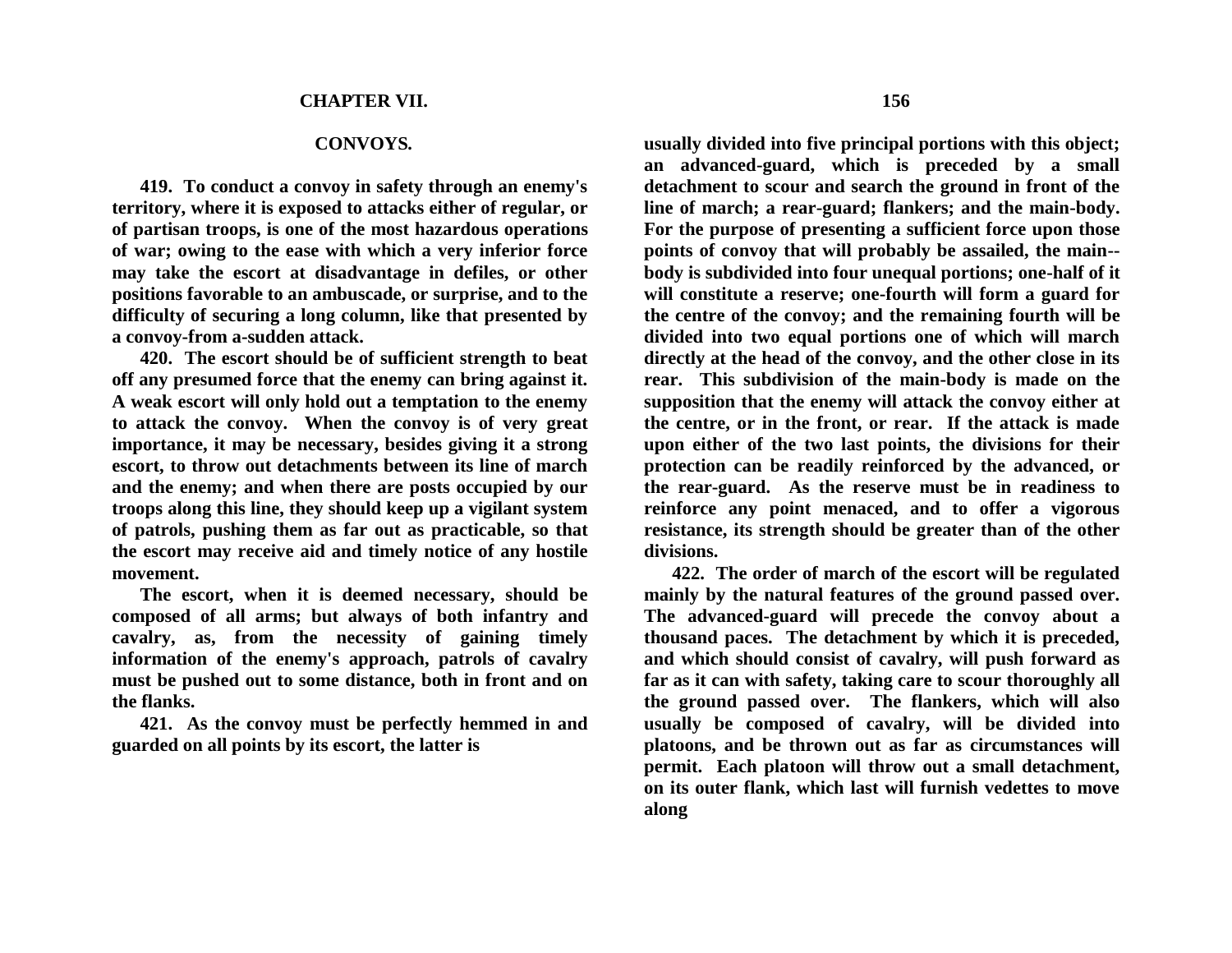## CHAPTER VII.

### CONVOYS.

**419. To conduct a convoy in safety through an enemy's territory, where it is exposed to attacks either of regular, or of partisan troops, is one of the most hazardous operations of war; owing to the ease with which a very inferior force may take the escort at disadvantage in defiles, or other positions favorable to an ambuscade, or surprise, and to the difficulty of securing a long column, like that presented by a convoy-from a-sudden attack.**

**420. The escort should be of sufficient strength to beat off any presumed force that the enemy can bring against it. A weak escort will only hold out a temptation to the enemy to attack the convoy. When the convoy is of very great importance, it may be necessary, besides giving it a strong escort, to throw out detachments between its line of march and the enemy; and when there are posts occupied by our troops along this line, they should keep up a vigilant system of patrols, pushing them as far out as practicable, so that the escort may receive aid and timely notice of any hostile movement.**

**The escort, when it is deemed necessary, should be composed of all arms; but always of both infantry and cavalry, as, from the necessity of gaining timely information of the enemy's approach, patrols of cavalry must be pushed out to some distance, both in front and on the flanks.**

**421. As the convoy must be perfectly hemmed in and guarded on all points by its escort, the latter is usually divided into five principal portions with this object; an advanced-guard, which is preceded by a small detachment to scour and search the ground in front of the line of march; a rear-guard; flankers; and the main-body. For the purpose of presenting a sufficient force upon those points of convoy that will probably be assailed, the main--body is subdivided into four unequal portions; one-half of it will constitute a reserve; one-fourth will form a guard for the centre of the convoy; and the remaining fourth will be divided into two equal portions one of which will march directly at the head of the convoy, and the other close in its rear. This subdivision of the main-body is made on the supposition that the enemy will attack the convoy either at the centre, or in the front, or rear. If the attack is made upon either of the two last points, the divisions for their protection can be readily reinforced by the advanced, or the rear-guard. As the reserve must be in readiness to reinforce any point menaced, and to offer a vigorous resistance, its strength should be greater than of the other divisions.**

**422. The order of march of the escort will be regulated mainly by the natural features of the ground passed over. The advanced-guard will precede the convoy about a thousand paces. The detachment by which it is preceded, and which should consist of cavalry, will push forward as far as it can with safety, taking care to scour thoroughly all the ground passed over. The flankers, which will also usually be composed of cavalry, will be divided into platoons, and be thrown out as far as circumstances will permit. Each platoon will throw out a small detachment, on its outer flank, which last will furnish vedettes to move along**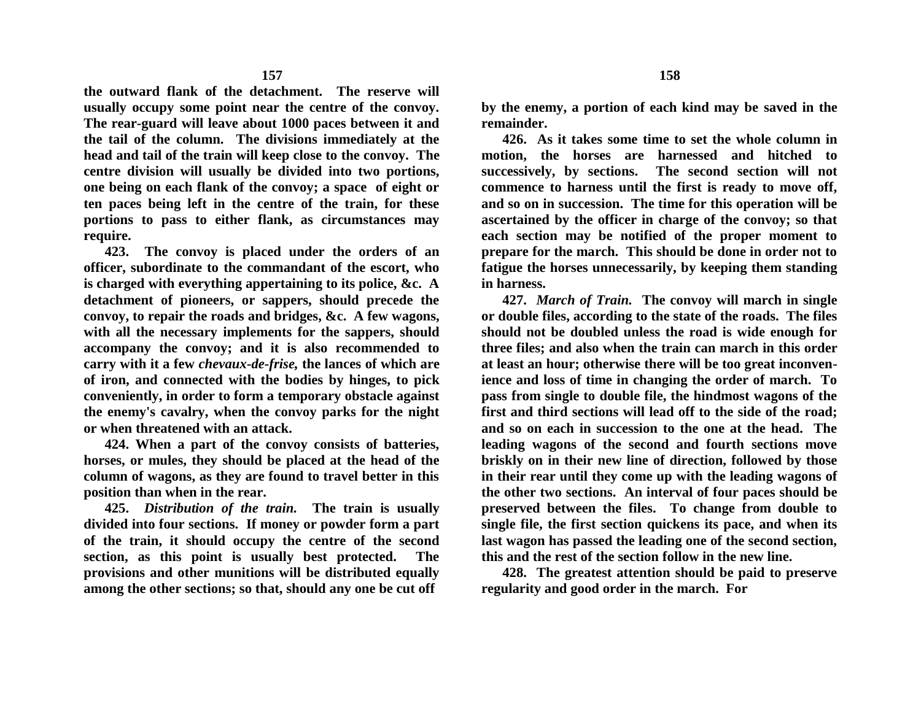**the outward flank of the detachment. The reserve will usually occupy some point near the centre of the convoy. The rear-guard will leave about 1000 paces between it and the tail of the column. The divisions immediately at the head and tail of the train will keep close to the convoy. The centre division will usually be divided into two portions, one being on each flank of the convoy; a space of eight or ten paces being left in the centre of the train, for these portions to pass to either flank, as circumstances may require.**

**423. The convoy is placed under the orders of an officer, subordinate to the commandant of the escort, who is charged with everything appertaining to its police, &c. A detachment of pioneers, or sappers, should precede the convoy, to repair the roads and bridges, &c. A few wagons, with all the necessary implements for the sappers, should accompany the convoy; and it is also recommended to carry with it a few *chevaux-de-frise*, the lances of which are of iron, and connected with the bodies by hinges, to pick conveniently, in order to form a temporary obstacle against the enemy's cavalry, when the convoy parks for the night or when threatened with an attack.**

**424. When a part of the convoy consists of batteries, horses, or mules, they should be placed at the head of the column of wagons, as they are found to travel better in this position than when in the rear.**

**425. *Distribution of the train.* The train is usually divided into four sections. If money or powder form a part of the train, it should occupy the centre of the second section, as this point is usually best protected. The provisions and other munitions will be distributed equally among the other sections; so that, should any one be cut off by the enemy, a portion of each kind may be saved in the remainder.**

**426. As it takes some time to set the whole column in motion, the horses are harnessed and hitched to successively, by sections. The second section will not commence to harness until the first is ready to move off, and so on in succession. The time for this operation will be ascertained by the officer in charge of the convoy; so that each section may be notified of the proper moment to prepare for the march. This should be done in order not to fatigue the horses unnecessarily, by keeping them standing in harness.**

**427. *March of Train.* The convoy will march in single or double files, according to the state of the roads. The files should not be doubled unless the road is wide enough for three files; and also when the train can march in this order at least an hour; otherwise there will be too great inconvenience and loss of time in changing the order of march. To pass from single to double file, the hindmost wagons of the first and third sections will lead off to the side of the road; and so on each in succession to the one at the head. The leading wagons of the second and fourth sections move briskly on in their new line of direction, followed by those in their rear until they come up with the leading wagons of the other two sections. An interval of four paces should be preserved between the files. To change from double to single file, the first section quickens its pace, and when its last wagon has passed the leading one of the second section, this and the rest of the section follow in the new line.**

**428. The greatest attention should be paid to preserve regularity and good order in the march. For**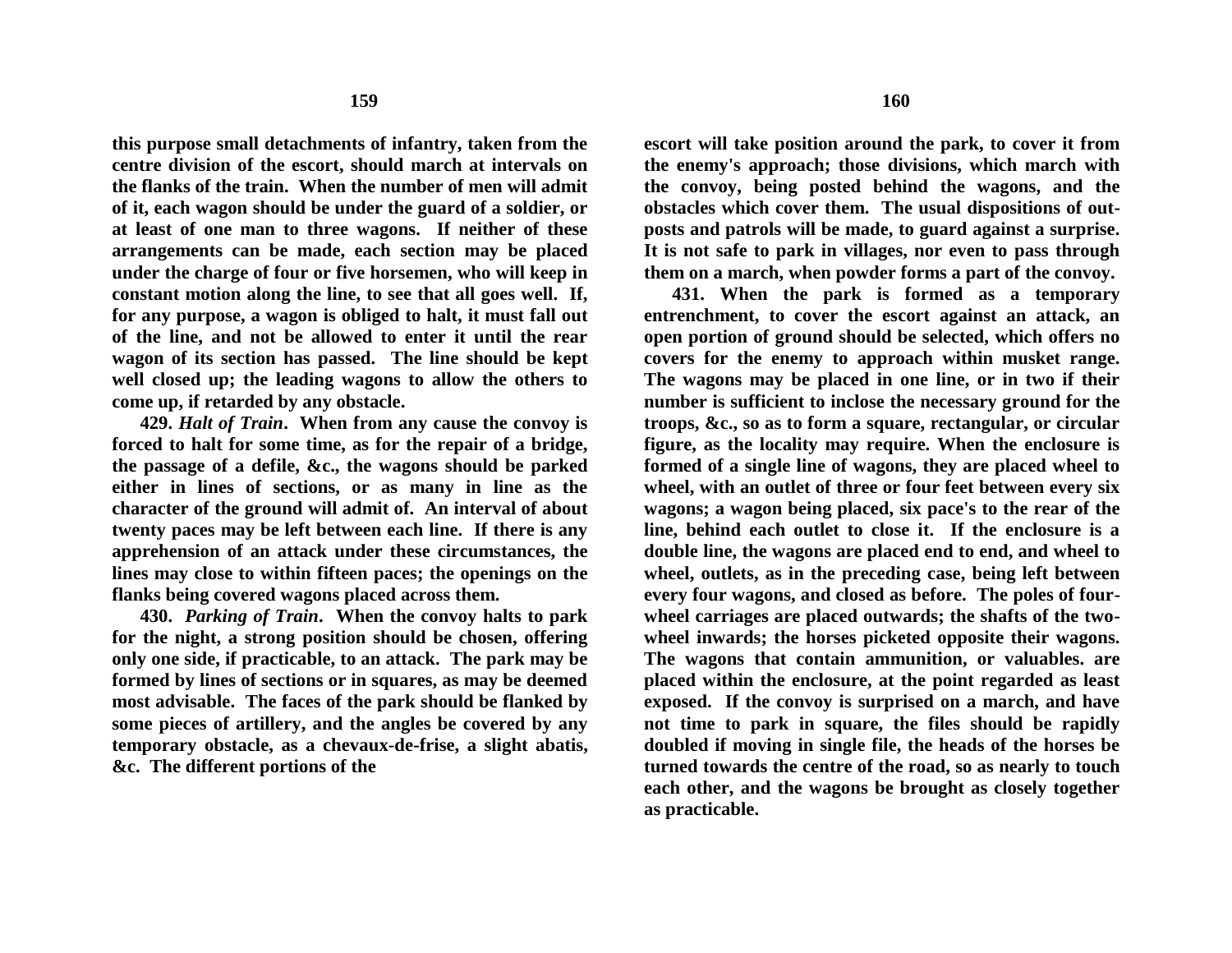**this purpose small detachments of infantry, taken from the centre division of the escort, should march at intervals on the flanks of the train. When the number of men will admit of it, each wagon should be under the guard of a soldier, or at least of one man to three wagons. If neither of these arrangements can be made, each section may be placed under the charge of four or five horsemen, who will keep in constant motion along the line, to see that all goes well. If, for any purpose, a wagon is obliged to halt, it must fall out of the line, and not be allowed to enter it until the rear wagon of its section has passed. The line should be kept well closed up; the leading wagons to allow the others to come up, if retarded by any obstacle.**

**429. *Halt of Train*. When from any cause the convoy is forced to halt for some time, as for the repair of a bridge, the passage of a defile, &c., the wagons should be parked either in lines of sections, or as many in line as the character of the ground will admit of. An interval of about twenty paces may be left between each line. If there is any apprehension of an attack under these circumstances, the lines may close to within fifteen paces; the openings on the flanks being covered wagons placed across them.**

**430. *Parking of Train*. When the convoy halts to park for the night, a strong position should be chosen, offering only one side, if practicable, to an attack. The park may be formed by lines of sections or in squares, as may be deemed most advisable. The faces of the park should be flanked by some pieces of artillery, and the angles be covered by any temporary obstacle, as a chevaux-de-frise, a slight abatis, &c. The different portions of the escort will take position around the park, to cover it from the enemy's approach; those divisions, which march with the convoy, being posted behind the wagons, and the obstacles which cover them. The usual dispositions of out-posts and patrols will be made, to guard against a surprise. It is not safe to park in villages, nor even to pass through them on a march, when powder forms a part of the convoy.**

**431. When the park is formed as a temporary entrenchment, to cover the escort against an attack, an open portion of ground should be selected, which offers no covers for the enemy to approach within musket range. The wagons may be placed in one line, or in two if their number is sufficient to inclose the necessary ground for the troops, &c., so as to form a square, rectangular, or circular figure, as the locality may require. When the enclosure is formed of a single line of wagons, they are placed wheel to wheel, with an outlet of three or four feet between every six wagons; a wagon being placed, six pace's to the rear of the line, behind each outlet to close it. If the enclosure is a double line, the wagons are placed end to end, and wheel to wheel, outlets, as in the preceding case, being left between every four wagons, and closed as before. The poles of four-wheel carriages are placed outwards; the shafts of the two-wheel inwards; the horses picketed opposite their wagons. The wagons that contain ammunition, or valuables. are placed within the enclosure, at the point regarded as least exposed. If the convoy is surprised on a march, and have not time to park in square, the files should be rapidly doubled if moving in single file, the heads of the horses be turned towards the centre of the road, so as nearly to touch each other, and the wagons be brought as closely together as practicable.**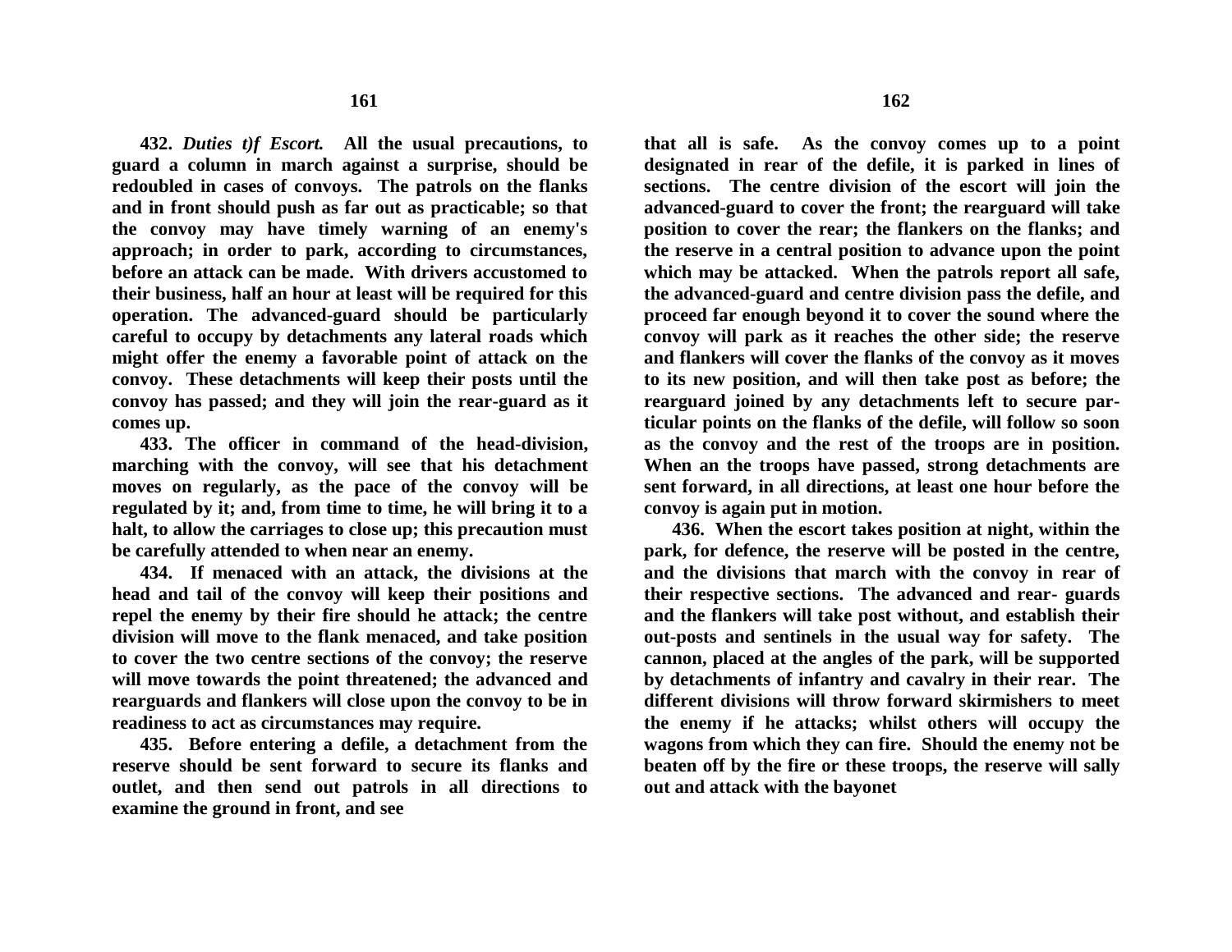**432.** ***Duties t)f Escort.*** **All the usual precautions, to guard a column in march against a surprise, should be redoubled in cases of convoys. The patrols on the flanks and in front should push as far out as practicable; so that the convoy may have timely warning of an enemy's approach; in order to park, according to circumstances, before an attack can be made. With drivers accustomed to their business, half an hour at least will be required for this operation. The advanced-guard should be particularly careful to occupy by detachments any lateral roads which might offer the enemy a favorable point of attack on the convoy. These detachments will keep their posts until the convoy has passed; and they will join the rear-guard as it comes up.**

**433. The officer in command of the head-division, marching with the convoy, will see that his detachment moves on regularly, as the pace of the convoy will be regulated by it; and, from time to time, he will bring it to a halt, to allow the carriages to close up; this precaution must be carefully attended to when near an enemy.**

**434. If menaced with an attack, the divisions at the head and tail of the convoy will keep their positions and repel the enemy by their fire should he attack; the centre division will move to the flank menaced, and take position to cover the two centre sections of the convoy; the reserve will move towards the point threatened; the advanced and rearguards and flankers will close upon the convoy to be in readiness to act as circumstances may require.**

**435. Before entering a defile, a detachment from the reserve should be sent forward to secure its flanks and outlet, and then send out patrols in all directions to examine the ground in front, and see that all is safe. As the convoy comes up to a point designated in rear of the defile, it is parked in lines of sections. The centre division of the escort will join the advanced-guard to cover the front; the rearguard will take position to cover the rear; the flankers on the flanks; and the reserve in a central position to advance upon the point which may be attacked. When the patrols report all safe, the advanced-guard and centre division pass the defile, and proceed far enough beyond it to cover the sound where the convoy will park as it reaches the other side; the reserve and flankers will cover the flanks of the convoy as it moves to its new position, and will then take post as before; the rearguard joined by any detachments left to secure particular points on the flanks of the defile, will follow so soon as the convoy and the rest of the troops are in position. When an the troops have passed, strong detachments are sent forward, in all directions, at least one hour before the convoy is again put in motion.**

**436. When the escort takes position at night, within the park, for defence, the reserve will be posted in the centre, and the divisions that march with the convoy in rear of their respective sections. The advanced and rear- guards and the flankers will take post without, and establish their out-posts and sentinels in the usual way for safety. The cannon, placed at the angles of the park, will be supported by detachments of infantry and cavalry in their rear. The different divisions will throw forward skirmishers to meet the enemy if he attacks; whilst others will occupy the wagons from which they can fire. Should the enemy not be beaten off by the fire or these troops, the reserve will sally out and attack with the bayonet**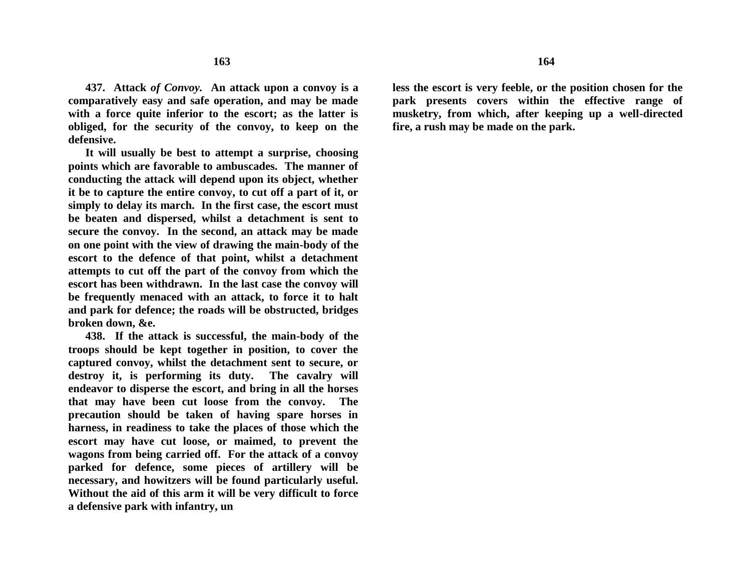**437. Attack *of Convoy.*** An attack upon a convoy is a comparatively easy and safe operation, and may be made with a force quite inferior to the escort; as the latter is obliged, for the security of the convoy, to keep on the defensive.

It will usually be best to attempt a surprise, choosing points which are favorable to ambuscades. The manner of conducting the attack will depend upon its object, whether it be to capture the entire convoy, to cut off a part of it, or simply to delay its march. In the first case, the escort must be beaten and dispersed, whilst a detachment is sent to secure the convoy. In the second, an attack may be made on one point with the view of drawing the main-body of the escort to the defence of that point, whilst a detachment attempts to cut off the part of the convoy from which the escort has been withdrawn. In the last case the convoy will be frequently menaced with an attack, to force it to halt and park for defence; the roads will be obstructed, bridges broken down, &e.

**438.** If the attack is successful, the main-body of the troops should be kept together in position, to cover the captured convoy, whilst the detachment sent to secure, or destroy it, is performing its duty. The cavalry will endeavor to disperse the escort, and bring in all the horses that may have been cut loose from the convoy. The precaution should be taken of having spare horses in harness, in readiness to take the places of those which the escort may have cut loose, or maimed, to prevent the wagons from being carried off. For the attack of a convoy parked for defence, some pieces of artillery will be necessary, and howitzers will be found particularly useful. Without the aid of this arm it will be very difficult to force a defensive park with infantry, unless the escort is very feeble, or the position chosen for the park presents covers within the effective range of musketry, from which, after keeping up a well-directed fire, a rush may be made on the park.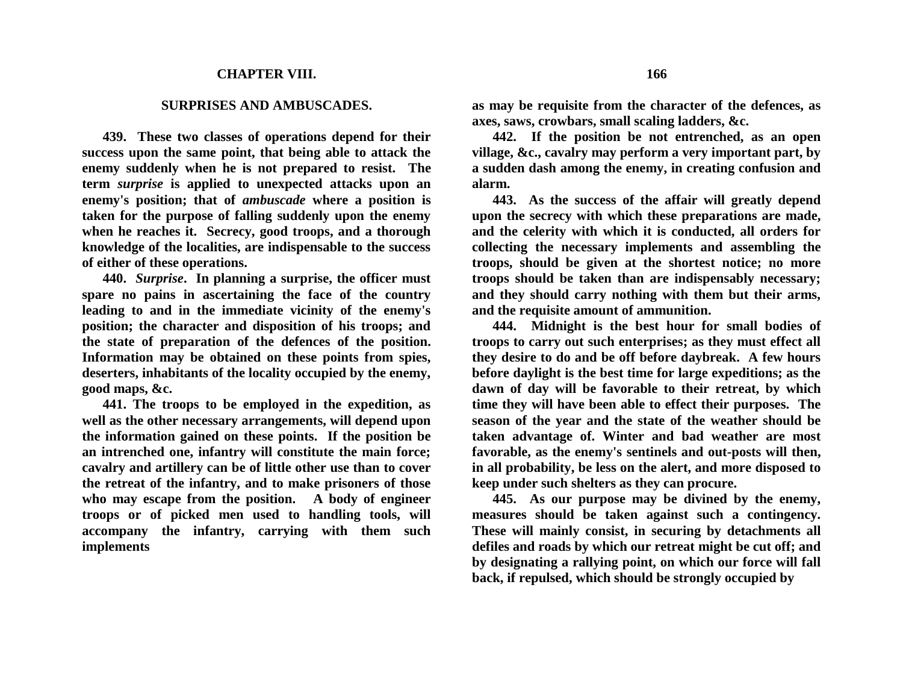## CHAPTER VIII.

### SURPRISES AND AMBUSCADES.

**439. These two classes of operations depend for their success upon the same point, that being able to attack the enemy suddenly when he is not prepared to resist. The term *surprise* is applied to unexpected attacks upon an enemy's position; that of *ambuscade* where a position is taken for the purpose of falling suddenly upon the enemy when he reaches it. Secrecy, good troops, and a thorough knowledge of the localities, are indispensable to the success of either of these operations.**

**440. *Surprise*. In planning a surprise, the officer must spare no pains in ascertaining the face of the country leading to and in the immediate vicinity of the enemy's position; the character and disposition of his troops; and the state of preparation of the defences of the position. Information may be obtained on these points from spies, deserters, inhabitants of the locality occupied by the enemy, good maps, &c.**

**441. The troops to be employed in the expedition, as well as the other necessary arrangements, will depend upon the information gained on these points. If the position be an intrenched one, infantry will constitute the main force; cavalry and artillery can be of little other use than to cover the retreat of the infantry, and to make prisoners of those who may escape from the position. A body of engineer troops or of picked men used to handling tools, will accompany the infantry, carrying with them such implements as may be requisite from the character of the defences, as axes, saws, crowbars, small scaling ladders, &c.**

**442. If the position be not entrenched, as an open village, &c., cavalry may perform a very important part, by a sudden dash among the enemy, in creating confusion and alarm.**

**443. As the success of the affair will greatly depend upon the secrecy with which these preparations are made, and the celerity with which it is conducted, all orders for collecting the necessary implements and assembling the troops, should be given at the shortest notice; no more troops should be taken than are indispensably necessary; and they should carry nothing with them but their arms, and the requisite amount of ammunition.**

**444. Midnight is the best hour for small bodies of troops to carry out such enterprises; as they must effect all they desire to do and be off before daybreak. A few hours before daylight is the best time for large expeditions; as the dawn of day will be favorable to their retreat, by which time they will have been able to effect their purposes. The season of the year and the state of the weather should be taken advantage of. Winter and bad weather are most favorable, as the enemy's sentinels and out-posts will then, in all probability, be less on the alert, and more disposed to keep under such shelters as they can procure.**

**445. As our purpose may be divined by the enemy, measures should be taken against such a contingency. These will mainly consist, in securing by detachments all defiles and roads by which our retreat might be cut off; and by designating a rallying point, on which our force will fall back, if repulsed, which should be strongly occupied by**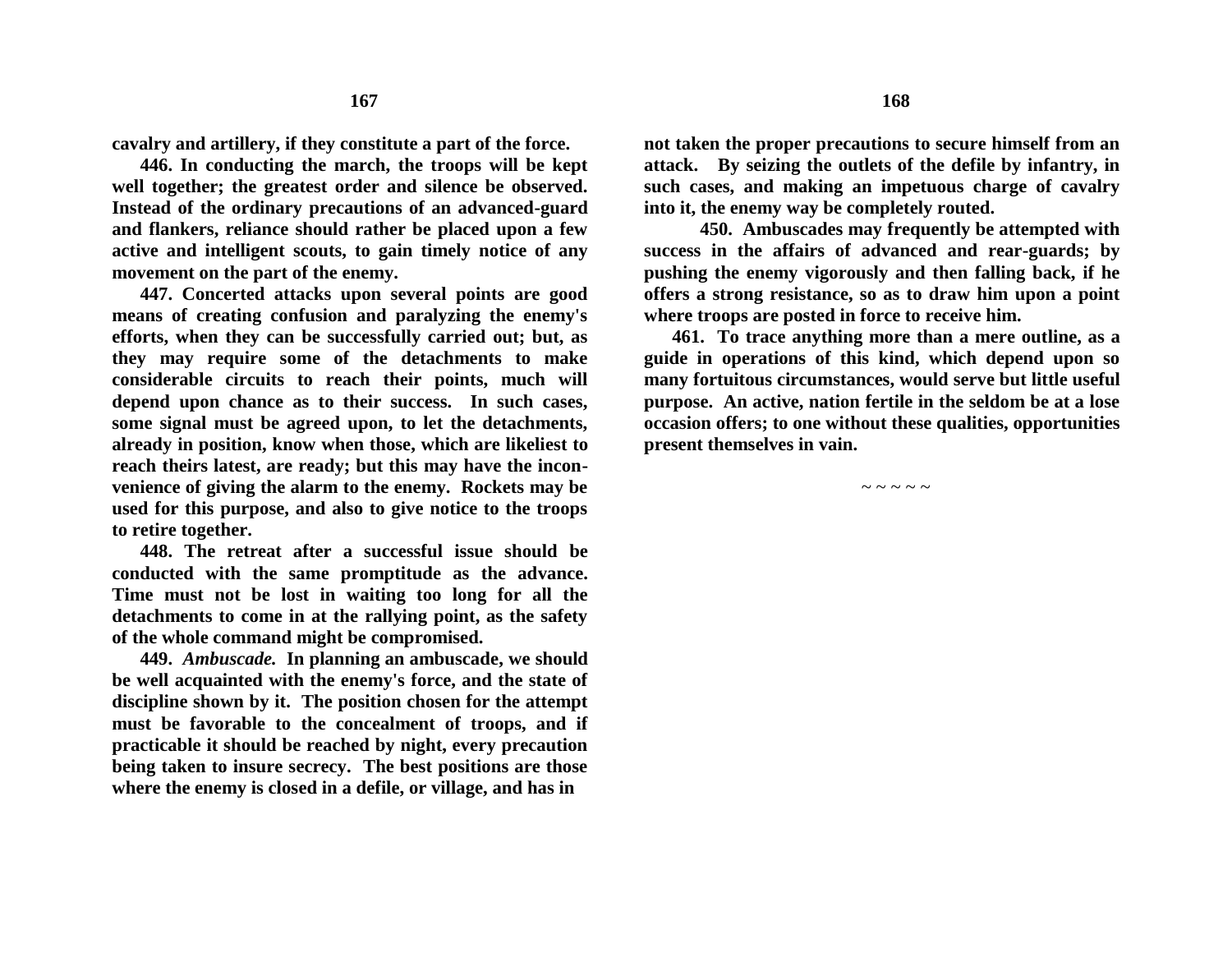cavalry and artillery, if they constitute a part of the force.

**446.** In conducting the march, the troops will be kept well together; the greatest order and silence be observed. Instead of the ordinary precautions of an advanced-guard and flankers, reliance should rather be placed upon a few active and intelligent scouts, to gain timely notice of any movement on the part of the enemy.

**447.** Concerted attacks upon several points are good means of creating confusion and paralyzing the enemy's efforts, when they can be successfully carried out; but, as they may require some of the detachments to make considerable circuits to reach their points, much will depend upon chance as to their success. In such cases, some signal must be agreed upon, to let the detachments, already in position, know when those, which are likeliest to reach theirs latest, are ready; but this may have the inconvenience of giving the alarm to the enemy. Rockets may be used for this purpose, and also to give notice to the troops to retire together.

**448.** The retreat after a successful issue should be conducted with the same promptitude as the advance. Time must not be lost in waiting too long for all the detachments to come in at the rallying point, as the safety of the whole command might be compromised.

**449.** *Ambuscade.* In planning an ambuscade, we should be well acquainted with the enemy's force, and the state of discipline shown by it. The position chosen for the attempt must be favorable to the concealment of troops, and if practicable it should be reached by night, every precaution being taken to insure secrecy. The best positions are those where the enemy is closed in a defile, or village, and has in not taken the proper precautions to secure himself from an attack. By seizing the outlets of the defile by infantry, in such cases, and making an impetuous charge of cavalry into it, the enemy way be completely routed.

**450.** Ambuscades may frequently be attempted with success in the affairs of advanced and rear-guards; by pushing the enemy vigorously and then falling back, if he offers a strong resistance, so as to draw him upon a point where troops are posted in force to receive him.

**461.** To trace anything more than a mere outline, as a guide in operations of this kind, which depend upon so many fortuitous circumstances, would serve but little useful purpose. An active, nation fertile in the seldom be at a lose occasion offers; to one without these qualities, opportunities present themselves in vain.

~ ~ ~ ~ ~